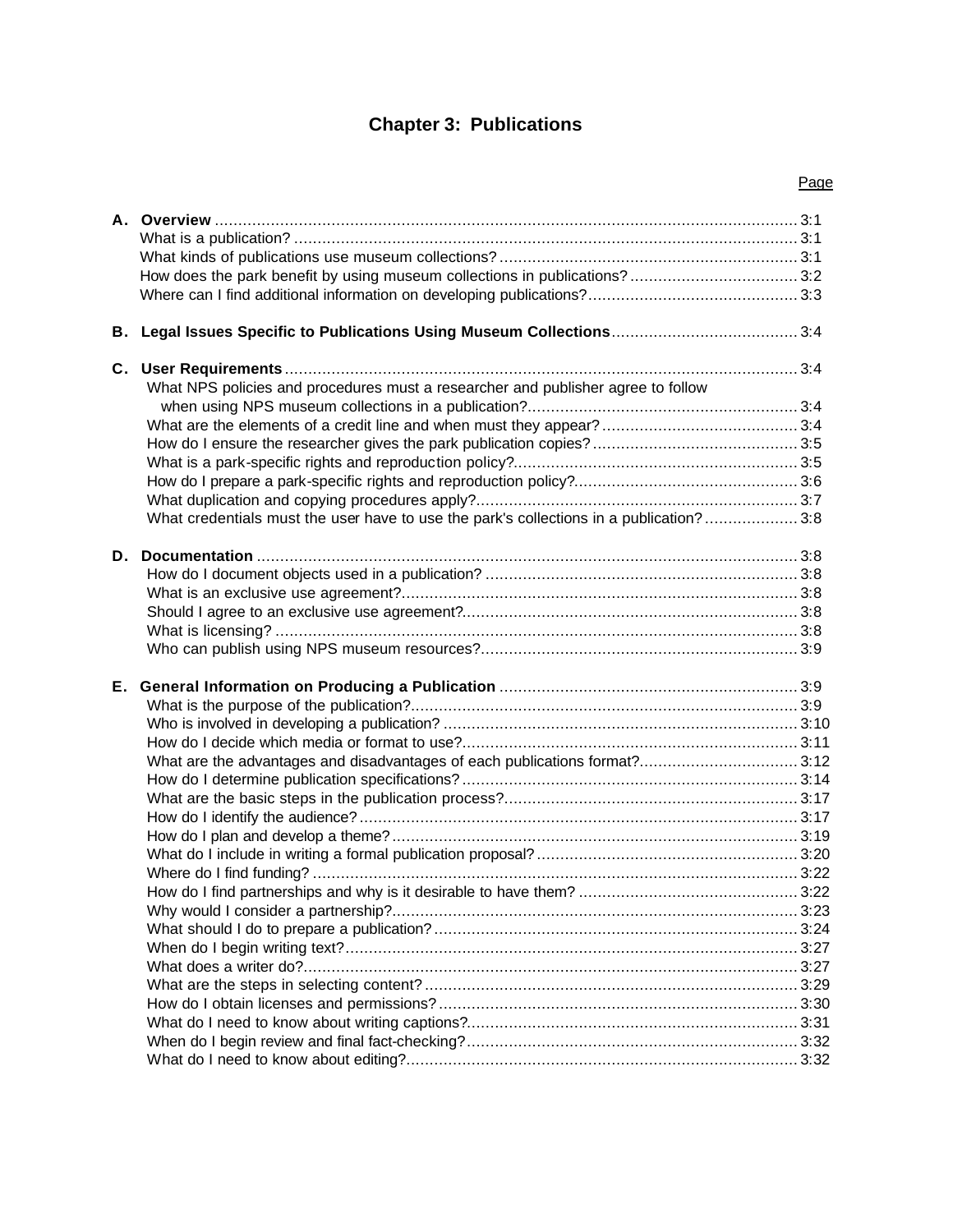# Chapter 3: Publications

| | Page |
|---|---|
| **A. Overview** | 3:1 |
| What is a publication? | 3:1 |
| What kinds of publications use museum collections? | 3:1 |
| How does the park benefit by using museum collections in publications? | 3:2 |
| Where can I find additional information on developing publications? | 3:3 |
| **B. Legal Issues Specific to Publications Using Museum Collections** | 3:4 |
| **C. User Requirements** | 3:4 |
| What NPS policies and procedures must a researcher and publisher agree to follow when using NPS museum collections in a publication? | 3:4 |
| What are the elements of a credit line and when must they appear? | 3:4 |
| How do I ensure the researcher gives the park publication copies? | 3:5 |
| What is a park-specific rights and reproduction policy? | 3:5 |
| How do I prepare a park-specific rights and reproduction policy? | 3:6 |
| What duplication and copying procedures apply? | 3:7 |
| What credentials must the user have to use the park's collections in a publication? | 3:8 |
| **D. Documentation** | 3:8 |
| How do I document objects used in a publication? | 3:8 |
| What is an exclusive use agreement? | 3:8 |
| Should I agree to an exclusive use agreement? | 3:8 |
| What is licensing? | 3:8 |
| Who can publish using NPS museum resources? | 3:9 |
| **E. General Information on Producing a Publication** | 3:9 |
| What is the purpose of the publication? | 3:9 |
| Who is involved in developing a publication? | 3:10 |
| How do I decide which media or format to use? | 3:11 |
| What are the advantages and disadvantages of each publications format? | 3:12 |
| How do I determine publication specifications? | 3:14 |
| What are the basic steps in the publication process? | 3:17 |
| How do I identify the audience? | 3:17 |
| How do I plan and develop a theme? | 3:19 |
| What do I include in writing a formal publication proposal? | 3:20 |
| Where do I find funding? | 3:22 |
| How do I find partnerships and why is it desirable to have them? | 3:22 |
| Why would I consider a partnership? | 3:23 |
| What should I do to prepare a publication? | 3:24 |
| When do I begin writing text? | 3:27 |
| What does a writer do? | 3:27 |
| What are the steps in selecting content? | 3:29 |
| How do I obtain licenses and permissions? | 3:30 |
| What do I need to know about writing captions? | 3:31 |
| When do I begin review and final fact-checking? | 3:32 |
| What do I need to know about editing? | 3:32 |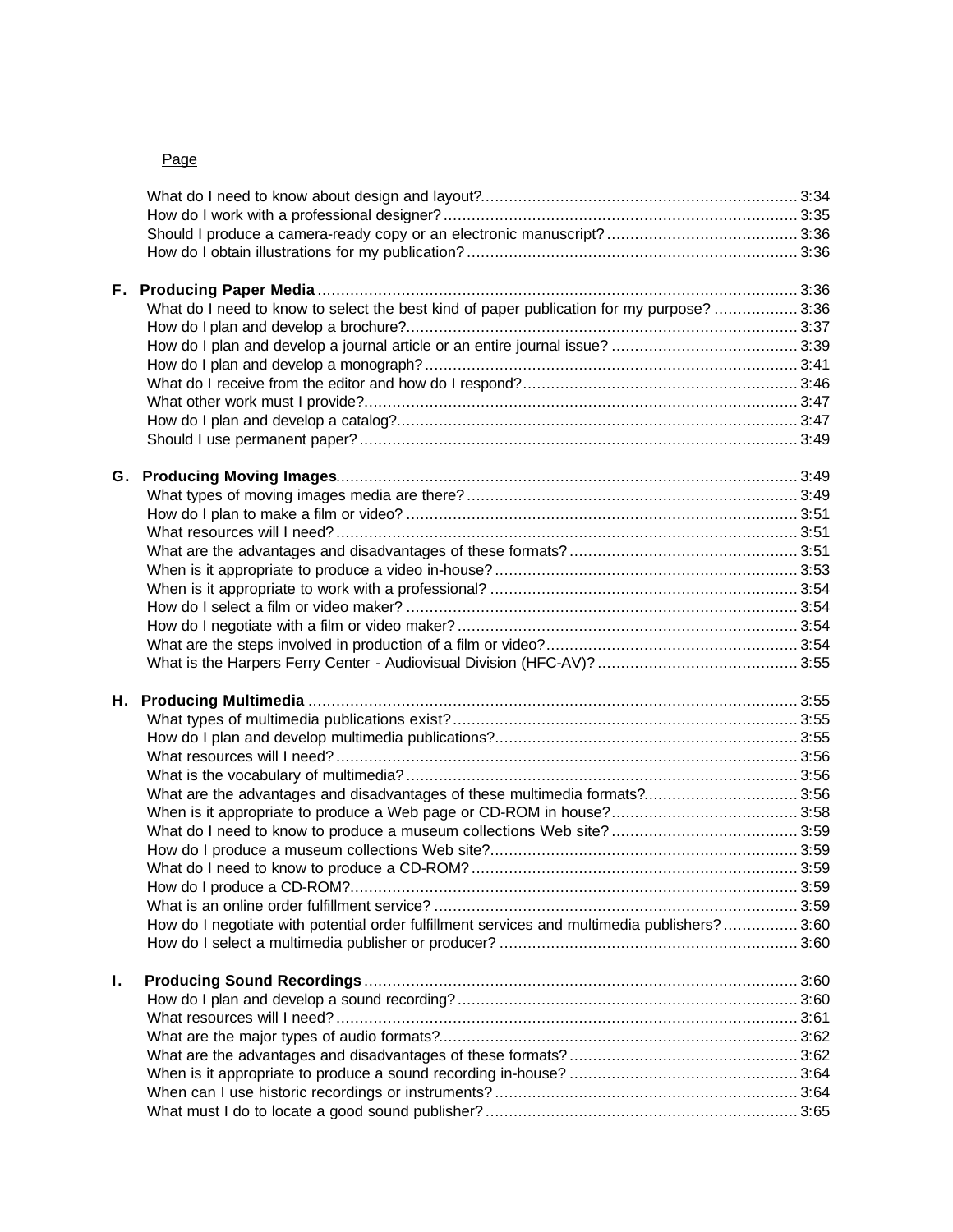Page

| | |
|---|---|
| What do I need to know about design and layout? | 3:34 |
| How do I work with a professional designer? | 3:35 |
| Should I produce a camera-ready copy or an electronic manuscript? | 3:36 |
| How do I obtain illustrations for my publication? | 3:36 |
| **F. Producing Paper Media** | 3:36 |
| What do I need to know to select the best kind of paper publication for my purpose? | 3:36 |
| How do I plan and develop a brochure? | 3:37 |
| How do I plan and develop a journal article or an entire journal issue? | 3:39 |
| How do I plan and develop a monograph? | 3:41 |
| What do I receive from the editor and how do I respond? | 3:46 |
| What other work must I provide? | 3:47 |
| How do I plan and develop a catalog? | 3:47 |
| Should I use permanent paper? | 3:49 |
| **G. Producing Moving Images** | 3:49 |
| What types of moving images media are there? | 3:49 |
| How do I plan to make a film or video? | 3:51 |
| What resources will I need? | 3:51 |
| What are the advantages and disadvantages of these formats? | 3:51 |
| When is it appropriate to produce a video in-house? | 3:53 |
| When is it appropriate to work with a professional? | 3:54 |
| How do I select a film or video maker? | 3:54 |
| How do I negotiate with a film or video maker? | 3:54 |
| What are the steps involved in production of a film or video? | 3:54 |
| What is the Harpers Ferry Center - Audiovisual Division (HFC-AV)? | 3:55 |
| **H. Producing Multimedia** | 3:55 |
| What types of multimedia publications exist? | 3:55 |
| How do I plan and develop multimedia publications? | 3:55 |
| What resources will I need? | 3:56 |
| What is the vocabulary of multimedia? | 3:56 |
| What are the advantages and disadvantages of these multimedia formats? | 3:56 |
| When is it appropriate to produce a Web page or CD-ROM in house? | 3:58 |
| What do I need to know to produce a museum collections Web site? | 3:59 |
| How do I produce a museum collections Web site? | 3:59 |
| What do I need to know to produce a CD-ROM? | 3:59 |
| How do I produce a CD-ROM? | 3:59 |
| What is an online order fulfillment service? | 3:59 |
| How do I negotiate with potential order fulfillment services and multimedia publishers? | 3:60 |
| How do I select a multimedia publisher or producer? | 3:60 |
| **I. Producing Sound Recordings** | 3:60 |
| How do I plan and develop a sound recording? | 3:60 |
| What resources will I need? | 3:61 |
| What are the major types of audio formats? | 3:62 |
| What are the advantages and disadvantages of these formats? | 3:62 |
| When is it appropriate to produce a sound recording in-house? | 3:64 |
| When can I use historic recordings or instruments? | 3:64 |
| What must I do to locate a good sound publisher? | 3:65 |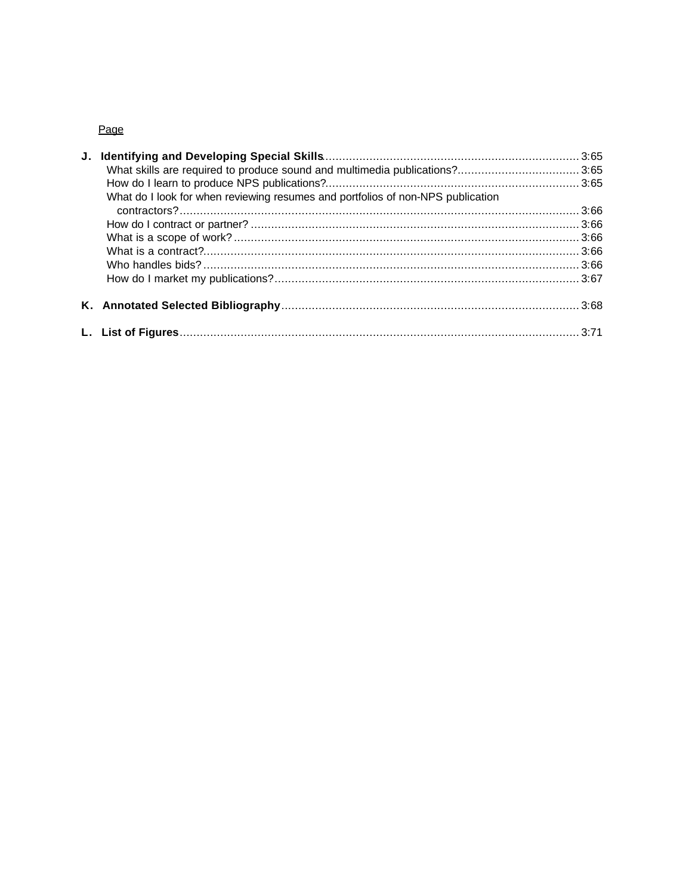Page

**J. Identifying and Developing Special Skills** ........ 3:65

- What skills are required to produce sound and multimedia publications? ........ 3:65
- How do I learn to produce NPS publications? ........ 3:65
- What do I look for when reviewing resumes and portfolios of non-NPS publication contractors? ........ 3:66
- How do I contract or partner? ........ 3:66
- What is a scope of work? ........ 3:66
- What is a contract? ........ 3:66
- Who handles bids? ........ 3:66
- How do I market my publications? ........ 3:67

**K. Annotated Selected Bibliography** ........ 3:68

**L. List of Figures** ........ 3:71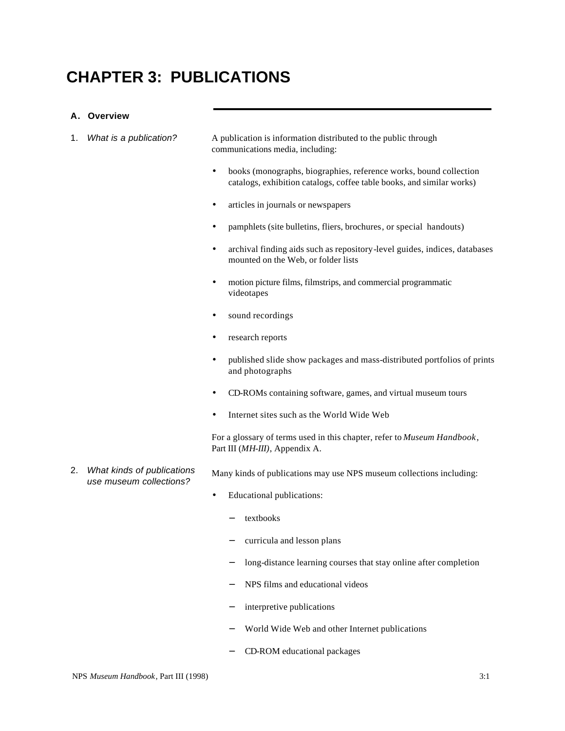# CHAPTER 3: PUBLICATIONS

## A. Overview

### 1. *What is a publication?*

A publication is information distributed to the public through communications media, including:

- books (monographs, biographies, reference works, bound collection catalogs, exhibition catalogs, coffee table books, and similar works)
- articles in journals or newspapers
- pamphlets (site bulletins, fliers, brochures, or special handouts)
- archival finding aids such as repository-level guides, indices, databases mounted on the Web, or folder lists
- motion picture films, filmstrips, and commercial programmatic videotapes
- sound recordings
- research reports
- published slide show packages and mass-distributed portfolios of prints and photographs
- CD-ROMs containing software, games, and virtual museum tours
- Internet sites such as the World Wide Web

For a glossary of terms used in this chapter, refer to *Museum Handbook*, Part III (*MH-III)*, Appendix A.

### 2. *What kinds of publications use museum collections?*

Many kinds of publications may use NPS museum collections including:

- Educational publications:
  - textbooks
  - curricula and lesson plans
  - long-distance learning courses that stay online after completion
  - NPS films and educational videos
  - interpretive publications
  - World Wide Web and other Internet publications
  - CD-ROM educational packages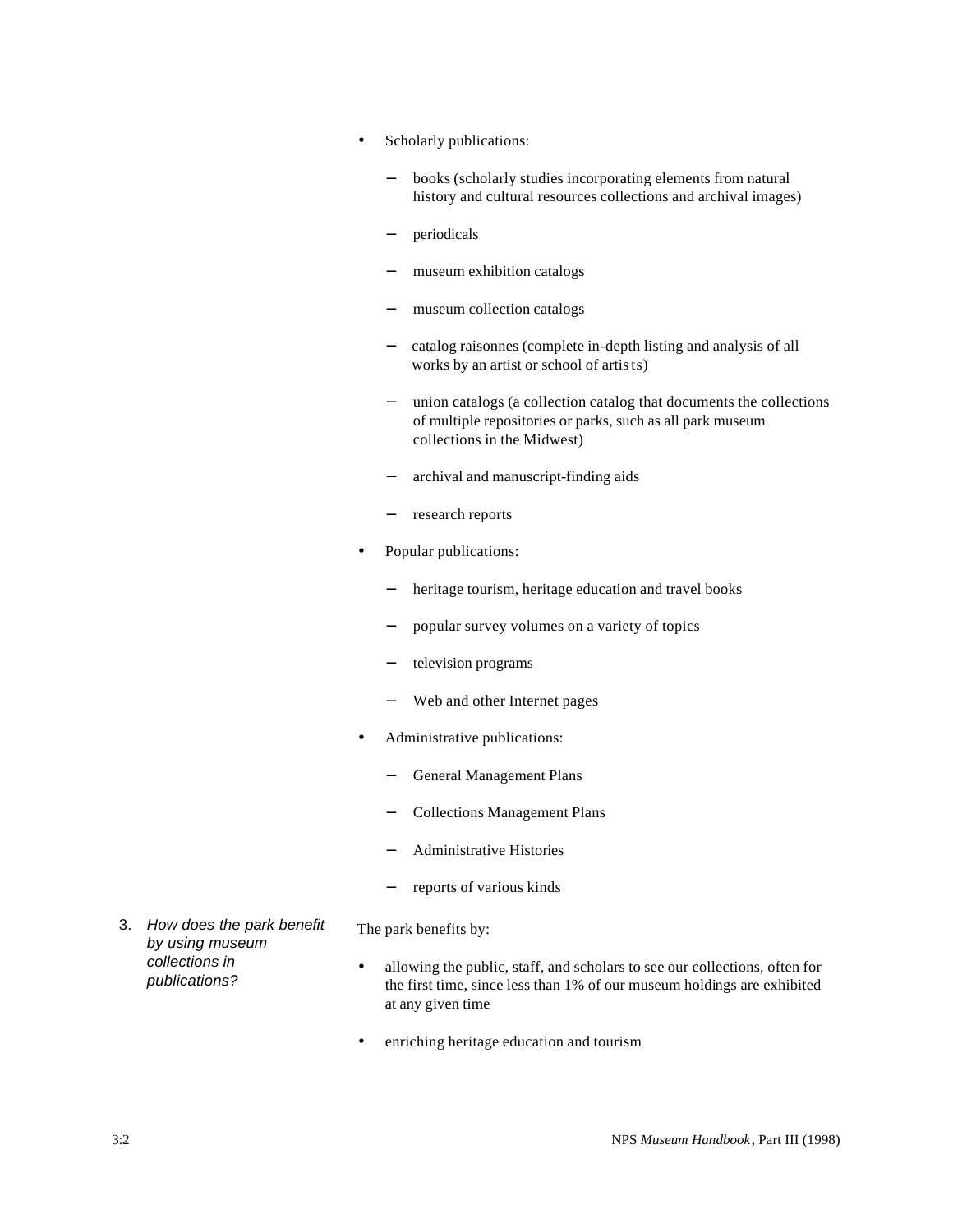- Scholarly publications:
  - books (scholarly studies incorporating elements from natural history and cultural resources collections and archival images)
  - periodicals
  - museum exhibition catalogs
  - museum collection catalogs
  - catalog raisonnes (complete in-depth listing and analysis of all works by an artist or school of artists)
  - union catalogs (a collection catalog that documents the collections of multiple repositories or parks, such as all park museum collections in the Midwest)
  - archival and manuscript-finding aids
  - research reports
- Popular publications:
  - heritage tourism, heritage education and travel books
  - popular survey volumes on a variety of topics
  - television programs
  - Web and other Internet pages
- Administrative publications:
  - General Management Plans
  - Collections Management Plans
  - Administrative Histories
  - reports of various kinds

3. *How does the park benefit by using museum collections in publications?*

The park benefits by:

- allowing the public, staff, and scholars to see our collections, often for the first time, since less than 1% of our museum holdings are exhibited at any given time
- enriching heritage education and tourism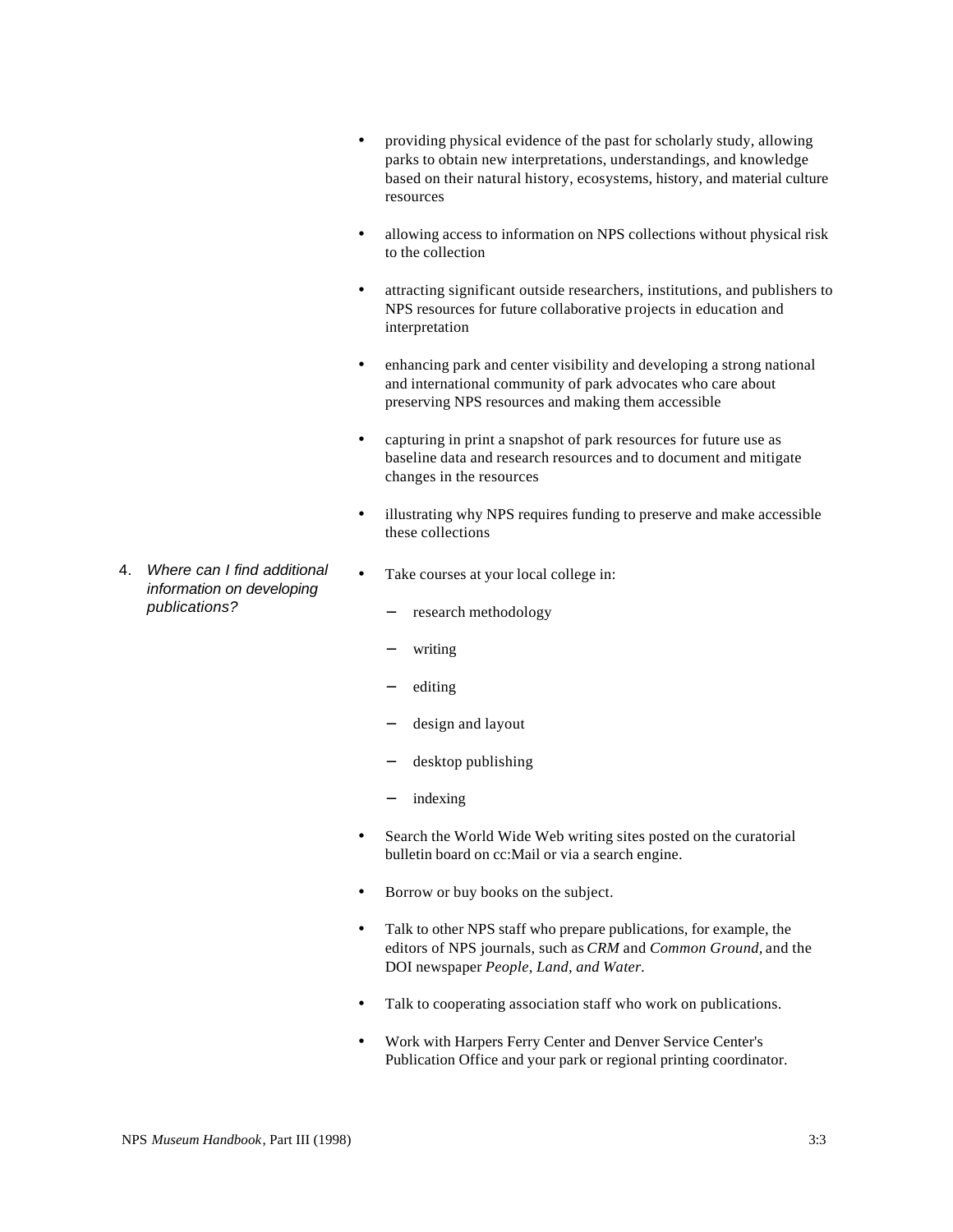- providing physical evidence of the past for scholarly study, allowing parks to obtain new interpretations, understandings, and knowledge based on their natural history, ecosystems, history, and material culture resources

- allowing access to information on NPS collections without physical risk to the collection

- attracting significant outside researchers, institutions, and publishers to NPS resources for future collaborative projects in education and interpretation

- enhancing park and center visibility and developing a strong national and international community of park advocates who care about preserving NPS resources and making them accessible

- capturing in print a snapshot of park resources for future use as baseline data and research resources and to document and mitigate changes in the resources

- illustrating why NPS requires funding to preserve and make accessible these collections

4. *Where can I find additional information on developing publications?*

- Take courses at your local college in:
  - research methodology
  - writing
  - editing
  - design and layout
  - desktop publishing
  - indexing

- Search the World Wide Web writing sites posted on the curatorial bulletin board on cc:Mail or via a search engine.

- Borrow or buy books on the subject.

- Talk to other NPS staff who prepare publications, for example, the editors of NPS journals, such as *CRM* and *Common Ground,* and the DOI newspaper *People, Land, and Water.*

- Talk to cooperating association staff who work on publications.

- Work with Harpers Ferry Center and Denver Service Center's Publication Office and your park or regional printing coordinator.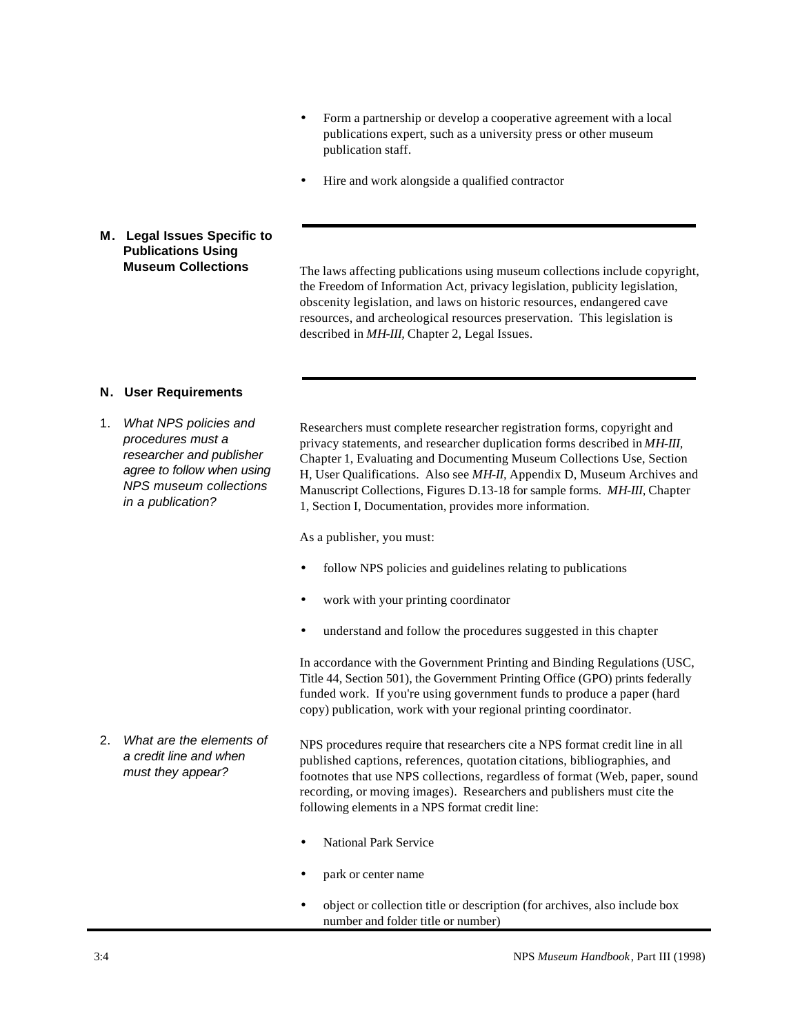- Form a partnership or develop a cooperative agreement with a local publications expert, such as a university press or other museum publication staff.

- Hire and work alongside a qualified contractor

## M. Legal Issues Specific to Publications Using Museum Collections

The laws affecting publications using museum collections include copyright, the Freedom of Information Act, privacy legislation, publicity legislation, obscenity legislation, and laws on historic resources, endangered cave resources, and archeological resources preservation. This legislation is described in *MH-III*, Chapter 2, Legal Issues.

## N. User Requirements

1. *What NPS policies and procedures must a researcher and publisher agree to follow when using NPS museum collections in a publication?*

Researchers must complete researcher registration forms, copyright and privacy statements, and researcher duplication forms described in *MH-III*, Chapter 1, Evaluating and Documenting Museum Collections Use, Section H, User Qualifications. Also see *MH-II*, Appendix D, Museum Archives and Manuscript Collections, Figures D.13-18 for sample forms. *MH-III*, Chapter 1, Section I, Documentation, provides more information.

As a publisher, you must:

- follow NPS policies and guidelines relating to publications

- work with your printing coordinator

- understand and follow the procedures suggested in this chapter

In accordance with the Government Printing and Binding Regulations (USC, Title 44, Section 501), the Government Printing Office (GPO) prints federally funded work. If you're using government funds to produce a paper (hard copy) publication, work with your regional printing coordinator.

2. *What are the elements of a credit line and when must they appear?*

NPS procedures require that researchers cite a NPS format credit line in all published captions, references, quotation citations, bibliographies, and footnotes that use NPS collections, regardless of format (Web, paper, sound recording, or moving images). Researchers and publishers must cite the following elements in a NPS format credit line:

- National Park Service

- park or center name

- object or collection title or description (for archives, also include box number and folder title or number)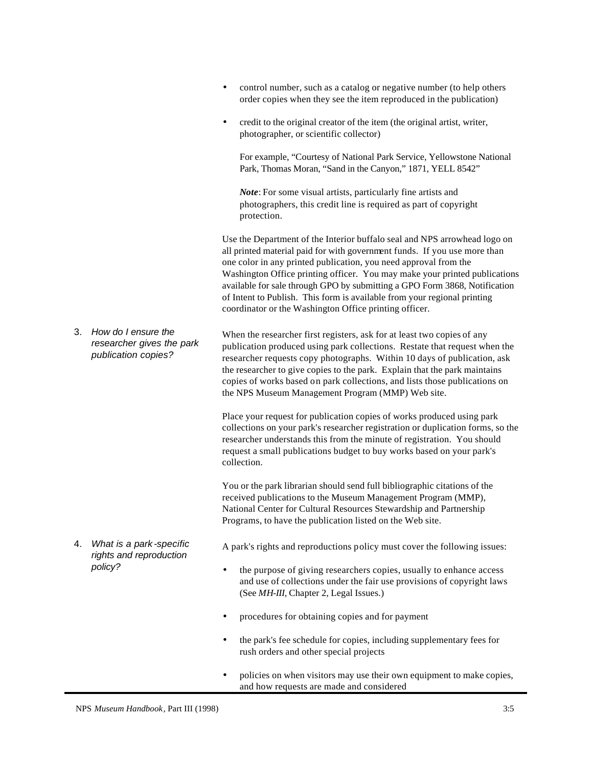- control number, such as a catalog or negative number (to help others order copies when they see the item reproduced in the publication)
- credit to the original creator of the item (the original artist, writer, photographer, or scientific collector)

  For example, “Courtesy of National Park Service, Yellowstone National Park, Thomas Moran, “Sand in the Canyon,” 1871, YELL 8542”

  ***Note***: For some visual artists, particularly fine artists and photographers, this credit line is required as part of copyright protection.

Use the Department of the Interior buffalo seal and NPS arrowhead logo on all printed material paid for with government funds. If you use more than one color in any printed publication, you need approval from the Washington Office printing officer. You may make your printed publications available for sale through GPO by submitting a GPO Form 3868, Notification of Intent to Publish. This form is available from your regional printing coordinator or the Washington Office printing officer.

### 3. *How do I ensure the researcher gives the park publication copies?*

When the researcher first registers, ask for at least two copies of any publication produced using park collections. Restate that request when the researcher requests copy photographs. Within 10 days of publication, ask the researcher to give copies to the park. Explain that the park maintains copies of works based on park collections, and lists those publications on the NPS Museum Management Program (MMP) Web site.

Place your request for publication copies of works produced using park collections on your park's researcher registration or duplication forms, so the researcher understands this from the minute of registration. You should request a small publications budget to buy works based on your park's collection.

You or the park librarian should send full bibliographic citations of the received publications to the Museum Management Program (MMP), National Center for Cultural Resources Stewardship and Partnership Programs, to have the publication listed on the Web site.

### 4. *What is a park-specific rights and reproduction policy?*

A park's rights and reproductions policy must cover the following issues:

- the purpose of giving researchers copies, usually to enhance access and use of collections under the fair use provisions of copyright laws (See *MH-III*, Chapter 2, Legal Issues.)
- procedures for obtaining copies and for payment
- the park's fee schedule for copies, including supplementary fees for rush orders and other special projects
- policies on when visitors may use their own equipment to make copies, and how requests are made and considered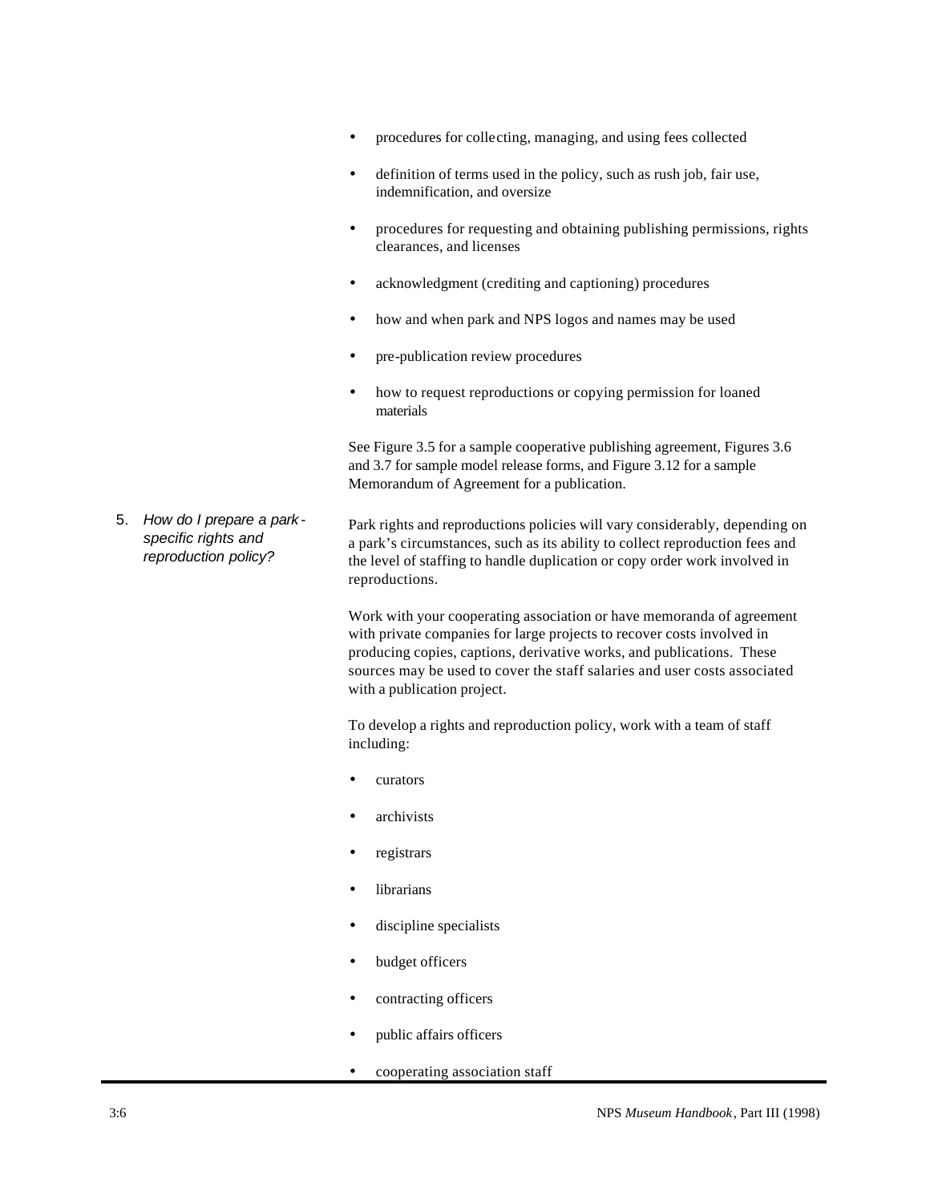- procedures for collecting, managing, and using fees collected
- definition of terms used in the policy, such as rush job, fair use, indemnification, and oversize
- procedures for requesting and obtaining publishing permissions, rights clearances, and licenses
- acknowledgment (crediting and captioning) procedures
- how and when park and NPS logos and names may be used
- pre-publication review procedures
- how to request reproductions or copying permission for loaned materials

See Figure 3.5 for a sample cooperative publishing agreement, Figures 3.6 and 3.7 for sample model release forms, and Figure 3.12 for a sample Memorandum of Agreement for a publication.

5. *How do I prepare a park-specific rights and reproduction policy?*

Park rights and reproductions policies will vary considerably, depending on a park's circumstances, such as its ability to collect reproduction fees and the level of staffing to handle duplication or copy order work involved in reproductions.

Work with your cooperating association or have memoranda of agreement with private companies for large projects to recover costs involved in producing copies, captions, derivative works, and publications. These sources may be used to cover the staff salaries and user costs associated with a publication project.

To develop a rights and reproduction policy, work with a team of staff including:

- curators
- archivists
- registrars
- librarians
- discipline specialists
- budget officers
- contracting officers
- public affairs officers
- cooperating association staff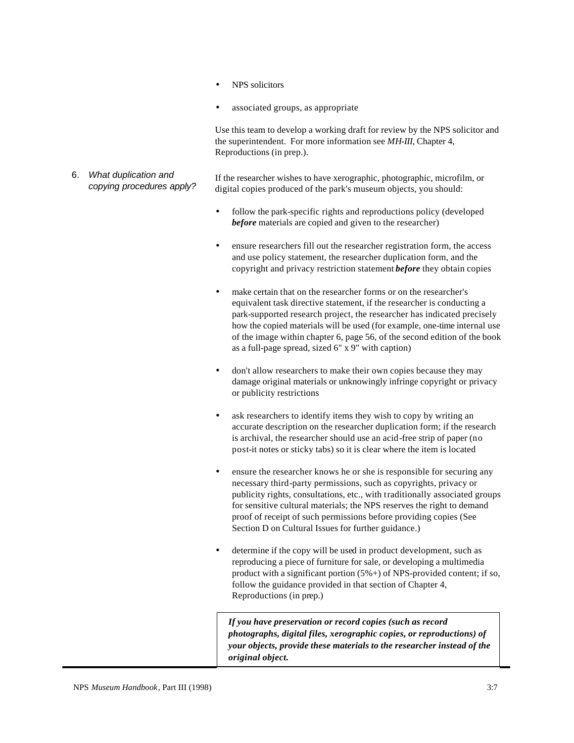- NPS solicitors
- associated groups, as appropriate

Use this team to develop a working draft for review by the NPS solicitor and the superintendent. For more information see *MH-III*, Chapter 4, Reproductions (in prep.).

6. *What duplication and copying procedures apply?*

If the researcher wishes to have xerographic, photographic, microfilm, or digital copies produced of the park's museum objects, you should:

- follow the park-specific rights and reproductions policy (developed ***before*** materials are copied and given to the researcher)
- ensure researchers fill out the researcher registration form, the access and use policy statement, the researcher duplication form, and the copyright and privacy restriction statement ***before*** they obtain copies
- make certain that on the researcher forms or on the researcher's equivalent task directive statement, if the researcher is conducting a park-supported research project, the researcher has indicated precisely how the copied materials will be used (for example, one-time internal use of the image within chapter 6, page 56, of the second edition of the book as a full-page spread, sized 6" x 9" with caption)
- don't allow researchers to make their own copies because they may damage original materials or unknowingly infringe copyright or privacy or publicity restrictions
- ask researchers to identify items they wish to copy by writing an accurate description on the researcher duplication form; if the research is archival, the researcher should use an acid-free strip of paper (no post-it notes or sticky tabs) so it is clear where the item is located
- ensure the researcher knows he or she is responsible for securing any necessary third-party permissions, such as copyrights, privacy or publicity rights, consultations, etc., with traditionally associated groups for sensitive cultural materials; the NPS reserves the right to demand proof of receipt of such permissions before providing copies (See Section D on Cultural Issues for further guidance.)
- determine if the copy will be used in product development, such as reproducing a piece of furniture for sale, or developing a multimedia product with a significant portion (5%+) of NPS-provided content; if so, follow the guidance provided in that section of Chapter 4, Reproductions (in prep.)

***If you have preservation or record copies (such as record photographs, digital files, xerographic copies, or reproductions) of your objects, provide these materials to the researcher instead of the original object.***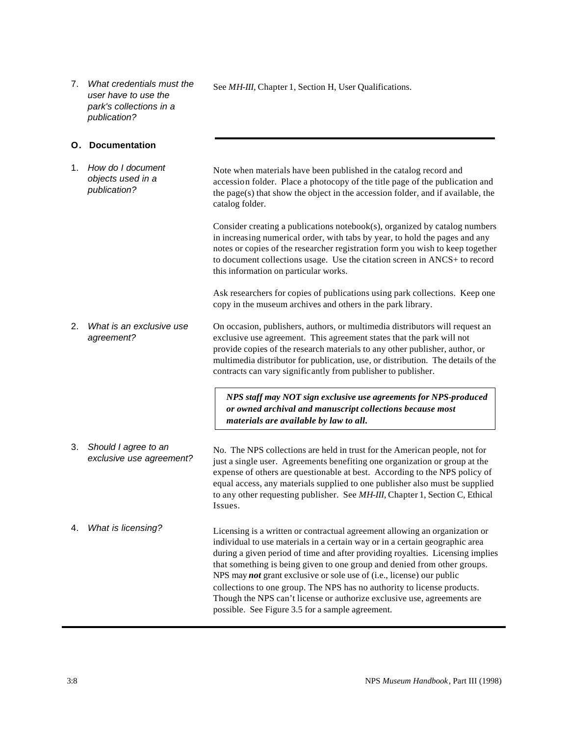7. *What credentials must the user have to use the park's collections in a publication?*

See *MH-III*, Chapter 1, Section H, User Qualifications.

## O. Documentation

1. *How do I document objects used in a publication?*

Note when materials have been published in the catalog record and accession folder. Place a photocopy of the title page of the publication and the page(s) that show the object in the accession folder, and if available, the catalog folder.

Consider creating a publications notebook(s), organized by catalog numbers in increasing numerical order, with tabs by year, to hold the pages and any notes or copies of the researcher registration form you wish to keep together to document collections usage. Use the citation screen in ANCS+ to record this information on particular works.

Ask researchers for copies of publications using park collections. Keep one copy in the museum archives and others in the park library.

2. *What is an exclusive use agreement?*

On occasion, publishers, authors, or multimedia distributors will request an exclusive use agreement. This agreement states that the park will not provide copies of the research materials to any other publisher, author, or multimedia distributor for publication, use, or distribution. The details of the contracts can vary significantly from publisher to publisher.

> ***NPS staff may NOT sign exclusive use agreements for NPS-produced or owned archival and manuscript collections because most materials are available by law to all.***

3. *Should I agree to an exclusive use agreement?*

No. The NPS collections are held in trust for the American people, not for just a single user. Agreements benefiting one organization or group at the expense of others are questionable at best. According to the NPS policy of equal access, any materials supplied to one publisher also must be supplied to any other requesting publisher. See *MH-III*, Chapter 1, Section C, Ethical Issues.

4. *What is licensing?*

Licensing is a written or contractual agreement allowing an organization or individual to use materials in a certain way or in a certain geographic area during a given period of time and after providing royalties. Licensing implies that something is being given to one group and denied from other groups. NPS may ***not*** grant exclusive or sole use of (i.e., license) our public collections to one group. The NPS has no authority to license products. Though the NPS can't license or authorize exclusive use, agreements are possible. See Figure 3.5 for a sample agreement.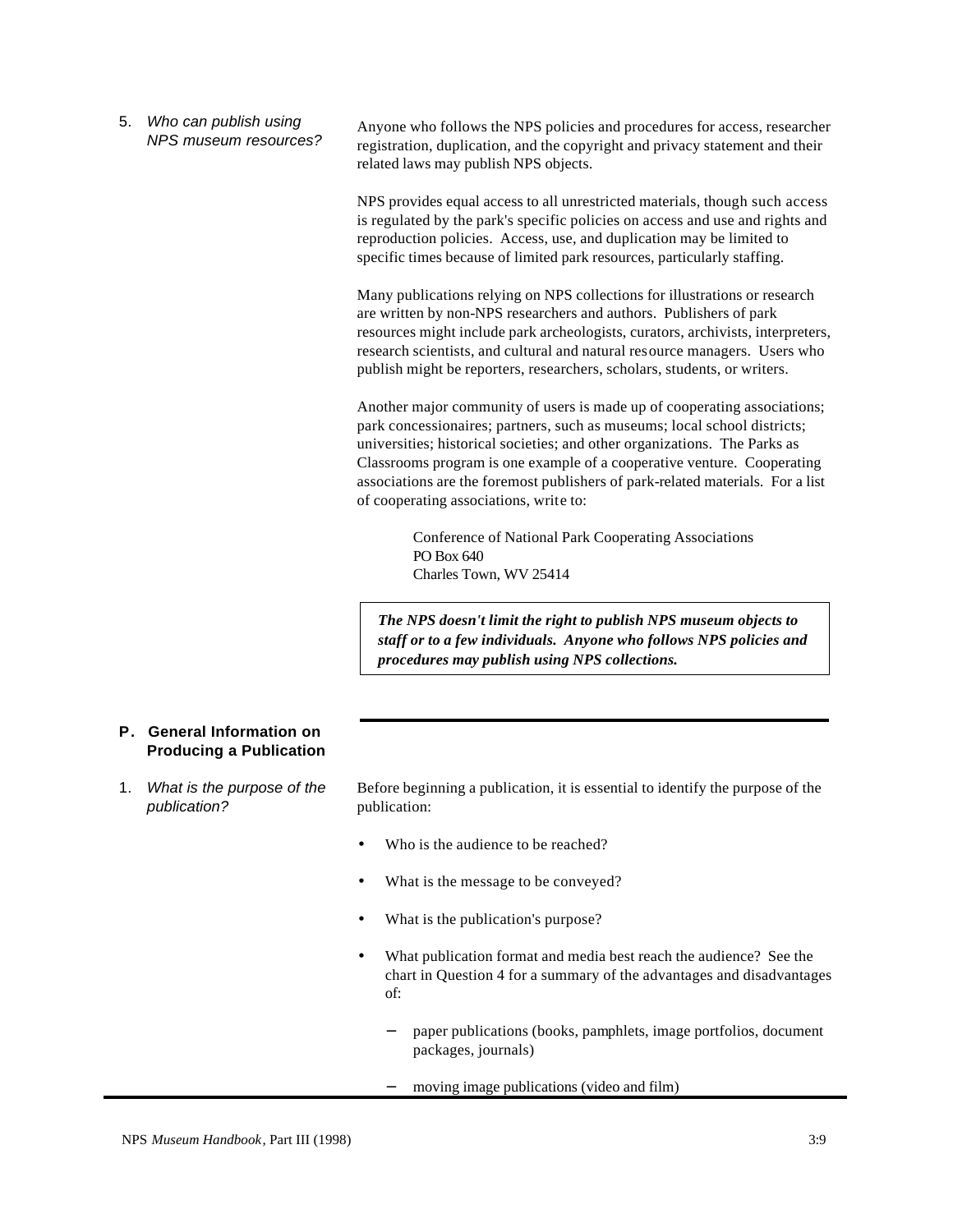5. *Who can publish using NPS museum resources?*

Anyone who follows the NPS policies and procedures for access, researcher registration, duplication, and the copyright and privacy statement and their related laws may publish NPS objects.

NPS provides equal access to all unrestricted materials, though such access is regulated by the park's specific policies on access and use and rights and reproduction policies. Access, use, and duplication may be limited to specific times because of limited park resources, particularly staffing.

Many publications relying on NPS collections for illustrations or research are written by non-NPS researchers and authors. Publishers of park resources might include park archeologists, curators, archivists, interpreters, research scientists, and cultural and natural resource managers. Users who publish might be reporters, researchers, scholars, students, or writers.

Another major community of users is made up of cooperating associations; park concessionaires; partners, such as museums; local school districts; universities; historical societies; and other organizations. The Parks as Classrooms program is one example of a cooperative venture. Cooperating associations are the foremost publishers of park-related materials. For a list of cooperating associations, write to:

> Conference of National Park Cooperating Associations
> PO Box 640
> Charles Town, WV 25414

> ***The NPS doesn't limit the right to publish NPS museum objects to staff or to a few individuals. Anyone who follows NPS policies and procedures may publish using NPS collections.***

## P. General Information on Producing a Publication

1. *What is the purpose of the publication?*

Before beginning a publication, it is essential to identify the purpose of the publication:

- Who is the audience to be reached?
- What is the message to be conveyed?
- What is the publication's purpose?
- What publication format and media best reach the audience? See the chart in Question 4 for a summary of the advantages and disadvantages of:
  - paper publications (books, pamphlets, image portfolios, document packages, journals)
  - moving image publications (video and film)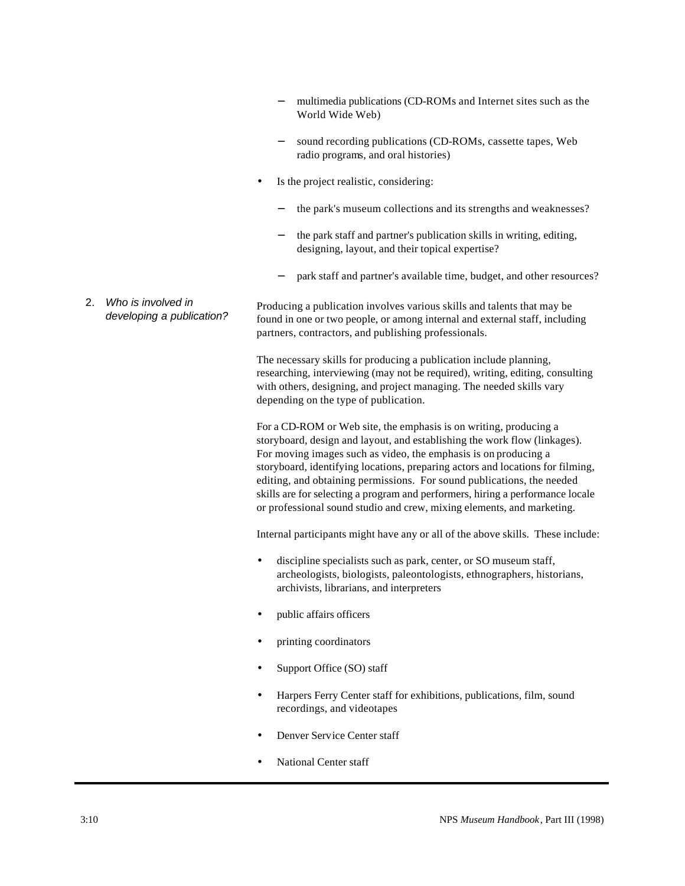- multimedia publications (CD-ROMs and Internet sites such as the World Wide Web)

  - sound recording publications (CD-ROMs, cassette tapes, Web radio programs, and oral histories)

- Is the project realistic, considering:

  - the park's museum collections and its strengths and weaknesses?

  - the park staff and partner's publication skills in writing, editing, designing, layout, and their topical expertise?

  - park staff and partner's available time, budget, and other resources?

### 2. *Who is involved in developing a publication?*

Producing a publication involves various skills and talents that may be found in one or two people, or among internal and external staff, including partners, contractors, and publishing professionals.

The necessary skills for producing a publication include planning, researching, interviewing (may not be required), writing, editing, consulting with others, designing, and project managing. The needed skills vary depending on the type of publication.

For a CD-ROM or Web site, the emphasis is on writing, producing a storyboard, design and layout, and establishing the work flow (linkages). For moving images such as video, the emphasis is on producing a storyboard, identifying locations, preparing actors and locations for filming, editing, and obtaining permissions. For sound publications, the needed skills are for selecting a program and performers, hiring a performance locale or professional sound studio and crew, mixing elements, and marketing.

Internal participants might have any or all of the above skills. These include:

- discipline specialists such as park, center, or SO museum staff, archeologists, biologists, paleontologists, ethnographers, historians, archivists, librarians, and interpreters

- public affairs officers

- printing coordinators

- Support Office (SO) staff

- Harpers Ferry Center staff for exhibitions, publications, film, sound recordings, and videotapes

- Denver Service Center staff

- National Center staff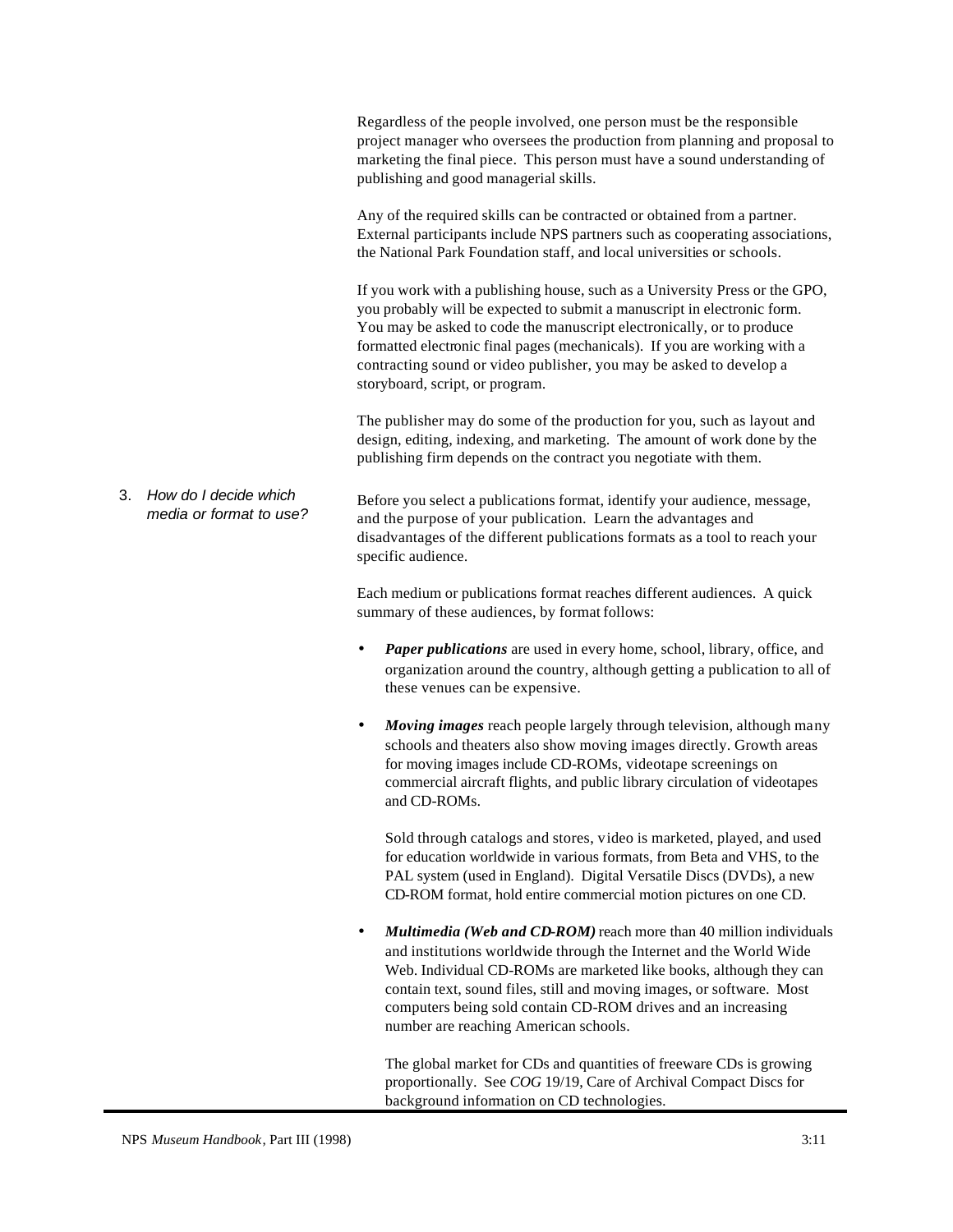Regardless of the people involved, one person must be the responsible project manager who oversees the production from planning and proposal to marketing the final piece. This person must have a sound understanding of publishing and good managerial skills.

Any of the required skills can be contracted or obtained from a partner. External participants include NPS partners such as cooperating associations, the National Park Foundation staff, and local universities or schools.

If you work with a publishing house, such as a University Press or the GPO, you probably will be expected to submit a manuscript in electronic form. You may be asked to code the manuscript electronically, or to produce formatted electronic final pages (mechanicals). If you are working with a contracting sound or video publisher, you may be asked to develop a storyboard, script, or program.

The publisher may do some of the production for you, such as layout and design, editing, indexing, and marketing. The amount of work done by the publishing firm depends on the contract you negotiate with them.

3. *How do I decide which media or format to use?*

Before you select a publications format, identify your audience, message, and the purpose of your publication. Learn the advantages and disadvantages of the different publications formats as a tool to reach your specific audience.

Each medium or publications format reaches different audiences. A quick summary of these audiences, by format follows:

- ***Paper publications*** are used in every home, school, library, office, and organization around the country, although getting a publication to all of these venues can be expensive.

- ***Moving images*** reach people largely through television, although many schools and theaters also show moving images directly. Growth areas for moving images include CD-ROMs, videotape screenings on commercial aircraft flights, and public library circulation of videotapes and CD-ROMs.

  Sold through catalogs and stores, video is marketed, played, and used for education worldwide in various formats, from Beta and VHS, to the PAL system (used in England). Digital Versatile Discs (DVDs), a new CD-ROM format, hold entire commercial motion pictures on one CD.

- ***Multimedia (Web and CD-ROM)*** reach more than 40 million individuals and institutions worldwide through the Internet and the World Wide Web. Individual CD-ROMs are marketed like books, although they can contain text, sound files, still and moving images, or software. Most computers being sold contain CD-ROM drives and an increasing number are reaching American schools.

  The global market for CDs and quantities of freeware CDs is growing proportionally. See *COG* 19/19, Care of Archival Compact Discs for background information on CD technologies.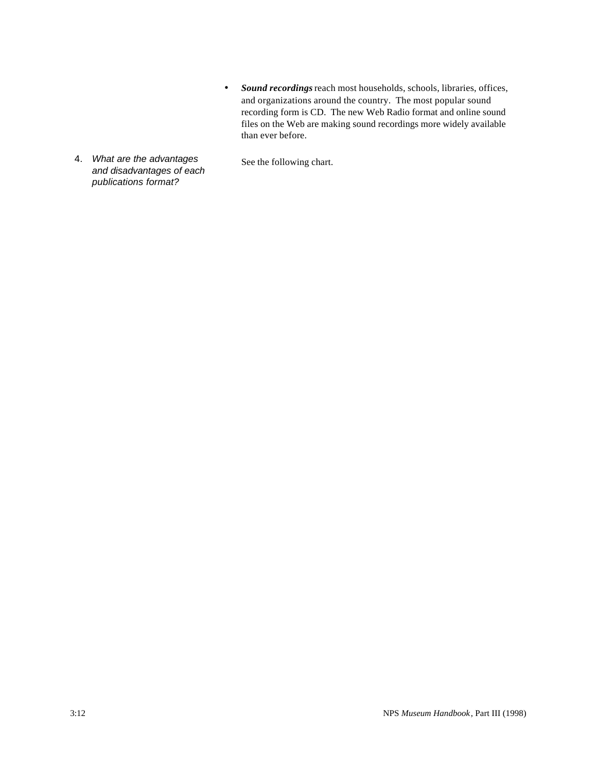- ***Sound recordings*** reach most households, schools, libraries, offices, and organizations around the country. The most popular sound recording form is CD. The new Web Radio format and online sound files on the Web are making sound recordings more widely available than ever before.

4. *What are the advantages and disadvantages of each publications format?*

See the following chart.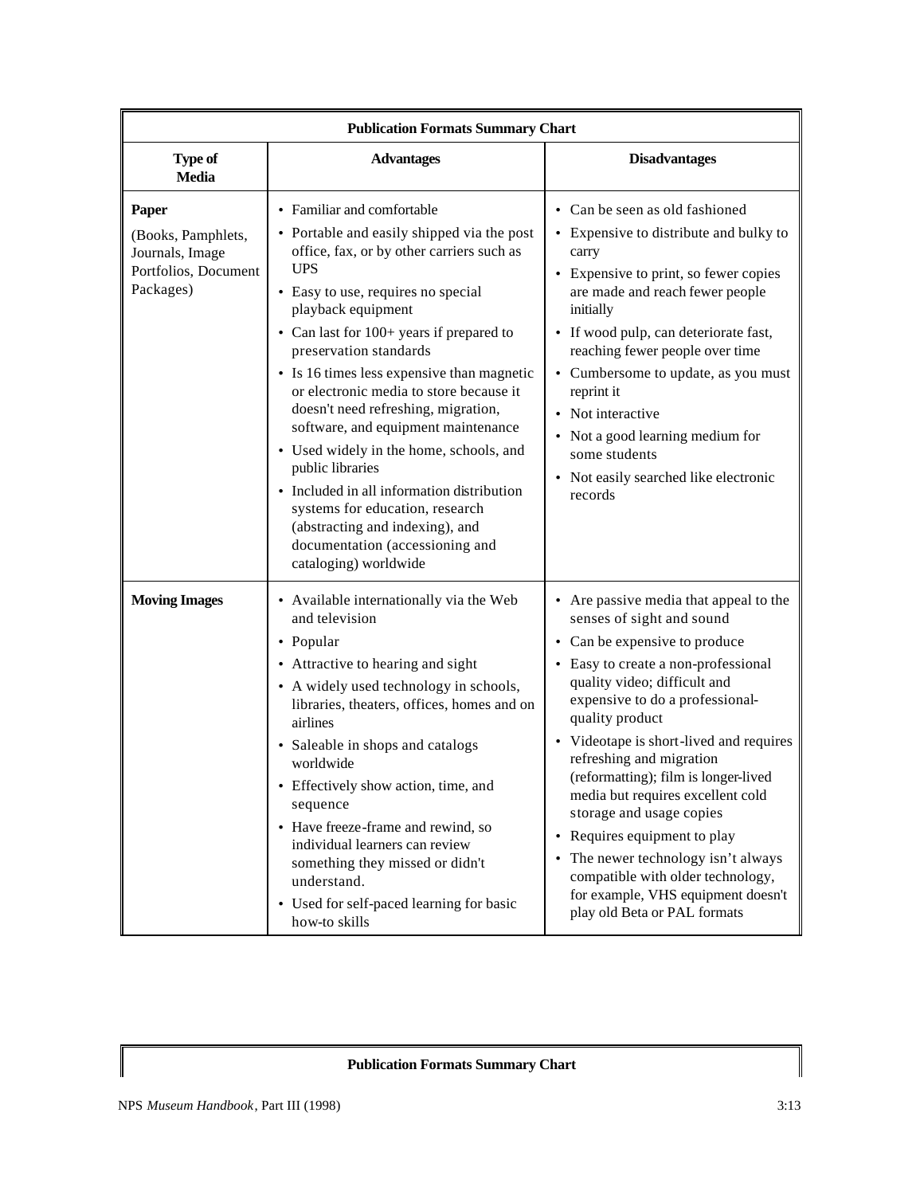| Publication Formats Summary Chart | | |
|---|---|---|
| **Type of Media** | **Advantages** | **Disadvantages** |
| **Paper** (Books, Pamphlets, Journals, Image Portfolios, Document Packages) | • Familiar and comfortable<br>• Portable and easily shipped via the post office, fax, or by other carriers such as UPS<br>• Easy to use, requires no special playback equipment<br>• Can last for 100+ years if prepared to preservation standards<br>• Is 16 times less expensive than magnetic or electronic media to store because it doesn't need refreshing, migration, software, and equipment maintenance<br>• Used widely in the home, schools, and public libraries<br>• Included in all information distribution systems for education, research (abstracting and indexing), and documentation (accessioning and cataloging) worldwide | • Can be seen as old fashioned<br>• Expensive to distribute and bulky to carry<br>• Expensive to print, so fewer copies are made and reach fewer people initially<br>• If wood pulp, can deteriorate fast, reaching fewer people over time<br>• Cumbersome to update, as you must reprint it<br>• Not interactive<br>• Not a good learning medium for some students<br>• Not easily searched like electronic records |
| **Moving Images** | • Available internationally via the Web and television<br>• Popular<br>• Attractive to hearing and sight<br>• A widely used technology in schools, libraries, theaters, offices, homes and on airlines<br>• Saleable in shops and catalogs worldwide<br>• Effectively show action, time, and sequence<br>• Have freeze-frame and rewind, so individual learners can review something they missed or didn't understand.<br>• Used for self-paced learning for basic how-to skills | • Are passive media that appeal to the senses of sight and sound<br>• Can be expensive to produce<br>• Easy to create a non-professional quality video; difficult and expensive to do a professional-quality product<br>• Videotape is short-lived and requires refreshing and migration (reformatting); film is longer-lived media but requires excellent cold storage and usage copies<br>• Requires equipment to play<br>• The newer technology isn't always compatible with older technology, for example, VHS equipment doesn't play old Beta or PAL formats |

**Publication Formats Summary Chart**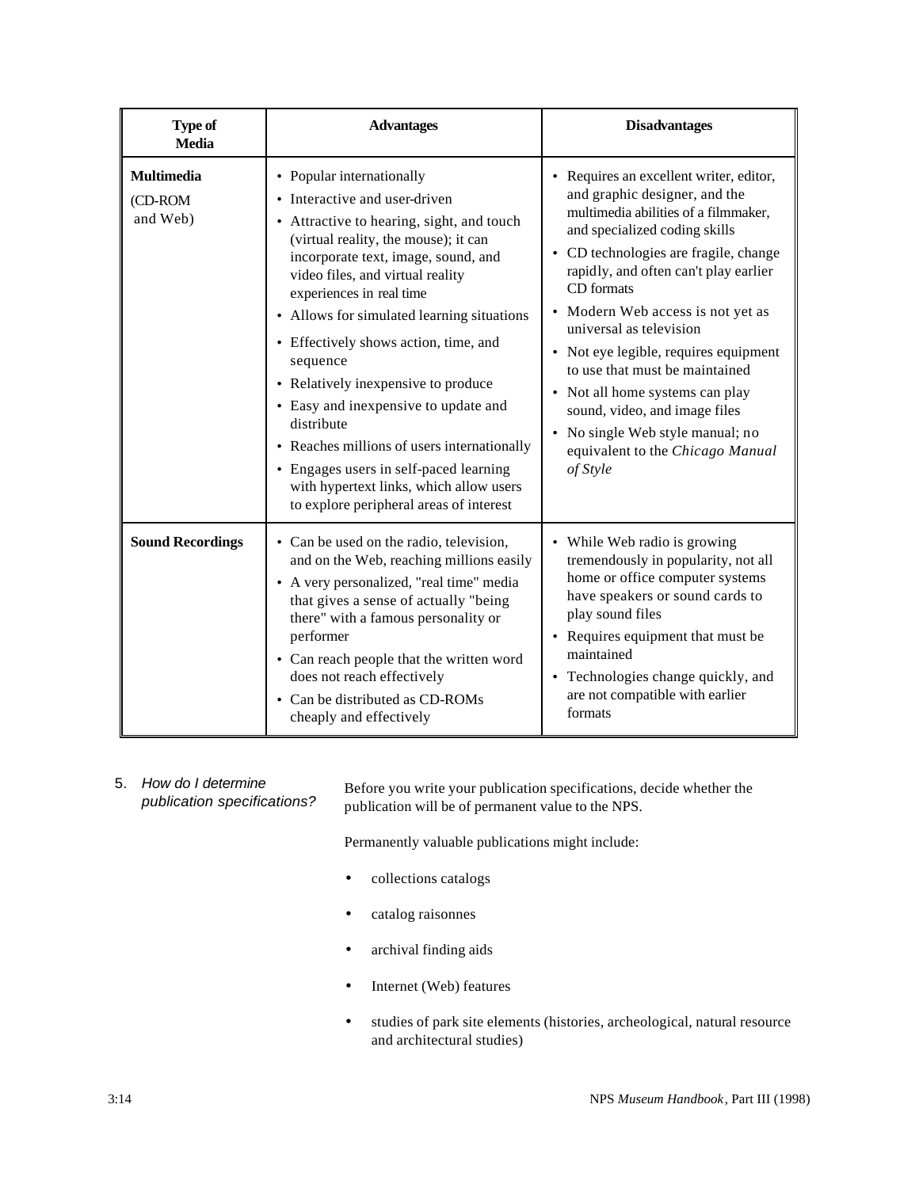| Type of Media | Advantages | Disadvantages |
| --- | --- | --- |
| **Multimedia** (CD-ROM and Web) | • Popular internationally<br>• Interactive and user-driven<br>• Attractive to hearing, sight, and touch (virtual reality, the mouse); it can incorporate text, image, sound, and video files, and virtual reality experiences in real time<br>• Allows for simulated learning situations<br>• Effectively shows action, time, and sequence<br>• Relatively inexpensive to produce<br>• Easy and inexpensive to update and distribute<br>• Reaches millions of users internationally<br>• Engages users in self-paced learning with hypertext links, which allow users to explore peripheral areas of interest | • Requires an excellent writer, editor, and graphic designer, and the multimedia abilities of a filmmaker, and specialized coding skills<br>• CD technologies are fragile, change rapidly, and often can't play earlier CD formats<br>• Modern Web access is not yet as universal as television<br>• Not eye legible, requires equipment to use that must be maintained<br>• Not all home systems can play sound, video, and image files<br>• No single Web style manual; no equivalent to the *Chicago Manual of Style* |
| **Sound Recordings** | • Can be used on the radio, television, and on the Web, reaching millions easily<br>• A very personalized, "real time" media that gives a sense of actually "being there" with a famous personality or performer<br>• Can reach people that the written word does not reach effectively<br>• Can be distributed as CD-ROMs cheaply and effectively | • While Web radio is growing tremendously in popularity, not all home or office computer systems have speakers or sound cards to play sound files<br>• Requires equipment that must be maintained<br>• Technologies change quickly, and are not compatible with earlier formats |

5. *How do I determine publication specifications?*

Before you write your publication specifications, decide whether the publication will be of permanent value to the NPS.

Permanently valuable publications might include:

- collections catalogs
- catalog raisonnes
- archival finding aids
- Internet (Web) features
- studies of park site elements (histories, archeological, natural resource and architectural studies)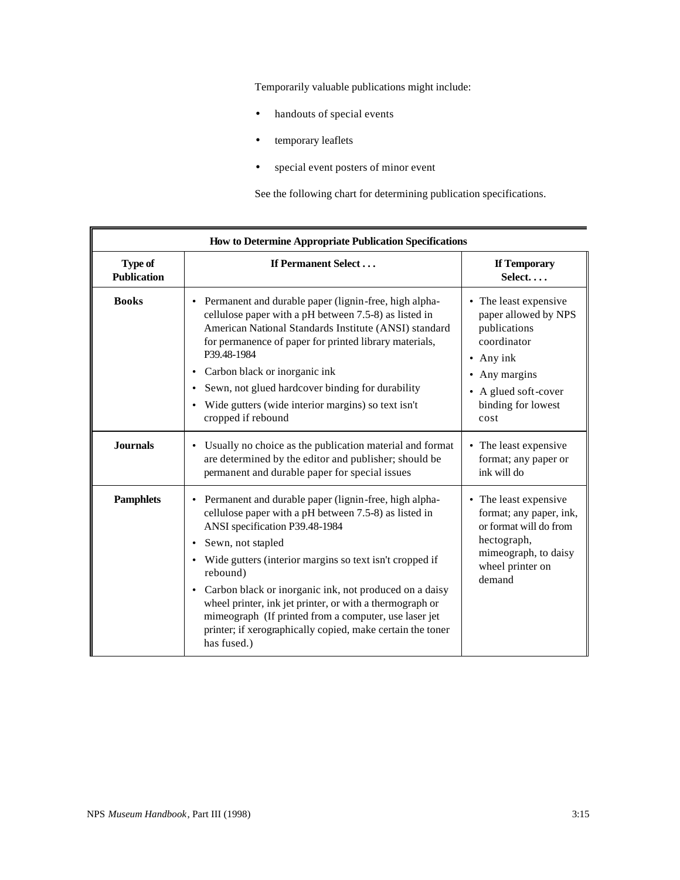Temporarily valuable publications might include:

- handouts of special events
- temporary leaflets
- special event posters of minor event

See the following chart for determining publication specifications.

**How to Determine Appropriate Publication Specifications**

| Type of Publication | If Permanent Select . . . | If Temporary Select. . . . |
|---|---|---|
| **Books** | • Permanent and durable paper (lignin-free, high alpha-cellulose paper with a pH between 7.5-8) as listed in American National Standards Institute (ANSI) standard for permanence of paper for printed library materials, P39.48-1984<br>• Carbon black or inorganic ink<br>• Sewn, not glued hardcover binding for durability<br>• Wide gutters (wide interior margins) so text isn't cropped if rebound | • The least expensive paper allowed by NPS publications coordinator<br>• Any ink<br>• Any margins<br>• A glued soft-cover binding for lowest cost |
| **Journals** | • Usually no choice as the publication material and format are determined by the editor and publisher; should be permanent and durable paper for special issues | • The least expensive format; any paper or ink will do |
| **Pamphlets** | • Permanent and durable paper (lignin-free, high alpha-cellulose paper with a pH between 7.5-8) as listed in ANSI specification P39.48-1984<br>• Sewn, not stapled<br>• Wide gutters (interior margins so text isn't cropped if rebound)<br>• Carbon black or inorganic ink, not produced on a daisy wheel printer, ink jet printer, or with a thermograph or mimeograph (If printed from a computer, use laser jet printer; if xerographically copied, make certain the toner has fused.) | • The least expensive format; any paper, ink, or format will do from hectograph, mimeograph, to daisy wheel printer on demand |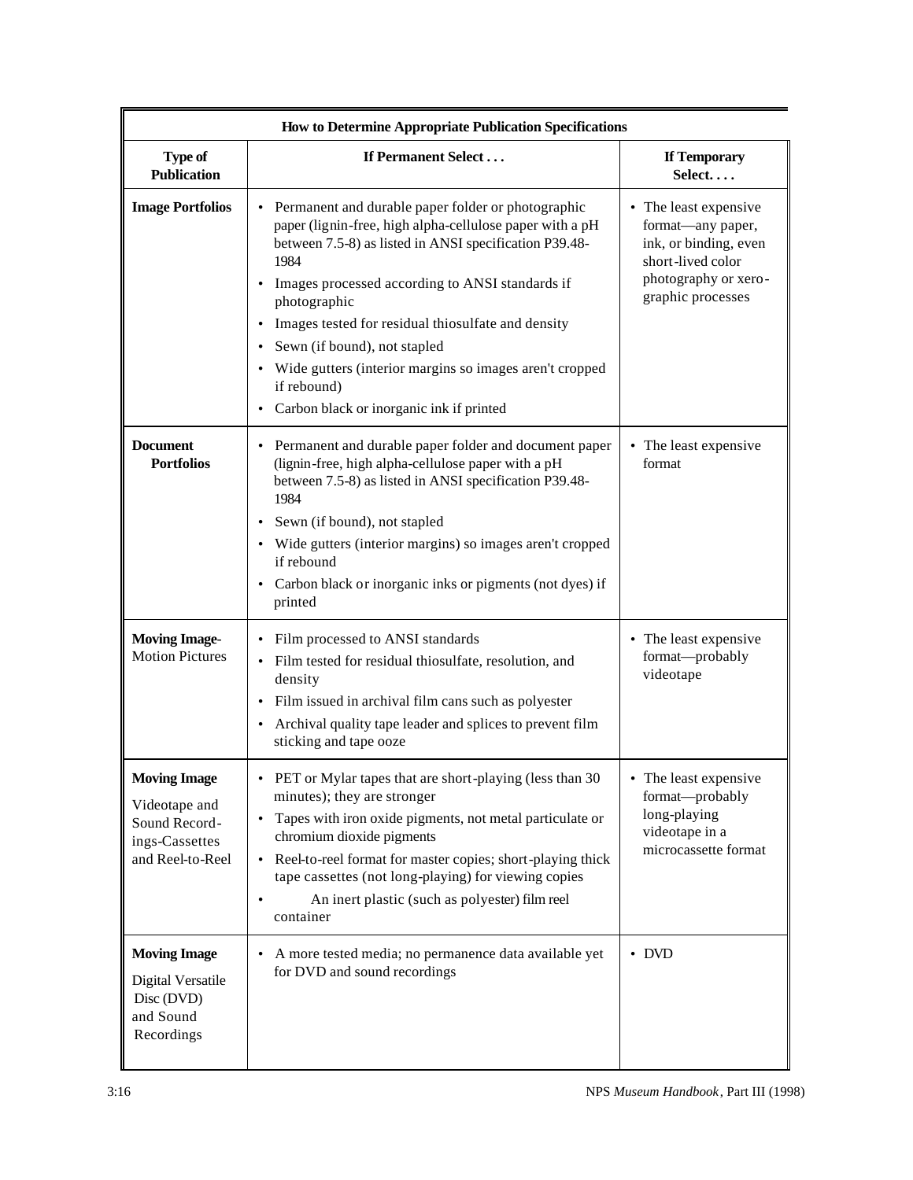**How to Determine Appropriate Publication Specifications**

| Type of Publication | If Permanent Select . . . | If Temporary Select. . . . |
|---|---|---|
| **Image Portfolios** | • Permanent and durable paper folder or photographic paper (lignin-free, high alpha-cellulose paper with a pH between 7.5-8) as listed in ANSI specification P39.48-1984<br>• Images processed according to ANSI standards if photographic<br>• Images tested for residual thiosulfate and density<br>• Sewn (if bound), not stapled<br>• Wide gutters (interior margins so images aren't cropped if rebound)<br>• Carbon black or inorganic ink if printed | • The least expensive format—any paper, ink, or binding, even short-lived color photography or xero-graphic processes |
| **Document Portfolios** | • Permanent and durable paper folder and document paper (lignin-free, high alpha-cellulose paper with a pH between 7.5-8) as listed in ANSI specification P39.48-1984<br>• Sewn (if bound), not stapled<br>• Wide gutters (interior margins) so images aren't cropped if rebound<br>• Carbon black or inorganic inks or pigments (not dyes) if printed | • The least expensive format |
| **Moving Image**-Motion Pictures | • Film processed to ANSI standards<br>• Film tested for residual thiosulfate, resolution, and density<br>• Film issued in archival film cans such as polyester<br>• Archival quality tape leader and splices to prevent film sticking and tape ooze | • The least expensive format—probably videotape |
| **Moving Image** Videotape and Sound Record-ings-Cassettes and Reel-to-Reel | • PET or Mylar tapes that are short-playing (less than 30 minutes); they are stronger<br>• Tapes with iron oxide pigments, not metal particulate or chromium dioxide pigments<br>• Reel-to-reel format for master copies; short-playing thick tape cassettes (not long-playing) for viewing copies<br>• An inert plastic (such as polyester) film reel container | • The least expensive format—probably long-playing videotape in a microcassette format |
| **Moving Image** Digital Versatile Disc (DVD) and Sound Recordings | • A more tested media; no permanence data available yet for DVD and sound recordings | • DVD |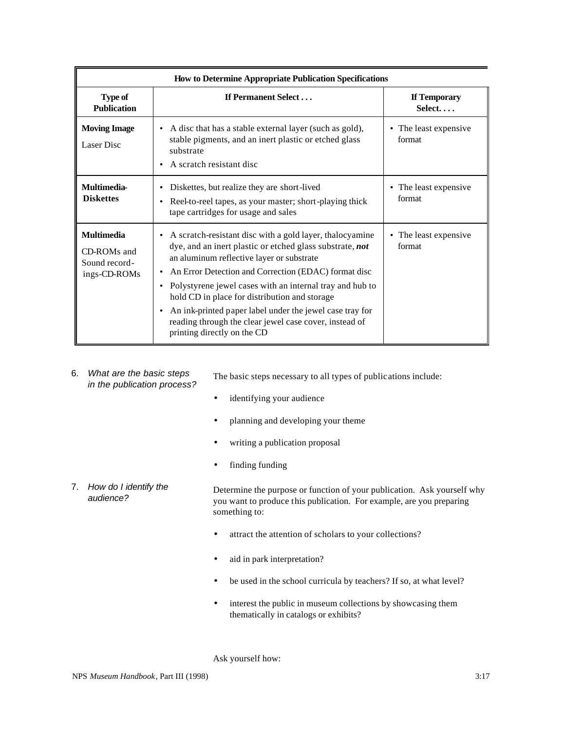| How to Determine Appropriate Publication Specifications | | |
|---|---|---|
| **Type of Publication** | **If Permanent Select . . .** | **If Temporary Select. . . .** |
| **Moving Image**<br>Laser Disc | • A disc that has a stable external layer (such as gold), stable pigments, and an inert plastic or etched glass substrate<br>• A scratch resistant disc | • The least expensive format |
| **Multimedia-Diskettes** | • Diskettes, but realize they are short-lived<br>• Reel-to-reel tapes, as your master; short-playing thick tape cartridges for usage and sales | • The least expensive format |
| **Multimedia**<br>CD-ROMs and Sound recordings-CD-ROMs | • A scratch-resistant disc with a gold layer, thalocyamine dye, and an inert plastic or etched glass substrate, ***not*** an aluminum reflective layer or substrate<br>• An Error Detection and Correction (EDAC) format disc<br>• Polystyrene jewel cases with an internal tray and hub to hold CD in place for distribution and storage<br>• An ink-printed paper label under the jewel case tray for reading through the clear jewel case cover, instead of printing directly on the CD | • The least expensive format |

6. *What are the basic steps in the publication process?*

The basic steps necessary to all types of publications include:

- identifying your audience
- planning and developing your theme
- writing a publication proposal
- finding funding

7. *How do I identify the audience?*

Determine the purpose or function of your publication. Ask yourself why you want to produce this publication. For example, are you preparing something to:

- attract the attention of scholars to your collections?
- aid in park interpretation?
- be used in the school curricula by teachers? If so, at what level?
- interest the public in museum collections by showcasing them thematically in catalogs or exhibits?

Ask yourself how: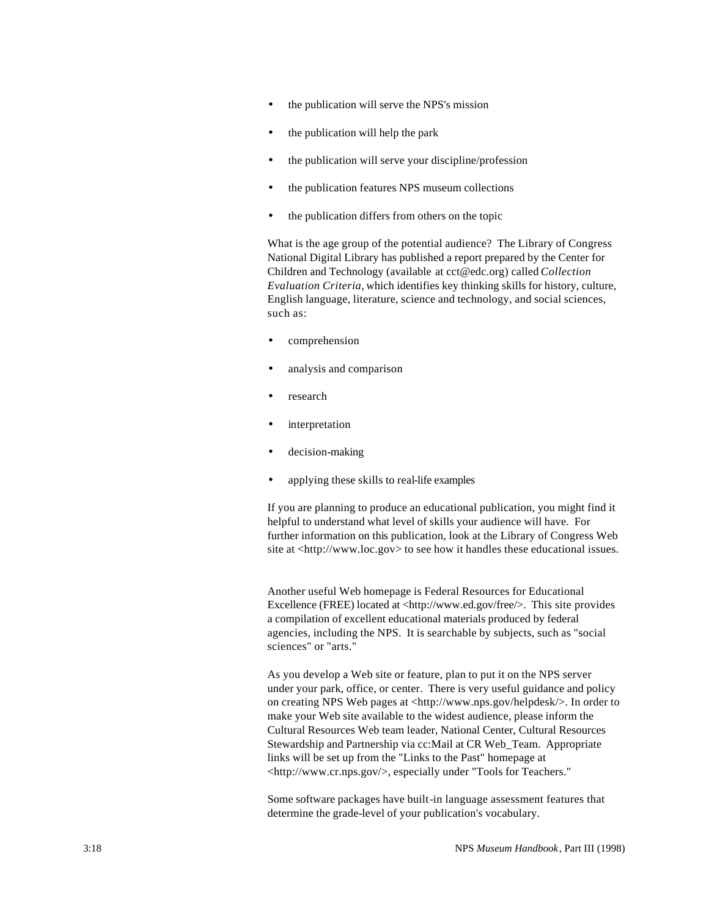- the publication will serve the NPS's mission
- the publication will help the park
- the publication will serve your discipline/profession
- the publication features NPS museum collections
- the publication differs from others on the topic

What is the age group of the potential audience? The Library of Congress National Digital Library has published a report prepared by the Center for Children and Technology (available at cct@edc.org) called *Collection Evaluation Criteria,* which identifies key thinking skills for history, culture, English language, literature, science and technology, and social sciences, such as:

- comprehension
- analysis and comparison
- research
- interpretation
- decision-making
- applying these skills to real-life examples

If you are planning to produce an educational publication, you might find it helpful to understand what level of skills your audience will have. For further information on this publication, look at the Library of Congress Web site at <http://www.loc.gov> to see how it handles these educational issues.

Another useful Web homepage is Federal Resources for Educational Excellence (FREE) located at <http://www.ed.gov/free/>. This site provides a compilation of excellent educational materials produced by federal agencies, including the NPS. It is searchable by subjects, such as "social sciences" or "arts."

As you develop a Web site or feature, plan to put it on the NPS server under your park, office, or center. There is very useful guidance and policy on creating NPS Web pages at <http://www.nps.gov/helpdesk/>. In order to make your Web site available to the widest audience, please inform the Cultural Resources Web team leader, National Center, Cultural Resources Stewardship and Partnership via cc:Mail at CR Web_Team. Appropriate links will be set up from the "Links to the Past" homepage at <http://www.cr.nps.gov/>, especially under "Tools for Teachers."

Some software packages have built-in language assessment features that determine the grade-level of your publication's vocabulary.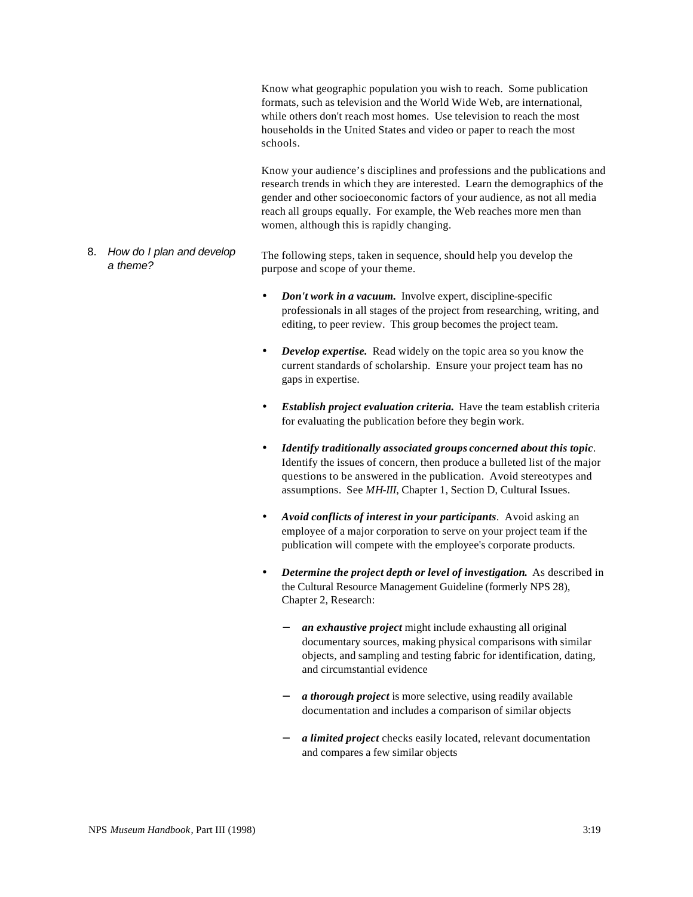Know what geographic population you wish to reach. Some publication formats, such as television and the World Wide Web, are international, while others don't reach most homes. Use television to reach the most households in the United States and video or paper to reach the most schools.

Know your audience's disciplines and professions and the publications and research trends in which they are interested. Learn the demographics of the gender and other socioeconomic factors of your audience, as not all media reach all groups equally. For example, the Web reaches more men than women, although this is rapidly changing.

### 8. *How do I plan and develop a theme?*

The following steps, taken in sequence, should help you develop the purpose and scope of your theme.

- ***Don't work in a vacuum.*** Involve expert, discipline-specific professionals in all stages of the project from researching, writing, and editing, to peer review. This group becomes the project team.

- ***Develop expertise.*** Read widely on the topic area so you know the current standards of scholarship. Ensure your project team has no gaps in expertise.

- ***Establish project evaluation criteria.*** Have the team establish criteria for evaluating the publication before they begin work.

- ***Identify traditionally associated groups concerned about this topic***. Identify the issues of concern, then produce a bulleted list of the major questions to be answered in the publication. Avoid stereotypes and assumptions. See *MH-III*, Chapter 1, Section D, Cultural Issues.

- ***Avoid conflicts of interest in your participants***. Avoid asking an employee of a major corporation to serve on your project team if the publication will compete with the employee's corporate products.

- ***Determine the project depth or level of investigation.*** As described in the Cultural Resource Management Guideline (formerly NPS 28), Chapter 2, Research:

  - ***an exhaustive project*** might include exhausting all original documentary sources, making physical comparisons with similar objects, and sampling and testing fabric for identification, dating, and circumstantial evidence

  - ***a thorough project*** is more selective, using readily available documentation and includes a comparison of similar objects

  - ***a limited project*** checks easily located, relevant documentation and compares a few similar objects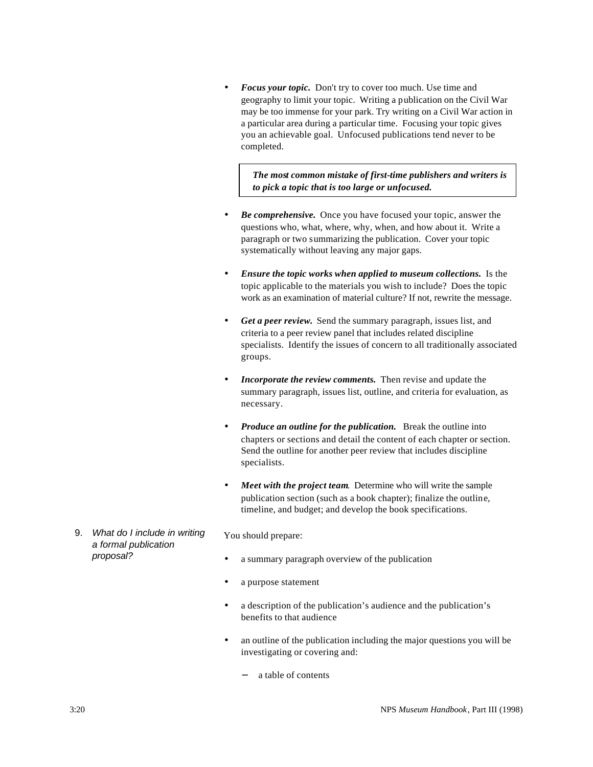- ***Focus your topic.*** Don't try to cover too much. Use time and geography to limit your topic. Writing a publication on the Civil War may be too immense for your park. Try writing on a Civil War action in a particular area during a particular time. Focusing your topic gives you an achievable goal. Unfocused publications tend never to be completed.

> ***The most common mistake of first-time publishers and writers is to pick a topic that is too large or unfocused.***

- ***Be comprehensive.*** Once you have focused your topic, answer the questions who, what, where, why, when, and how about it. Write a paragraph or two summarizing the publication. Cover your topic systematically without leaving any major gaps.

- ***Ensure the topic works when applied to museum collections.*** Is the topic applicable to the materials you wish to include? Does the topic work as an examination of material culture? If not, rewrite the message.

- ***Get a peer review.*** Send the summary paragraph, issues list, and criteria to a peer review panel that includes related discipline specialists. Identify the issues of concern to all traditionally associated groups.

- ***Incorporate the review comments.*** Then revise and update the summary paragraph, issues list, outline, and criteria for evaluation, as necessary.

- ***Produce an outline for the publication.*** Break the outline into chapters or sections and detail the content of each chapter or section. Send the outline for another peer review that includes discipline specialists.

- ***Meet with the project team.*** Determine who will write the sample publication section (such as a book chapter); finalize the outline, timeline, and budget; and develop the book specifications.

9. *What do I include in writing a formal publication proposal?*

You should prepare:

- a summary paragraph overview of the publication

- a purpose statement

- a description of the publication's audience and the publication's benefits to that audience

- an outline of the publication including the major questions you will be investigating or covering and:

  - a table of contents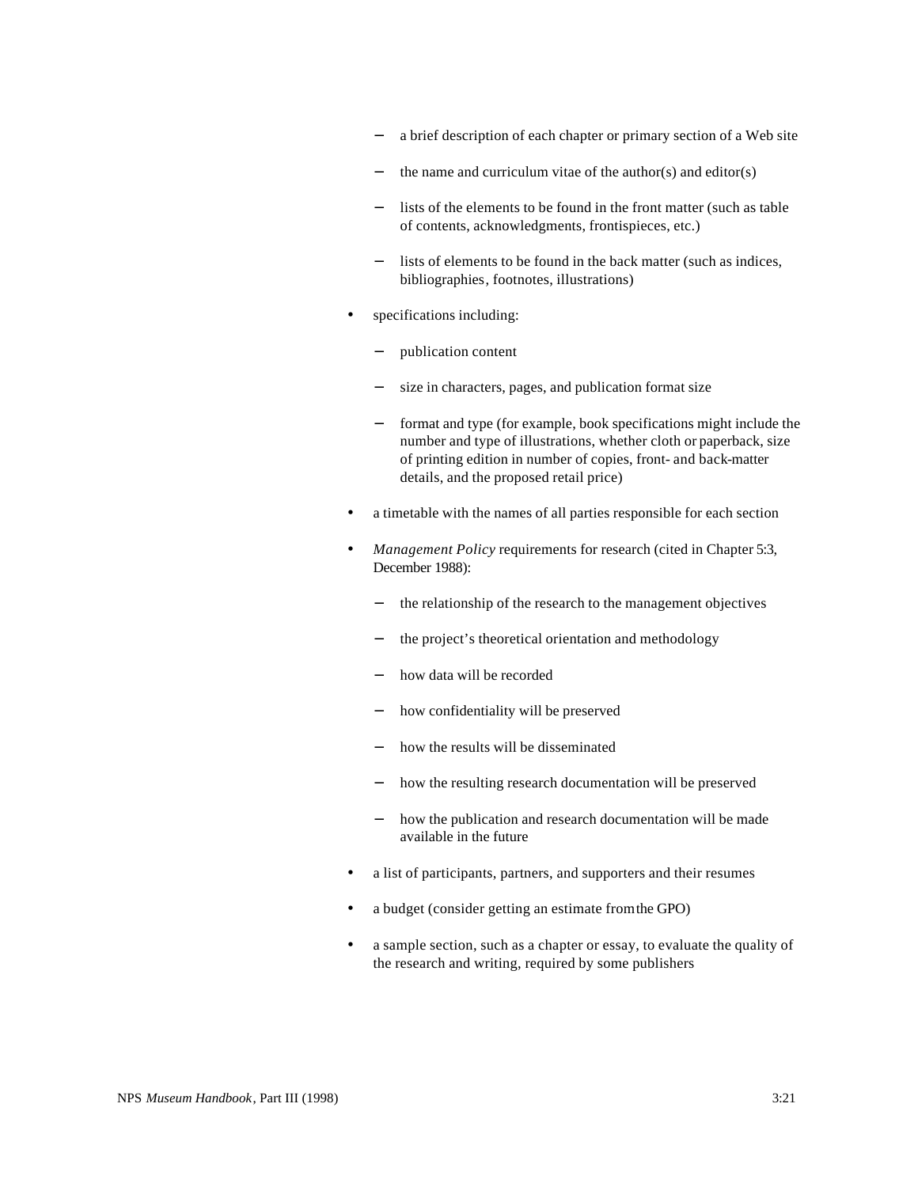- a brief description of each chapter or primary section of a Web site

  - the name and curriculum vitae of the author(s) and editor(s)

  - lists of the elements to be found in the front matter (such as table of contents, acknowledgments, frontispieces, etc.)

  - lists of elements to be found in the back matter (such as indices, bibliographies, footnotes, illustrations)

- specifications including:

  - publication content

  - size in characters, pages, and publication format size

  - format and type (for example, book specifications might include the number and type of illustrations, whether cloth or paperback, size of printing edition in number of copies, front- and back-matter details, and the proposed retail price)

- a timetable with the names of all parties responsible for each section

- *Management Policy* requirements for research (cited in Chapter 5:3, December 1988):

  - the relationship of the research to the management objectives

  - the project's theoretical orientation and methodology

  - how data will be recorded

  - how confidentiality will be preserved

  - how the results will be disseminated

  - how the resulting research documentation will be preserved

  - how the publication and research documentation will be made available in the future

- a list of participants, partners, and supporters and their resumes

- a budget (consider getting an estimate from the GPO)

- a sample section, such as a chapter or essay, to evaluate the quality of the research and writing, required by some publishers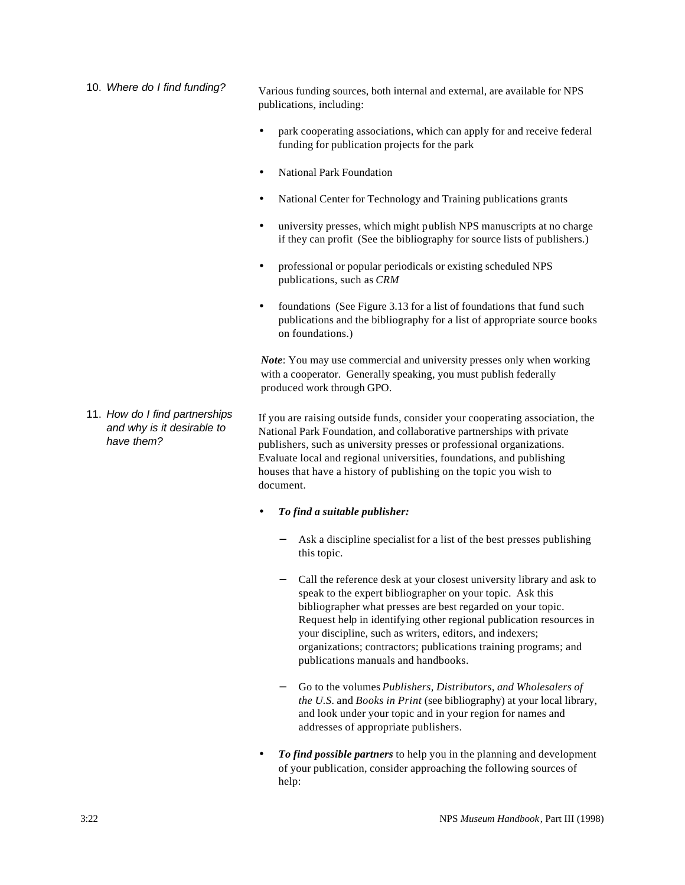### 10. *Where do I find funding?*

Various funding sources, both internal and external, are available for NPS publications, including:

- park cooperating associations, which can apply for and receive federal funding for publication projects for the park
- National Park Foundation
- National Center for Technology and Training publications grants
- university presses, which might publish NPS manuscripts at no charge if they can profit (See the bibliography for source lists of publishers.)
- professional or popular periodicals or existing scheduled NPS publications, such as *CRM*
- foundations (See Figure 3.13 for a list of foundations that fund such publications and the bibliography for a list of appropriate source books on foundations.)

***Note***: You may use commercial and university presses only when working with a cooperator. Generally speaking, you must publish federally produced work through GPO.

### 11. *How do I find partnerships and why is it desirable to have them?*

If you are raising outside funds, consider your cooperating association, the National Park Foundation, and collaborative partnerships with private publishers, such as university presses or professional organizations. Evaluate local and regional universities, foundations, and publishing houses that have a history of publishing on the topic you wish to document.

- ***To find a suitable publisher:***
  - Ask a discipline specialist for a list of the best presses publishing this topic.
  - Call the reference desk at your closest university library and ask to speak to the expert bibliographer on your topic. Ask this bibliographer what presses are best regarded on your topic. Request help in identifying other regional publication resources in your discipline, such as writers, editors, and indexers; organizations; contractors; publications training programs; and publications manuals and handbooks.
  - Go to the volumes *Publishers, Distributors, and Wholesalers of the U.S.* and *Books in Print* (see bibliography) at your local library, and look under your topic and in your region for names and addresses of appropriate publishers.
- ***To find possible partners*** to help you in the planning and development of your publication, consider approaching the following sources of help: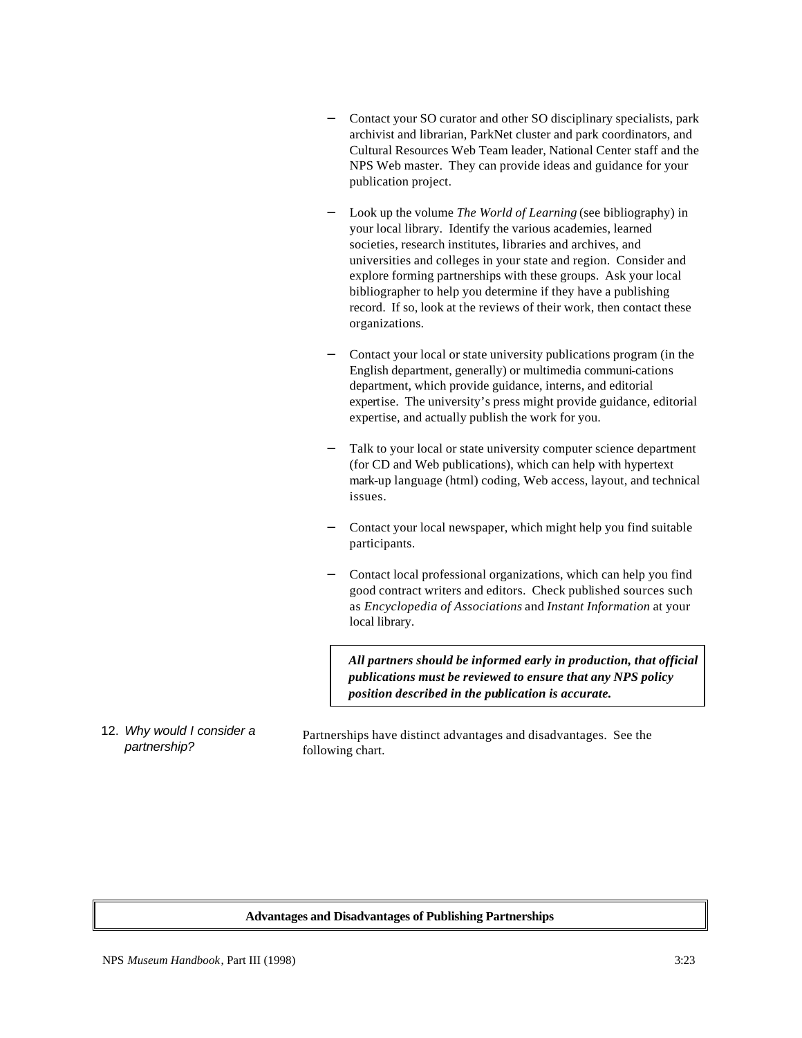- Contact your SO curator and other SO disciplinary specialists, park archivist and librarian, ParkNet cluster and park coordinators, and Cultural Resources Web Team leader, National Center staff and the NPS Web master. They can provide ideas and guidance for your publication project.

- Look up the volume *The World of Learning* (see bibliography) in your local library. Identify the various academies, learned societies, research institutes, libraries and archives, and universities and colleges in your state and region. Consider and explore forming partnerships with these groups. Ask your local bibliographer to help you determine if they have a publishing record. If so, look at the reviews of their work, then contact these organizations.

- Contact your local or state university publications program (in the English department, generally) or multimedia communi-cations department, which provide guidance, interns, and editorial expertise. The university's press might provide guidance, editorial expertise, and actually publish the work for you.

- Talk to your local or state university computer science department (for CD and Web publications), which can help with hypertext mark-up language (html) coding, Web access, layout, and technical issues.

- Contact your local newspaper, which might help you find suitable participants.

- Contact local professional organizations, which can help you find good contract writers and editors. Check published sources such as *Encyclopedia of Associations* and *Instant Information* at your local library.

> ***All partners should be informed early in production, that official publications must be reviewed to ensure that any NPS policy position described in the publication is accurate.***

12. *Why would I consider a partnership?*

Partnerships have distinct advantages and disadvantages. See the following chart.

**Advantages and Disadvantages of Publishing Partnerships**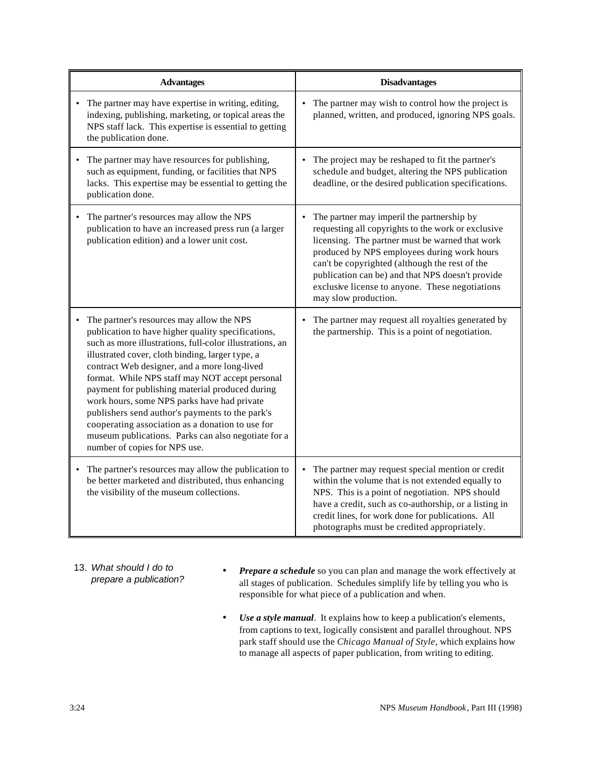| Advantages | Disadvantages |
|---|---|
| • The partner may have expertise in writing, editing, indexing, publishing, marketing, or topical areas the NPS staff lack. This expertise is essential to getting the publication done. | • The partner may wish to control how the project is planned, written, and produced, ignoring NPS goals. |
| • The partner may have resources for publishing, such as equipment, funding, or facilities that NPS lacks. This expertise may be essential to getting the publication done. | • The project may be reshaped to fit the partner's schedule and budget, altering the NPS publication deadline, or the desired publication specifications. |
| • The partner's resources may allow the NPS publication to have an increased press run (a larger publication edition) and a lower unit cost. | • The partner may imperil the partnership by requesting all copyrights to the work or exclusive licensing. The partner must be warned that work produced by NPS employees during work hours can't be copyrighted (although the rest of the publication can be) and that NPS doesn't provide exclusive license to anyone. These negotiations may slow production. |
| • The partner's resources may allow the NPS publication to have higher quality specifications, such as more illustrations, full-color illustrations, an illustrated cover, cloth binding, larger type, a contract Web designer, and a more long-lived format. While NPS staff may NOT accept personal payment for publishing material produced during work hours, some NPS parks have had private publishers send author's payments to the park's cooperating association as a donation to use for museum publications. Parks can also negotiate for a number of copies for NPS use. | • The partner may request all royalties generated by the partnership. This is a point of negotiation. |
| • The partner's resources may allow the publication to be better marketed and distributed, thus enhancing the visibility of the museum collections. | • The partner may request special mention or credit within the volume that is not extended equally to NPS. This is a point of negotiation. NPS should have a credit, such as co-authorship, or a listing in credit lines, for work done for publications. All photographs must be credited appropriately. |

13. *What should I do to prepare a publication?*

- ***Prepare a schedule*** so you can plan and manage the work effectively at all stages of publication. Schedules simplify life by telling you who is responsible for what piece of a publication and when.

- ***Use a style manual***. It explains how to keep a publication's elements, from captions to text, logically consistent and parallel throughout. NPS park staff should use the *Chicago Manual of Style*, which explains how to manage all aspects of paper publication, from writing to editing.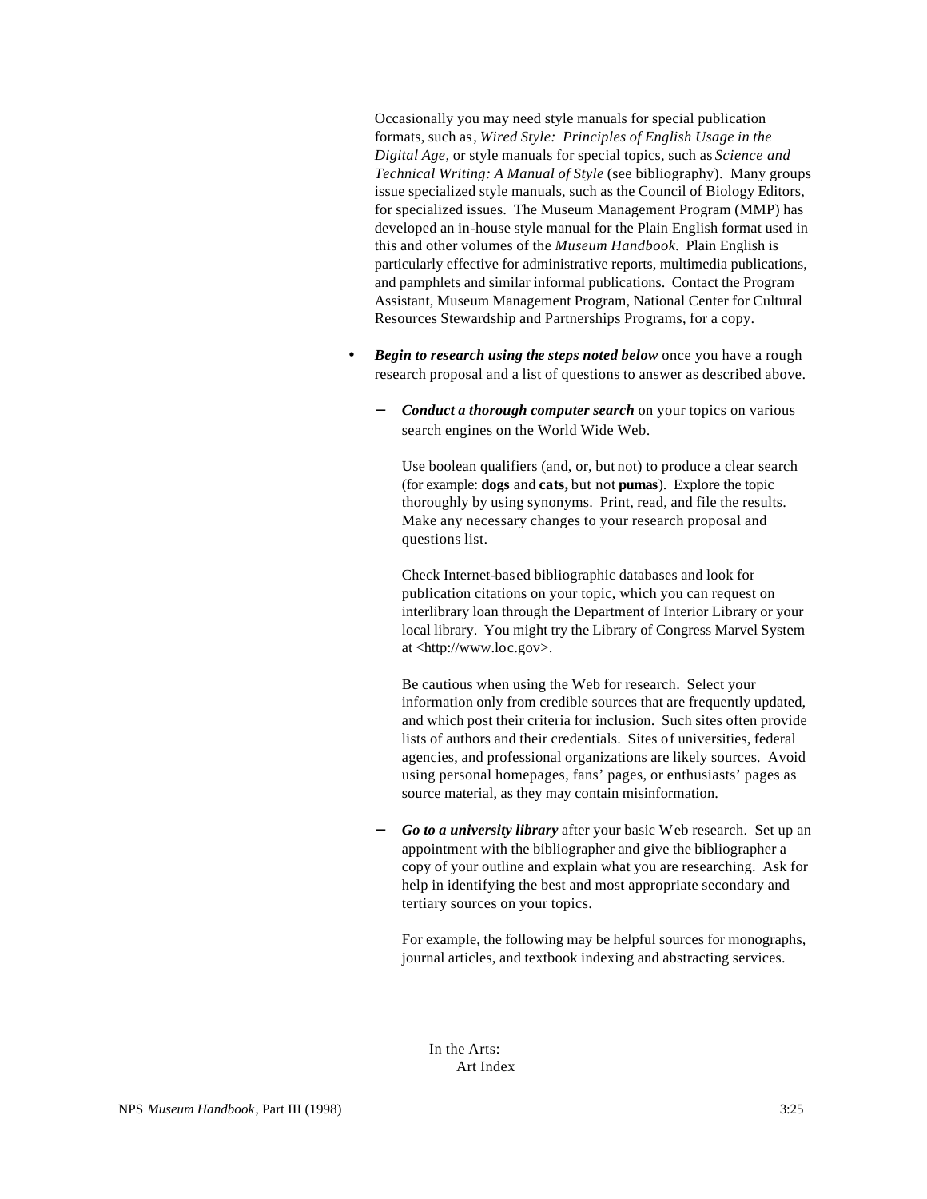Occasionally you may need style manuals for special publication formats, such as, *Wired Style: Principles of English Usage in the Digital Age,* or style manuals for special topics, such as *Science and Technical Writing: A Manual of Style* (see bibliography). Many groups issue specialized style manuals, such as the Council of Biology Editors, for specialized issues. The Museum Management Program (MMP) has developed an in-house style manual for the Plain English format used in this and other volumes of the *Museum Handbook.* Plain English is particularly effective for administrative reports, multimedia publications, and pamphlets and similar informal publications. Contact the Program Assistant, Museum Management Program, National Center for Cultural Resources Stewardship and Partnerships Programs, for a copy.

- ***Begin to research using the steps noted below*** once you have a rough research proposal and a list of questions to answer as described above.

  - ***Conduct a thorough computer search*** on your topics on various search engines on the World Wide Web.

    Use boolean qualifiers (and, or, but not) to produce a clear search (for example: **dogs** and **cats,** but not **pumas**). Explore the topic thoroughly by using synonyms. Print, read, and file the results. Make any necessary changes to your research proposal and questions list.

    Check Internet-based bibliographic databases and look for publication citations on your topic, which you can request on interlibrary loan through the Department of Interior Library or your local library. You might try the Library of Congress Marvel System at <http://www.loc.gov>.

    Be cautious when using the Web for research. Select your information only from credible sources that are frequently updated, and which post their criteria for inclusion. Such sites often provide lists of authors and their credentials. Sites of universities, federal agencies, and professional organizations are likely sources. Avoid using personal homepages, fans' pages, or enthusiasts' pages as source material, as they may contain misinformation.

  - ***Go to a university library*** after your basic Web research. Set up an appointment with the bibliographer and give the bibliographer a copy of your outline and explain what you are researching. Ask for help in identifying the best and most appropriate secondary and tertiary sources on your topics.

    For example, the following may be helpful sources for monographs, journal articles, and textbook indexing and abstracting services.

In the Arts:
Art Index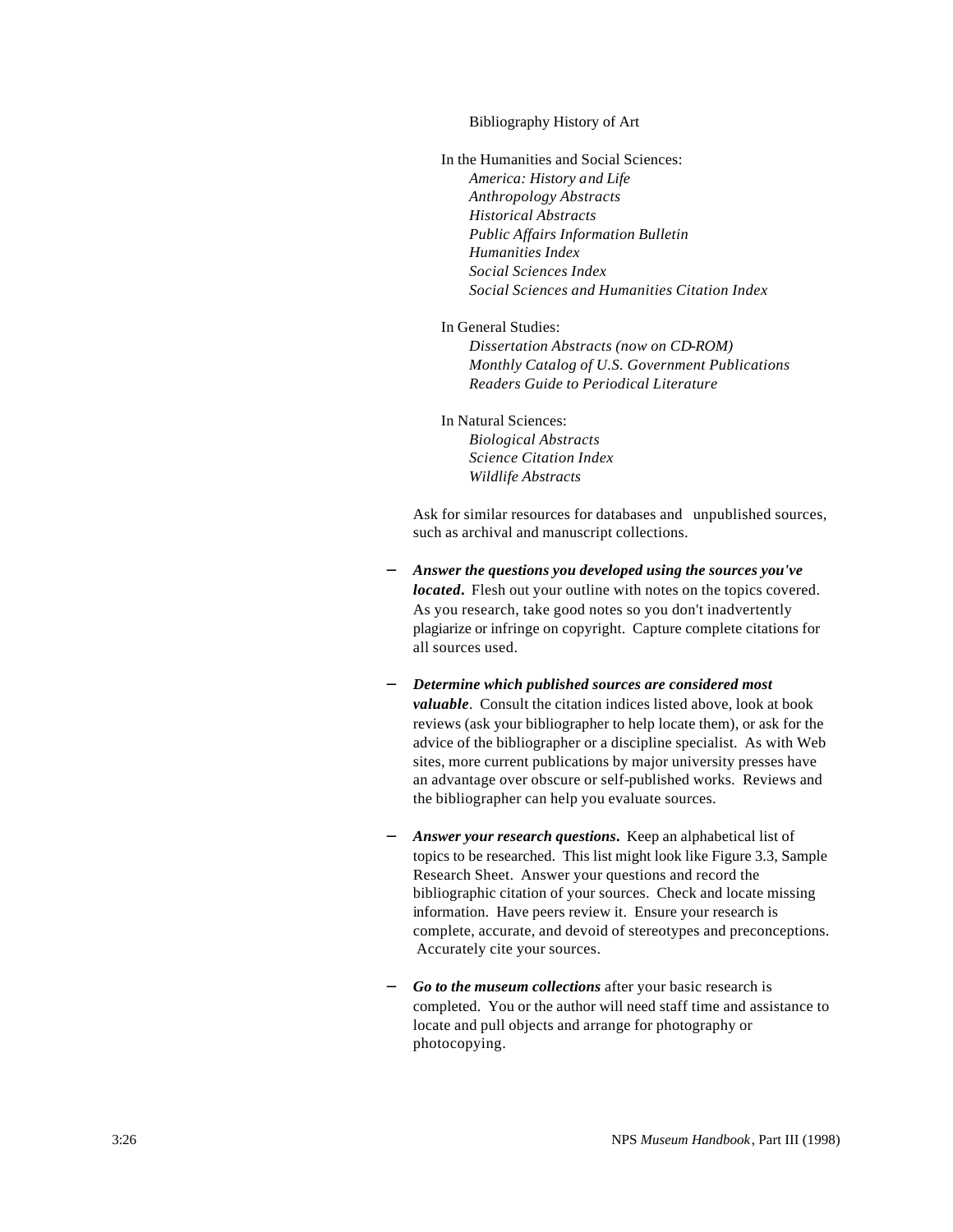Bibliography History of Art

In the Humanities and Social Sciences:

*America: History and Life*
*Anthropology Abstracts*
*Historical Abstracts*
*Public Affairs Information Bulletin*
*Humanities Index*
*Social Sciences Index*
*Social Sciences and Humanities Citation Index*

In General Studies:

*Dissertation Abstracts (now on CD-ROM)*
*Monthly Catalog of U.S. Government Publications*
*Readers Guide to Periodical Literature*

In Natural Sciences:

*Biological Abstracts*
*Science Citation Index*
*Wildlife Abstracts*

Ask for similar resources for databases and unpublished sources, such as archival and manuscript collections.

– ***Answer the questions you developed using the sources you've located***. Flesh out your outline with notes on the topics covered. As you research, take good notes so you don't inadvertently plagiarize or infringe on copyright. Capture complete citations for all sources used.

– ***Determine which published sources are considered most valuable***. Consult the citation indices listed above, look at book reviews (ask your bibliographer to help locate them), or ask for the advice of the bibliographer or a discipline specialist. As with Web sites, more current publications by major university presses have an advantage over obscure or self-published works. Reviews and the bibliographer can help you evaluate sources.

– ***Answer your research questions***. Keep an alphabetical list of topics to be researched. This list might look like Figure 3.3, Sample Research Sheet. Answer your questions and record the bibliographic citation of your sources. Check and locate missing information. Have peers review it. Ensure your research is complete, accurate, and devoid of stereotypes and preconceptions. Accurately cite your sources.

– ***Go to the museum collections*** after your basic research is completed. You or the author will need staff time and assistance to locate and pull objects and arrange for photography or photocopying.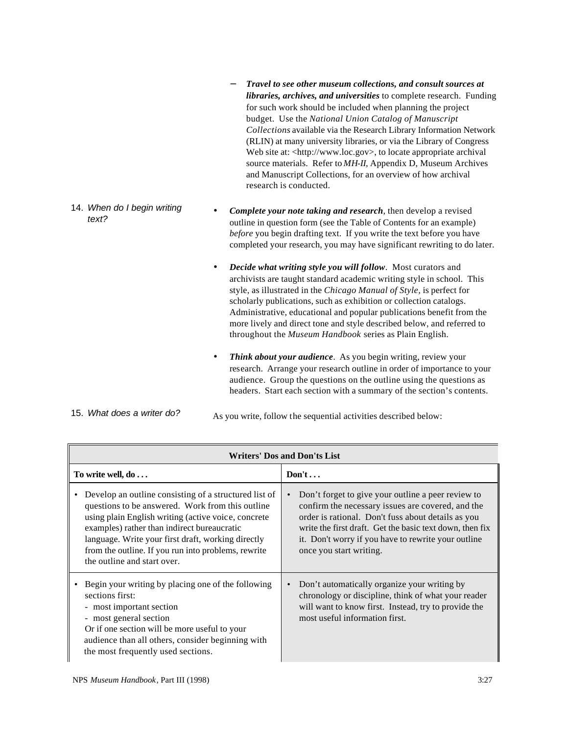- ***Travel to see other museum collections, and consult sources at libraries, archives, and universities*** to complete research. Funding for such work should be included when planning the project budget. Use the *National Union Catalog of Manuscript Collections* available via the Research Library Information Network (RLIN) at many university libraries, or via the Library of Congress Web site at: <http://www.loc.gov>, to locate appropriate archival source materials. Refer to *MH-II,* Appendix D, Museum Archives and Manuscript Collections, for an overview of how archival research is conducted.

14. *When do I begin writing text?*

- ***Complete your note taking and research***, then develop a revised outline in question form (see the Table of Contents for an example) *before* you begin drafting text. If you write the text before you have completed your research, you may have significant rewriting to do later.
- ***Decide what writing style you will follow***. Most curators and archivists are taught standard academic writing style in school. This style, as illustrated in the *Chicago Manual of Style*, is perfect for scholarly publications, such as exhibition or collection catalogs. Administrative, educational and popular publications benefit from the more lively and direct tone and style described below, and referred to throughout the *Museum Handbook* series as Plain English.
- ***Think about your audience***. As you begin writing, review your research. Arrange your research outline in order of importance to your audience. Group the questions on the outline using the questions as headers. Start each section with a summary of the section's contents.

15. *What does a writer do?*

As you write, follow the sequential activities described below:

| **Writers' Dos and Don'ts List** | |
|---|---|
| **To write well, do . . .** | **Don't . . .** |
| • Develop an outline consisting of a structured list of questions to be answered. Work from this outline using plain English writing (active voice, concrete examples) rather than indirect bureaucratic language. Write your first draft, working directly from the outline. If you run into problems, rewrite the outline and start over. | • Don't forget to give your outline a peer review to confirm the necessary issues are covered, and the order is rational. Don't fuss about details as you write the first draft. Get the basic text down, then fix it. Don't worry if you have to rewrite your outline once you start writing. |
| • Begin your writing by placing one of the following sections first:<br>- most important section<br>- most general section<br>Or if one section will be more useful to your audience than all others, consider beginning with the most frequently used sections. | • Don't automatically organize your writing by chronology or discipline, think of what your reader will want to know first. Instead, try to provide the most useful information first. |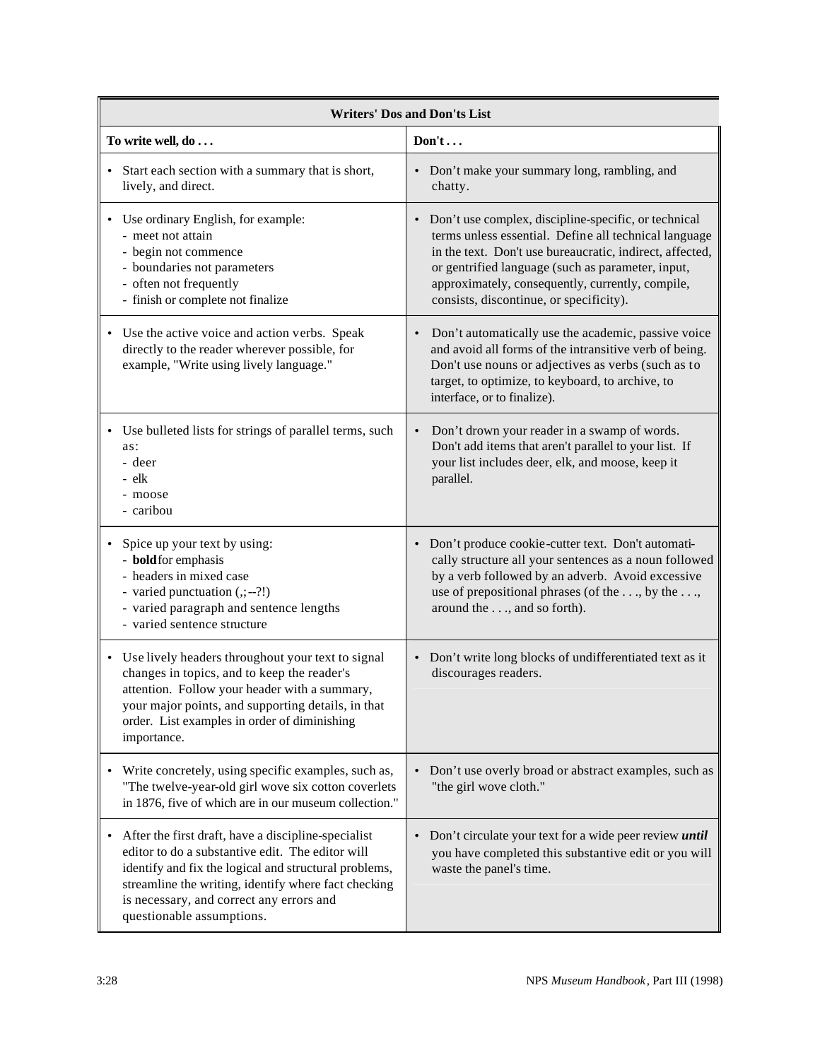| Writers' Dos and Don'ts List | |
|---|---|
| **To write well, do . . .** | **Don't . . .** |
| • Start each section with a summary that is short, lively, and direct. | • Don't make your summary long, rambling, and chatty. |
| • Use ordinary English, for example:<br>- meet not attain<br>- begin not commence<br>- boundaries not parameters<br>- often not frequently<br>- finish or complete not finalize | • Don't use complex, discipline-specific, or technical terms unless essential. Define all technical language in the text. Don't use bureaucratic, indirect, affected, or gentrified language (such as parameter, input, approximately, consequently, currently, compile, consists, discontinue, or specificity). |
| • Use the active voice and action verbs. Speak directly to the reader wherever possible, for example, "Write using lively language." | • Don't automatically use the academic, passive voice and avoid all forms of the intransitive verb of being. Don't use nouns or adjectives as verbs (such as to target, to optimize, to keyboard, to archive, to interface, or to finalize). |
| • Use bulleted lists for strings of parallel terms, such as:<br>- deer<br>- elk<br>- moose<br>- caribou | • Don't drown your reader in a swamp of words. Don't add items that aren't parallel to your list. If your list includes deer, elk, and moose, keep it parallel. |
| • Spice up your text by using:<br>- **bold** for emphasis<br>- headers in mixed case<br>- varied punctuation (,;--?!)<br>- varied paragraph and sentence lengths<br>- varied sentence structure | • Don't produce cookie-cutter text. Don't automatically structure all your sentences as a noun followed by a verb followed by an adverb. Avoid excessive use of prepositional phrases (of the . . ., by the . . ., around the . . ., and so forth). |
| • Use lively headers throughout your text to signal changes in topics, and to keep the reader's attention. Follow your header with a summary, your major points, and supporting details, in that order. List examples in order of diminishing importance. | • Don't write long blocks of undifferentiated text as it discourages readers. |
| • Write concretely, using specific examples, such as, "The twelve-year-old girl wove six cotton coverlets in 1876, five of which are in our museum collection." | • Don't use overly broad or abstract examples, such as "the girl wove cloth." |
| • After the first draft, have a discipline-specialist editor to do a substantive edit. The editor will identify and fix the logical and structural problems, streamline the writing, identify where fact checking is necessary, and correct any errors and questionable assumptions. | • Don't circulate your text for a wide peer review ***until*** you have completed this substantive edit or you will waste the panel's time. |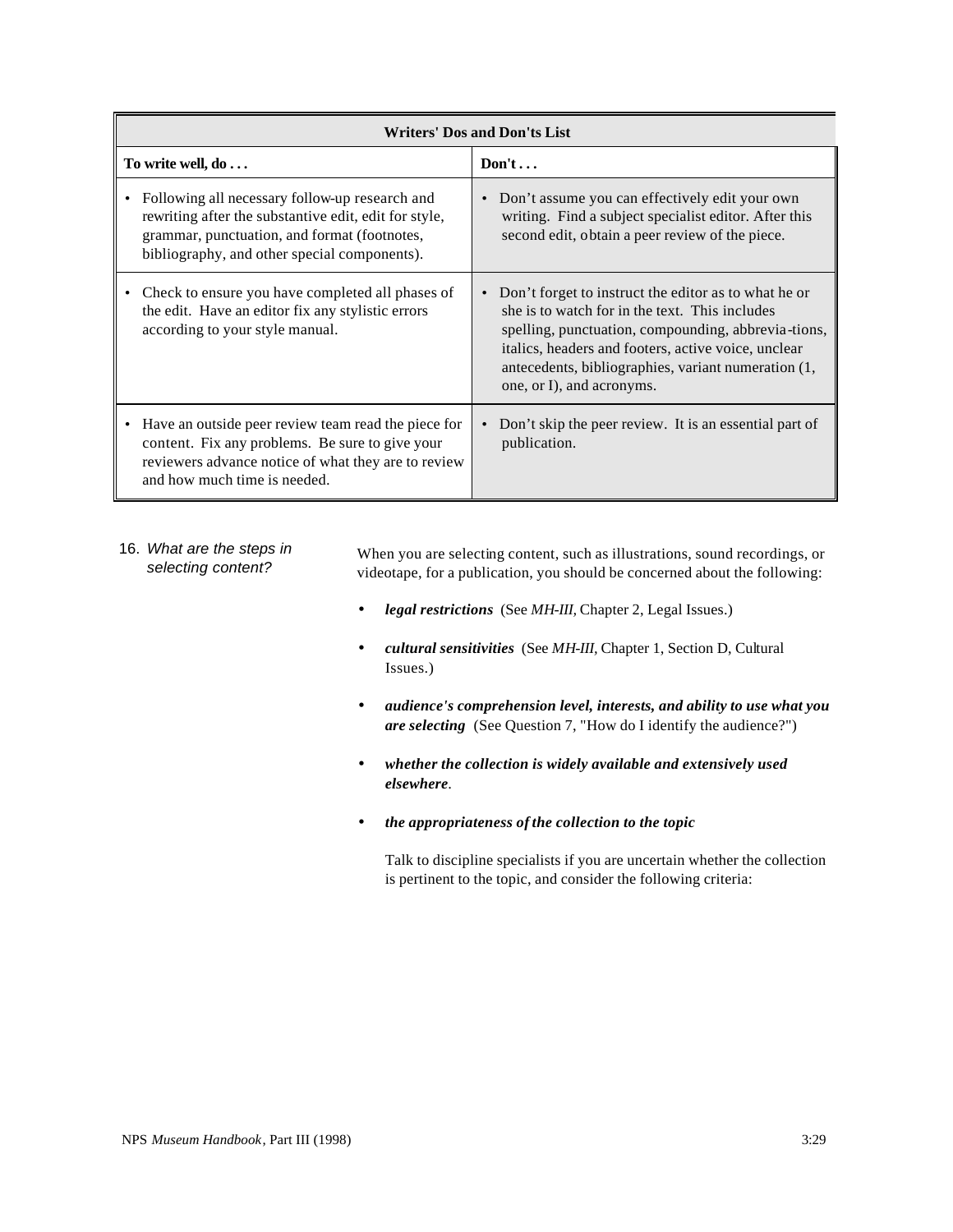| Writers' Dos and Don'ts List | |
|---|---|
| **To write well, do . . .** | **Don't . . .** |
| • Following all necessary follow-up research and rewriting after the substantive edit, edit for style, grammar, punctuation, and format (footnotes, bibliography, and other special components). | • Don't assume you can effectively edit your own writing. Find a subject specialist editor. After this second edit, obtain a peer review of the piece. |
| • Check to ensure you have completed all phases of the edit. Have an editor fix any stylistic errors according to your style manual. | • Don't forget to instruct the editor as to what he or she is to watch for in the text. This includes spelling, punctuation, compounding, abbrevia-tions, italics, headers and footers, active voice, unclear antecedents, bibliographies, variant numeration (1, one, or I), and acronyms. |
| • Have an outside peer review team read the piece for content. Fix any problems. Be sure to give your reviewers advance notice of what they are to review and how much time is needed. | • Don't skip the peer review. It is an essential part of publication. |

16. *What are the steps in selecting content?*

When you are selecting content, such as illustrations, sound recordings, or videotape, for a publication, you should be concerned about the following:

- ***legal restrictions*** (See *MH-III,* Chapter 2, Legal Issues.)
- ***cultural sensitivities*** (See *MH-III,* Chapter 1, Section D, Cultural Issues.)
- ***audience's comprehension level, interests, and ability to use what you are selecting*** (See Question 7, "How do I identify the audience?")
- ***whether the collection is widely available and extensively used elsewhere***.
- ***the appropriateness of the collection to the topic***

  Talk to discipline specialists if you are uncertain whether the collection is pertinent to the topic, and consider the following criteria: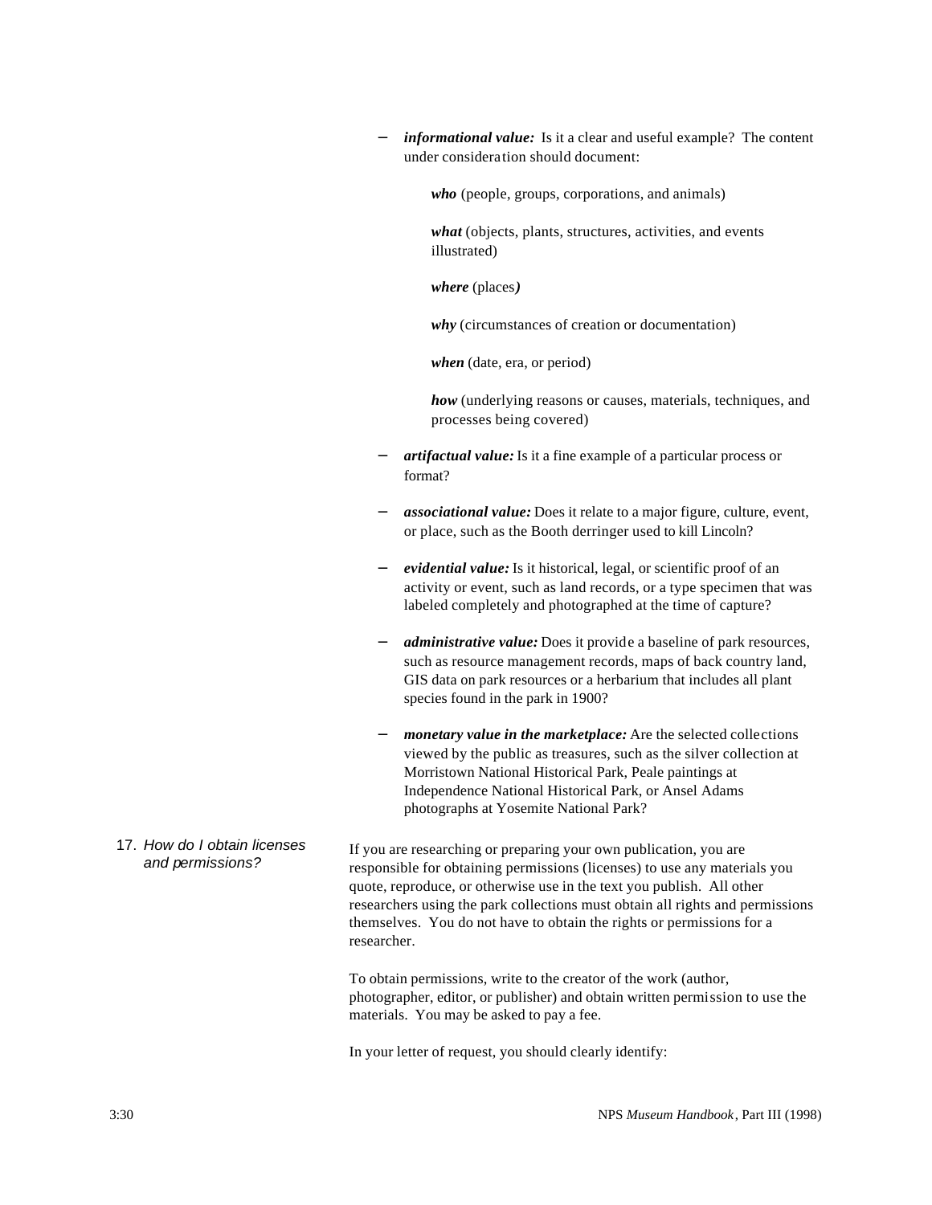- ***informational value:*** Is it a clear and useful example? The content under consideration should document:

  ***who*** (people, groups, corporations, and animals)

  ***what*** (objects, plants, structures, activities, and events illustrated)

  ***where*** (places)

  ***why*** (circumstances of creation or documentation)

  ***when*** (date, era, or period)

  ***how*** (underlying reasons or causes, materials, techniques, and processes being covered)

- ***artifactual value:*** Is it a fine example of a particular process or format?

- ***associational value:*** Does it relate to a major figure, culture, event, or place, such as the Booth derringer used to kill Lincoln?

- ***evidential value:*** Is it historical, legal, or scientific proof of an activity or event, such as land records, or a type specimen that was labeled completely and photographed at the time of capture?

- ***administrative value:*** Does it provide a baseline of park resources, such as resource management records, maps of back country land, GIS data on park resources or a herbarium that includes all plant species found in the park in 1900?

- ***monetary value in the marketplace:*** Are the selected collections viewed by the public as treasures, such as the silver collection at Morristown National Historical Park, Peale paintings at Independence National Historical Park, or Ansel Adams photographs at Yosemite National Park?

### 17. *How do I obtain licenses and permissions?*

If you are researching or preparing your own publication, you are responsible for obtaining permissions (licenses) to use any materials you quote, reproduce, or otherwise use in the text you publish. All other researchers using the park collections must obtain all rights and permissions themselves. You do not have to obtain the rights or permissions for a researcher.

To obtain permissions, write to the creator of the work (author, photographer, editor, or publisher) and obtain written permission to use the materials. You may be asked to pay a fee.

In your letter of request, you should clearly identify: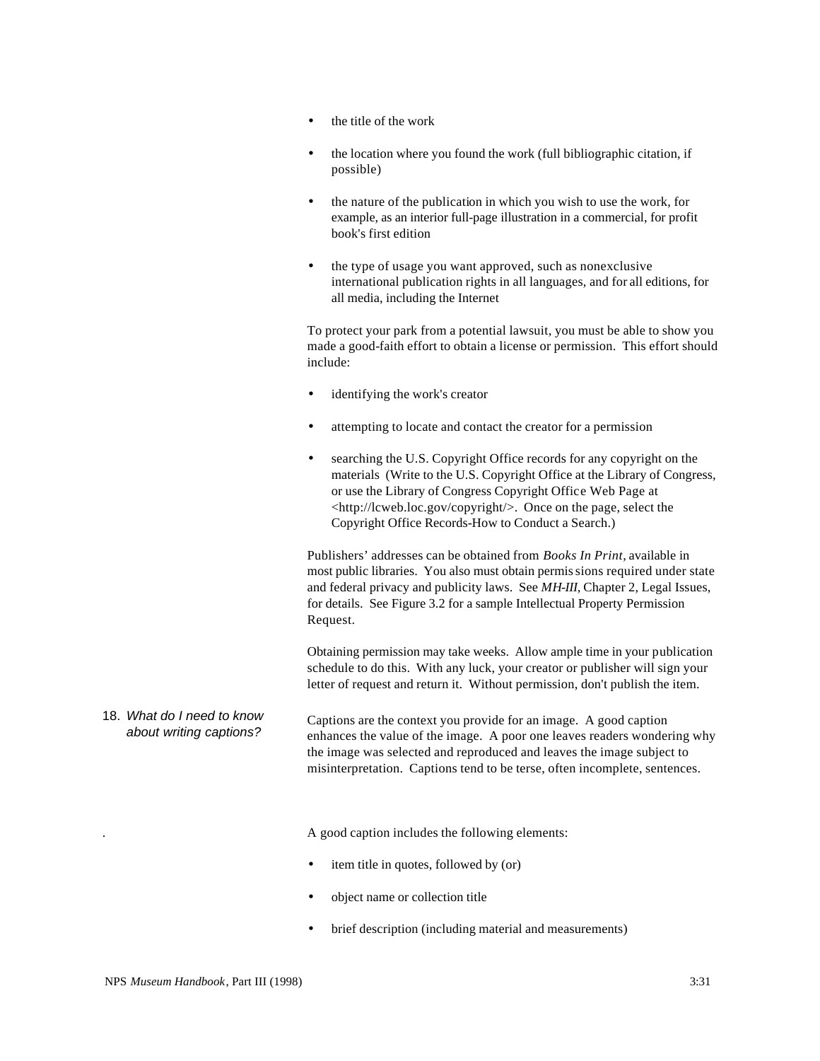- the title of the work
- the location where you found the work (full bibliographic citation, if possible)
- the nature of the publication in which you wish to use the work, for example, as an interior full-page illustration in a commercial, for profit book's first edition
- the type of usage you want approved, such as nonexclusive international publication rights in all languages, and for all editions, for all media, including the Internet

To protect your park from a potential lawsuit, you must be able to show you made a good-faith effort to obtain a license or permission. This effort should include:

- identifying the work's creator
- attempting to locate and contact the creator for a permission
- searching the U.S. Copyright Office records for any copyright on the materials (Write to the U.S. Copyright Office at the Library of Congress, or use the Library of Congress Copyright Office Web Page at <http://lcweb.loc.gov/copyright/>. Once on the page, select the Copyright Office Records-How to Conduct a Search.)

Publishers' addresses can be obtained from *Books In Print*, available in most public libraries. You also must obtain permissions required under state and federal privacy and publicity laws. See *MH-III*, Chapter 2, Legal Issues, for details. See Figure 3.2 for a sample Intellectual Property Permission Request.

Obtaining permission may take weeks. Allow ample time in your publication schedule to do this. With any luck, your creator or publisher will sign your letter of request and return it. Without permission, don't publish the item.

### 18. *What do I need to know about writing captions?*

Captions are the context you provide for an image. A good caption enhances the value of the image. A poor one leaves readers wondering why the image was selected and reproduced and leaves the image subject to misinterpretation. Captions tend to be terse, often incomplete, sentences.

A good caption includes the following elements:

- item title in quotes, followed by (or)
- object name or collection title
- brief description (including material and measurements)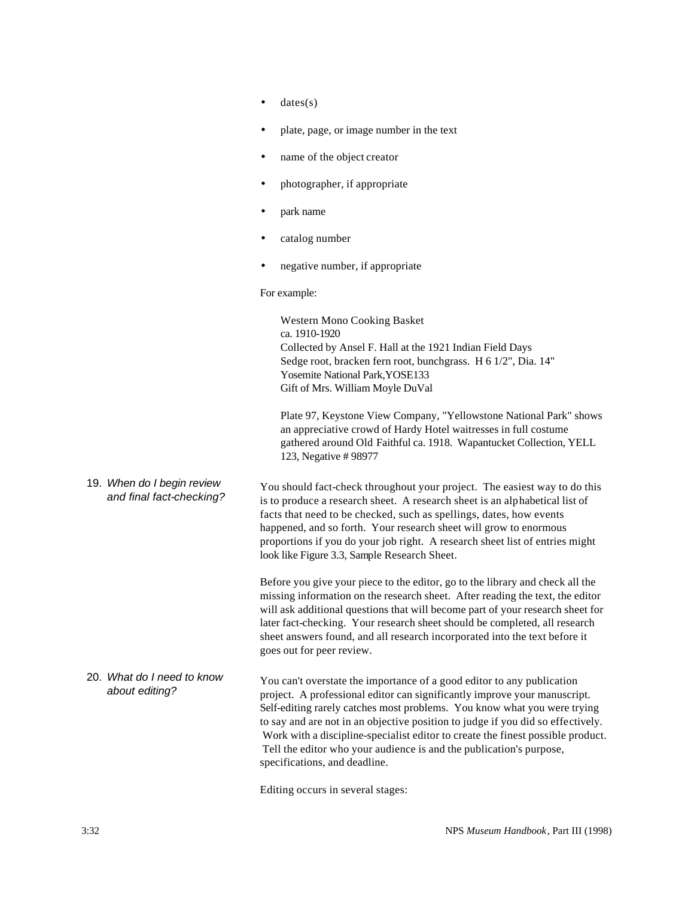- dates(s)
- plate, page, or image number in the text
- name of the object creator
- photographer, if appropriate
- park name
- catalog number
- negative number, if appropriate

For example:

> Western Mono Cooking Basket
> ca. 1910-1920
> Collected by Ansel F. Hall at the 1921 Indian Field Days
> Sedge root, bracken fern root, bunchgrass. H 6 1/2", Dia. 14"
> Yosemite National Park,YOSE133
> Gift of Mrs. William Moyle DuVal
>
> Plate 97, Keystone View Company, "Yellowstone National Park" shows an appreciative crowd of Hardy Hotel waitresses in full costume gathered around Old Faithful ca. 1918. Wapantucket Collection, YELL 123, Negative # 98977

19. *When do I begin review and final fact-checking?*

You should fact-check throughout your project. The easiest way to do this is to produce a research sheet. A research sheet is an alphabetical list of facts that need to be checked, such as spellings, dates, how events happened, and so forth. Your research sheet will grow to enormous proportions if you do your job right. A research sheet list of entries might look like Figure 3.3, Sample Research Sheet.

Before you give your piece to the editor, go to the library and check all the missing information on the research sheet. After reading the text, the editor will ask additional questions that will become part of your research sheet for later fact-checking. Your research sheet should be completed, all research sheet answers found, and all research incorporated into the text before it goes out for peer review.

20. *What do I need to know about editing?*

You can't overstate the importance of a good editor to any publication project. A professional editor can significantly improve your manuscript. Self-editing rarely catches most problems. You know what you were trying to say and are not in an objective position to judge if you did so effectively. Work with a discipline-specialist editor to create the finest possible product. Tell the editor who your audience is and the publication's purpose, specifications, and deadline.

Editing occurs in several stages: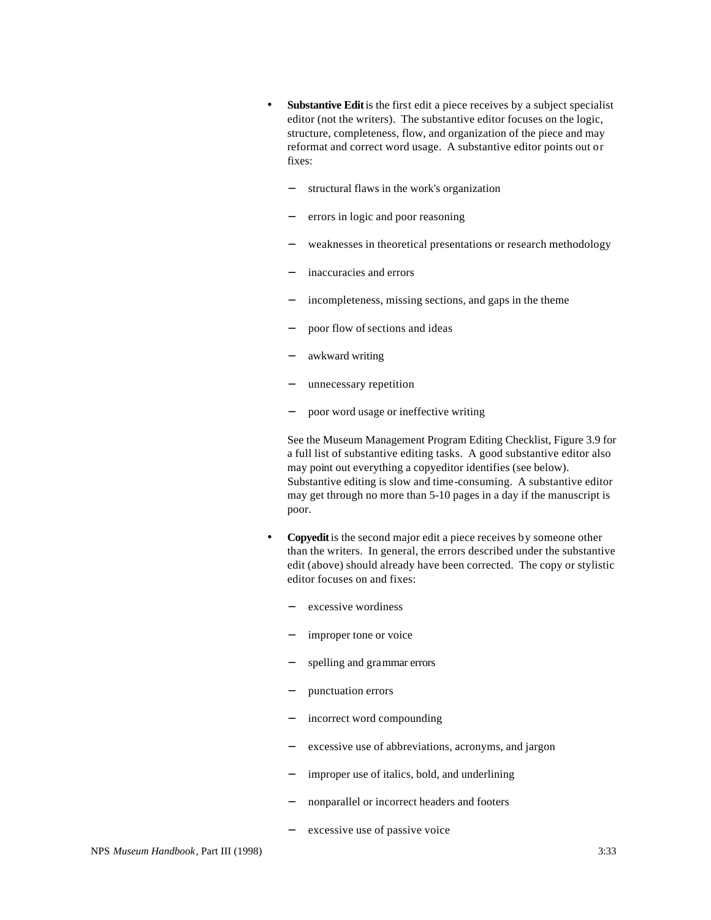- **Substantive Edit** is the first edit a piece receives by a subject specialist editor (not the writers). The substantive editor focuses on the logic, structure, completeness, flow, and organization of the piece and may reformat and correct word usage. A substantive editor points out or fixes:

  - structural flaws in the work's organization
  - errors in logic and poor reasoning
  - weaknesses in theoretical presentations or research methodology
  - inaccuracies and errors
  - incompleteness, missing sections, and gaps in the theme
  - poor flow of sections and ideas
  - awkward writing
  - unnecessary repetition
  - poor word usage or ineffective writing

  See the Museum Management Program Editing Checklist, Figure 3.9 for a full list of substantive editing tasks. A good substantive editor also may point out everything a copyeditor identifies (see below). Substantive editing is slow and time-consuming. A substantive editor may get through no more than 5-10 pages in a day if the manuscript is poor.

- **Copyedit** is the second major edit a piece receives by someone other than the writers. In general, the errors described under the substantive edit (above) should already have been corrected. The copy or stylistic editor focuses on and fixes:

  - excessive wordiness
  - improper tone or voice
  - spelling and grammar errors
  - punctuation errors
  - incorrect word compounding
  - excessive use of abbreviations, acronyms, and jargon
  - improper use of italics, bold, and underlining
  - nonparallel or incorrect headers and footers
  - excessive use of passive voice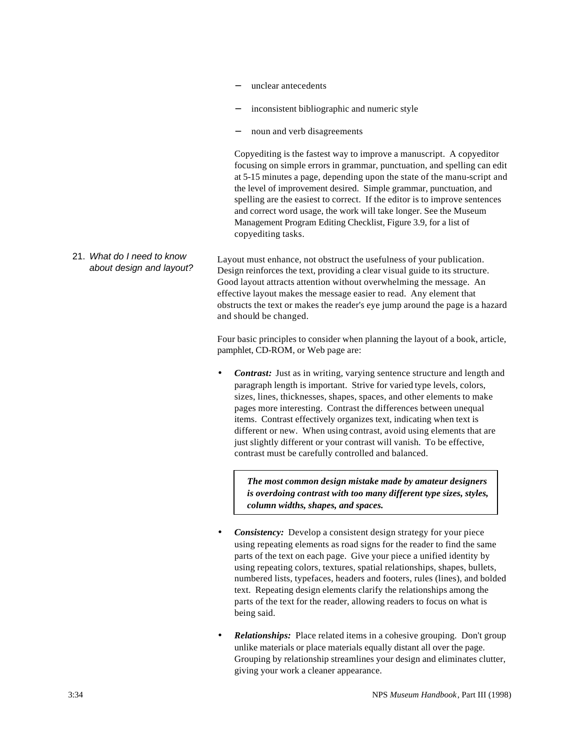- unclear antecedents
- inconsistent bibliographic and numeric style
- noun and verb disagreements

Copyediting is the fastest way to improve a manuscript. A copyeditor focusing on simple errors in grammar, punctuation, and spelling can edit at 5-15 minutes a page, depending upon the state of the manu-script and the level of improvement desired. Simple grammar, punctuation, and spelling are the easiest to correct. If the editor is to improve sentences and correct word usage, the work will take longer. See the Museum Management Program Editing Checklist, Figure 3.9, for a list of copyediting tasks.

### 21. *What do I need to know about design and layout?*

Layout must enhance, not obstruct the usefulness of your publication. Design reinforces the text, providing a clear visual guide to its structure. Good layout attracts attention without overwhelming the message. An effective layout makes the message easier to read. Any element that obstructs the text or makes the reader's eye jump around the page is a hazard and should be changed.

Four basic principles to consider when planning the layout of a book, article, pamphlet, CD-ROM, or Web page are:

- ***Contrast:*** Just as in writing, varying sentence structure and length and paragraph length is important. Strive for varied type levels, colors, sizes, lines, thicknesses, shapes, spaces, and other elements to make pages more interesting. Contrast the differences between unequal items. Contrast effectively organizes text, indicating when text is different or new. When using contrast, avoid using elements that are just slightly different or your contrast will vanish. To be effective, contrast must be carefully controlled and balanced.

> ***The most common design mistake made by amateur designers is overdoing contrast with too many different type sizes, styles, column widths, shapes, and spaces.***

- ***Consistency:*** Develop a consistent design strategy for your piece using repeating elements as road signs for the reader to find the same parts of the text on each page. Give your piece a unified identity by using repeating colors, textures, spatial relationships, shapes, bullets, numbered lists, typefaces, headers and footers, rules (lines), and bolded text. Repeating design elements clarify the relationships among the parts of the text for the reader, allowing readers to focus on what is being said.

- ***Relationships:*** Place related items in a cohesive grouping. Don't group unlike materials or place materials equally distant all over the page. Grouping by relationship streamlines your design and eliminates clutter, giving your work a cleaner appearance.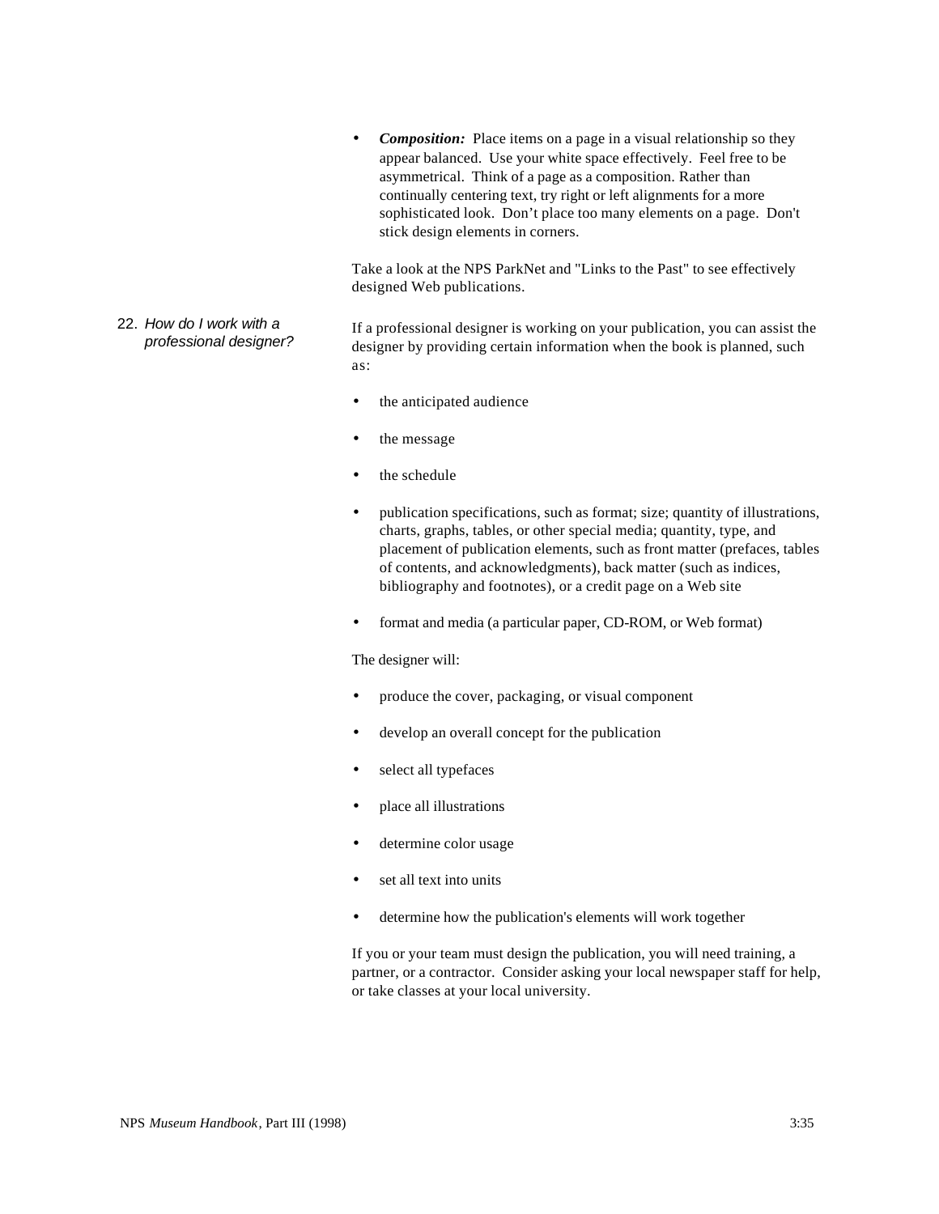- ***Composition:*** Place items on a page in a visual relationship so they appear balanced. Use your white space effectively. Feel free to be asymmetrical. Think of a page as a composition. Rather than continually centering text, try right or left alignments for a more sophisticated look. Don't place too many elements on a page. Don't stick design elements in corners.

Take a look at the NPS ParkNet and "Links to the Past" to see effectively designed Web publications.

### 22. *How do I work with a professional designer?*

If a professional designer is working on your publication, you can assist the designer by providing certain information when the book is planned, such as:

- the anticipated audience
- the message
- the schedule
- publication specifications, such as format; size; quantity of illustrations, charts, graphs, tables, or other special media; quantity, type, and placement of publication elements, such as front matter (prefaces, tables of contents, and acknowledgments), back matter (such as indices, bibliography and footnotes), or a credit page on a Web site
- format and media (a particular paper, CD-ROM, or Web format)

The designer will:

- produce the cover, packaging, or visual component
- develop an overall concept for the publication
- select all typefaces
- place all illustrations
- determine color usage
- set all text into units
- determine how the publication's elements will work together

If you or your team must design the publication, you will need training, a partner, or a contractor. Consider asking your local newspaper staff for help, or take classes at your local university.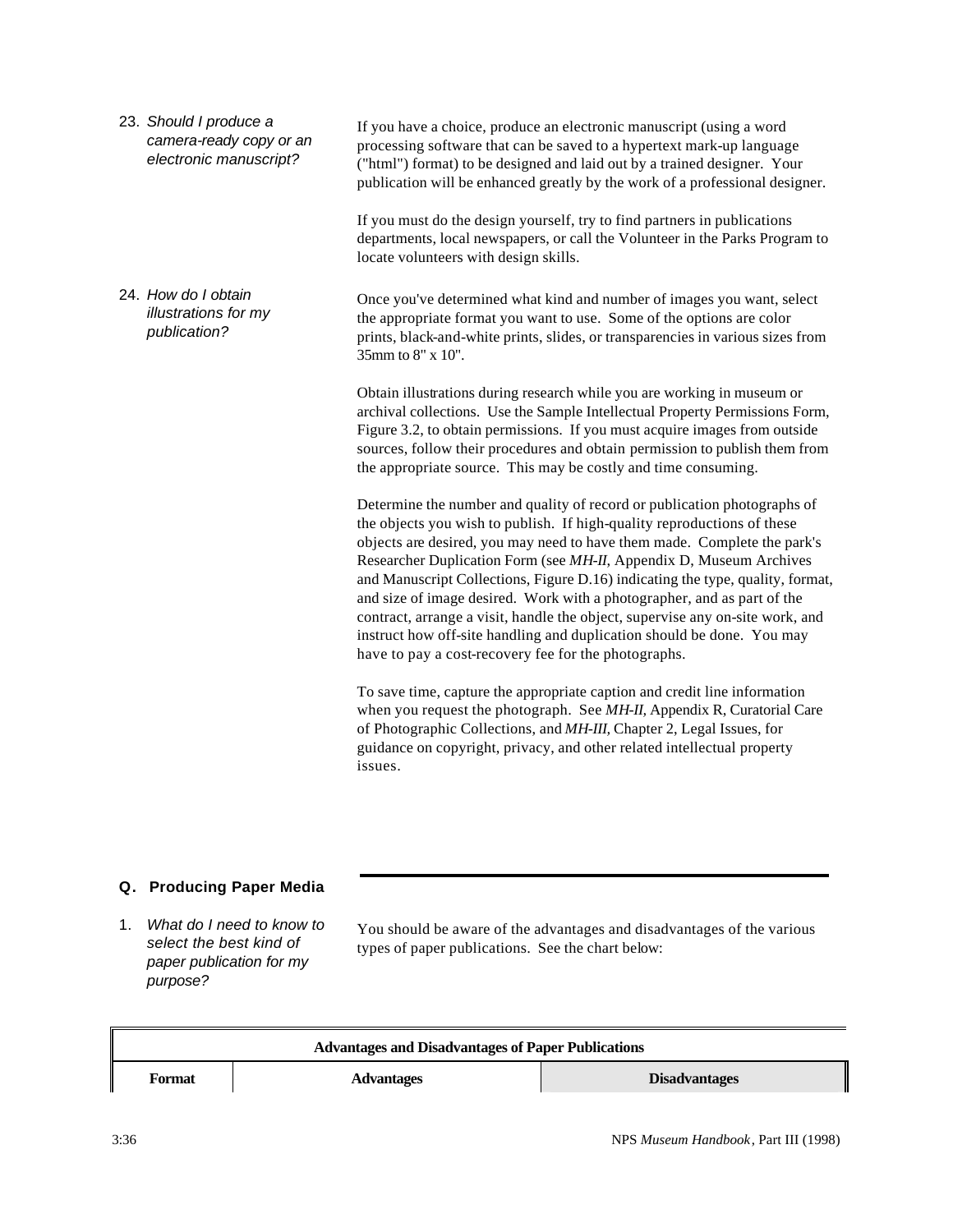23. *Should I produce a camera-ready copy or an electronic manuscript?*

If you have a choice, produce an electronic manuscript (using a word processing software that can be saved to a hypertext mark-up language ("html") format) to be designed and laid out by a trained designer. Your publication will be enhanced greatly by the work of a professional designer.

If you must do the design yourself, try to find partners in publications departments, local newspapers, or call the Volunteer in the Parks Program to locate volunteers with design skills.

24. *How do I obtain illustrations for my publication?*

Once you've determined what kind and number of images you want, select the appropriate format you want to use. Some of the options are color prints, black-and-white prints, slides, or transparencies in various sizes from 35mm to 8" x 10".

Obtain illustrations during research while you are working in museum or archival collections. Use the Sample Intellectual Property Permissions Form, Figure 3.2, to obtain permissions. If you must acquire images from outside sources, follow their procedures and obtain permission to publish them from the appropriate source. This may be costly and time consuming.

Determine the number and quality of record or publication photographs of the objects you wish to publish. If high-quality reproductions of these objects are desired, you may need to have them made. Complete the park's Researcher Duplication Form (see *MH-II*, Appendix D, Museum Archives and Manuscript Collections, Figure D.16) indicating the type, quality, format, and size of image desired. Work with a photographer, and as part of the contract, arrange a visit, handle the object, supervise any on-site work, and instruct how off-site handling and duplication should be done. You may have to pay a cost-recovery fee for the photographs.

To save time, capture the appropriate caption and credit line information when you request the photograph. See *MH-II*, Appendix R, Curatorial Care of Photographic Collections, and *MH-III*, Chapter 2, Legal Issues, for guidance on copyright, privacy, and other related intellectual property issues.

## Q. Producing Paper Media

1. *What do I need to know to select the best kind of paper publication for my purpose?*

You should be aware of the advantages and disadvantages of the various types of paper publications. See the chart below:

**Advantages and Disadvantages of Paper Publications**

| Format | Advantages | Disadvantages |
|---|---|---|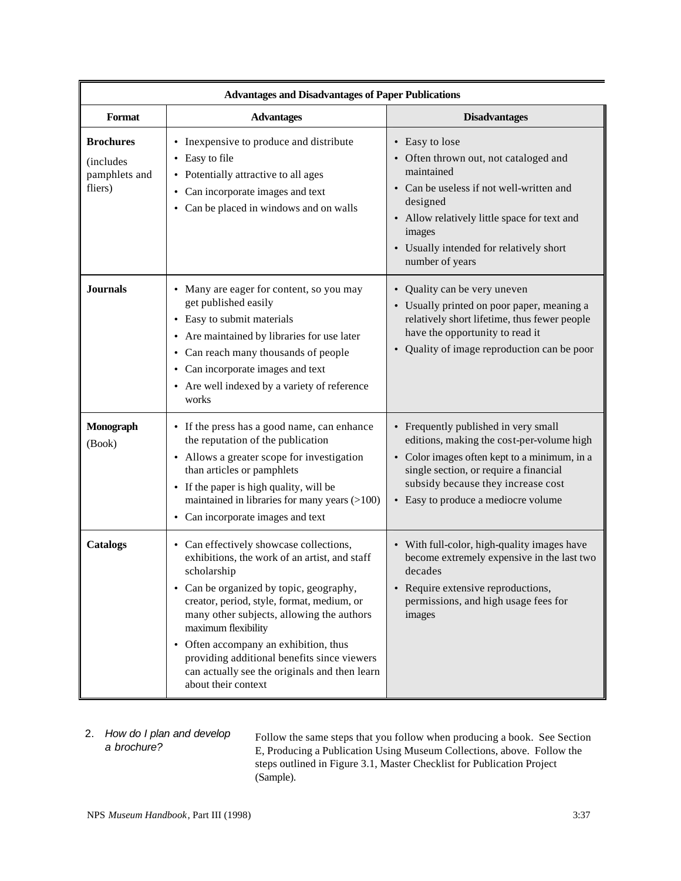| Advantages and Disadvantages of Paper Publications | | |
|---|---|---|
| **Format** | **Advantages** | **Disadvantages** |
| **Brochures** (includes pamphlets and fliers) | • Inexpensive to produce and distribute<br>• Easy to file<br>• Potentially attractive to all ages<br>• Can incorporate images and text<br>• Can be placed in windows and on walls | • Easy to lose<br>• Often thrown out, not cataloged and maintained<br>• Can be useless if not well-written and designed<br>• Allow relatively little space for text and images<br>• Usually intended for relatively short number of years |
| **Journals** | • Many are eager for content, so you may get published easily<br>• Easy to submit materials<br>• Are maintained by libraries for use later<br>• Can reach many thousands of people<br>• Can incorporate images and text<br>• Are well indexed by a variety of reference works | • Quality can be very uneven<br>• Usually printed on poor paper, meaning a relatively short lifetime, thus fewer people have the opportunity to read it<br>• Quality of image reproduction can be poor |
| **Monograph** (Book) | • If the press has a good name, can enhance the reputation of the publication<br>• Allows a greater scope for investigation than articles or pamphlets<br>• If the paper is high quality, will be maintained in libraries for many years (>100)<br>• Can incorporate images and text | • Frequently published in very small editions, making the cost-per-volume high<br>• Color images often kept to a minimum, in a single section, or require a financial subsidy because they increase cost<br>• Easy to produce a mediocre volume |
| **Catalogs** | • Can effectively showcase collections, exhibitions, the work of an artist, and staff scholarship<br>• Can be organized by topic, geography, creator, period, style, format, medium, or many other subjects, allowing the authors maximum flexibility<br>• Often accompany an exhibition, thus providing additional benefits since viewers can actually see the originals and then learn about their context | • With full-color, high-quality images have become extremely expensive in the last two decades<br>• Require extensive reproductions, permissions, and high usage fees for images |

2. *How do I plan and develop a brochure?*

Follow the same steps that you follow when producing a book. See Section E, Producing a Publication Using Museum Collections, above. Follow the steps outlined in Figure 3.1, Master Checklist for Publication Project (Sample).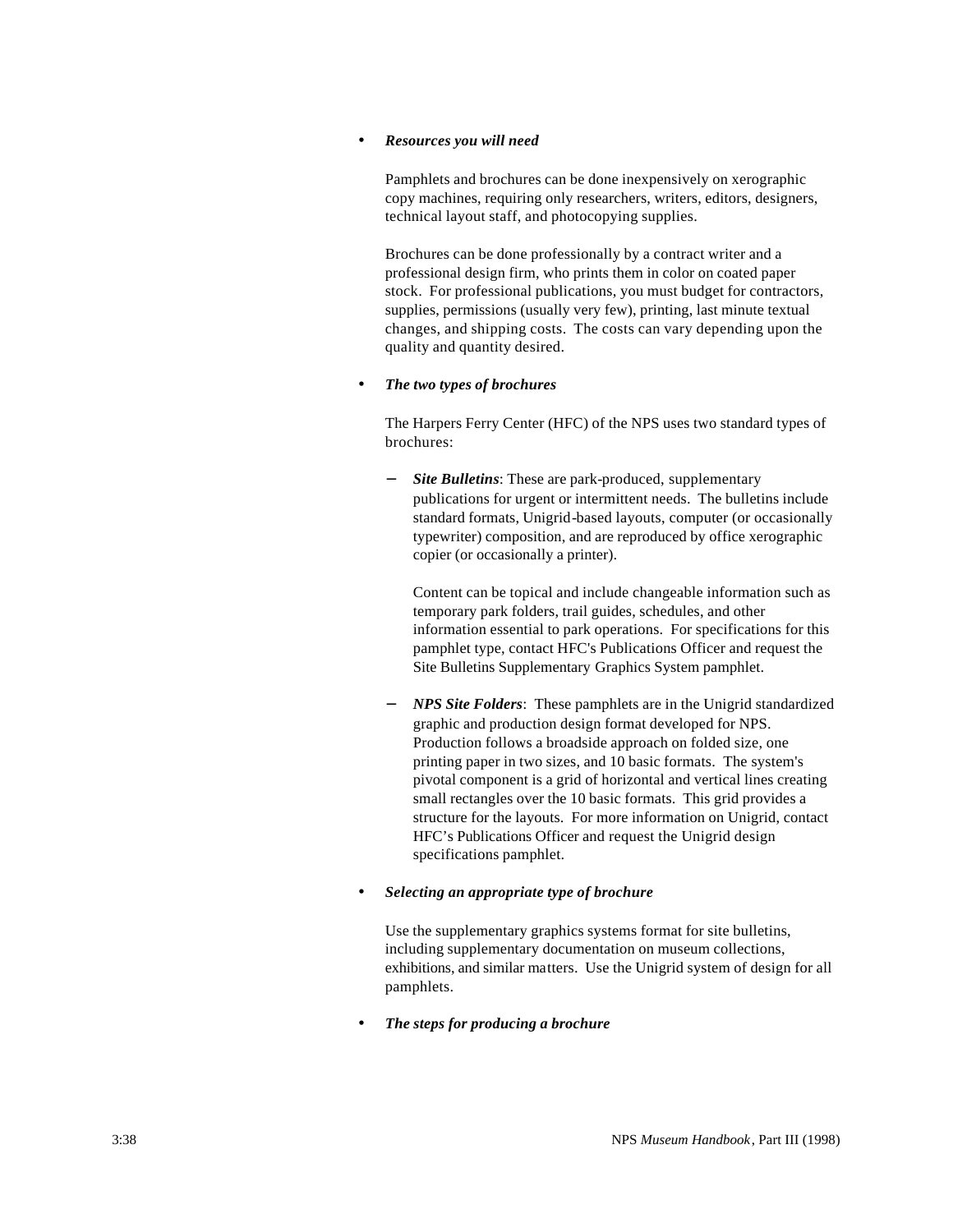- ***Resources you will need***

  Pamphlets and brochures can be done inexpensively on xerographic copy machines, requiring only researchers, writers, editors, designers, technical layout staff, and photocopying supplies.

  Brochures can be done professionally by a contract writer and a professional design firm, who prints them in color on coated paper stock. For professional publications, you must budget for contractors, supplies, permissions (usually very few), printing, last minute textual changes, and shipping costs. The costs can vary depending upon the quality and quantity desired.

- ***The two types of brochures***

  The Harpers Ferry Center (HFC) of the NPS uses two standard types of brochures:

  - ***Site Bulletins***: These are park-produced, supplementary publications for urgent or intermittent needs. The bulletins include standard formats, Unigrid-based layouts, computer (or occasionally typewriter) composition, and are reproduced by office xerographic copier (or occasionally a printer).

    Content can be topical and include changeable information such as temporary park folders, trail guides, schedules, and other information essential to park operations. For specifications for this pamphlet type, contact HFC's Publications Officer and request the Site Bulletins Supplementary Graphics System pamphlet.

  - ***NPS Site Folders***: These pamphlets are in the Unigrid standardized graphic and production design format developed for NPS. Production follows a broadside approach on folded size, one printing paper in two sizes, and 10 basic formats. The system's pivotal component is a grid of horizontal and vertical lines creating small rectangles over the 10 basic formats. This grid provides a structure for the layouts. For more information on Unigrid, contact HFC's Publications Officer and request the Unigrid design specifications pamphlet.

- ***Selecting an appropriate type of brochure***

  Use the supplementary graphics systems format for site bulletins, including supplementary documentation on museum collections, exhibitions, and similar matters. Use the Unigrid system of design for all pamphlets.

- ***The steps for producing a brochure***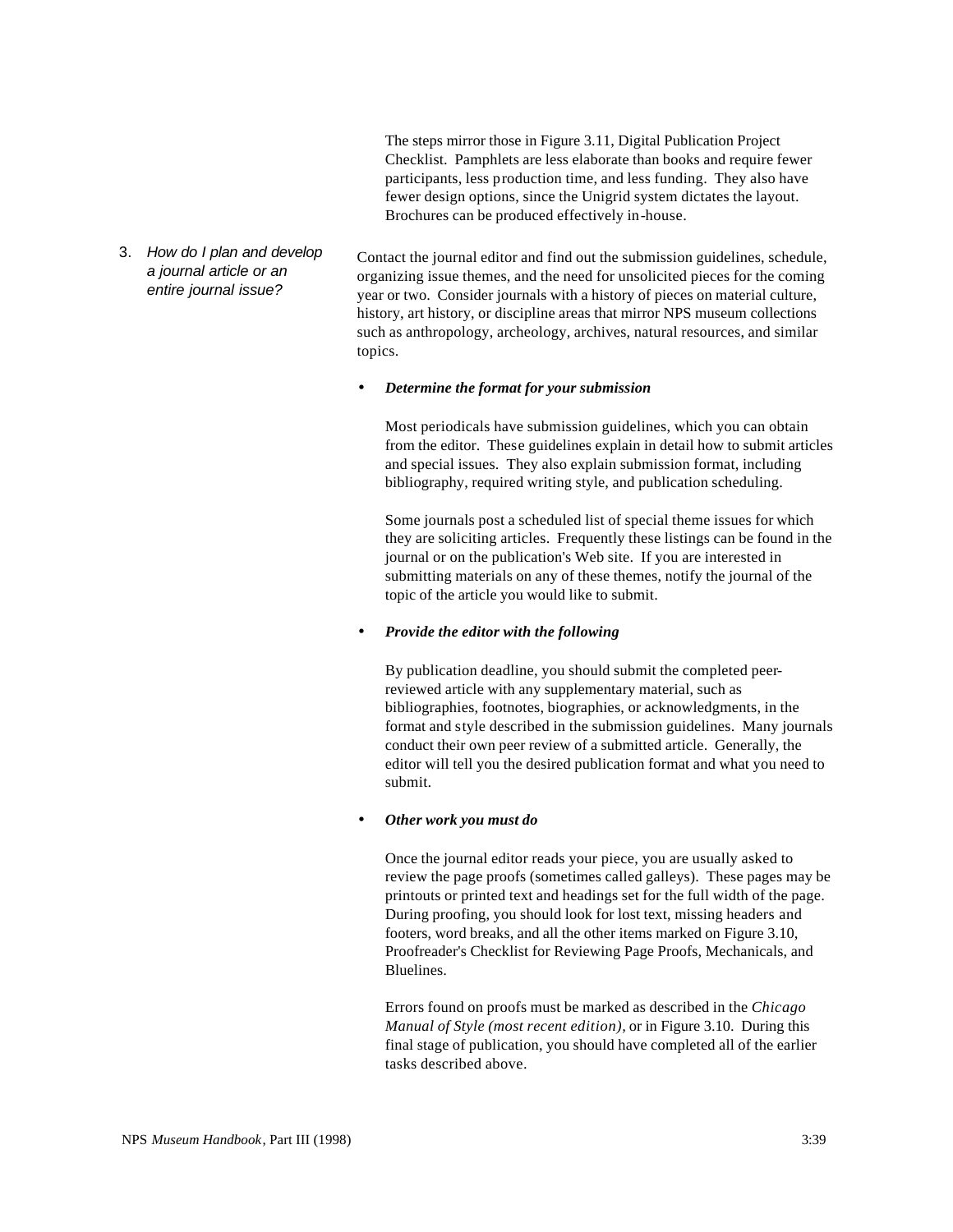The steps mirror those in Figure 3.11, Digital Publication Project Checklist. Pamphlets are less elaborate than books and require fewer participants, less production time, and less funding. They also have fewer design options, since the Unigrid system dictates the layout. Brochures can be produced effectively in-house.

3. *How do I plan and develop a journal article or an entire journal issue?*

Contact the journal editor and find out the submission guidelines, schedule, organizing issue themes, and the need for unsolicited pieces for the coming year or two. Consider journals with a history of pieces on material culture, history, art history, or discipline areas that mirror NPS museum collections such as anthropology, archeology, archives, natural resources, and similar topics.

- ***Determine the format for your submission***

  Most periodicals have submission guidelines, which you can obtain from the editor. These guidelines explain in detail how to submit articles and special issues. They also explain submission format, including bibliography, required writing style, and publication scheduling.

  Some journals post a scheduled list of special theme issues for which they are soliciting articles. Frequently these listings can be found in the journal or on the publication's Web site. If you are interested in submitting materials on any of these themes, notify the journal of the topic of the article you would like to submit.

- ***Provide the editor with the following***

  By publication deadline, you should submit the completed peer-reviewed article with any supplementary material, such as bibliographies, footnotes, biographies, or acknowledgments, in the format and style described in the submission guidelines. Many journals conduct their own peer review of a submitted article. Generally, the editor will tell you the desired publication format and what you need to submit.

- ***Other work you must do***

  Once the journal editor reads your piece, you are usually asked to review the page proofs (sometimes called galleys). These pages may be printouts or printed text and headings set for the full width of the page. During proofing, you should look for lost text, missing headers and footers, word breaks, and all the other items marked on Figure 3.10, Proofreader's Checklist for Reviewing Page Proofs, Mechanicals, and Bluelines.

  Errors found on proofs must be marked as described in the *Chicago Manual of Style (most recent edition)*, or in Figure 3.10. During this final stage of publication, you should have completed all of the earlier tasks described above.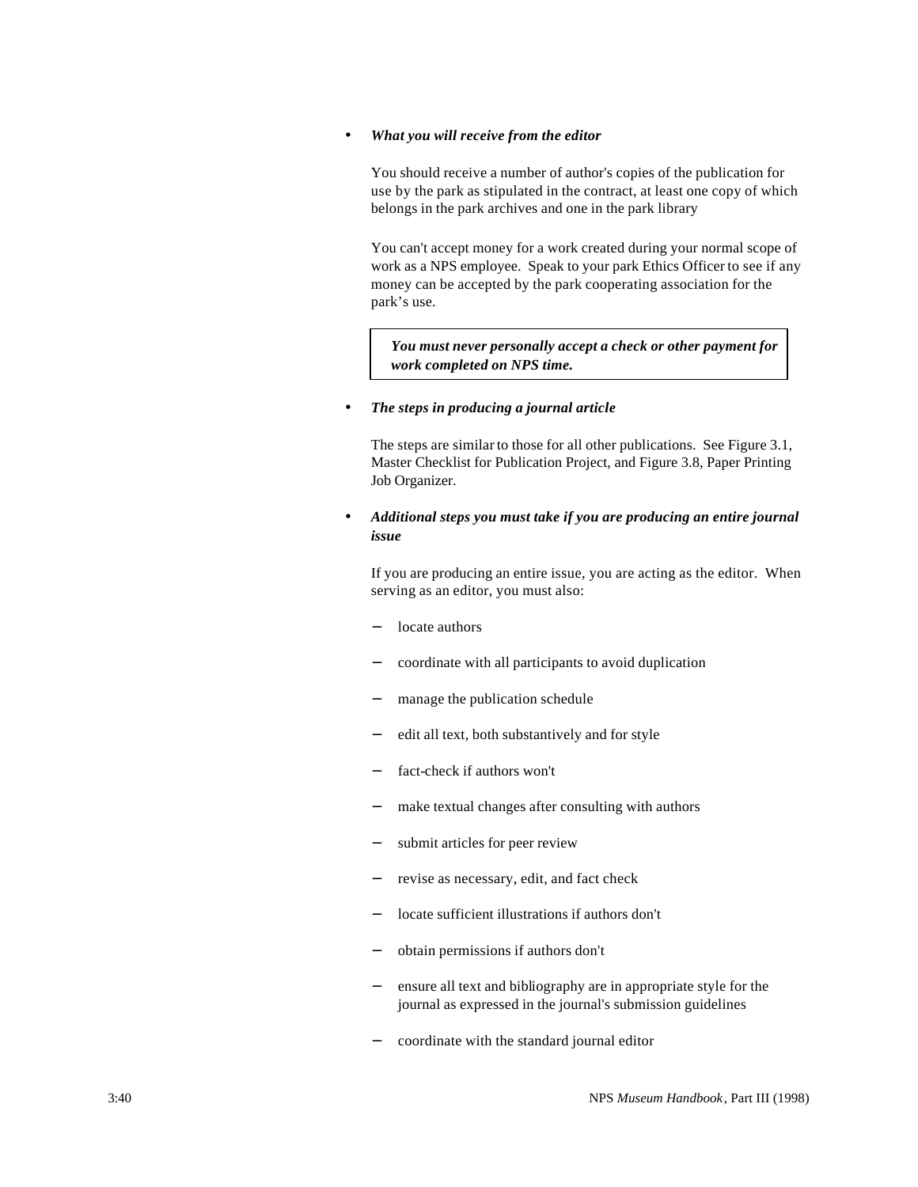- ***What you will receive from the editor***

  You should receive a number of author's copies of the publication for use by the park as stipulated in the contract, at least one copy of which belongs in the park archives and one in the park library

  You can't accept money for a work created during your normal scope of work as a NPS employee. Speak to your park Ethics Officer to see if any money can be accepted by the park cooperating association for the park's use.

  > ***You must never personally accept a check or other payment for work completed on NPS time.***

- ***The steps in producing a journal article***

  The steps are similar to those for all other publications. See Figure 3.1, Master Checklist for Publication Project, and Figure 3.8, Paper Printing Job Organizer.

- ***Additional steps you must take if you are producing an entire journal issue***

  If you are producing an entire issue, you are acting as the editor. When serving as an editor, you must also:

  - locate authors
  - coordinate with all participants to avoid duplication
  - manage the publication schedule
  - edit all text, both substantively and for style
  - fact-check if authors won't
  - make textual changes after consulting with authors
  - submit articles for peer review
  - revise as necessary, edit, and fact check
  - locate sufficient illustrations if authors don't
  - obtain permissions if authors don't
  - ensure all text and bibliography are in appropriate style for the journal as expressed in the journal's submission guidelines
  - coordinate with the standard journal editor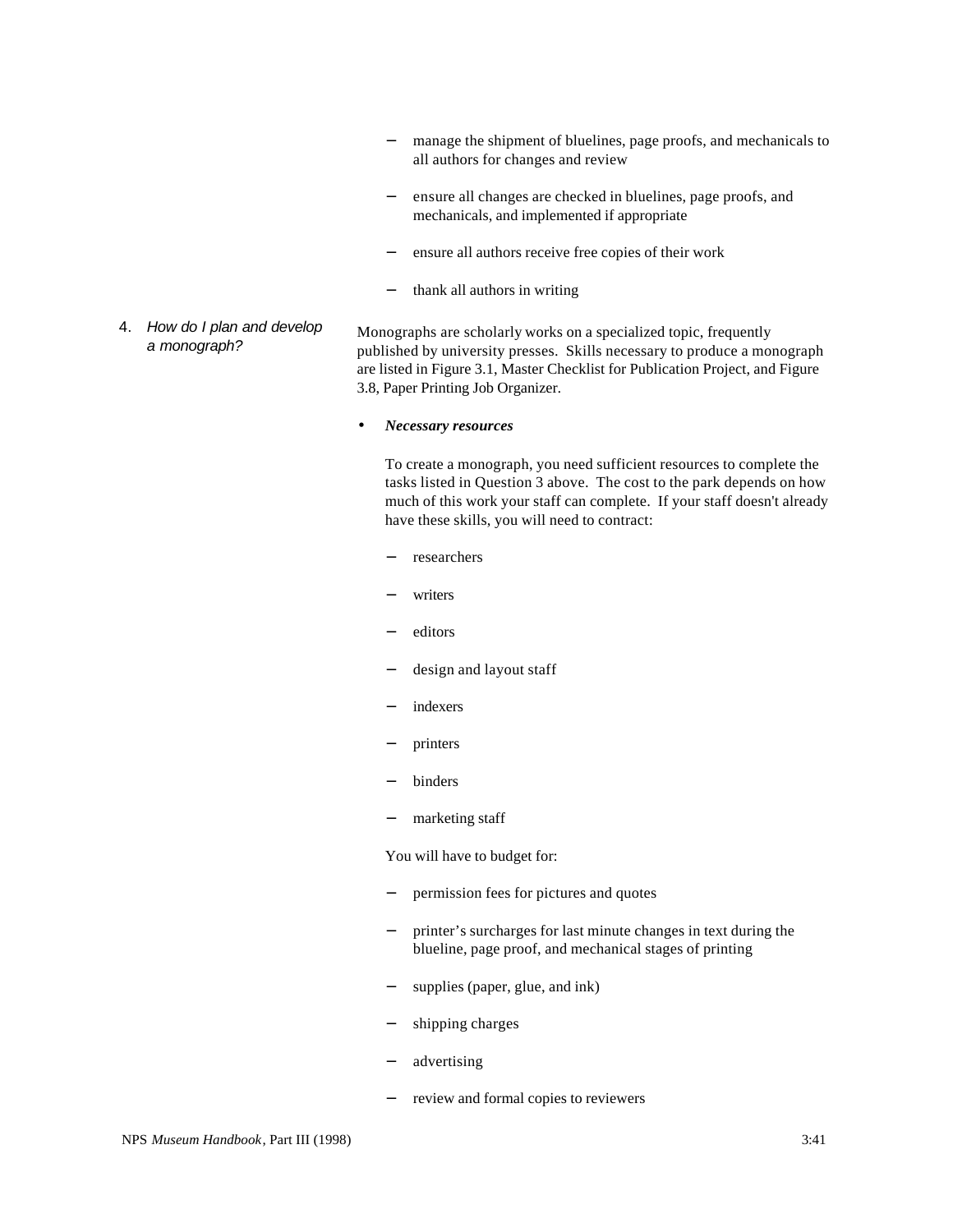- manage the shipment of bluelines, page proofs, and mechanicals to all authors for changes and review
- ensure all changes are checked in bluelines, page proofs, and mechanicals, and implemented if appropriate
- ensure all authors receive free copies of their work
- thank all authors in writing

### 4. *How do I plan and develop a monograph?*

Monographs are scholarly works on a specialized topic, frequently published by university presses. Skills necessary to produce a monograph are listed in Figure 3.1, Master Checklist for Publication Project, and Figure 3.8, Paper Printing Job Organizer.

- ***Necessary resources***

  To create a monograph, you need sufficient resources to complete the tasks listed in Question 3 above. The cost to the park depends on how much of this work your staff can complete. If your staff doesn't already have these skills, you will need to contract:

  - researchers
  - writers
  - editors
  - design and layout staff
  - indexers
  - printers
  - binders
  - marketing staff

  You will have to budget for:

  - permission fees for pictures and quotes
  - printer's surcharges for last minute changes in text during the blueline, page proof, and mechanical stages of printing
  - supplies (paper, glue, and ink)
  - shipping charges
  - advertising
  - review and formal copies to reviewers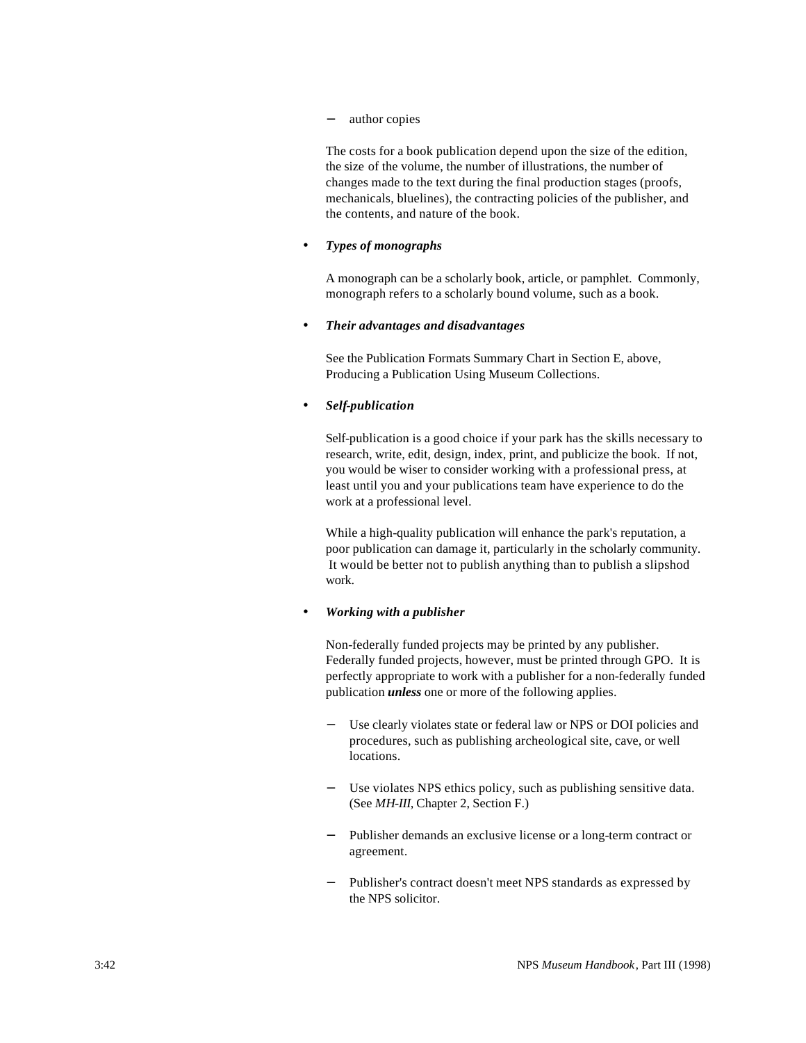- author copies

The costs for a book publication depend upon the size of the edition, the size of the volume, the number of illustrations, the number of changes made to the text during the final production stages (proofs, mechanicals, bluelines), the contracting policies of the publisher, and the contents, and nature of the book.

- ***Types of monographs***

  A monograph can be a scholarly book, article, or pamphlet. Commonly, monograph refers to a scholarly bound volume, such as a book.

- ***Their advantages and disadvantages***

  See the Publication Formats Summary Chart in Section E, above, Producing a Publication Using Museum Collections.

- ***Self-publication***

  Self-publication is a good choice if your park has the skills necessary to research, write, edit, design, index, print, and publicize the book. If not, you would be wiser to consider working with a professional press, at least until you and your publications team have experience to do the work at a professional level.

  While a high-quality publication will enhance the park's reputation, a poor publication can damage it, particularly in the scholarly community. It would be better not to publish anything than to publish a slipshod work.

- ***Working with a publisher***

  Non-federally funded projects may be printed by any publisher. Federally funded projects, however, must be printed through GPO. It is perfectly appropriate to work with a publisher for a non-federally funded publication ***unless*** one or more of the following applies.

  - Use clearly violates state or federal law or NPS or DOI policies and procedures, such as publishing archeological site, cave, or well locations.

  - Use violates NPS ethics policy, such as publishing sensitive data. (See *MH-III*, Chapter 2, Section F.)

  - Publisher demands an exclusive license or a long-term contract or agreement.

  - Publisher's contract doesn't meet NPS standards as expressed by the NPS solicitor.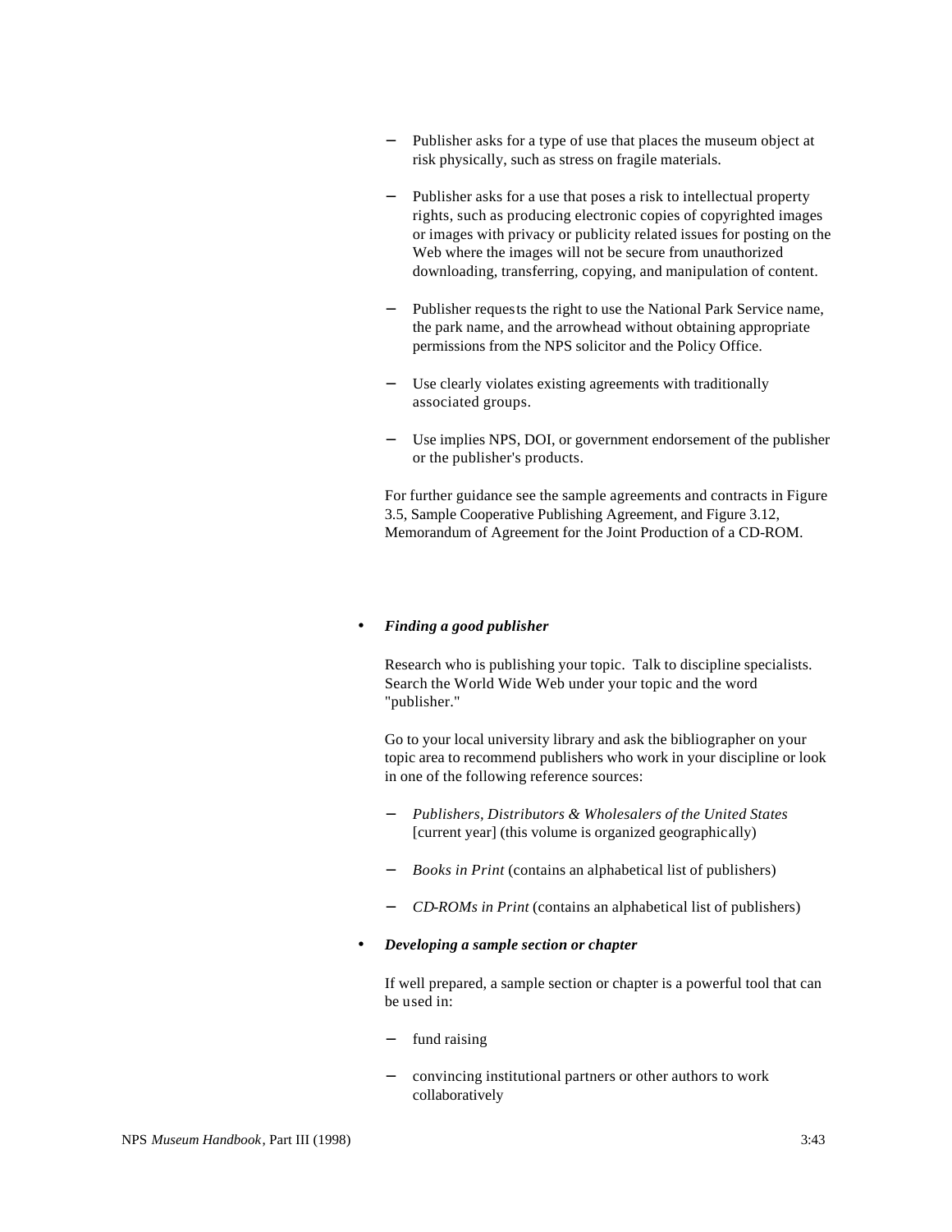- Publisher asks for a type of use that places the museum object at risk physically, such as stress on fragile materials.

- Publisher asks for a use that poses a risk to intellectual property rights, such as producing electronic copies of copyrighted images or images with privacy or publicity related issues for posting on the Web where the images will not be secure from unauthorized downloading, transferring, copying, and manipulation of content.

- Publisher requests the right to use the National Park Service name, the park name, and the arrowhead without obtaining appropriate permissions from the NPS solicitor and the Policy Office.

- Use clearly violates existing agreements with traditionally associated groups.

- Use implies NPS, DOI, or government endorsement of the publisher or the publisher's products.

For further guidance see the sample agreements and contracts in Figure 3.5, Sample Cooperative Publishing Agreement, and Figure 3.12, Memorandum of Agreement for the Joint Production of a CD-ROM.

- ***Finding a good publisher***

  Research who is publishing your topic. Talk to discipline specialists. Search the World Wide Web under your topic and the word "publisher."

  Go to your local university library and ask the bibliographer on your topic area to recommend publishers who work in your discipline or look in one of the following reference sources:

  - *Publishers, Distributors & Wholesalers of the United States* [current year] (this volume is organized geographically)

  - *Books in Print* (contains an alphabetical list of publishers)

  - *CD-ROMs in Print* (contains an alphabetical list of publishers)

- ***Developing a sample section or chapter***

  If well prepared, a sample section or chapter is a powerful tool that can be used in:

  - fund raising

  - convincing institutional partners or other authors to work collaboratively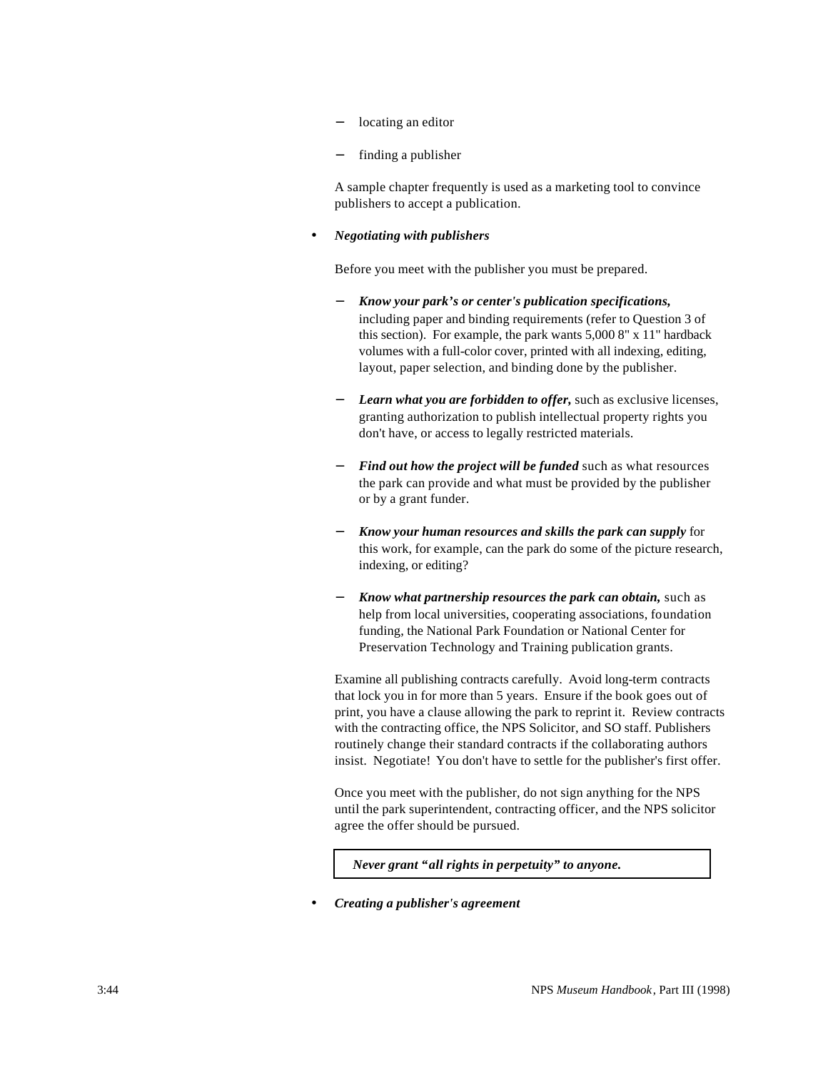- locating an editor
- finding a publisher

A sample chapter frequently is used as a marketing tool to convince publishers to accept a publication.

- ***Negotiating with publishers***

  Before you meet with the publisher you must be prepared.

  - ***Know your park's or center's publication specifications,*** including paper and binding requirements (refer to Question 3 of this section). For example, the park wants 5,000 8" x 11" hardback volumes with a full-color cover, printed with all indexing, editing, layout, paper selection, and binding done by the publisher.
  - ***Learn what you are forbidden to offer,*** such as exclusive licenses, granting authorization to publish intellectual property rights you don't have, or access to legally restricted materials.
  - ***Find out how the project will be funded*** such as what resources the park can provide and what must be provided by the publisher or by a grant funder.
  - ***Know your human resources and skills the park can supply*** for this work, for example, can the park do some of the picture research, indexing, or editing?
  - ***Know what partnership resources the park can obtain,*** such as help from local universities, cooperating associations, foundation funding, the National Park Foundation or National Center for Preservation Technology and Training publication grants.

  Examine all publishing contracts carefully. Avoid long-term contracts that lock you in for more than 5 years. Ensure if the book goes out of print, you have a clause allowing the park to reprint it. Review contracts with the contracting office, the NPS Solicitor, and SO staff. Publishers routinely change their standard contracts if the collaborating authors insist. Negotiate! You don't have to settle for the publisher's first offer.

  Once you meet with the publisher, do not sign anything for the NPS until the park superintendent, contracting officer, and the NPS solicitor agree the offer should be pursued.

  > ***Never grant "all rights in perpetuity" to anyone.***

- ***Creating a publisher's agreement***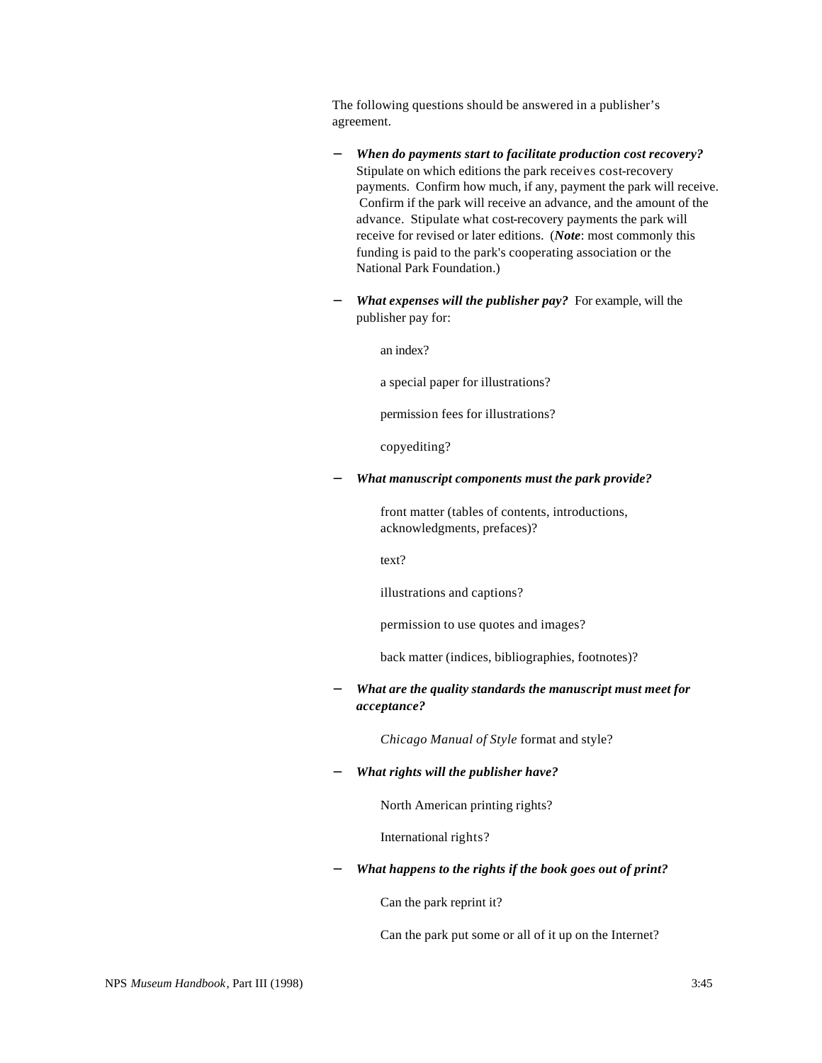The following questions should be answered in a publisher's agreement.

- ***When do payments start to facilitate production cost recovery?*** Stipulate on which editions the park receives cost-recovery payments. Confirm how much, if any, payment the park will receive. Confirm if the park will receive an advance, and the amount of the advance. Stipulate what cost-recovery payments the park will receive for revised or later editions. (***Note***: most commonly this funding is paid to the park's cooperating association or the National Park Foundation.)

- ***What expenses will the publisher pay?*** For example, will the publisher pay for:

  an index?

  a special paper for illustrations?

  permission fees for illustrations?

  copyediting?

- ***What manuscript components must the park provide?***

  front matter (tables of contents, introductions, acknowledgments, prefaces)?

  text?

  illustrations and captions?

  permission to use quotes and images?

  back matter (indices, bibliographies, footnotes)?

- ***What are the quality standards the manuscript must meet for acceptance?***

  *Chicago Manual of Style* format and style?

- ***What rights will the publisher have?***

  North American printing rights?

  International rights?

- ***What happens to the rights if the book goes out of print?***

  Can the park reprint it?

  Can the park put some or all of it up on the Internet?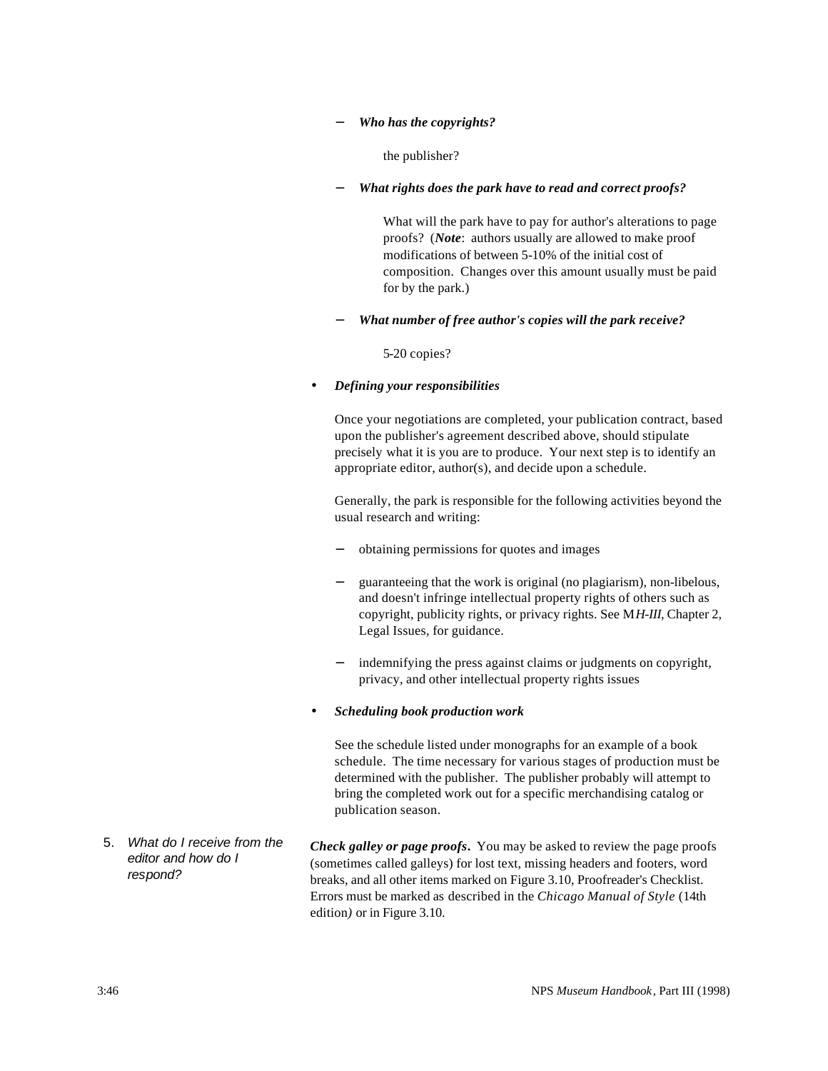- ***Who has the copyrights?***

  the publisher?

- ***What rights does the park have to read and correct proofs?***

  What will the park have to pay for author's alterations to page proofs? (***Note***: authors usually are allowed to make proof modifications of between 5-10% of the initial cost of composition. Changes over this amount usually must be paid for by the park.)

- ***What number of free author's copies will the park receive?***

  5-20 copies?

- ***Defining your responsibilities***

  Once your negotiations are completed, your publication contract, based upon the publisher's agreement described above, should stipulate precisely what it is you are to produce. Your next step is to identify an appropriate editor, author(s), and decide upon a schedule.

  Generally, the park is responsible for the following activities beyond the usual research and writing:

  - obtaining permissions for quotes and images
  - guaranteeing that the work is original (no plagiarism), non-libelous, and doesn't infringe intellectual property rights of others such as copyright, publicity rights, or privacy rights. See M*H-III*, Chapter 2, Legal Issues, for guidance.
  - indemnifying the press against claims or judgments on copyright, privacy, and other intellectual property rights issues

- ***Scheduling book production work***

  See the schedule listed under monographs for an example of a book schedule. The time necessary for various stages of production must be determined with the publisher. The publisher probably will attempt to bring the completed work out for a specific merchandising catalog or publication season.

5. *What do I receive from the editor and how do I respond?*

***Check galley or page proofs***. You may be asked to review the page proofs (sometimes called galleys) for lost text, missing headers and footers, word breaks, and all other items marked on Figure 3.10, Proofreader's Checklist. Errors must be marked as described in the *Chicago Manual of Style* (14th edition) or in Figure 3.10.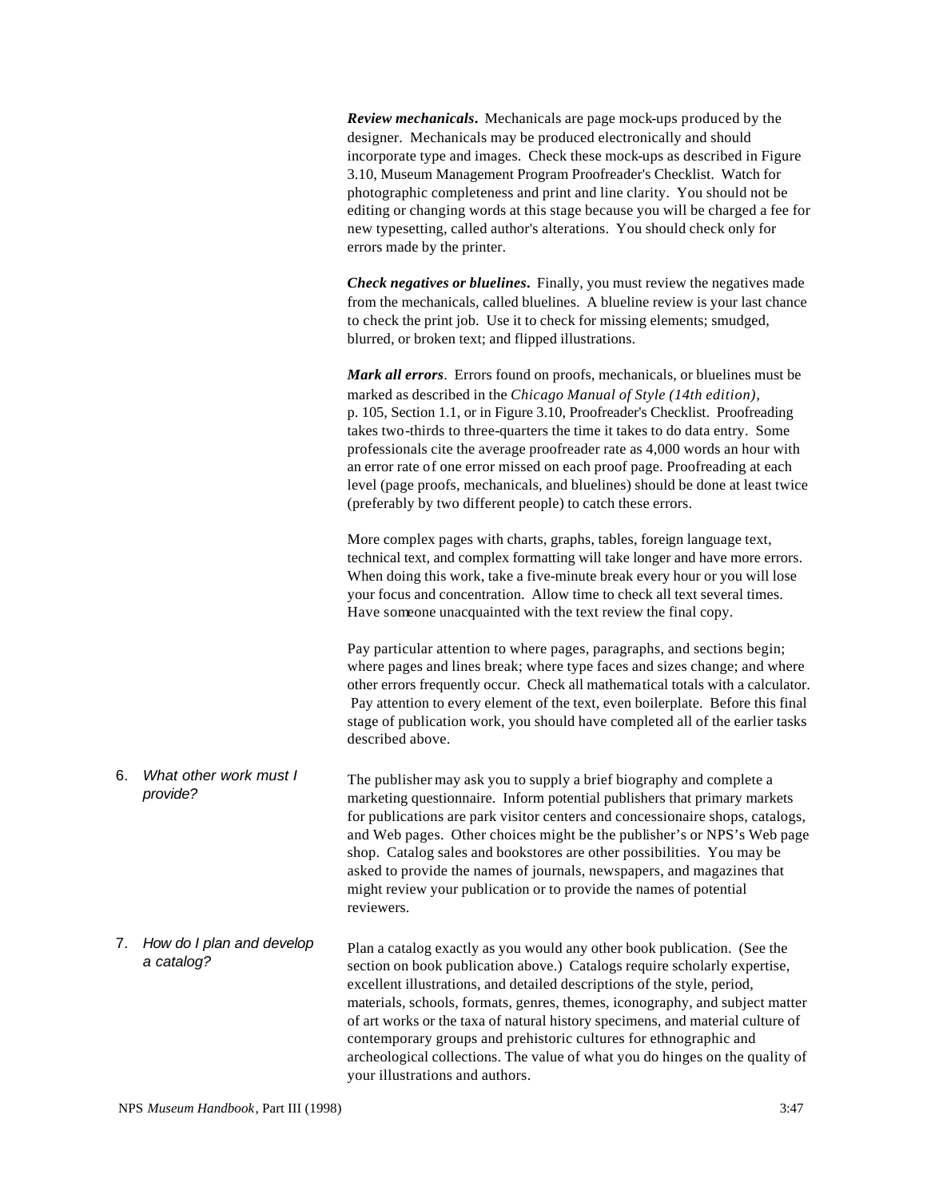***Review mechanicals*.** Mechanicals are page mock-ups produced by the designer. Mechanicals may be produced electronically and should incorporate type and images. Check these mock-ups as described in Figure 3.10, Museum Management Program Proofreader's Checklist. Watch for photographic completeness and print and line clarity. You should not be editing or changing words at this stage because you will be charged a fee for new typesetting, called author's alterations. You should check only for errors made by the printer.

***Check negatives or bluelines*.** Finally, you must review the negatives made from the mechanicals, called bluelines. A blueline review is your last chance to check the print job. Use it to check for missing elements; smudged, blurred, or broken text; and flipped illustrations.

***Mark all errors***. Errors found on proofs, mechanicals, or bluelines must be marked as described in the *Chicago Manual of Style (14th edition)*, p. 105, Section 1.1, or in Figure 3.10, Proofreader's Checklist. Proofreading takes two-thirds to three-quarters the time it takes to do data entry. Some professionals cite the average proofreader rate as 4,000 words an hour with an error rate of one error missed on each proof page. Proofreading at each level (page proofs, mechanicals, and bluelines) should be done at least twice (preferably by two different people) to catch these errors.

More complex pages with charts, graphs, tables, foreign language text, technical text, and complex formatting will take longer and have more errors. When doing this work, take a five-minute break every hour or you will lose your focus and concentration. Allow time to check all text several times. Have someone unacquainted with the text review the final copy.

Pay particular attention to where pages, paragraphs, and sections begin; where pages and lines break; where type faces and sizes change; and where other errors frequently occur. Check all mathematical totals with a calculator. Pay attention to every element of the text, even boilerplate. Before this final stage of publication work, you should have completed all of the earlier tasks described above.

6. *What other work must I provide?*

The publisher may ask you to supply a brief biography and complete a marketing questionnaire. Inform potential publishers that primary markets for publications are park visitor centers and concessionaire shops, catalogs, and Web pages. Other choices might be the publisher's or NPS's Web page shop. Catalog sales and bookstores are other possibilities. You may be asked to provide the names of journals, newspapers, and magazines that might review your publication or to provide the names of potential reviewers.

7. *How do I plan and develop a catalog?*

Plan a catalog exactly as you would any other book publication. (See the section on book publication above.) Catalogs require scholarly expertise, excellent illustrations, and detailed descriptions of the style, period, materials, schools, formats, genres, themes, iconography, and subject matter of art works or the taxa of natural history specimens, and material culture of contemporary groups and prehistoric cultures for ethnographic and archeological collections. The value of what you do hinges on the quality of your illustrations and authors.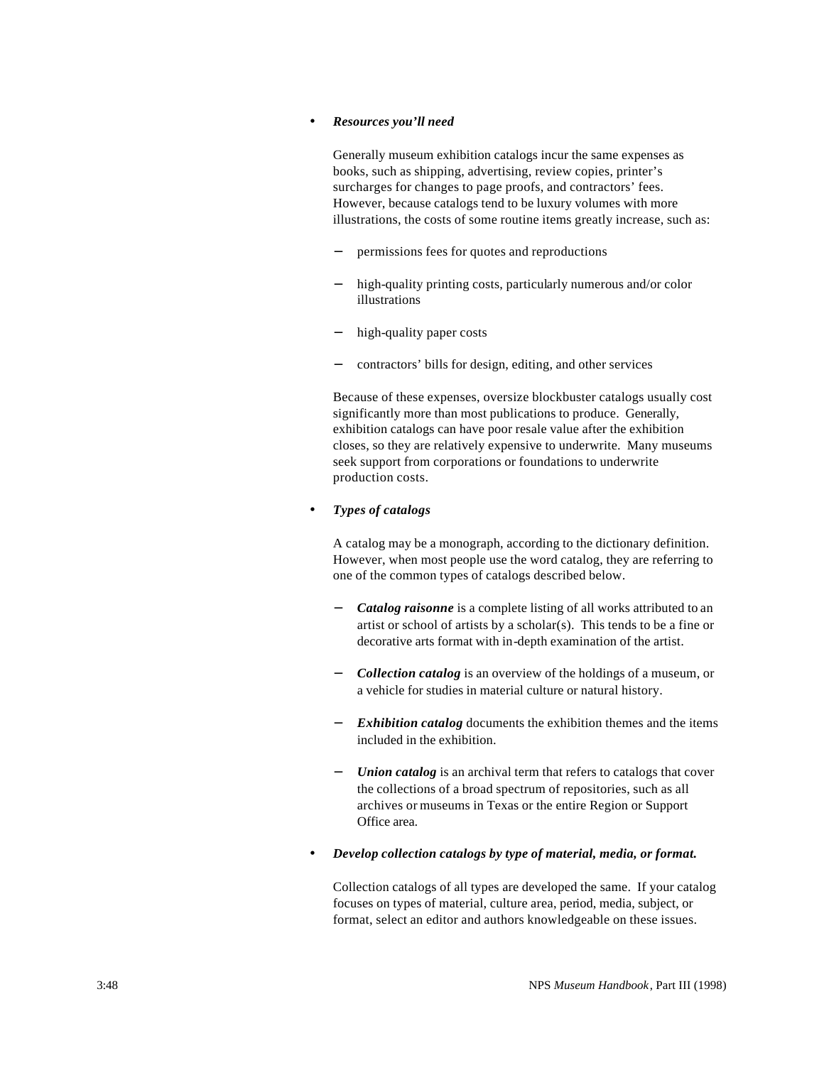- ***Resources you'll need***

  Generally museum exhibition catalogs incur the same expenses as books, such as shipping, advertising, review copies, printer's surcharges for changes to page proofs, and contractors' fees. However, because catalogs tend to be luxury volumes with more illustrations, the costs of some routine items greatly increase, such as:

  - permissions fees for quotes and reproductions
  - high-quality printing costs, particularly numerous and/or color illustrations
  - high-quality paper costs
  - contractors' bills for design, editing, and other services

  Because of these expenses, oversize blockbuster catalogs usually cost significantly more than most publications to produce. Generally, exhibition catalogs can have poor resale value after the exhibition closes, so they are relatively expensive to underwrite. Many museums seek support from corporations or foundations to underwrite production costs.

- ***Types of catalogs***

  A catalog may be a monograph, according to the dictionary definition. However, when most people use the word catalog, they are referring to one of the common types of catalogs described below.

  - ***Catalog raisonne*** is a complete listing of all works attributed to an artist or school of artists by a scholar(s). This tends to be a fine or decorative arts format with in-depth examination of the artist.
  - ***Collection catalog*** is an overview of the holdings of a museum, or a vehicle for studies in material culture or natural history.
  - ***Exhibition catalog*** documents the exhibition themes and the items included in the exhibition.
  - ***Union catalog*** is an archival term that refers to catalogs that cover the collections of a broad spectrum of repositories, such as all archives or museums in Texas or the entire Region or Support Office area.

- ***Develop collection catalogs by type of material, media, or format.***

  Collection catalogs of all types are developed the same. If your catalog focuses on types of material, culture area, period, media, subject, or format, select an editor and authors knowledgeable on these issues.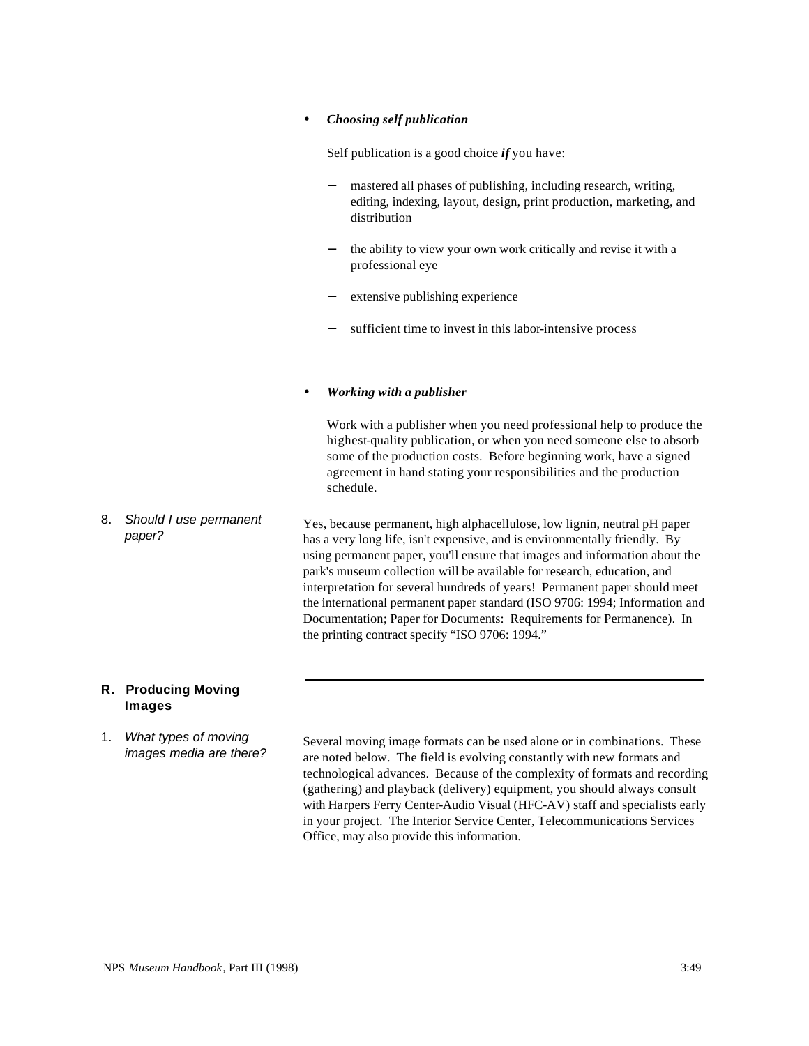- ***Choosing self publication***

  Self publication is a good choice ***if*** you have:

  - mastered all phases of publishing, including research, writing, editing, indexing, layout, design, print production, marketing, and distribution
  - the ability to view your own work critically and revise it with a professional eye
  - extensive publishing experience
  - sufficient time to invest in this labor-intensive process

- ***Working with a publisher***

  Work with a publisher when you need professional help to produce the highest-quality publication, or when you need someone else to absorb some of the production costs. Before beginning work, have a signed agreement in hand stating your responsibilities and the production schedule.

8. *Should I use permanent paper?*

Yes, because permanent, high alphacellulose, low lignin, neutral pH paper has a very long life, isn't expensive, and is environmentally friendly. By using permanent paper, you'll ensure that images and information about the park's museum collection will be available for research, education, and interpretation for several hundreds of years! Permanent paper should meet the international permanent paper standard (ISO 9706: 1994; Information and Documentation; Paper for Documents: Requirements for Permanence). In the printing contract specify "ISO 9706: 1994."

## R. Producing Moving Images

1. *What types of moving images media are there?*

Several moving image formats can be used alone or in combinations. These are noted below. The field is evolving constantly with new formats and technological advances. Because of the complexity of formats and recording (gathering) and playback (delivery) equipment, you should always consult with Harpers Ferry Center-Audio Visual (HFC-AV) staff and specialists early in your project. The Interior Service Center, Telecommunications Services Office, may also provide this information.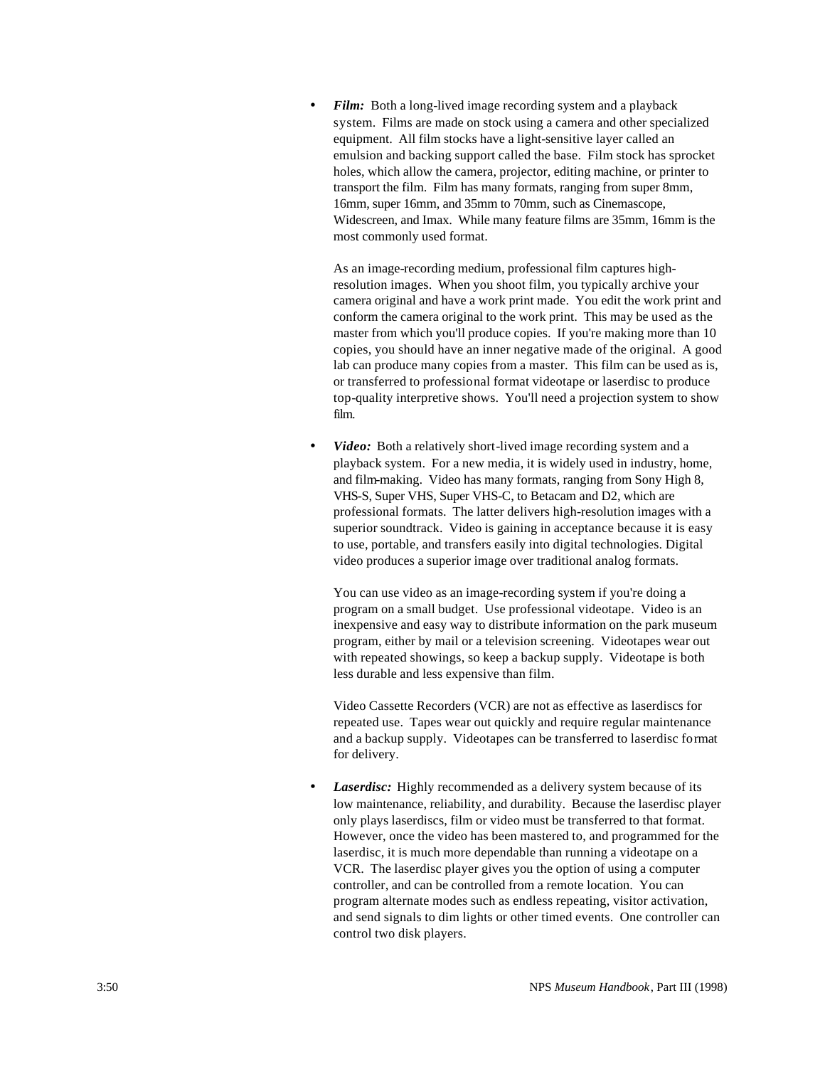- ***Film:*** Both a long-lived image recording system and a playback system. Films are made on stock using a camera and other specialized equipment. All film stocks have a light-sensitive layer called an emulsion and backing support called the base. Film stock has sprocket holes, which allow the camera, projector, editing machine, or printer to transport the film. Film has many formats, ranging from super 8mm, 16mm, super 16mm, and 35mm to 70mm, such as Cinemascope, Widescreen, and Imax. While many feature films are 35mm, 16mm is the most commonly used format.

  As an image-recording medium, professional film captures high-resolution images. When you shoot film, you typically archive your camera original and have a work print made. You edit the work print and conform the camera original to the work print. This may be used as the master from which you'll produce copies. If you're making more than 10 copies, you should have an inner negative made of the original. A good lab can produce many copies from a master. This film can be used as is, or transferred to professional format videotape or laserdisc to produce top-quality interpretive shows. You'll need a projection system to show film.

- ***Video:*** Both a relatively short-lived image recording system and a playback system. For a new media, it is widely used in industry, home, and film-making. Video has many formats, ranging from Sony High 8, VHS-S, Super VHS, Super VHS-C, to Betacam and D2, which are professional formats. The latter delivers high-resolution images with a superior soundtrack. Video is gaining in acceptance because it is easy to use, portable, and transfers easily into digital technologies. Digital video produces a superior image over traditional analog formats.

  You can use video as an image-recording system if you're doing a program on a small budget. Use professional videotape. Video is an inexpensive and easy way to distribute information on the park museum program, either by mail or a television screening. Videotapes wear out with repeated showings, so keep a backup supply. Videotape is both less durable and less expensive than film.

  Video Cassette Recorders (VCR) are not as effective as laserdiscs for repeated use. Tapes wear out quickly and require regular maintenance and a backup supply. Videotapes can be transferred to laserdisc format for delivery.

- ***Laserdisc:*** Highly recommended as a delivery system because of its low maintenance, reliability, and durability. Because the laserdisc player only plays laserdiscs, film or video must be transferred to that format. However, once the video has been mastered to, and programmed for the laserdisc, it is much more dependable than running a videotape on a VCR. The laserdisc player gives you the option of using a computer controller, and can be controlled from a remote location. You can program alternate modes such as endless repeating, visitor activation, and send signals to dim lights or other timed events. One controller can control two disk players.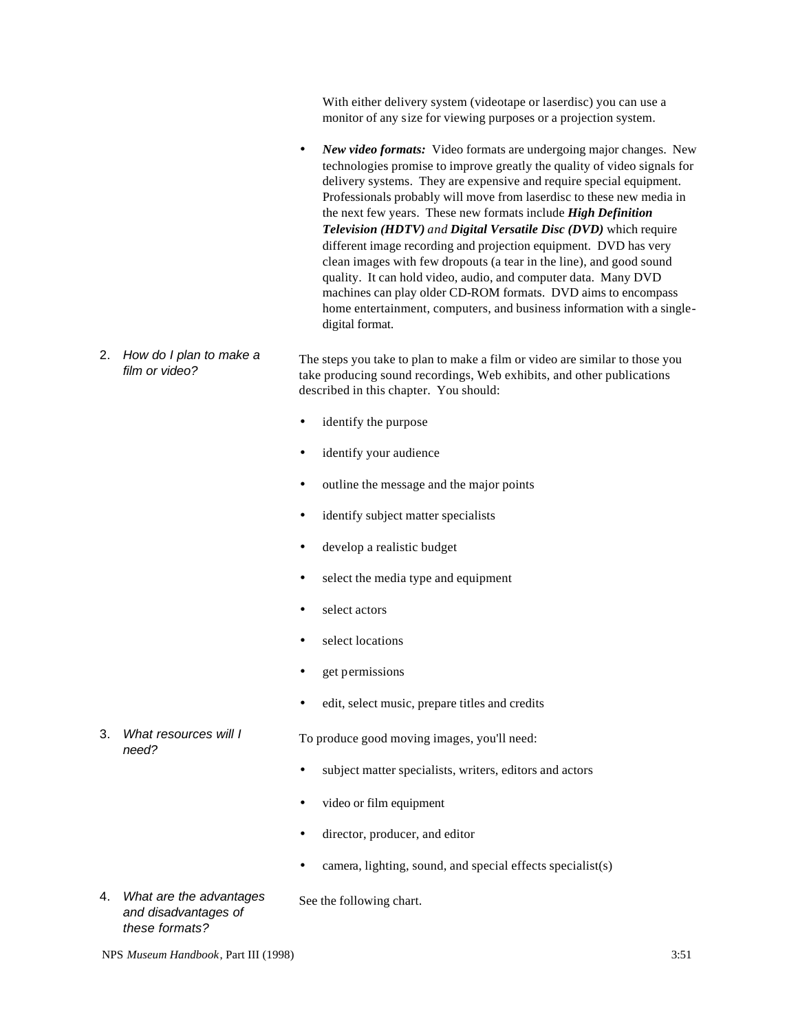With either delivery system (videotape or laserdisc) you can use a monitor of any size for viewing purposes or a projection system.

- ***New video formats:*** Video formats are undergoing major changes. New technologies promise to improve greatly the quality of video signals for delivery systems. They are expensive and require special equipment. Professionals probably will move from laserdisc to these new media in the next few years. These new formats include ***High Definition Television (HDTV)*** *and* ***Digital Versatile Disc (DVD)*** which require different image recording and projection equipment. DVD has very clean images with few dropouts (a tear in the line), and good sound quality. It can hold video, audio, and computer data. Many DVD machines can play older CD-ROM formats. DVD aims to encompass home entertainment, computers, and business information with a single-digital format.

2. *How do I plan to make a film or video?*

The steps you take to plan to make a film or video are similar to those you take producing sound recordings, Web exhibits, and other publications described in this chapter. You should:

- identify the purpose
- identify your audience
- outline the message and the major points
- identify subject matter specialists
- develop a realistic budget
- select the media type and equipment
- select actors
- select locations
- get permissions
- edit, select music, prepare titles and credits

3. *What resources will I need?*

To produce good moving images, you'll need:

- subject matter specialists, writers, editors and actors
- video or film equipment
- director, producer, and editor
- camera, lighting, sound, and special effects specialist(s)

4. *What are the advantages and disadvantages of these formats?*

See the following chart.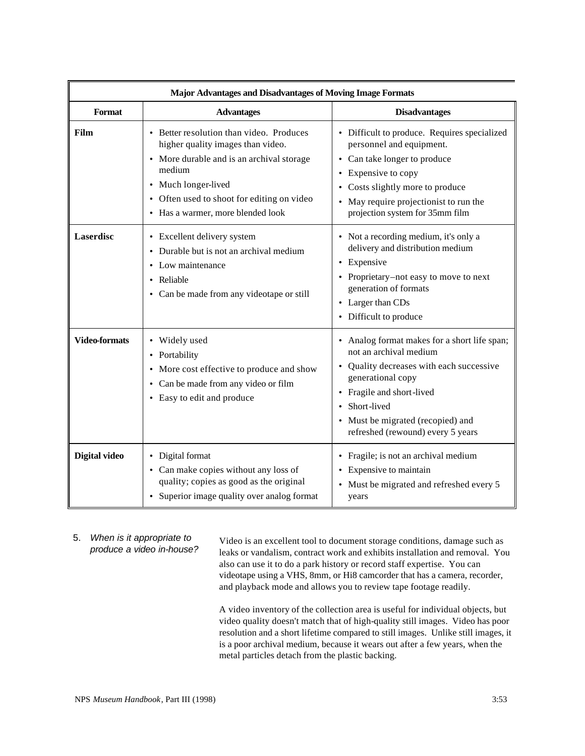| Major Advantages and Disadvantages of Moving Image Formats | | |
|---|---|---|
| **Format** | **Advantages** | **Disadvantages** |
| **Film** | • Better resolution than video. Produces higher quality images than video.<br>• More durable and is an archival storage medium<br>• Much longer-lived<br>• Often used to shoot for editing on video<br>• Has a warmer, more blended look | • Difficult to produce. Requires specialized personnel and equipment.<br>• Can take longer to produce<br>• Expensive to copy<br>• Costs slightly more to produce<br>• May require projectionist to run the projection system for 35mm film |
| **Laserdisc** | • Excellent delivery system<br>• Durable but is not an archival medium<br>• Low maintenance<br>• Reliable<br>• Can be made from any videotape or still | • Not a recording medium, it's only a delivery and distribution medium<br>• Expensive<br>• Proprietary–not easy to move to next generation of formats<br>• Larger than CDs<br>• Difficult to produce |
| **Video-formats** | • Widely used<br>• Portability<br>• More cost effective to produce and show<br>• Can be made from any video or film<br>• Easy to edit and produce | • Analog format makes for a short life span; not an archival medium<br>• Quality decreases with each successive generational copy<br>• Fragile and short-lived<br>• Short-lived<br>• Must be migrated (recopied) and refreshed (rewound) every 5 years |
| **Digital video** | • Digital format<br>• Can make copies without any loss of quality; copies as good as the original<br>• Superior image quality over analog format | • Fragile; is not an archival medium<br>• Expensive to maintain<br>• Must be migrated and refreshed every 5 years |

5. *When is it appropriate to produce a video in-house?*

Video is an excellent tool to document storage conditions, damage such as leaks or vandalism, contract work and exhibits installation and removal. You also can use it to do a park history or record staff expertise. You can videotape using a VHS, 8mm, or Hi8 camcorder that has a camera, recorder, and playback mode and allows you to review tape footage readily.

A video inventory of the collection area is useful for individual objects, but video quality doesn't match that of high-quality still images. Video has poor resolution and a short lifetime compared to still images. Unlike still images, it is a poor archival medium, because it wears out after a few years, when the metal particles detach from the plastic backing.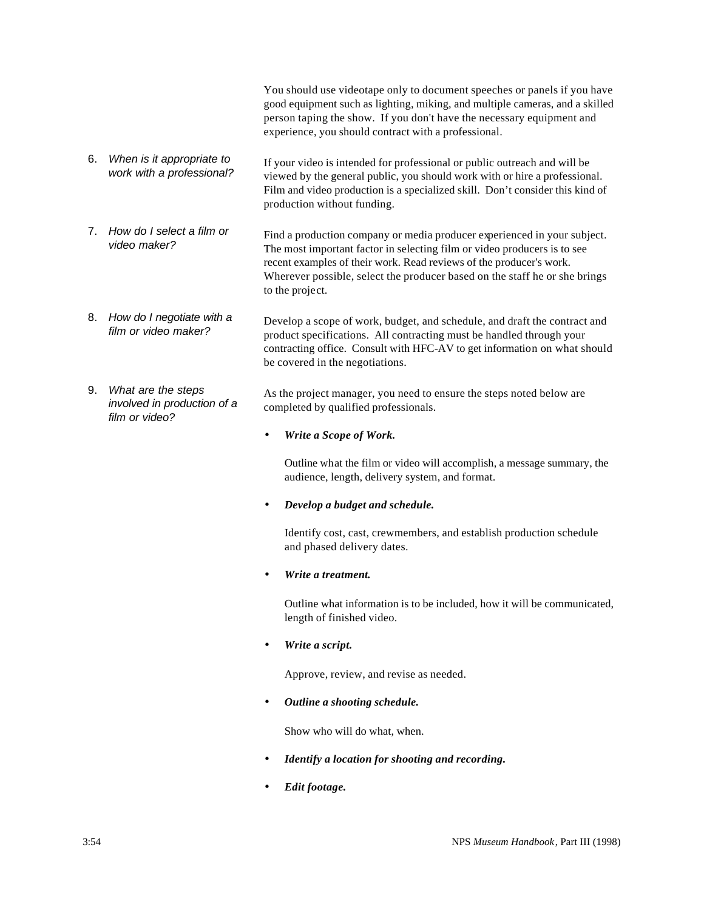You should use videotape only to document speeches or panels if you have good equipment such as lighting, miking, and multiple cameras, and a skilled person taping the show. If you don't have the necessary equipment and experience, you should contract with a professional.

6. *When is it appropriate to work with a professional?*

If your video is intended for professional or public outreach and will be viewed by the general public, you should work with or hire a professional. Film and video production is a specialized skill. Don't consider this kind of production without funding.

7. *How do I select a film or video maker?*

Find a production company or media producer experienced in your subject. The most important factor in selecting film or video producers is to see recent examples of their work. Read reviews of the producer's work. Wherever possible, select the producer based on the staff he or she brings to the project.

8. *How do I negotiate with a film or video maker?*

Develop a scope of work, budget, and schedule, and draft the contract and product specifications. All contracting must be handled through your contracting office. Consult with HFC-AV to get information on what should be covered in the negotiations.

9. *What are the steps involved in production of a film or video?*

As the project manager, you need to ensure the steps noted below are completed by qualified professionals.

- ***Write a Scope of Work.***

  Outline what the film or video will accomplish, a message summary, the audience, length, delivery system, and format.

- ***Develop a budget and schedule.***

  Identify cost, cast, crewmembers, and establish production schedule and phased delivery dates.

- ***Write a treatment.***

  Outline what information is to be included, how it will be communicated, length of finished video.

- ***Write a script.***

  Approve, review, and revise as needed.

- ***Outline a shooting schedule.***

  Show who will do what, when.

- ***Identify a location for shooting and recording.***

- ***Edit footage.***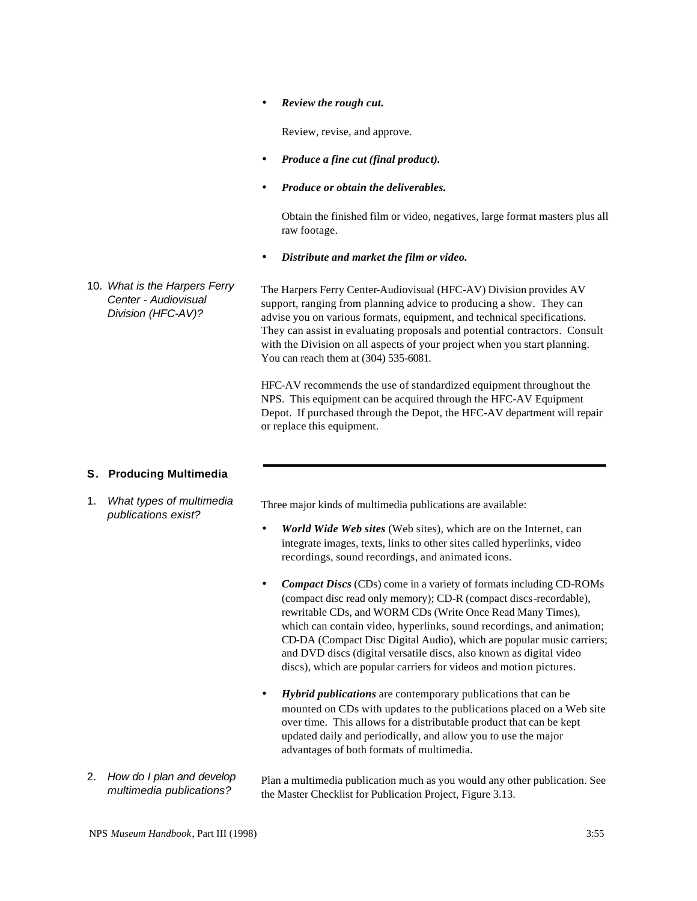- ***Review the rough cut.***

  Review, revise, and approve.

- ***Produce a fine cut (final product).***

- ***Produce or obtain the deliverables.***

  Obtain the finished film or video, negatives, large format masters plus all raw footage.

- ***Distribute and market the film or video.***

10. *What is the Harpers Ferry Center - Audiovisual Division (HFC-AV)?*

The Harpers Ferry Center-Audiovisual (HFC-AV) Division provides AV support, ranging from planning advice to producing a show. They can advise you on various formats, equipment, and technical specifications. They can assist in evaluating proposals and potential contractors. Consult with the Division on all aspects of your project when you start planning. You can reach them at (304) 535-6081.

HFC-AV recommends the use of standardized equipment throughout the NPS. This equipment can be acquired through the HFC-AV Equipment Depot. If purchased through the Depot, the HFC-AV department will repair or replace this equipment.

## S. Producing Multimedia

1. *What types of multimedia publications exist?*

Three major kinds of multimedia publications are available:

- ***World Wide Web sites*** (Web sites), which are on the Internet, can integrate images, texts, links to other sites called hyperlinks, video recordings, sound recordings, and animated icons.

- ***Compact Discs*** (CDs) come in a variety of formats including CD-ROMs (compact disc read only memory); CD-R (compact discs-recordable), rewritable CDs, and WORM CDs (Write Once Read Many Times), which can contain video, hyperlinks, sound recordings, and animation; CD-DA (Compact Disc Digital Audio), which are popular music carriers; and DVD discs (digital versatile discs, also known as digital video discs), which are popular carriers for videos and motion pictures.

- ***Hybrid publications*** are contemporary publications that can be mounted on CDs with updates to the publications placed on a Web site over time. This allows for a distributable product that can be kept updated daily and periodically, and allow you to use the major advantages of both formats of multimedia.

2. *How do I plan and develop multimedia publications?*

Plan a multimedia publication much as you would any other publication. See the Master Checklist for Publication Project, Figure 3.13.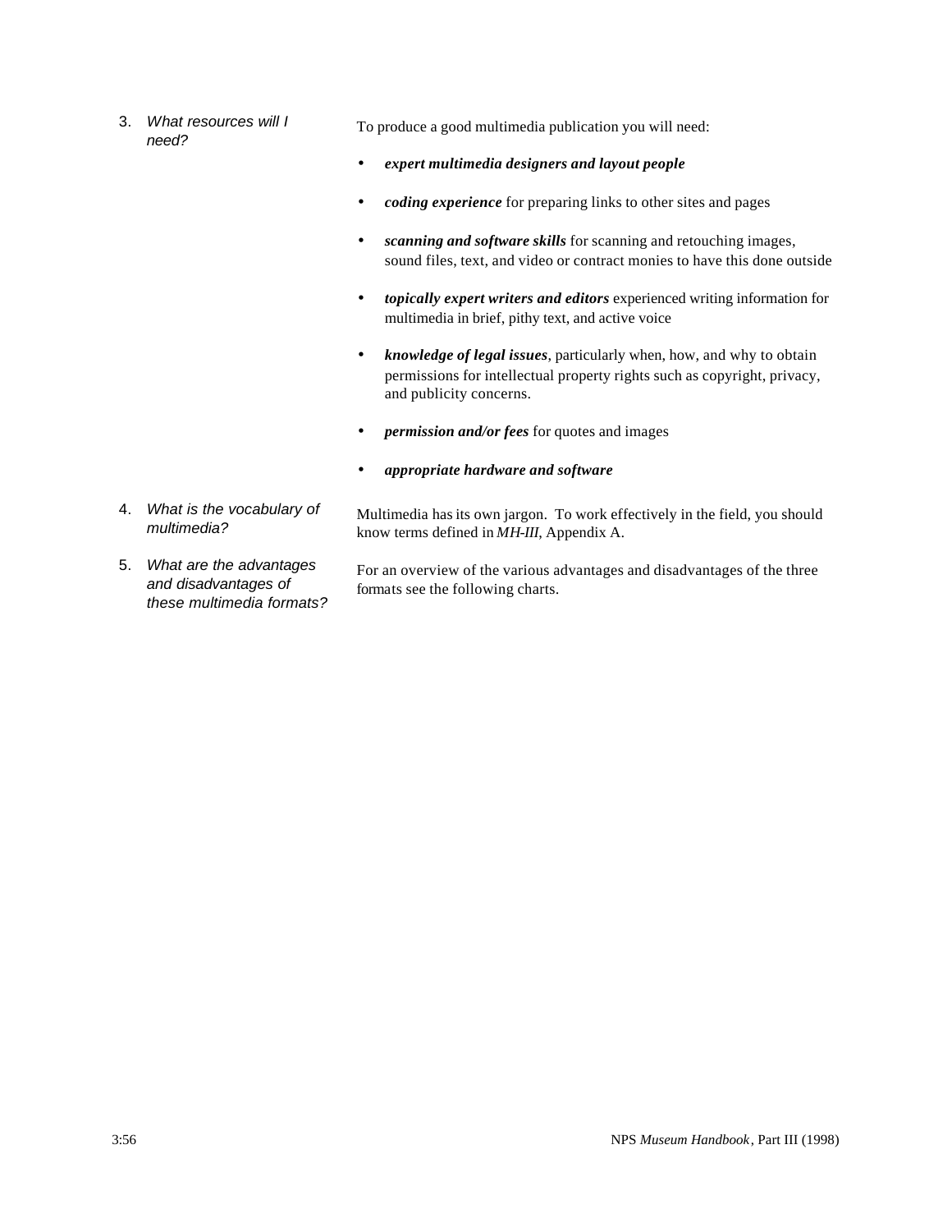3. *What resources will I need?*

To produce a good multimedia publication you will need:

- ***expert multimedia designers and layout people***
- ***coding experience*** for preparing links to other sites and pages
- ***scanning and software skills*** for scanning and retouching images, sound files, text, and video or contract monies to have this done outside
- ***topically expert writers and editors*** experienced writing information for multimedia in brief, pithy text, and active voice
- ***knowledge of legal issues***, particularly when, how, and why to obtain permissions for intellectual property rights such as copyright, privacy, and publicity concerns.
- ***permission and/or fees*** for quotes and images
- ***appropriate hardware and software***

4. *What is the vocabulary of multimedia?*

Multimedia has its own jargon. To work effectively in the field, you should know terms defined in *MH-III*, Appendix A.

5. *What are the advantages and disadvantages of these multimedia formats?*

For an overview of the various advantages and disadvantages of the three formats see the following charts.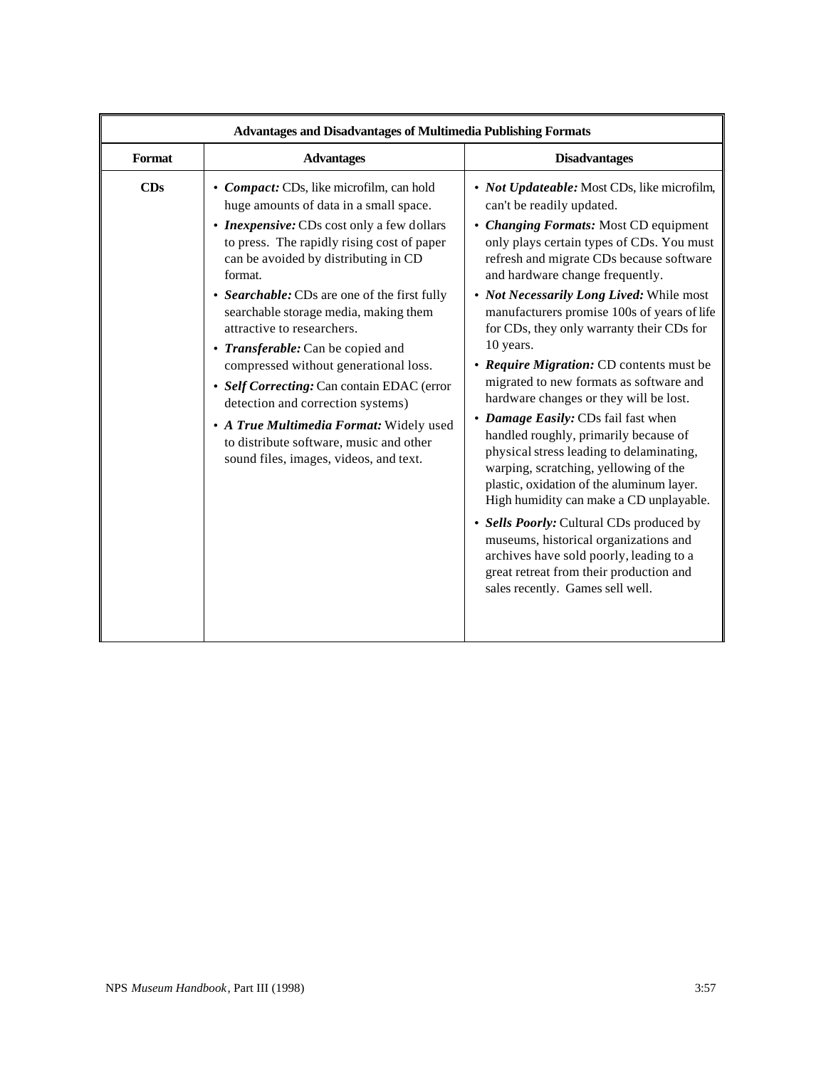| Advantages and Disadvantages of Multimedia Publishing Formats | | |
|---|---|---|
| **Format** | **Advantages** | **Disadvantages** |
| **CDs** | • ***Compact:*** CDs, like microfilm, can hold huge amounts of data in a small space.<br>• ***Inexpensive:*** CDs cost only a few dollars to press. The rapidly rising cost of paper can be avoided by distributing in CD format.<br>• ***Searchable:*** CDs are one of the first fully searchable storage media, making them attractive to researchers.<br>• ***Transferable:*** Can be copied and compressed without generational loss.<br>• ***Self Correcting:*** Can contain EDAC (error detection and correction systems)<br>• ***A True Multimedia Format:*** Widely used to distribute software, music and other sound files, images, videos, and text. | • ***Not Updateable:*** Most CDs, like microfilm, can't be readily updated.<br>• ***Changing Formats:*** Most CD equipment only plays certain types of CDs. You must refresh and migrate CDs because software and hardware change frequently.<br>• ***Not Necessarily Long Lived:*** While most manufacturers promise 100s of years of life for CDs, they only warranty their CDs for 10 years.<br>• ***Require Migration:*** CD contents must be migrated to new formats as software and hardware changes or they will be lost.<br>• ***Damage Easily:*** CDs fail fast when handled roughly, primarily because of physical stress leading to delaminating, warping, scratching, yellowing of the plastic, oxidation of the aluminum layer. High humidity can make a CD unplayable.<br>• ***Sells Poorly:*** Cultural CDs produced by museums, historical organizations and archives have sold poorly, leading to a great retreat from their production and sales recently. Games sell well. |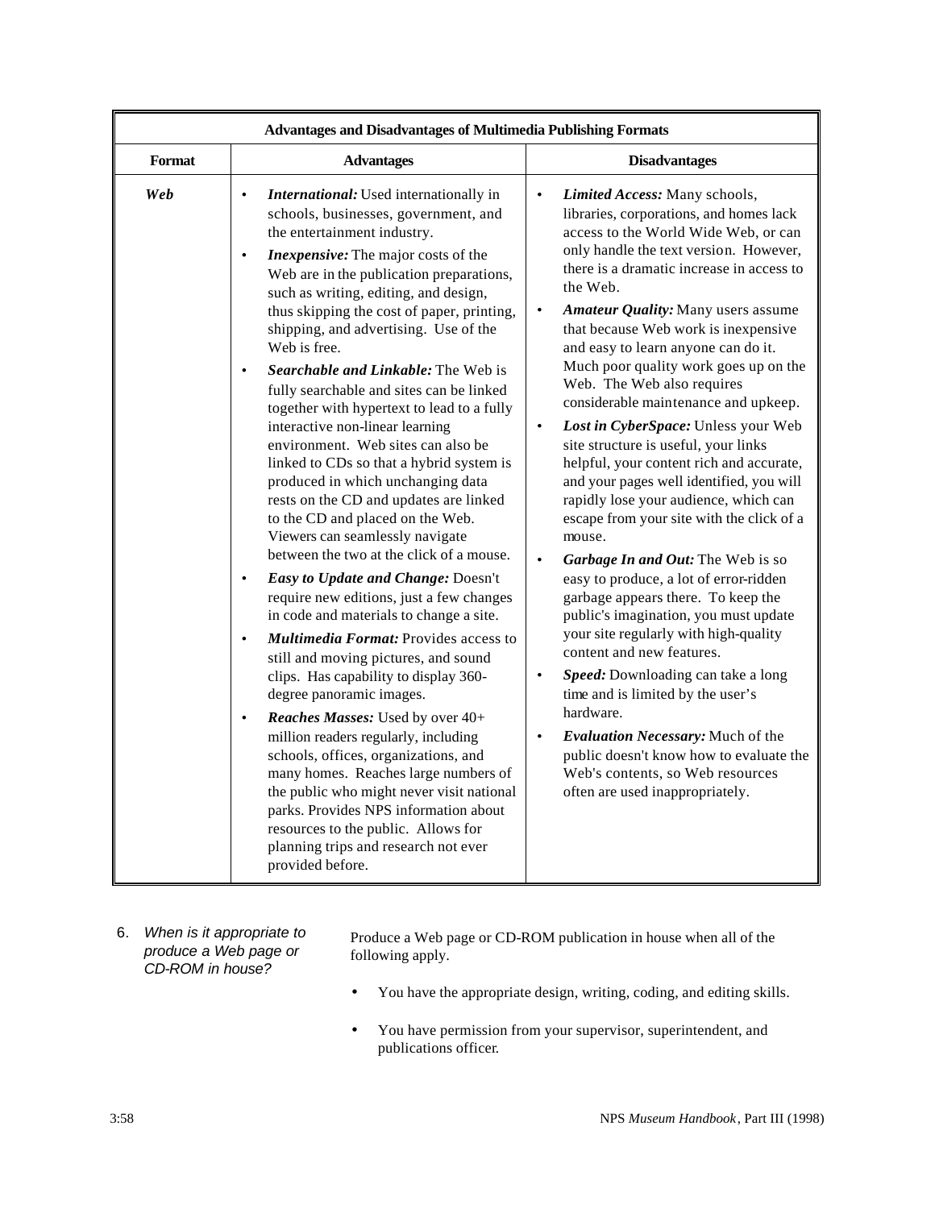| Advantages and Disadvantages of Multimedia Publishing Formats | | |
|---|---|---|
| **Format** | **Advantages** | **Disadvantages** |
| ***Web*** | • ***International:*** Used internationally in schools, businesses, government, and the entertainment industry.<br>• ***Inexpensive:*** The major costs of the Web are in the publication preparations, such as writing, editing, and design, thus skipping the cost of paper, printing, shipping, and advertising. Use of the Web is free.<br>• ***Searchable and Linkable:*** The Web is fully searchable and sites can be linked together with hypertext to lead to a fully interactive non-linear learning environment. Web sites can also be linked to CDs so that a hybrid system is produced in which unchanging data rests on the CD and updates are linked to the CD and placed on the Web. Viewers can seamlessly navigate between the two at the click of a mouse.<br>• ***Easy to Update and Change:*** Doesn't require new editions, just a few changes in code and materials to change a site.<br>• ***Multimedia Format:*** Provides access to still and moving pictures, and sound clips. Has capability to display 360-degree panoramic images.<br>• ***Reaches Masses:*** Used by over 40+ million readers regularly, including schools, offices, organizations, and many homes. Reaches large numbers of the public who might never visit national parks. Provides NPS information about resources to the public. Allows for planning trips and research not ever provided before. | • ***Limited Access:*** Many schools, libraries, corporations, and homes lack access to the World Wide Web, or can only handle the text version. However, there is a dramatic increase in access to the Web.<br>• ***Amateur Quality:*** Many users assume that because Web work is inexpensive and easy to learn anyone can do it. Much poor quality work goes up on the Web. The Web also requires considerable maintenance and upkeep.<br>• ***Lost in CyberSpace:*** Unless your Web site structure is useful, your links helpful, your content rich and accurate, and your pages well identified, you will rapidly lose your audience, which can escape from your site with the click of a mouse.<br>• ***Garbage In and Out:*** The Web is so easy to produce, a lot of error-ridden garbage appears there. To keep the public's imagination, you must update your site regularly with high-quality content and new features.<br>• ***Speed:*** Downloading can take a long time and is limited by the user's hardware.<br>• ***Evaluation Necessary:*** Much of the public doesn't know how to evaluate the Web's contents, so Web resources often are used inappropriately. |

6. *When is it appropriate to produce a Web page or CD-ROM in house?*

Produce a Web page or CD-ROM publication in house when all of the following apply.

- You have the appropriate design, writing, coding, and editing skills.
- You have permission from your supervisor, superintendent, and publications officer.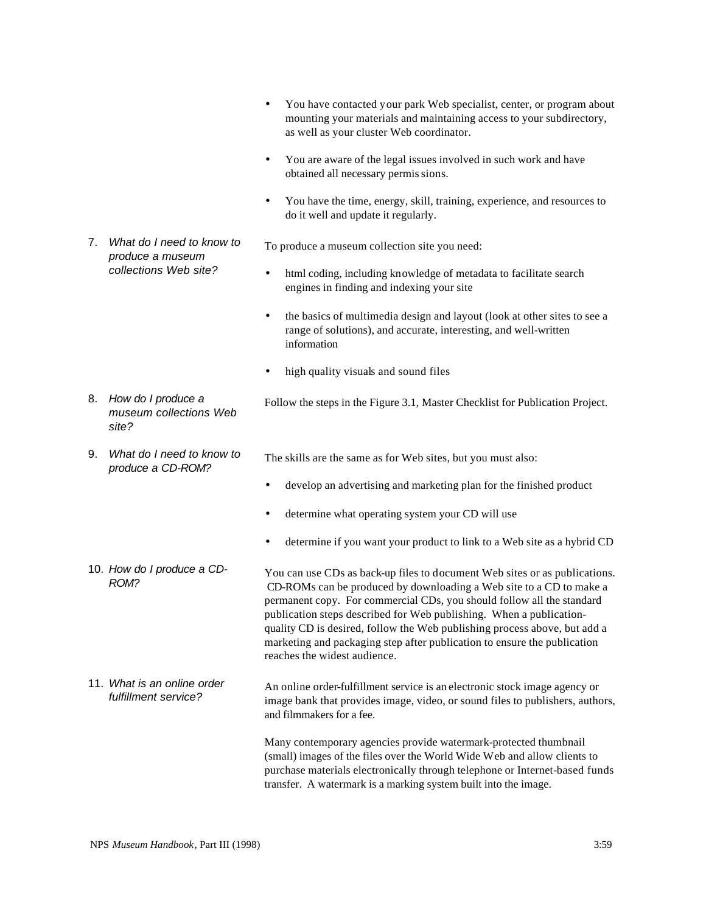- You have contacted your park Web specialist, center, or program about mounting your materials and maintaining access to your subdirectory, as well as your cluster Web coordinator.
- You are aware of the legal issues involved in such work and have obtained all necessary permissions.
- You have the time, energy, skill, training, experience, and resources to do it well and update it regularly.

7. *What do I need to know to produce a museum collections Web site?*

To produce a museum collection site you need:

- html coding, including knowledge of metadata to facilitate search engines in finding and indexing your site
- the basics of multimedia design and layout (look at other sites to see a range of solutions), and accurate, interesting, and well-written information
- high quality visuals and sound files

8. *How do I produce a museum collections Web site?*

Follow the steps in the Figure 3.1, Master Checklist for Publication Project.

9. *What do I need to know to produce a CD-ROM?*

The skills are the same as for Web sites, but you must also:

- develop an advertising and marketing plan for the finished product
- determine what operating system your CD will use
- determine if you want your product to link to a Web site as a hybrid CD

10. *How do I produce a CD-ROM?*

You can use CDs as back-up files to document Web sites or as publications. CD-ROMs can be produced by downloading a Web site to a CD to make a permanent copy. For commercial CDs, you should follow all the standard publication steps described for Web publishing. When a publication-quality CD is desired, follow the Web publishing process above, but add a marketing and packaging step after publication to ensure the publication reaches the widest audience.

11. *What is an online order fulfillment service?*

An online order-fulfillment service is an electronic stock image agency or image bank that provides image, video, or sound files to publishers, authors, and filmmakers for a fee.

Many contemporary agencies provide watermark-protected thumbnail (small) images of the files over the World Wide Web and allow clients to purchase materials electronically through telephone or Internet-based funds transfer. A watermark is a marking system built into the image.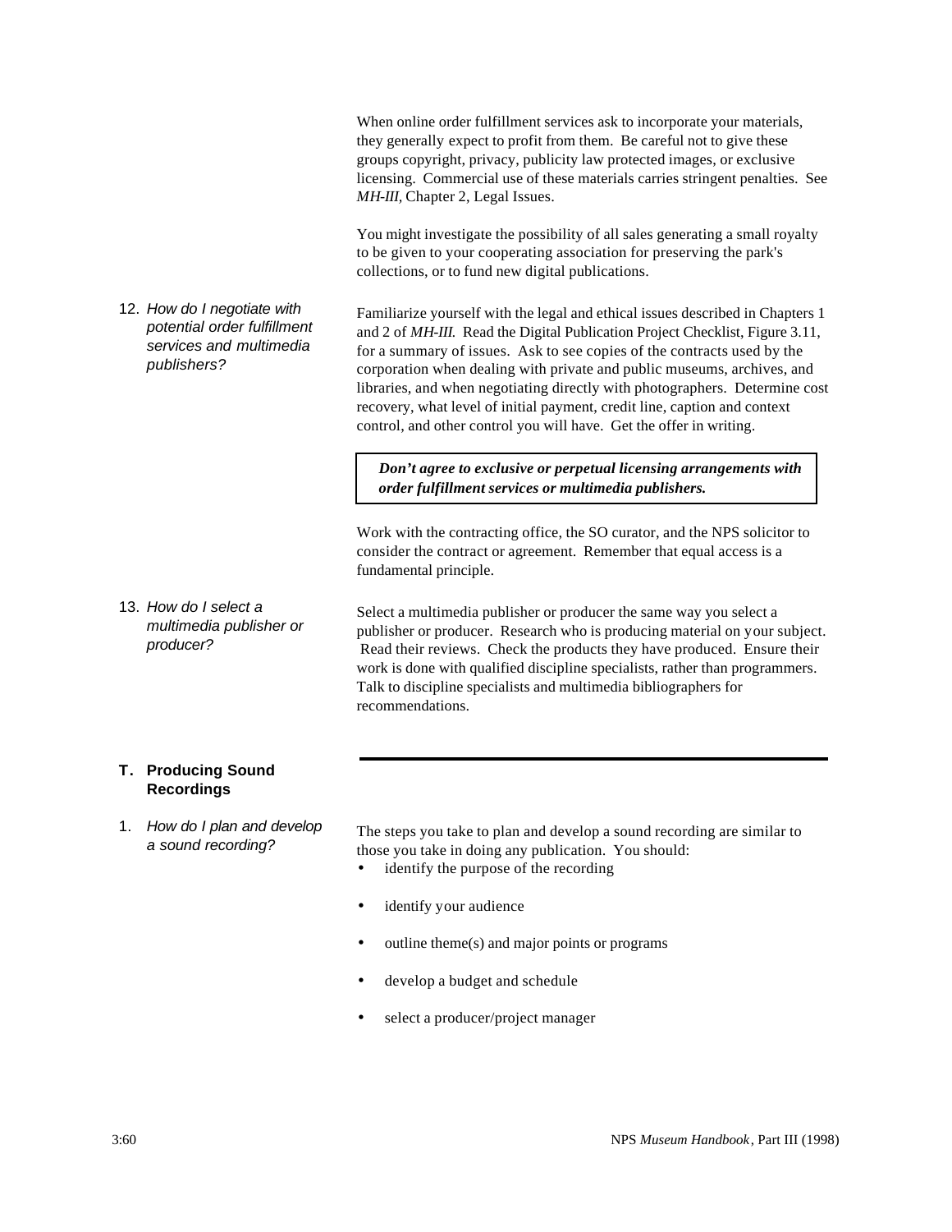When online order fulfillment services ask to incorporate your materials, they generally expect to profit from them. Be careful not to give these groups copyright, privacy, publicity law protected images, or exclusive licensing. Commercial use of these materials carries stringent penalties. See *MH-III,* Chapter 2, Legal Issues.

You might investigate the possibility of all sales generating a small royalty to be given to your cooperating association for preserving the park's collections, or to fund new digital publications.

12. *How do I negotiate with potential order fulfillment services and multimedia publishers?*

Familiarize yourself with the legal and ethical issues described in Chapters 1 and 2 of *MH-III.* Read the Digital Publication Project Checklist, Figure 3.11, for a summary of issues. Ask to see copies of the contracts used by the corporation when dealing with private and public museums, archives, and libraries, and when negotiating directly with photographers. Determine cost recovery, what level of initial payment, credit line, caption and context control, and other control you will have. Get the offer in writing.

> ***Don't agree to exclusive or perpetual licensing arrangements with order fulfillment services or multimedia publishers.***

Work with the contracting office, the SO curator, and the NPS solicitor to consider the contract or agreement. Remember that equal access is a fundamental principle.

13. *How do I select a multimedia publisher or producer?*

Select a multimedia publisher or producer the same way you select a publisher or producer. Research who is producing material on your subject. Read their reviews. Check the products they have produced. Ensure their work is done with qualified discipline specialists, rather than programmers. Talk to discipline specialists and multimedia bibliographers for recommendations.

## T. Producing Sound Recordings

1. *How do I plan and develop a sound recording?*

The steps you take to plan and develop a sound recording are similar to those you take in doing any publication. You should:

- identify the purpose of the recording
- identify your audience
- outline theme(s) and major points or programs
- develop a budget and schedule
- select a producer/project manager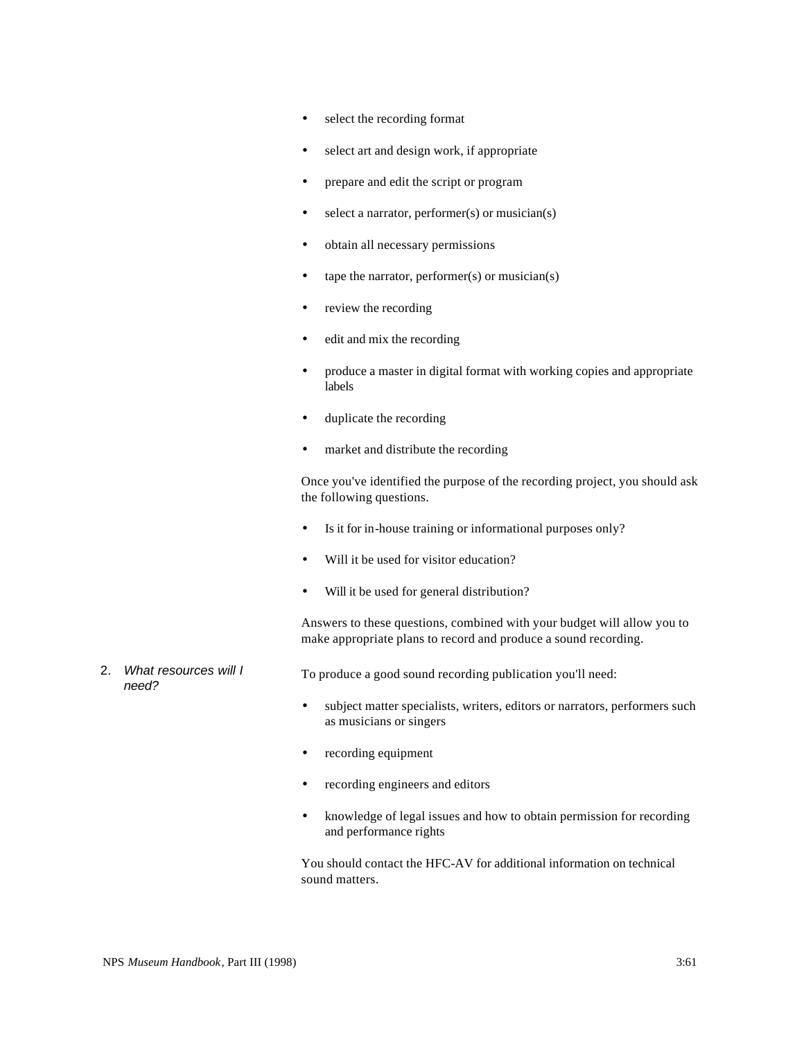- select the recording format
- select art and design work, if appropriate
- prepare and edit the script or program
- select a narrator, performer(s) or musician(s)
- obtain all necessary permissions
- tape the narrator, performer(s) or musician(s)
- review the recording
- edit and mix the recording
- produce a master in digital format with working copies and appropriate labels
- duplicate the recording
- market and distribute the recording

Once you've identified the purpose of the recording project, you should ask the following questions.

- Is it for in-house training or informational purposes only?
- Will it be used for visitor education?
- Will it be used for general distribution?

Answers to these questions, combined with your budget will allow you to make appropriate plans to record and produce a sound recording.

2. *What resources will I need?*

To produce a good sound recording publication you'll need:

- subject matter specialists, writers, editors or narrators, performers such as musicians or singers
- recording equipment
- recording engineers and editors
- knowledge of legal issues and how to obtain permission for recording and performance rights

You should contact the HFC-AV for additional information on technical sound matters.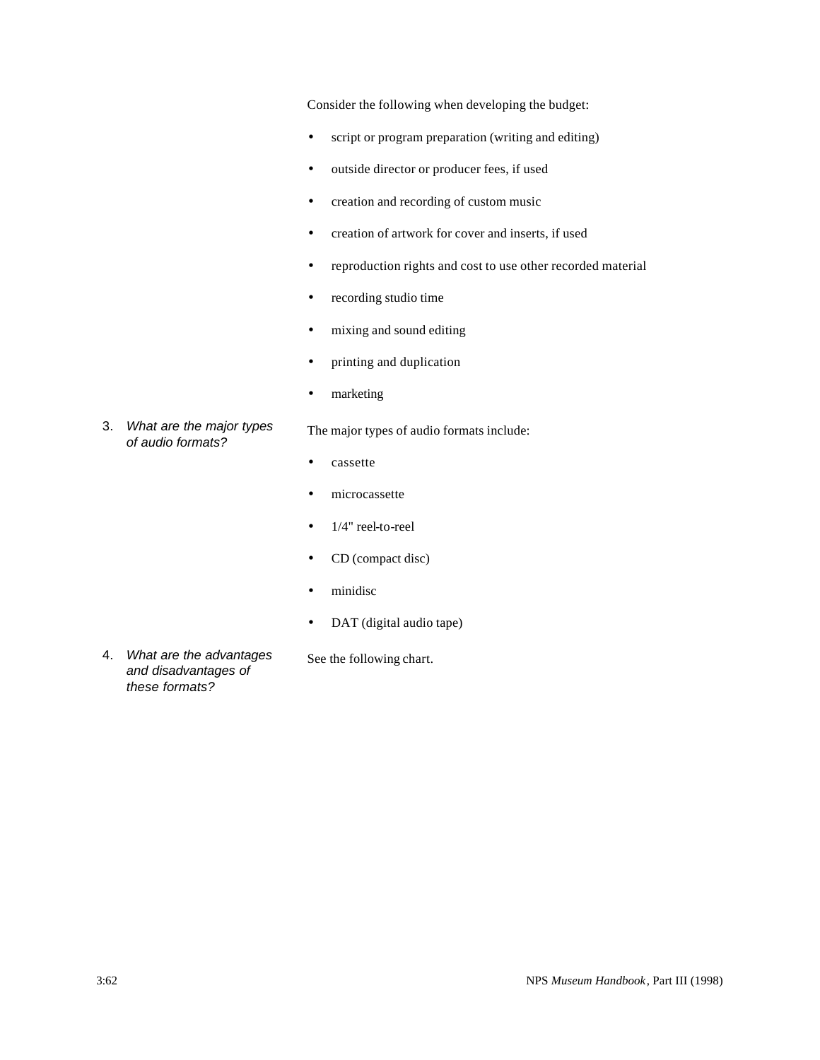Consider the following when developing the budget:

- script or program preparation (writing and editing)
- outside director or producer fees, if used
- creation and recording of custom music
- creation of artwork for cover and inserts, if used
- reproduction rights and cost to use other recorded material
- recording studio time
- mixing and sound editing
- printing and duplication
- marketing

3. *What are the major types of audio formats?*

The major types of audio formats include:

- cassette
- microcassette
- 1/4" reel-to-reel
- CD (compact disc)
- minidisc
- DAT (digital audio tape)

4. *What are the advantages and disadvantages of these formats?*

See the following chart.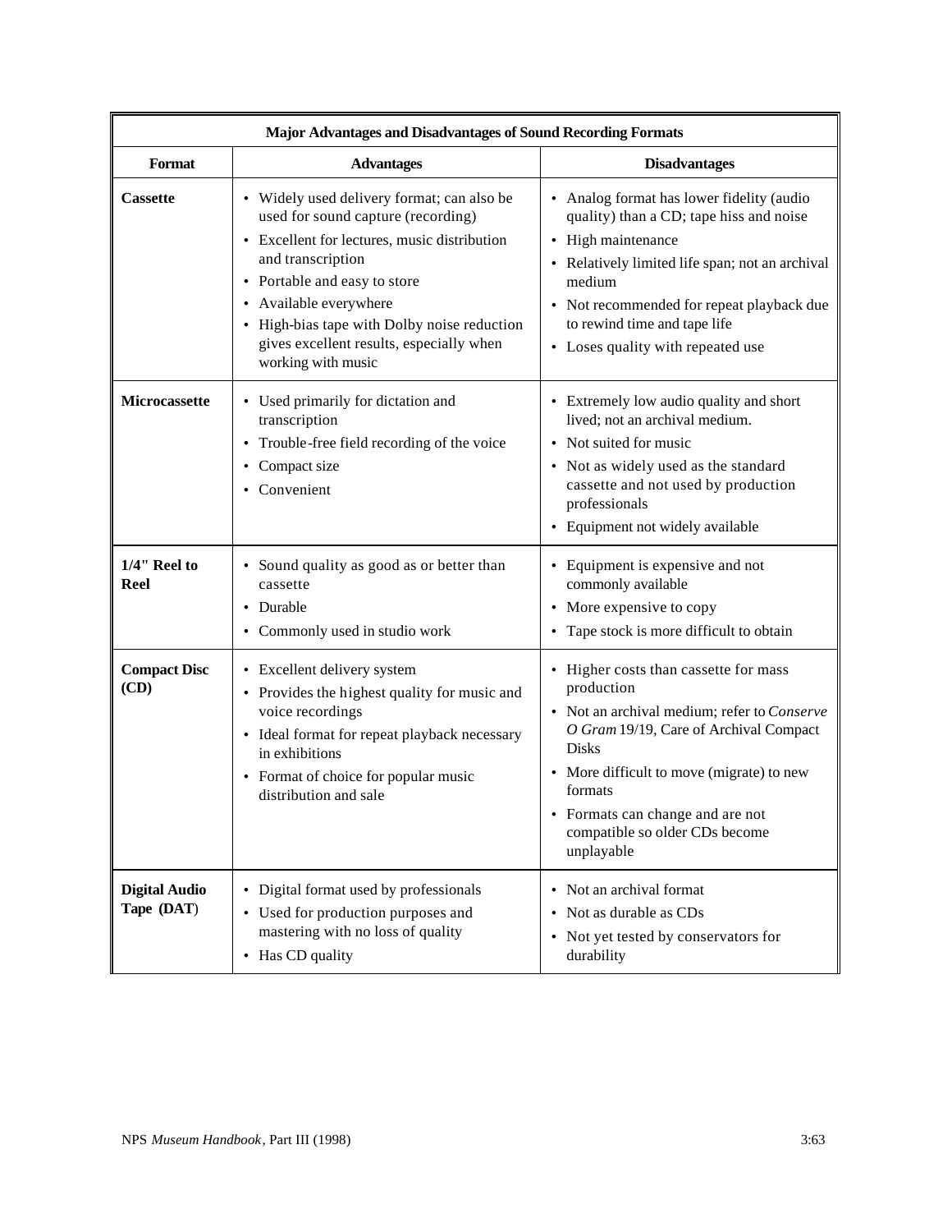| Major Advantages and Disadvantages of Sound Recording Formats | | |
|---|---|---|
| **Format** | **Advantages** | **Disadvantages** |
| **Cassette** | • Widely used delivery format; can also be used for sound capture (recording)<br>• Excellent for lectures, music distribution and transcription<br>• Portable and easy to store<br>• Available everywhere<br>• High-bias tape with Dolby noise reduction gives excellent results, especially when working with music | • Analog format has lower fidelity (audio quality) than a CD; tape hiss and noise<br>• High maintenance<br>• Relatively limited life span; not an archival medium<br>• Not recommended for repeat playback due to rewind time and tape life<br>• Loses quality with repeated use |
| **Microcassette** | • Used primarily for dictation and transcription<br>• Trouble-free field recording of the voice<br>• Compact size<br>• Convenient | • Extremely low audio quality and short lived; not an archival medium.<br>• Not suited for music<br>• Not as widely used as the standard cassette and not used by production professionals<br>• Equipment not widely available |
| **1/4" Reel to Reel** | • Sound quality as good as or better than cassette<br>• Durable<br>• Commonly used in studio work | • Equipment is expensive and not commonly available<br>• More expensive to copy<br>• Tape stock is more difficult to obtain |
| **Compact Disc (CD)** | • Excellent delivery system<br>• Provides the highest quality for music and voice recordings<br>• Ideal format for repeat playback necessary in exhibitions<br>• Format of choice for popular music distribution and sale | • Higher costs than cassette for mass production<br>• Not an archival medium; refer to *Conserve O Gram* 19/19, Care of Archival Compact Disks<br>• More difficult to move (migrate) to new formats<br>• Formats can change and are not compatible so older CDs become unplayable |
| **Digital Audio Tape (DAT)** | • Digital format used by professionals<br>• Used for production purposes and mastering with no loss of quality<br>• Has CD quality | • Not an archival format<br>• Not as durable as CDs<br>• Not yet tested by conservators for durability |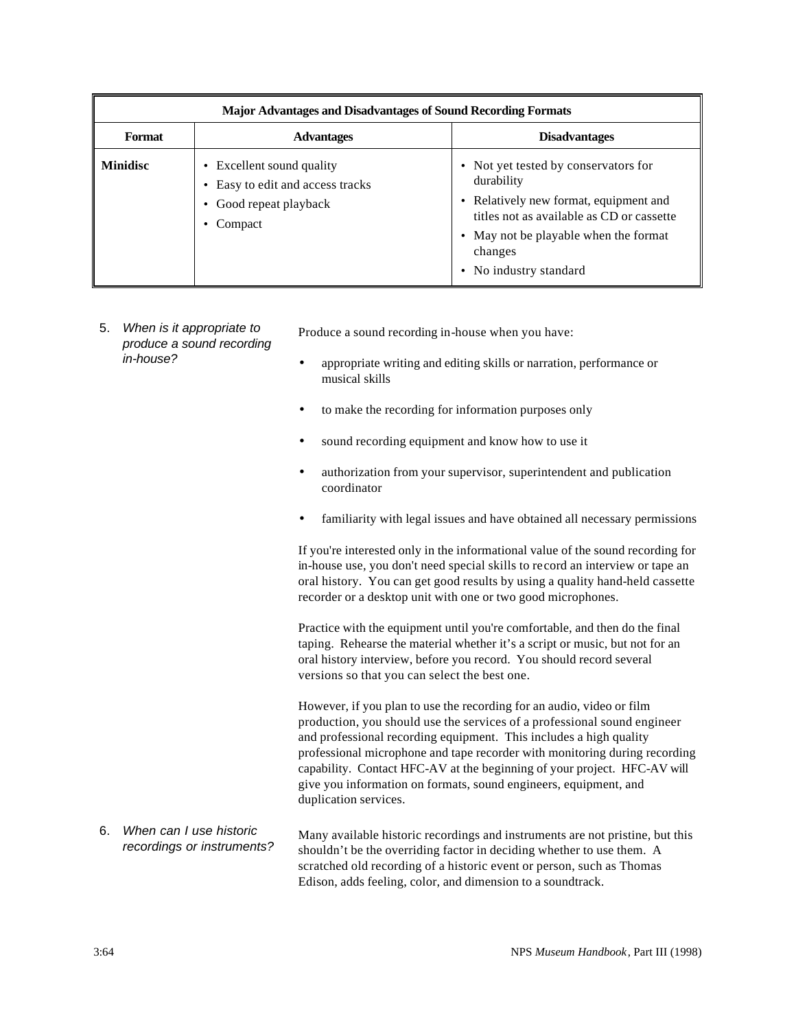| Major Advantages and Disadvantages of Sound Recording Formats | | |
|---|---|---|
| **Format** | **Advantages** | **Disadvantages** |
| **Minidisc** | • Excellent sound quality<br>• Easy to edit and access tracks<br>• Good repeat playback<br>• Compact | • Not yet tested by conservators for durability<br>• Relatively new format, equipment and titles not as available as CD or cassette<br>• May not be playable when the format changes<br>• No industry standard |

5. *When is it appropriate to produce a sound recording in-house?*

Produce a sound recording in-house when you have:

- appropriate writing and editing skills or narration, performance or musical skills
- to make the recording for information purposes only
- sound recording equipment and know how to use it
- authorization from your supervisor, superintendent and publication coordinator
- familiarity with legal issues and have obtained all necessary permissions

If you're interested only in the informational value of the sound recording for in-house use, you don't need special skills to record an interview or tape an oral history. You can get good results by using a quality hand-held cassette recorder or a desktop unit with one or two good microphones.

Practice with the equipment until you're comfortable, and then do the final taping. Rehearse the material whether it's a script or music, but not for an oral history interview, before you record. You should record several versions so that you can select the best one.

However, if you plan to use the recording for an audio, video or film production, you should use the services of a professional sound engineer and professional recording equipment. This includes a high quality professional microphone and tape recorder with monitoring during recording capability. Contact HFC-AV at the beginning of your project. HFC-AV will give you information on formats, sound engineers, equipment, and duplication services.

6. *When can I use historic recordings or instruments?*

Many available historic recordings and instruments are not pristine, but this shouldn't be the overriding factor in deciding whether to use them. A scratched old recording of a historic event or person, such as Thomas Edison, adds feeling, color, and dimension to a soundtrack.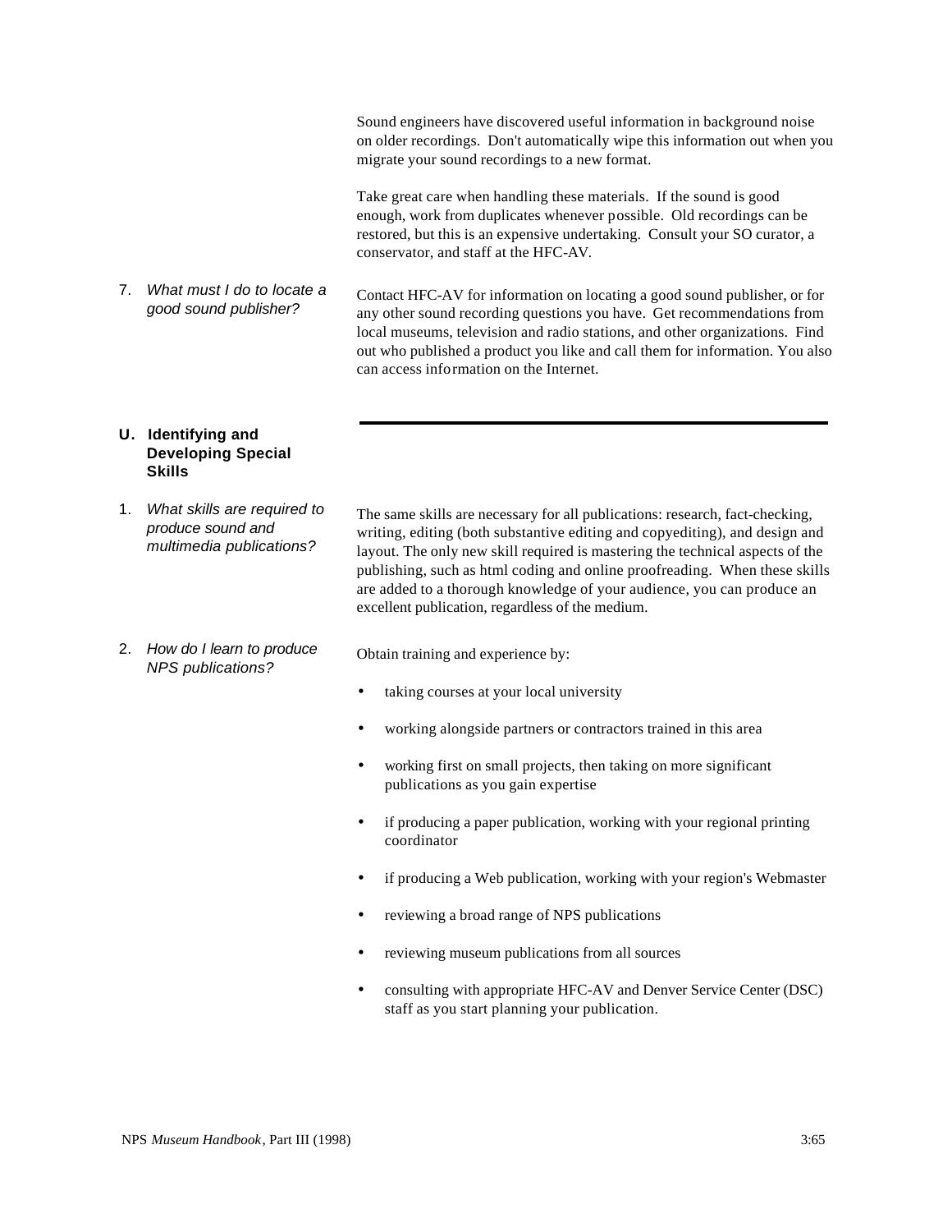Sound engineers have discovered useful information in background noise on older recordings. Don't automatically wipe this information out when you migrate your sound recordings to a new format.

Take great care when handling these materials. If the sound is good enough, work from duplicates whenever possible. Old recordings can be restored, but this is an expensive undertaking. Consult your SO curator, a conservator, and staff at the HFC-AV.

7. *What must I do to locate a good sound publisher?*

Contact HFC-AV for information on locating a good sound publisher, or for any other sound recording questions you have. Get recommendations from local museums, television and radio stations, and other organizations. Find out who published a product you like and call them for information. You also can access information on the Internet.

## U. Identifying and Developing Special Skills

1. *What skills are required to produce sound and multimedia publications?*

The same skills are necessary for all publications: research, fact-checking, writing, editing (both substantive editing and copyediting), and design and layout. The only new skill required is mastering the technical aspects of the publishing, such as html coding and online proofreading. When these skills are added to a thorough knowledge of your audience, you can produce an excellent publication, regardless of the medium.

2. *How do I learn to produce NPS publications?*

Obtain training and experience by:

- taking courses at your local university
- working alongside partners or contractors trained in this area
- working first on small projects, then taking on more significant publications as you gain expertise
- if producing a paper publication, working with your regional printing coordinator
- if producing a Web publication, working with your region's Webmaster
- reviewing a broad range of NPS publications
- reviewing museum publications from all sources
- consulting with appropriate HFC-AV and Denver Service Center (DSC) staff as you start planning your publication.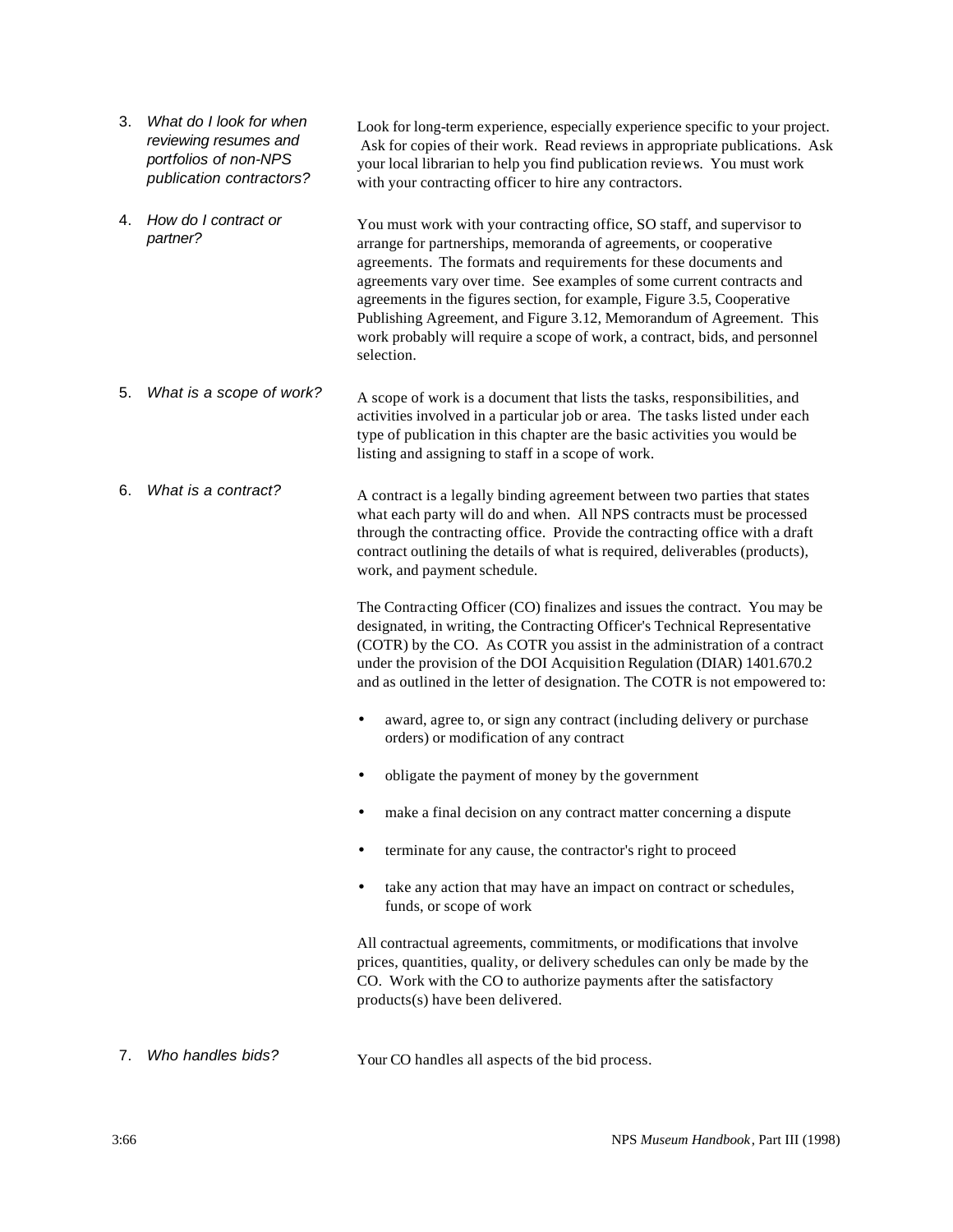3. *What do I look for when reviewing resumes and portfolios of non-NPS publication contractors?*

Look for long-term experience, especially experience specific to your project. Ask for copies of their work. Read reviews in appropriate publications. Ask your local librarian to help you find publication reviews. You must work with your contracting officer to hire any contractors.

4. *How do I contract or partner?*

You must work with your contracting office, SO staff, and supervisor to arrange for partnerships, memoranda of agreements, or cooperative agreements. The formats and requirements for these documents and agreements vary over time. See examples of some current contracts and agreements in the figures section, for example, Figure 3.5, Cooperative Publishing Agreement, and Figure 3.12, Memorandum of Agreement. This work probably will require a scope of work, a contract, bids, and personnel selection.

5. *What is a scope of work?*

A scope of work is a document that lists the tasks, responsibilities, and activities involved in a particular job or area. The tasks listed under each type of publication in this chapter are the basic activities you would be listing and assigning to staff in a scope of work.

6. *What is a contract?*

A contract is a legally binding agreement between two parties that states what each party will do and when. All NPS contracts must be processed through the contracting office. Provide the contracting office with a draft contract outlining the details of what is required, deliverables (products), work, and payment schedule.

The Contracting Officer (CO) finalizes and issues the contract. You may be designated, in writing, the Contracting Officer's Technical Representative (COTR) by the CO. As COTR you assist in the administration of a contract under the provision of the DOI Acquisition Regulation (DIAR) 1401.670.2 and as outlined in the letter of designation. The COTR is not empowered to:

- award, agree to, or sign any contract (including delivery or purchase orders) or modification of any contract
- obligate the payment of money by the government
- make a final decision on any contract matter concerning a dispute
- terminate for any cause, the contractor's right to proceed
- take any action that may have an impact on contract or schedules, funds, or scope of work

All contractual agreements, commitments, or modifications that involve prices, quantities, quality, or delivery schedules can only be made by the CO. Work with the CO to authorize payments after the satisfactory products(s) have been delivered.

7. *Who handles bids?*

Your CO handles all aspects of the bid process.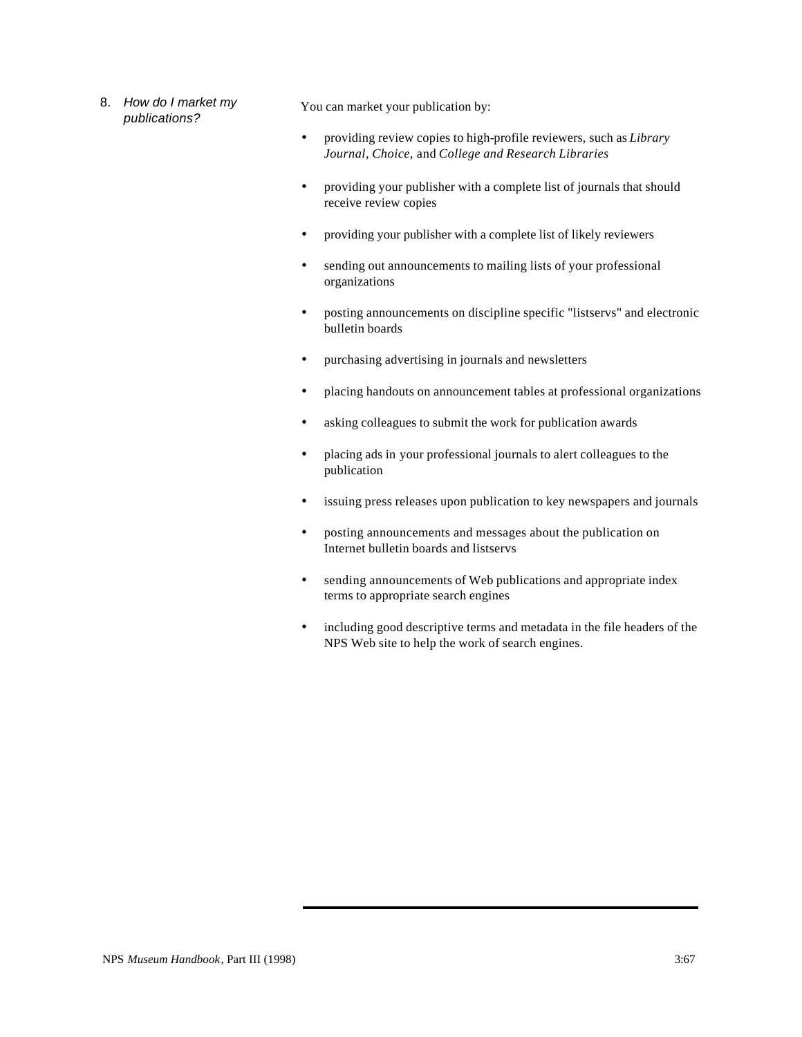8. *How do I market my publications?*

You can market your publication by:

- providing review copies to high-profile reviewers, such as *Library Journal*, *Choice,* and *College and Research Libraries*
- providing your publisher with a complete list of journals that should receive review copies
- providing your publisher with a complete list of likely reviewers
- sending out announcements to mailing lists of your professional organizations
- posting announcements on discipline specific "listservs" and electronic bulletin boards
- purchasing advertising in journals and newsletters
- placing handouts on announcement tables at professional organizations
- asking colleagues to submit the work for publication awards
- placing ads in your professional journals to alert colleagues to the publication
- issuing press releases upon publication to key newspapers and journals
- posting announcements and messages about the publication on Internet bulletin boards and listservs
- sending announcements of Web publications and appropriate index terms to appropriate search engines
- including good descriptive terms and metadata in the file headers of the NPS Web site to help the work of search engines.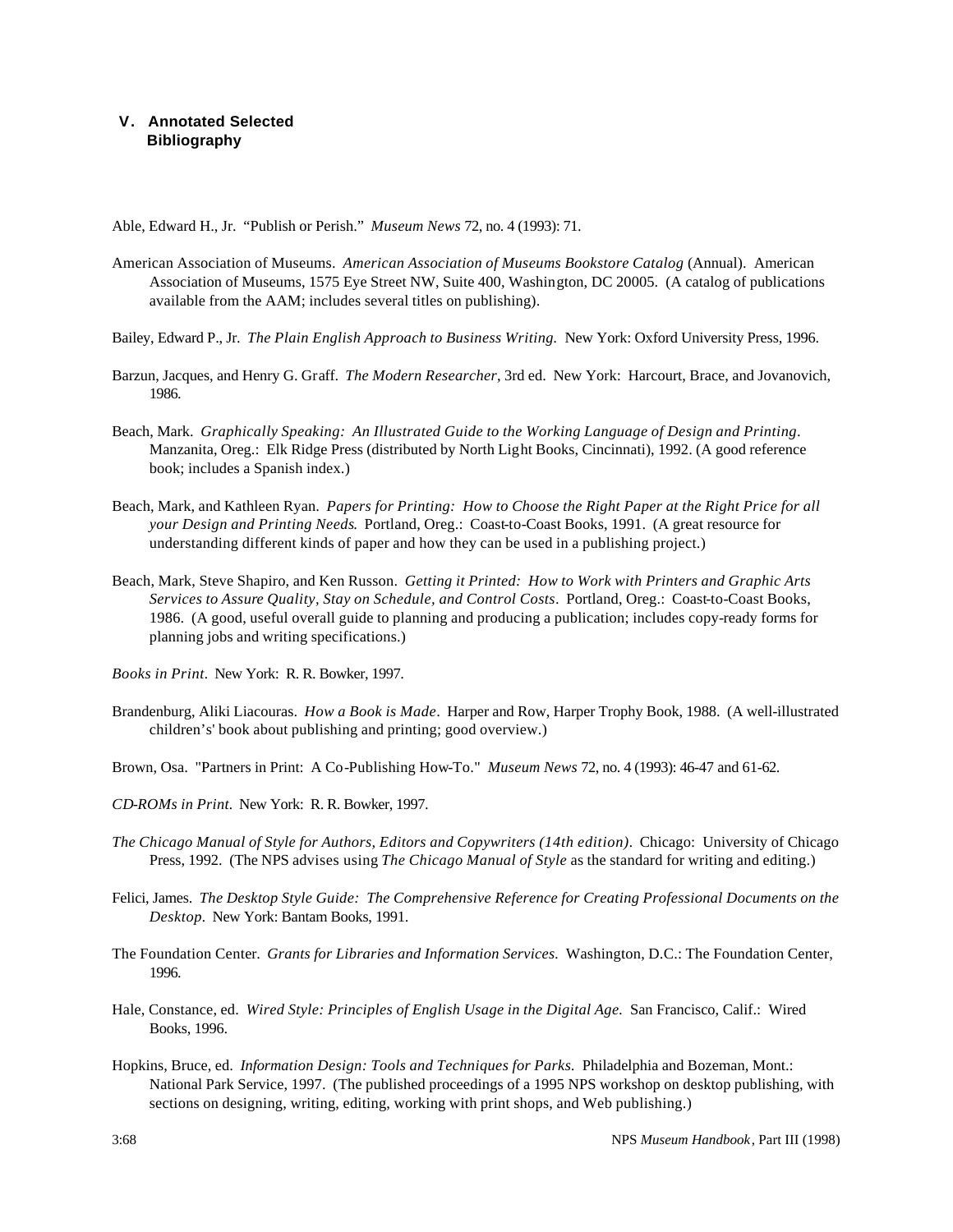## V. Annotated Selected Bibliography

Able, Edward H., Jr. "Publish or Perish." *Museum News* 72, no. 4 (1993): 71.

American Association of Museums. *American Association of Museums Bookstore Catalog* (Annual). American Association of Museums, 1575 Eye Street NW, Suite 400, Washington, DC 20005. (A catalog of publications available from the AAM; includes several titles on publishing).

Bailey, Edward P., Jr. *The Plain English Approach to Business Writing.* New York: Oxford University Press, 1996.

Barzun, Jacques, and Henry G. Graff. *The Modern Researcher*, 3rd ed. New York: Harcourt, Brace, and Jovanovich, 1986.

Beach, Mark. *Graphically Speaking: An Illustrated Guide to the Working Language of Design and Printing*. Manzanita, Oreg.: Elk Ridge Press (distributed by North Light Books, Cincinnati), 1992. (A good reference book; includes a Spanish index.)

Beach, Mark, and Kathleen Ryan. *Papers for Printing: How to Choose the Right Paper at the Right Price for all your Design and Printing Needs.* Portland, Oreg.: Coast-to-Coast Books, 1991. (A great resource for understanding different kinds of paper and how they can be used in a publishing project.)

Beach, Mark, Steve Shapiro, and Ken Russon. *Getting it Printed: How to Work with Printers and Graphic Arts Services to Assure Quality, Stay on Schedule, and Control Costs*. Portland, Oreg.: Coast-to-Coast Books, 1986. (A good, useful overall guide to planning and producing a publication; includes copy-ready forms for planning jobs and writing specifications.)

*Books in Print*. New York: R. R. Bowker, 1997.

Brandenburg, Aliki Liacouras. *How a Book is Made*. Harper and Row, Harper Trophy Book, 1988. (A well-illustrated children's' book about publishing and printing; good overview.)

Brown, Osa. "Partners in Print: A Co-Publishing How-To." *Museum News* 72, no. 4 (1993): 46-47 and 61-62.

*CD-ROMs in Print*. New York: R. R. Bowker, 1997.

*The Chicago Manual of Style for Authors, Editors and Copywriters (14th edition)*. Chicago: University of Chicago Press, 1992. (The NPS advises using *The Chicago Manual of Style* as the standard for writing and editing.)

Felici, James. *The Desktop Style Guide: The Comprehensive Reference for Creating Professional Documents on the Desktop*. New York: Bantam Books, 1991.

The Foundation Center. *Grants for Libraries and Information Services.* Washington, D.C.: The Foundation Center, 1996.

Hale, Constance, ed. *Wired Style: Principles of English Usage in the Digital Age.* San Francisco, Calif.: Wired Books, 1996.

Hopkins, Bruce, ed. *Information Design: Tools and Techniques for Parks.* Philadelphia and Bozeman, Mont.: National Park Service, 1997. (The published proceedings of a 1995 NPS workshop on desktop publishing, with sections on designing, writing, editing, working with print shops, and Web publishing.)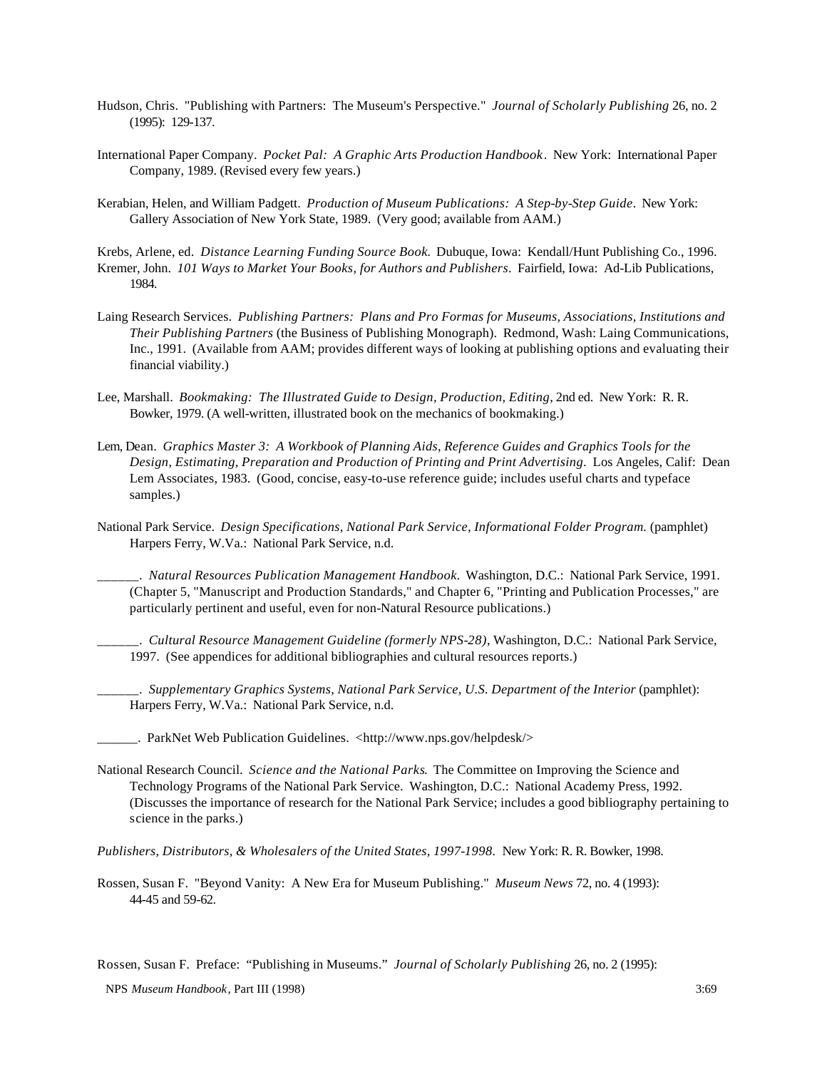Hudson, Chris. "Publishing with Partners: The Museum's Perspective." *Journal of Scholarly Publishing* 26, no. 2 (1995): 129-137.

International Paper Company. *Pocket Pal: A Graphic Arts Production Handbook*. New York: International Paper Company, 1989. (Revised every few years.)

Kerabian, Helen, and William Padgett. *Production of Museum Publications: A Step-by-Step Guide*. New York: Gallery Association of New York State, 1989. (Very good; available from AAM.)

Krebs, Arlene, ed. *Distance Learning Funding Source Book.* Dubuque, Iowa: Kendall/Hunt Publishing Co., 1996.

Kremer, John. *101 Ways to Market Your Books, for Authors and Publishers*. Fairfield, Iowa: Ad-Lib Publications, 1984.

Laing Research Services. *Publishing Partners: Plans and Pro Formas for Museums, Associations, Institutions and Their Publishing Partners* (the Business of Publishing Monograph). Redmond, Wash: Laing Communications, Inc., 1991. (Available from AAM; provides different ways of looking at publishing options and evaluating their financial viability.)

Lee, Marshall. *Bookmaking: The Illustrated Guide to Design, Production, Editing*, 2nd ed. New York: R. R. Bowker, 1979. (A well-written, illustrated book on the mechanics of bookmaking.)

Lem, Dean. *Graphics Master 3: A Workbook of Planning Aids, Reference Guides and Graphics Tools for the Design, Estimating, Preparation and Production of Printing and Print Advertising*. Los Angeles, Calif: Dean Lem Associates, 1983. (Good, concise, easy-to-use reference guide; includes useful charts and typeface samples.)

National Park Service. *Design Specifications, National Park Service, Informational Folder Program.* (pamphlet) Harpers Ferry, W.Va.: National Park Service, n.d.

______. *Natural Resources Publication Management Handbook*. Washington, D.C.: National Park Service, 1991. (Chapter 5, "Manuscript and Production Standards," and Chapter 6, "Printing and Publication Processes," are particularly pertinent and useful, even for non-Natural Resource publications.)

______. *Cultural Resource Management Guideline (formerly NPS-28)*, Washington, D.C.: National Park Service, 1997. (See appendices for additional bibliographies and cultural resources reports.)

______. *Supplementary Graphics Systems, National Park Service, U.S. Department of the Interior* (pamphlet): Harpers Ferry, W.Va.: National Park Service, n.d.

______. ParkNet Web Publication Guidelines. <http://www.nps.gov/helpdesk/>

National Research Council. *Science and the National Parks*. The Committee on Improving the Science and Technology Programs of the National Park Service. Washington, D.C.: National Academy Press, 1992. (Discusses the importance of research for the National Park Service; includes a good bibliography pertaining to science in the parks.)

*Publishers, Distributors, & Wholesalers of the United States, 1997-1998*. New York: R. R. Bowker, 1998.

Rossen, Susan F. "Beyond Vanity: A New Era for Museum Publishing." *Museum News* 72, no. 4 (1993): 44-45 and 59-62.

Rossen, Susan F. Preface: "Publishing in Museums." *Journal of Scholarly Publishing* 26, no. 2 (1995):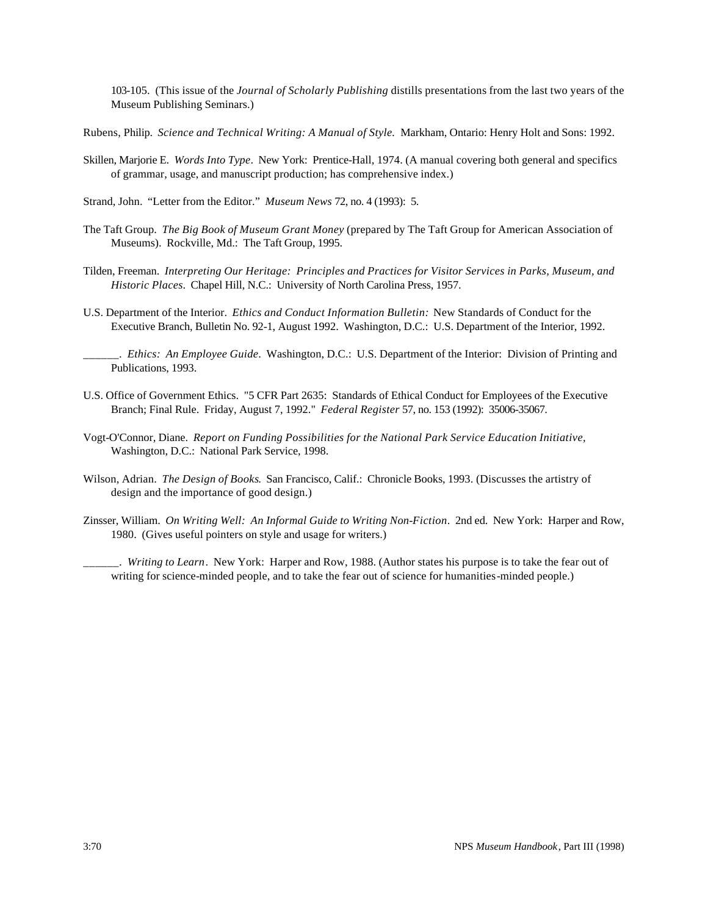103-105. (This issue of the *Journal of Scholarly Publishing* distills presentations from the last two years of the Museum Publishing Seminars.)

Rubens, Philip. *Science and Technical Writing: A Manual of Style.* Markham, Ontario: Henry Holt and Sons: 1992.

Skillen, Marjorie E. *Words Into Type*. New York: Prentice-Hall, 1974. (A manual covering both general and specifics of grammar, usage, and manuscript production; has comprehensive index.)

Strand, John. "Letter from the Editor." *Museum News* 72, no. 4 (1993): 5.

The Taft Group. *The Big Book of Museum Grant Money* (prepared by The Taft Group for American Association of Museums). Rockville, Md.: The Taft Group, 1995.

Tilden, Freeman. *Interpreting Our Heritage: Principles and Practices for Visitor Services in Parks, Museum, and Historic Places*. Chapel Hill, N.C.: University of North Carolina Press, 1957.

U.S. Department of the Interior. *Ethics and Conduct Information Bulletin:* New Standards of Conduct for the Executive Branch, Bulletin No. 92-1, August 1992. Washington, D.C.: U.S. Department of the Interior, 1992.

______. *Ethics: An Employee Guide*. Washington, D.C.: U.S. Department of the Interior: Division of Printing and Publications, 1993.

U.S. Office of Government Ethics. "5 CFR Part 2635: Standards of Ethical Conduct for Employees of the Executive Branch; Final Rule. Friday, August 7, 1992." *Federal Register* 57, no. 153 (1992): 35006-35067.

Vogt-O'Connor, Diane. *Report on Funding Possibilities for the National Park Service Education Initiative,* Washington, D.C.: National Park Service, 1998.

Wilson, Adrian. *The Design of Books.* San Francisco, Calif.: Chronicle Books, 1993. (Discusses the artistry of design and the importance of good design.)

Zinsser, William. *On Writing Well: An Informal Guide to Writing Non-Fiction*. 2nd ed. New York: Harper and Row, 1980. (Gives useful pointers on style and usage for writers.)

______. *Writing to Learn*. New York: Harper and Row, 1988. (Author states his purpose is to take the fear out of writing for science-minded people, and to take the fear out of science for humanities-minded people.)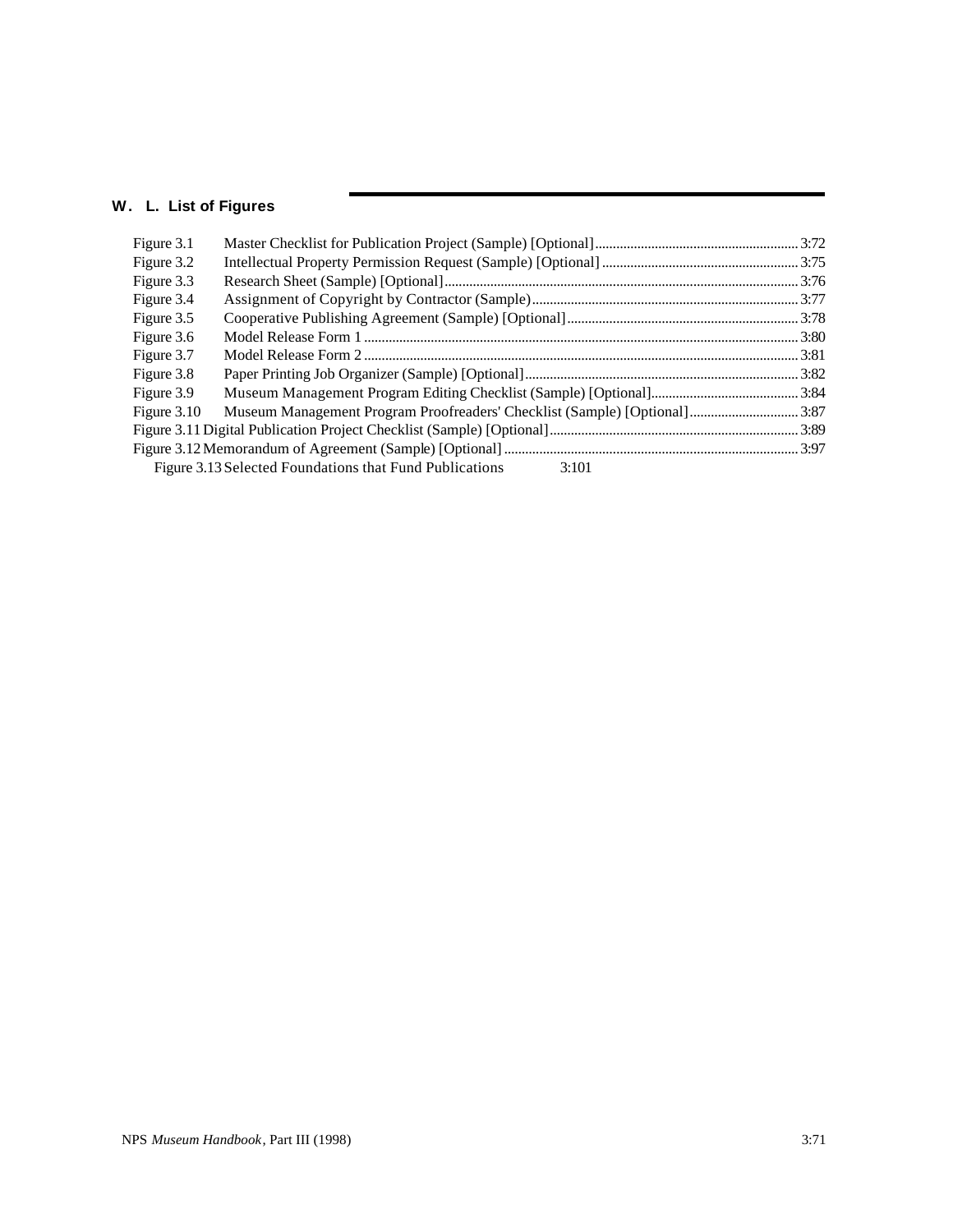## W. L. List of Figures

| | | |
|---|---|---|
| Figure 3.1 | Master Checklist for Publication Project (Sample) [Optional] | 3:72 |
| Figure 3.2 | Intellectual Property Permission Request (Sample) [Optional] | 3:75 |
| Figure 3.3 | Research Sheet (Sample) [Optional] | 3:76 |
| Figure 3.4 | Assignment of Copyright by Contractor (Sample) | 3:77 |
| Figure 3.5 | Cooperative Publishing Agreement (Sample) [Optional] | 3:78 |
| Figure 3.6 | Model Release Form 1 | 3:80 |
| Figure 3.7 | Model Release Form 2 | 3:81 |
| Figure 3.8 | Paper Printing Job Organizer (Sample) [Optional] | 3:82 |
| Figure 3.9 | Museum Management Program Editing Checklist (Sample) [Optional] | 3:84 |
| Figure 3.10 | Museum Management Program Proofreaders' Checklist (Sample) [Optional] | 3:87 |
| Figure 3.11 | Digital Publication Project Checklist (Sample) [Optional] | 3:89 |
| Figure 3.12 | Memorandum of Agreement (Sample) [Optional] | 3:97 |
| Figure 3.13 | Selected Foundations that Fund Publications | 3:101 |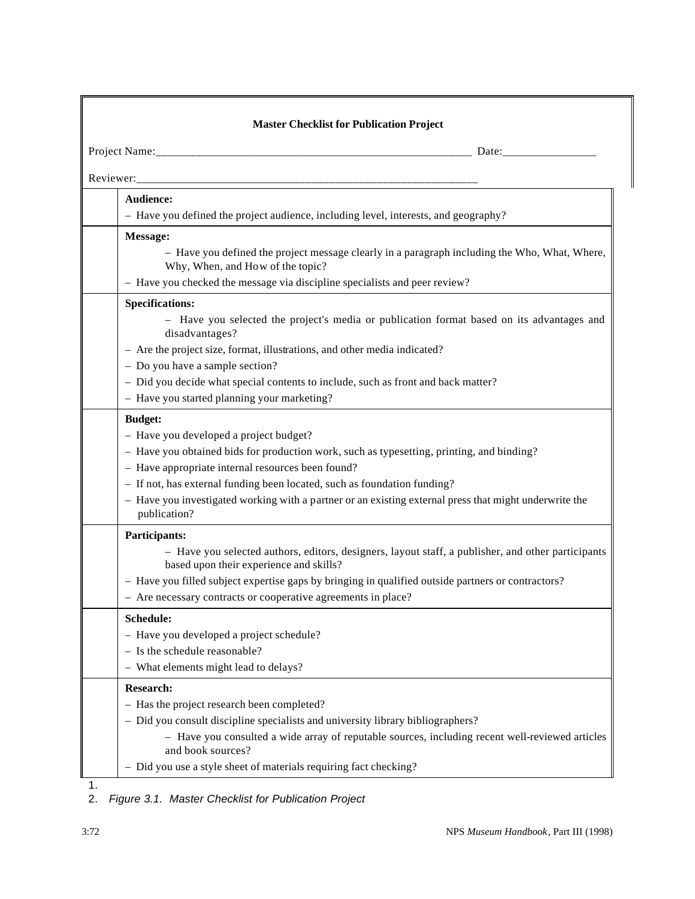**Master Checklist for Publication Project**

Project Name:\_\_\_\_\_\_\_\_\_\_\_\_\_\_\_\_\_\_\_\_\_\_\_\_\_\_\_\_\_\_\_\_\_\_\_\_\_\_\_\_\_\_\_\_\_\_\_\_\_\_\_\_\_\_\_\_ Date:\_\_\_\_\_\_\_\_\_\_\_\_\_\_\_\_\_

Reviewer:\_\_\_\_\_\_\_\_\_\_\_\_\_\_\_\_\_\_\_\_\_\_\_\_\_\_\_\_\_\_\_\_\_\_\_\_\_\_\_\_\_\_\_\_\_\_\_\_\_\_\_\_\_\_\_\_\_\_\_\_\_\_

| | |
|---|---|
| | **Audience:**<br>– Have you defined the project audience, including level, interests, and geography? |
| | **Message:**<br>– Have you defined the project message clearly in a paragraph including the Who, What, Where, Why, When, and How of the topic?<br>– Have you checked the message via discipline specialists and peer review? |
| | **Specifications:**<br>– Have you selected the project's media or publication format based on its advantages and disadvantages?<br>– Are the project size, format, illustrations, and other media indicated?<br>– Do you have a sample section?<br>– Did you decide what special contents to include, such as front and back matter?<br>– Have you started planning your marketing? |
| | **Budget:**<br>– Have you developed a project budget?<br>– Have you obtained bids for production work, such as typesetting, printing, and binding?<br>– Have appropriate internal resources been found?<br>– If not, has external funding been located, such as foundation funding?<br>– Have you investigated working with a partner or an existing external press that might underwrite the publication? |
| | **Participants:**<br>– Have you selected authors, editors, designers, layout staff, a publisher, and other participants based upon their experience and skills?<br>– Have you filled subject expertise gaps by bringing in qualified outside partners or contractors?<br>– Are necessary contracts or cooperative agreements in place? |
| | **Schedule:**<br>– Have you developed a project schedule?<br>– Is the schedule reasonable?<br>– What elements might lead to delays? |
| | **Research:**<br>– Has the project research been completed?<br>– Did you consult discipline specialists and university library bibliographers?<br>– Have you consulted a wide array of reputable sources, including recent well-reviewed articles and book sources?<br>– Did you use a style sheet of materials requiring fact checking? |

1.

2. *Figure 3.1. Master Checklist for Publication Project*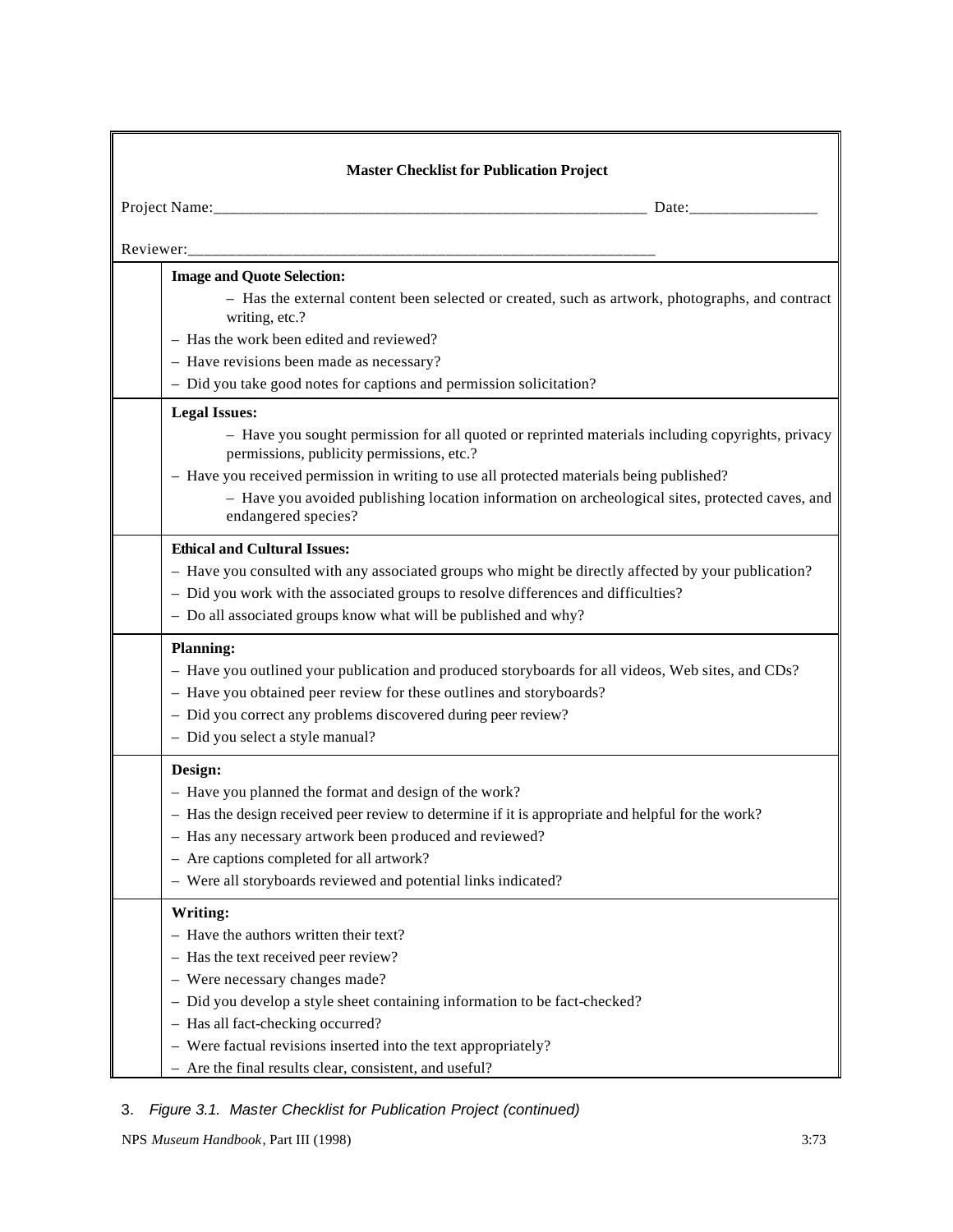**Master Checklist for Publication Project**

Project Name:_______________________________________________________ Date:________________

Reviewer:____________________________________________________________

| | |
|---|---|
| | **Image and Quote Selection:**<br>– Has the external content been selected or created, such as artwork, photographs, and contract writing, etc.?<br>– Has the work been edited and reviewed?<br>– Have revisions been made as necessary?<br>– Did you take good notes for captions and permission solicitation? |
| | **Legal Issues:**<br>– Have you sought permission for all quoted or reprinted materials including copyrights, privacy permissions, publicity permissions, etc.?<br>– Have you received permission in writing to use all protected materials being published?<br>– Have you avoided publishing location information on archeological sites, protected caves, and endangered species? |
| | **Ethical and Cultural Issues:**<br>– Have you consulted with any associated groups who might be directly affected by your publication?<br>– Did you work with the associated groups to resolve differences and difficulties?<br>– Do all associated groups know what will be published and why? |
| | **Planning:**<br>– Have you outlined your publication and produced storyboards for all videos, Web sites, and CDs?<br>– Have you obtained peer review for these outlines and storyboards?<br>– Did you correct any problems discovered during peer review?<br>– Did you select a style manual? |
| | **Design:**<br>– Have you planned the format and design of the work?<br>– Has the design received peer review to determine if it is appropriate and helpful for the work?<br>– Has any necessary artwork been produced and reviewed?<br>– Are captions completed for all artwork?<br>– Were all storyboards reviewed and potential links indicated? |
| | **Writing:**<br>– Have the authors written their text?<br>– Has the text received peer review?<br>– Were necessary changes made?<br>– Did you develop a style sheet containing information to be fact-checked?<br>– Has all fact-checking occurred?<br>– Were factual revisions inserted into the text appropriately?<br>– Are the final results clear, consistent, and useful? |

3. *Figure 3.1. Master Checklist for Publication Project (continued)*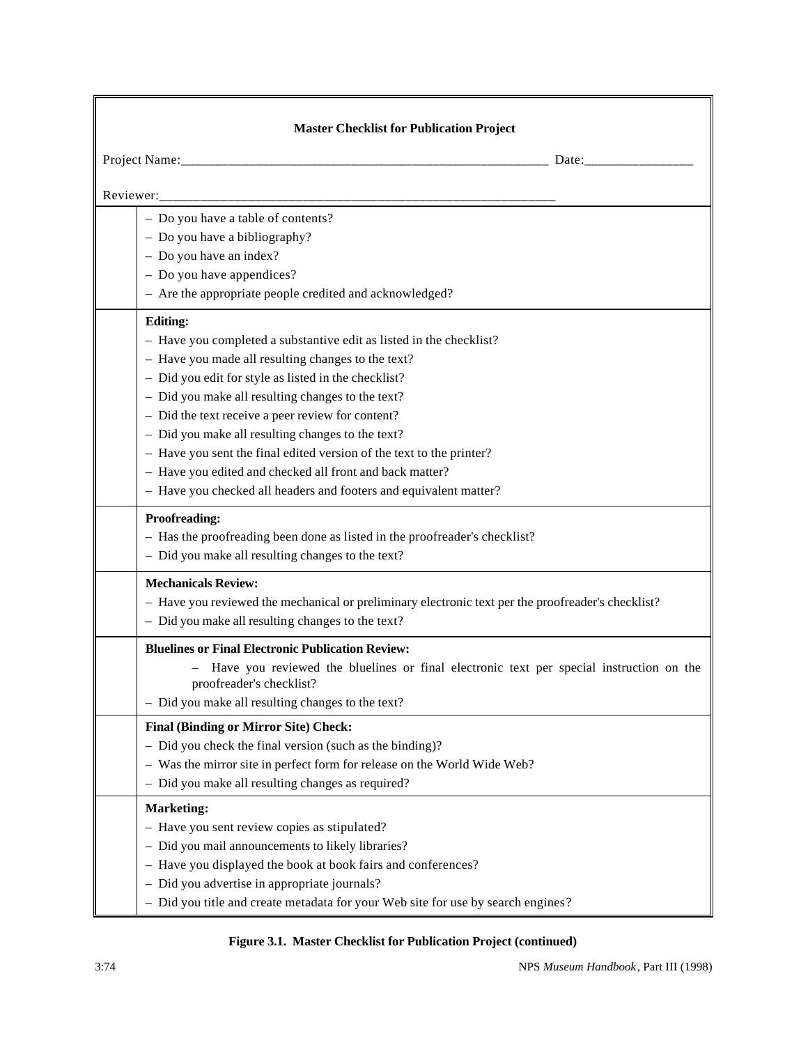**Master Checklist for Publication Project**

Project Name:_______________________________________________________ Date:________________

Reviewer:___________________________________________________________

| | |
|---|---|
| | – Do you have a table of contents?<br>– Do you have a bibliography?<br>– Do you have an index?<br>– Do you have appendices?<br>– Are the appropriate people credited and acknowledged? |
| | **Editing:**<br>– Have you completed a substantive edit as listed in the checklist?<br>– Have you made all resulting changes to the text?<br>– Did you edit for style as listed in the checklist?<br>– Did you make all resulting changes to the text?<br>– Did the text receive a peer review for content?<br>– Did you make all resulting changes to the text?<br>– Have you sent the final edited version of the text to the printer?<br>– Have you edited and checked all front and back matter?<br>– Have you checked all headers and footers and equivalent matter? |
| | **Proofreading:**<br>– Has the proofreading been done as listed in the proofreader's checklist?<br>– Did you make all resulting changes to the text? |
| | **Mechanicals Review:**<br>– Have you reviewed the mechanical or preliminary electronic text per the proofreader's checklist?<br>– Did you make all resulting changes to the text? |
| | **Bluelines or Final Electronic Publication Review:**<br>– Have you reviewed the bluelines or final electronic text per special instruction on the proofreader's checklist?<br>– Did you make all resulting changes to the text? |
| | **Final (Binding or Mirror Site) Check:**<br>– Did you check the final version (such as the binding)?<br>– Was the mirror site in perfect form for release on the World Wide Web?<br>– Did you make all resulting changes as required? |
| | **Marketing:**<br>– Have you sent review copies as stipulated?<br>– Did you mail announcements to likely libraries?<br>– Have you displayed the book at book fairs and conferences?<br>– Did you advertise in appropriate journals?<br>– Did you title and create metadata for your Web site for use by search engines? |

**Figure 3.1. Master Checklist for Publication Project (continued)**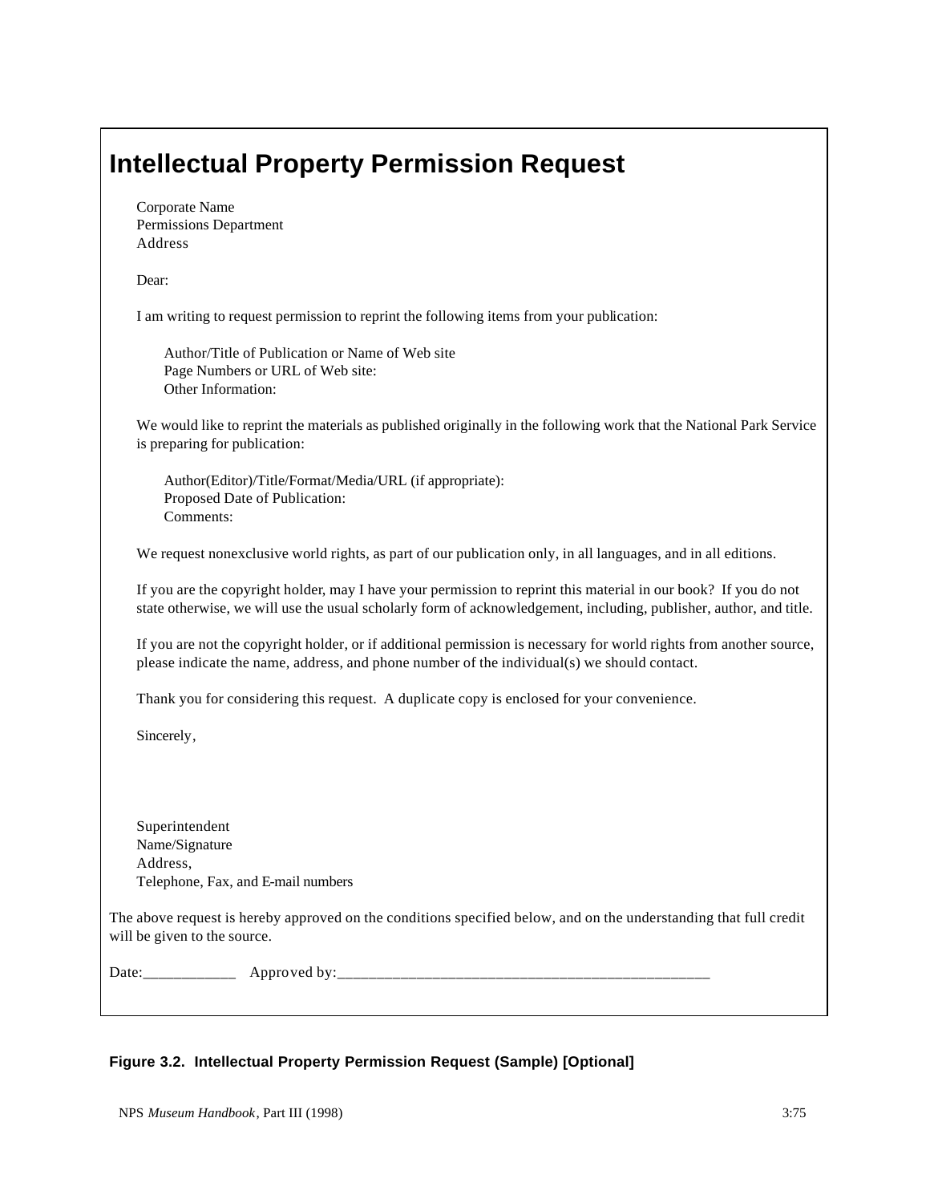# Intellectual Property Permission Request

Corporate Name
Permissions Department
Address

Dear:

I am writing to request permission to reprint the following items from your publication:

Author/Title of Publication or Name of Web site
Page Numbers or URL of Web site:
Other Information:

We would like to reprint the materials as published originally in the following work that the National Park Service is preparing for publication:

Author(Editor)/Title/Format/Media/URL (if appropriate):
Proposed Date of Publication:
Comments:

We request nonexclusive world rights, as part of our publication only, in all languages, and in all editions.

If you are the copyright holder, may I have your permission to reprint this material in our book? If you do not state otherwise, we will use the usual scholarly form of acknowledgement, including, publisher, author, and title.

If you are not the copyright holder, or if additional permission is necessary for world rights from another source, please indicate the name, address, and phone number of the individual(s) we should contact.

Thank you for considering this request. A duplicate copy is enclosed for your convenience.

Sincerely,

Superintendent
Name/Signature
Address,
Telephone, Fax, and E-mail numbers

The above request is hereby approved on the conditions specified below, and on the understanding that full credit will be given to the source.

Date:____________ Approved by:__________________________________________________

**Figure 3.2. Intellectual Property Permission Request (Sample) [Optional]**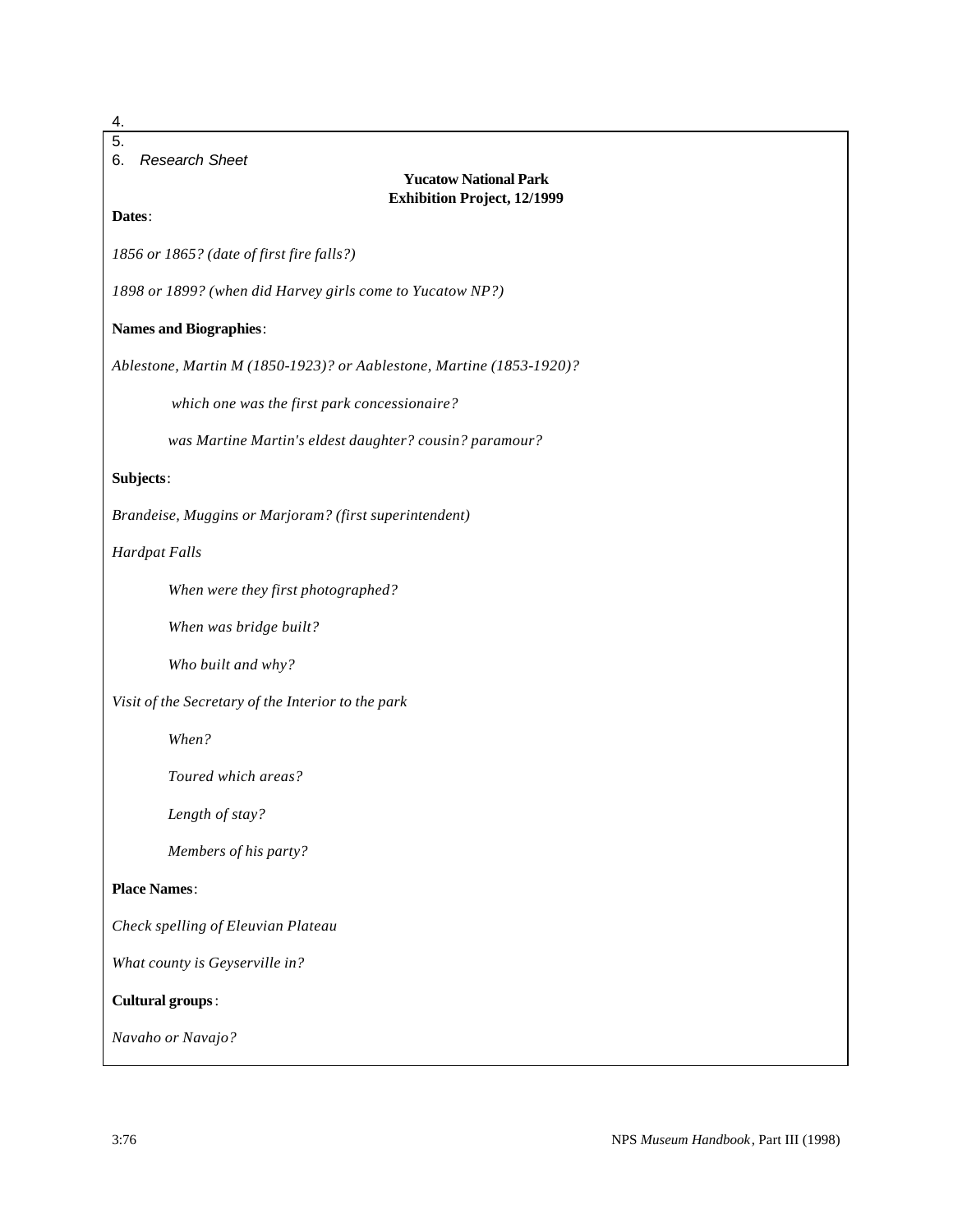4.

5.

6. *Research Sheet*

**Yucatow National Park**
**Exhibition Project, 12/1999**

**Dates**:

*1856 or 1865? (date of first fire falls?)*

*1898 or 1899? (when did Harvey girls come to Yucatow NP?)*

**Names and Biographies**:

*Ablestone, Martin M (1850-1923)? or Aablestone, Martine (1853-1920)?*

*which one was the first park concessionaire?*

*was Martine Martin's eldest daughter? cousin? paramour?*

**Subjects**:

*Brandeise, Muggins or Marjoram? (first superintendent)*

*Hardpat Falls*

*When were they first photographed?*

*When was bridge built?*

*Who built and why?*

*Visit of the Secretary of the Interior to the park*

*When?*

*Toured which areas?*

*Length of stay?*

*Members of his party?*

**Place Names**:

*Check spelling of Eleuvian Plateau*

*What county is Geyserville in?*

**Cultural groups**:

*Navaho or Navajo?*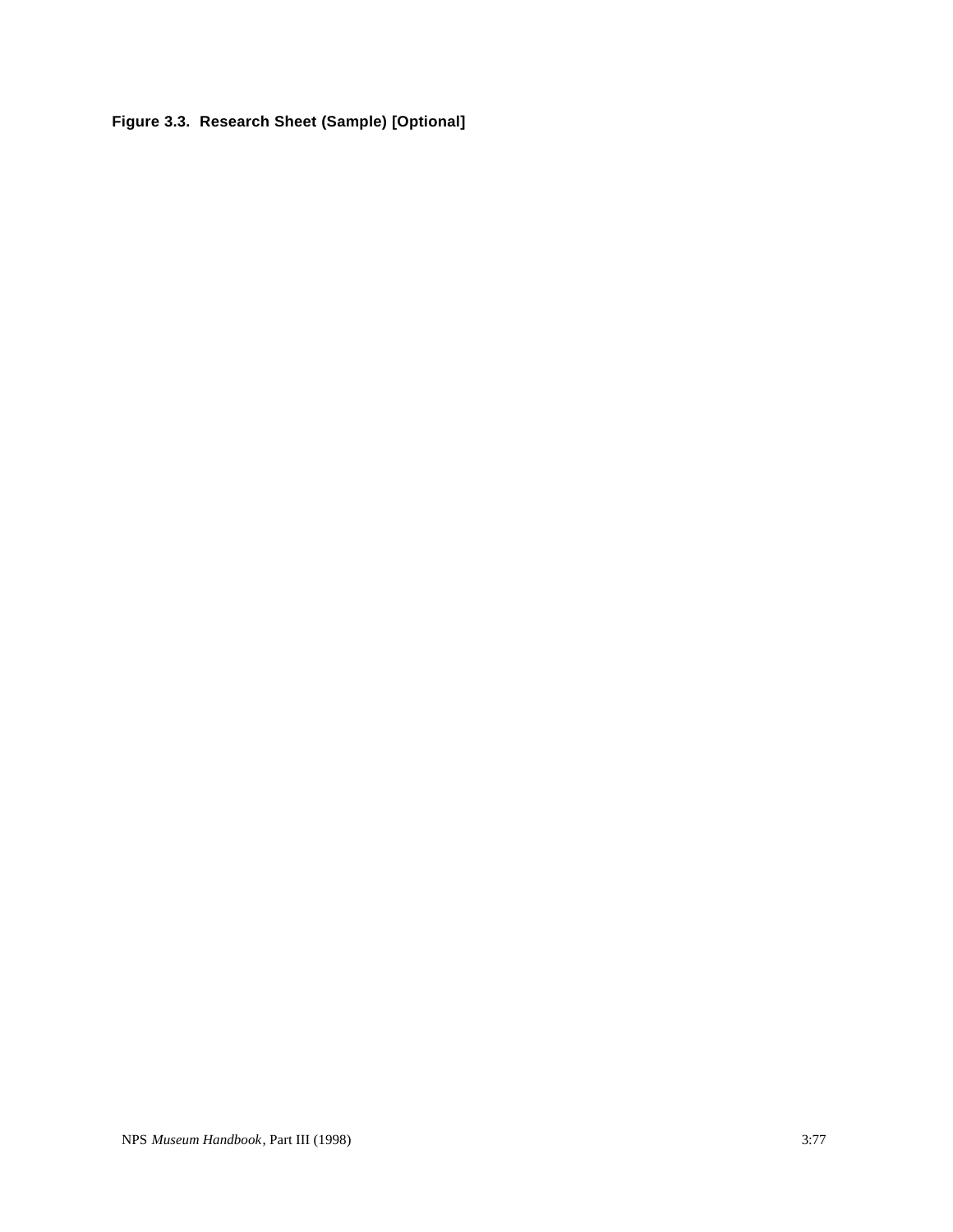**Figure 3.3. Research Sheet (Sample) [Optional]**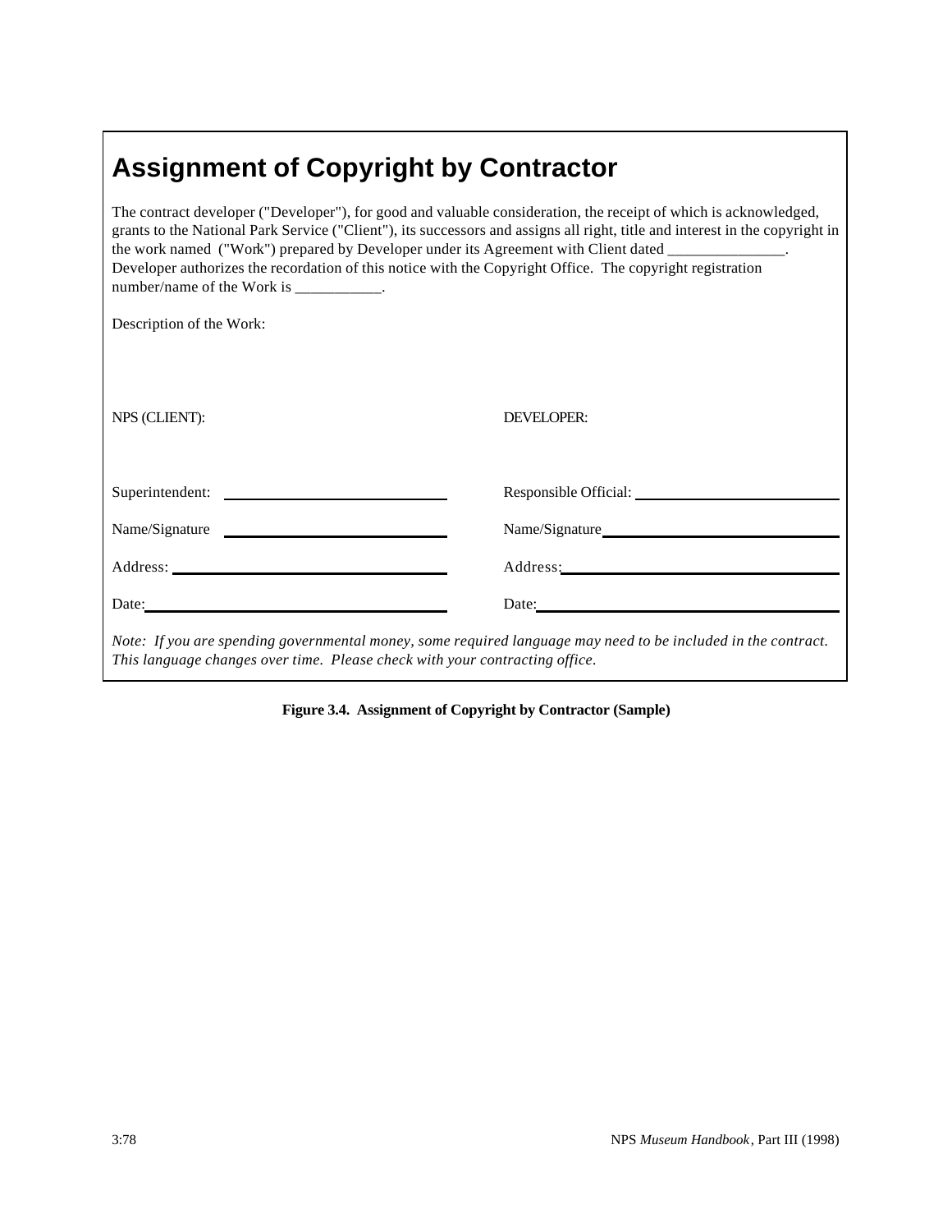# Assignment of Copyright by Contractor

The contract developer ("Developer"), for good and valuable consideration, the receipt of which is acknowledged, grants to the National Park Service ("Client"), its successors and assigns all right, title and interest in the copyright in the work named ("Work") prepared by Developer under its Agreement with Client dated _______________. Developer authorizes the recordation of this notice with the Copyright Office. The copyright registration number/name of the Work is ___________.

Description of the Work:

| NPS (CLIENT): | DEVELOPER: |
|---|---|
| Superintendent: ______________________ | Responsible Official: ______________________ |
| Name/Signature ______________________ | Name/Signature ______________________ |
| Address: ______________________ | Address: ______________________ |
| Date: ______________________ | Date: ______________________ |

*Note: If you are spending governmental money, some required language may need to be included in the contract. This language changes over time. Please check with your contracting office.*

**Figure 3.4. Assignment of Copyright by Contractor (Sample)**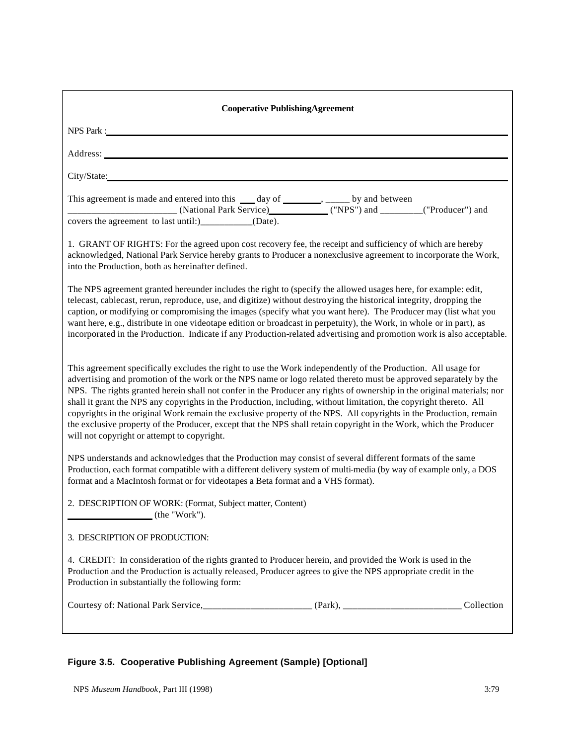**Cooperative PublishingAgreement**

NPS Park :\_\_\_\_\_\_\_\_\_\_\_\_\_\_\_\_\_\_\_\_\_\_\_\_\_\_\_\_\_\_\_\_\_\_\_\_\_\_\_\_\_\_\_\_\_\_\_\_\_\_\_\_\_\_\_\_\_\_

Address: \_\_\_\_\_\_\_\_\_\_\_\_\_\_\_\_\_\_\_\_\_\_\_\_\_\_\_\_\_\_\_\_\_\_\_\_\_\_\_\_\_\_\_\_\_\_\_\_\_\_\_\_\_\_\_\_\_\_

City/State:\_\_\_\_\_\_\_\_\_\_\_\_\_\_\_\_\_\_\_\_\_\_\_\_\_\_\_\_\_\_\_\_\_\_\_\_\_\_\_\_\_\_\_\_\_\_\_\_\_\_\_\_\_\_\_\_\_\_

This agreement is made and entered into this \_\_\_ day of \_\_\_\_\_\_\_\_, \_\_\_\_\_ by and between \_\_\_\_\_\_\_\_\_\_\_\_\_\_\_\_\_\_\_\_\_\_\_ (National Park Service)\_\_\_\_\_\_\_\_\_\_\_\_ ("NPS") and \_\_\_\_\_\_\_\_\_("Producer") and covers the agreement to last until:)\_\_\_\_\_\_\_\_\_\_\_(Date).

1. GRANT OF RIGHTS: For the agreed upon cost recovery fee, the receipt and sufficiency of which are hereby acknowledged, National Park Service hereby grants to Producer a nonexclusive agreement to incorporate the Work, into the Production, both as hereinafter defined.

The NPS agreement granted hereunder includes the right to (specify the allowed usages here, for example: edit, telecast, cablecast, rerun, reproduce, use, and digitize) without destroying the historical integrity, dropping the caption, or modifying or compromising the images (specify what you want here). The Producer may (list what you want here, e.g., distribute in one videotape edition or broadcast in perpetuity), the Work, in whole or in part), as incorporated in the Production. Indicate if any Production-related advertising and promotion work is also acceptable.

This agreement specifically excludes the right to use the Work independently of the Production. All usage for advertising and promotion of the work or the NPS name or logo related thereto must be approved separately by the NPS. The rights granted herein shall not confer in the Producer any rights of ownership in the original materials; nor shall it grant the NPS any copyrights in the Production, including, without limitation, the copyright thereto. All copyrights in the original Work remain the exclusive property of the NPS. All copyrights in the Production, remain the exclusive property of the Producer, except that the NPS shall retain copyright in the Work, which the Producer will not copyright or attempt to copyright.

NPS understands and acknowledges that the Production may consist of several different formats of the same Production, each format compatible with a different delivery system of multi-media (by way of example only, a DOS format and a MacIntosh format or for videotapes a Beta format and a VHS format).

2. DESCRIPTION OF WORK: (Format, Subject matter, Content)
\_\_\_\_\_\_\_\_\_\_\_\_\_\_\_\_\_\_\_ (the "Work").

3. DESCRIPTION OF PRODUCTION:

4. CREDIT: In consideration of the rights granted to Producer herein, and provided the Work is used in the Production and the Production is actually released, Producer agrees to give the NPS appropriate credit in the Production in substantially the following form:

Courtesy of: National Park Service,\_\_\_\_\_\_\_\_\_\_\_\_\_\_\_\_\_\_\_\_\_\_\_ (Park), \_\_\_\_\_\_\_\_\_\_\_\_\_\_\_\_\_\_\_\_\_\_\_\_\_ Collection

**Figure 3.5. Cooperative Publishing Agreement (Sample) [Optional]**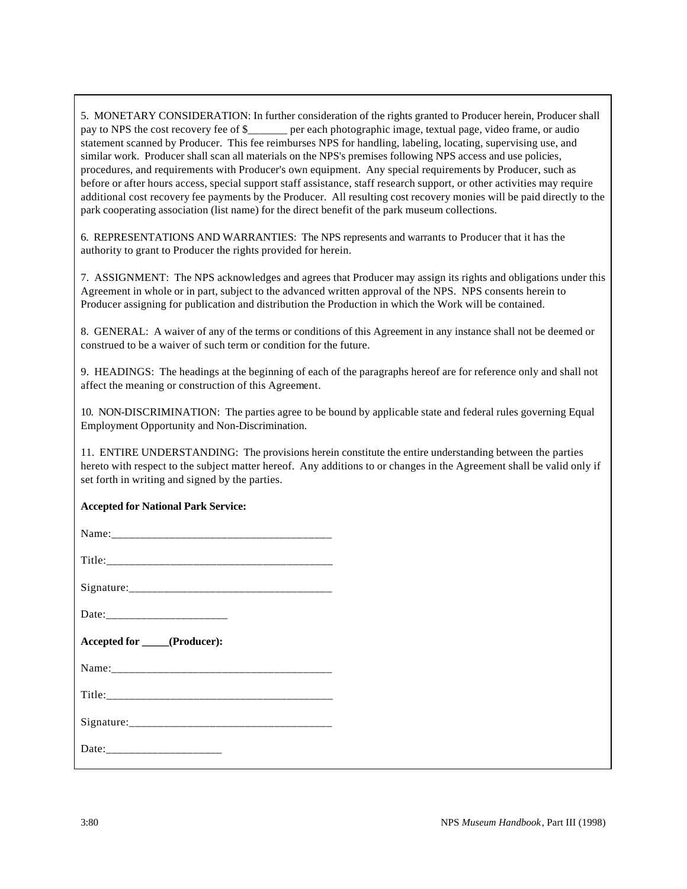5. MONETARY CONSIDERATION: In further consideration of the rights granted to Producer herein, Producer shall pay to NPS the cost recovery fee of $_______ per each photographic image, textual page, video frame, or audio statement scanned by Producer. This fee reimburses NPS for handling, labeling, locating, supervising use, and similar work. Producer shall scan all materials on the NPS's premises following NPS access and use policies, procedures, and requirements with Producer's own equipment. Any special requirements by Producer, such as before or after hours access, special support staff assistance, staff research support, or other activities may require additional cost recovery fee payments by the Producer. All resulting cost recovery monies will be paid directly to the park cooperating association (list name) for the direct benefit of the park museum collections.

6. REPRESENTATIONS AND WARRANTIES: The NPS represents and warrants to Producer that it has the authority to grant to Producer the rights provided for herein.

7. ASSIGNMENT: The NPS acknowledges and agrees that Producer may assign its rights and obligations under this Agreement in whole or in part, subject to the advanced written approval of the NPS. NPS consents herein to Producer assigning for publication and distribution the Production in which the Work will be contained.

8. GENERAL: A waiver of any of the terms or conditions of this Agreement in any instance shall not be deemed or construed to be a waiver of such term or condition for the future.

9. HEADINGS: The headings at the beginning of each of the paragraphs hereof are for reference only and shall not affect the meaning or construction of this Agreement.

10. NON-DISCRIMINATION: The parties agree to be bound by applicable state and federal rules governing Equal Employment Opportunity and Non-Discrimination.

11. ENTIRE UNDERSTANDING: The provisions herein constitute the entire understanding between the parties hereto with respect to the subject matter hereof. Any additions to or changes in the Agreement shall be valid only if set forth in writing and signed by the parties.

**Accepted for National Park Service:**

Name:_______________________________________

Title:________________________________________

Signature:____________________________________

Date:______________________

**Accepted for _____(Producer):**

Name:_______________________________________

Title:________________________________________

Signature:____________________________________

Date:_____________________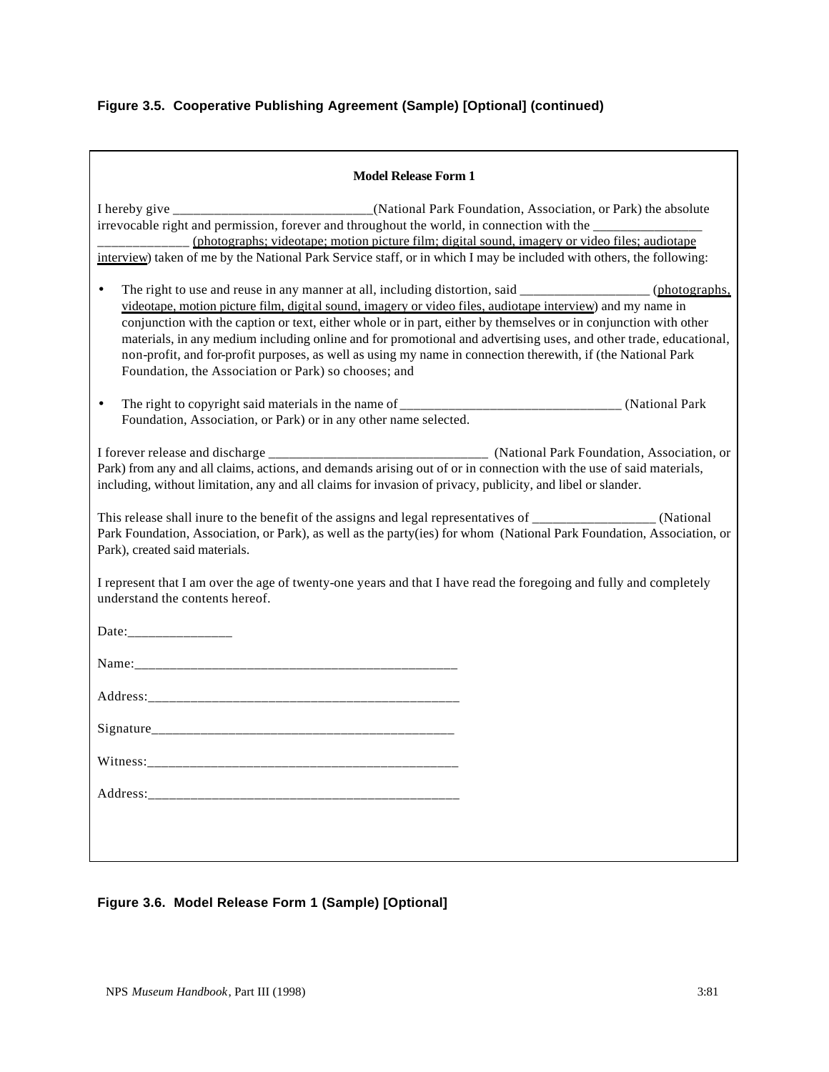**Figure 3.5. Cooperative Publishing Agreement (Sample) [Optional] (continued)**

**Model Release Form 1**

I hereby give _____________________________(National Park Foundation, Association, or Park) the absolute irrevocable right and permission, forever and throughout the world, in connection with the ________________ _____________ (photographs; videotape; motion picture film; digital sound, imagery or video files; audiotape interview) taken of me by the National Park Service staff, or in which I may be included with others, the following:

- The right to use and reuse in any manner at all, including distortion, said ___________________ (photographs, videotape, motion picture film, digital sound, imagery or video files, audiotape interview) and my name in conjunction with the caption or text, either whole or in part, either by themselves or in conjunction with other materials, in any medium including online and for promotional and advertising uses, and other trade, educational, non-profit, and for-profit purposes, as well as using my name in connection therewith, if (the National Park Foundation, the Association or Park) so chooses; and

- The right to copyright said materials in the name of _________________________________ (National Park Foundation, Association, or Park) or in any other name selected.

I forever release and discharge ________________________________ (National Park Foundation, Association, or Park) from any and all claims, actions, and demands arising out of or in connection with the use of said materials, including, without limitation, any and all claims for invasion of privacy, publicity, and libel or slander.

This release shall inure to the benefit of the assigns and legal representatives of __________________ (National Park Foundation, Association, or Park), as well as the party(ies) for whom (National Park Foundation, Association, or Park), created said materials.

I represent that I am over the age of twenty-one years and that I have read the foregoing and fully and completely understand the contents hereof.

Date:_______________

Name:_______________________________________________

Address:_____________________________________________

Signature____________________________________________

Witness:_____________________________________________

Address:_____________________________________________

**Figure 3.6. Model Release Form 1 (Sample) [Optional]**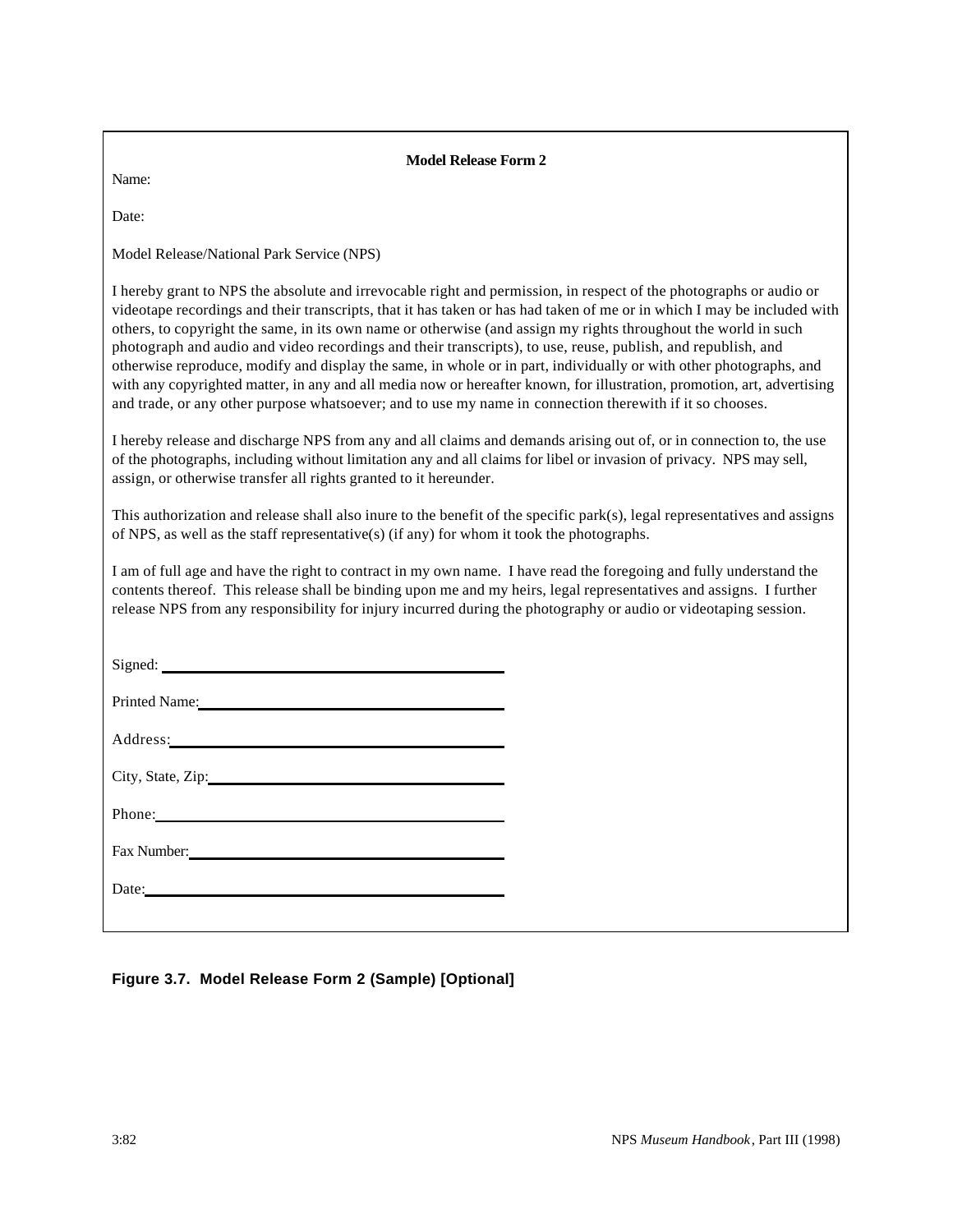**Model Release Form 2**

Name:

Date:

Model Release/National Park Service (NPS)

I hereby grant to NPS the absolute and irrevocable right and permission, in respect of the photographs or audio or videotape recordings and their transcripts, that it has taken or has had taken of me or in which I may be included with others, to copyright the same, in its own name or otherwise (and assign my rights throughout the world in such photograph and audio and video recordings and their transcripts), to use, reuse, publish, and republish, and otherwise reproduce, modify and display the same, in whole or in part, individually or with other photographs, and with any copyrighted matter, in any and all media now or hereafter known, for illustration, promotion, art, advertising and trade, or any other purpose whatsoever; and to use my name in connection therewith if it so chooses.

I hereby release and discharge NPS from any and all claims and demands arising out of, or in connection to, the use of the photographs, including without limitation any and all claims for libel or invasion of privacy. NPS may sell, assign, or otherwise transfer all rights granted to it hereunder.

This authorization and release shall also inure to the benefit of the specific park(s), legal representatives and assigns of NPS, as well as the staff representative(s) (if any) for whom it took the photographs.

I am of full age and have the right to contract in my own name. I have read the foregoing and fully understand the contents thereof. This release shall be binding upon me and my heirs, legal representatives and assigns. I further release NPS from any responsibility for injury incurred during the photography or audio or videotaping session.

Signed: ______________________________

Printed Name: ______________________________

Address: ______________________________

City, State, Zip: ______________________________

Phone: ______________________________

Fax Number: ______________________________

Date: ______________________________

**Figure 3.7. Model Release Form 2 (Sample) [Optional]**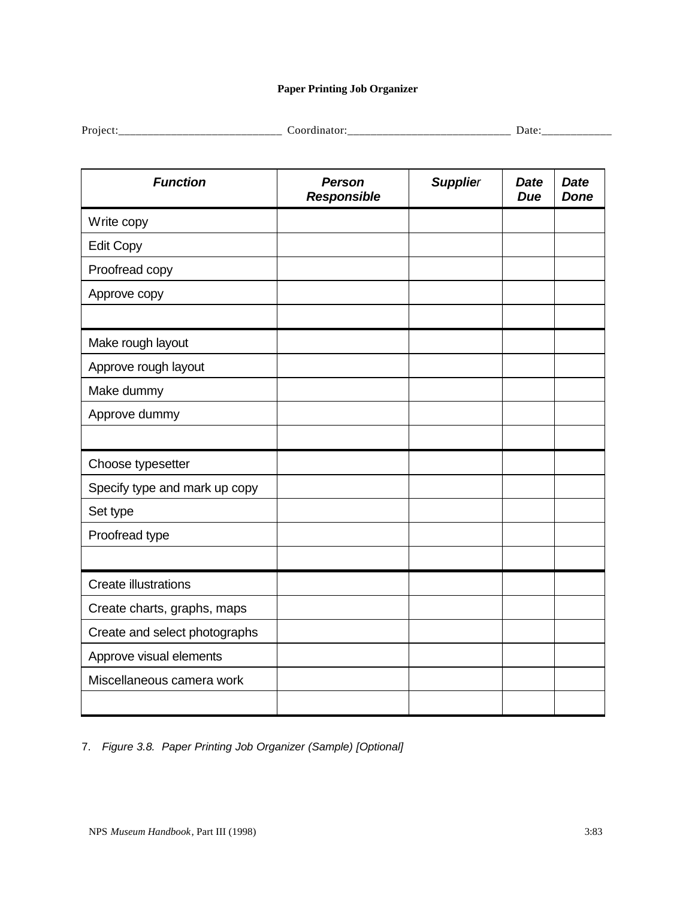**Paper Printing Job Organizer**

Project:_____________________________ Coordinator:_____________________________ Date:____________

| ***Function*** | ***Person Responsible*** | ***Supplier*** | ***Date Due*** | ***Date Done*** |
|---|---|---|---|---|
| Write copy | | | | |
| Edit Copy | | | | |
| Proofread copy | | | | |
| Approve copy | | | | |
| | | | | |
| Make rough layout | | | | |
| Approve rough layout | | | | |
| Make dummy | | | | |
| Approve dummy | | | | |
| | | | | |
| Choose typesetter | | | | |
| Specify type and mark up copy | | | | |
| Set type | | | | |
| Proofread type | | | | |
| | | | | |
| Create illustrations | | | | |
| Create charts, graphs, maps | | | | |
| Create and select photographs | | | | |
| Approve visual elements | | | | |
| Miscellaneous camera work | | | | |
| | | | | |

7. *Figure 3.8. Paper Printing Job Organizer (Sample) [Optional]*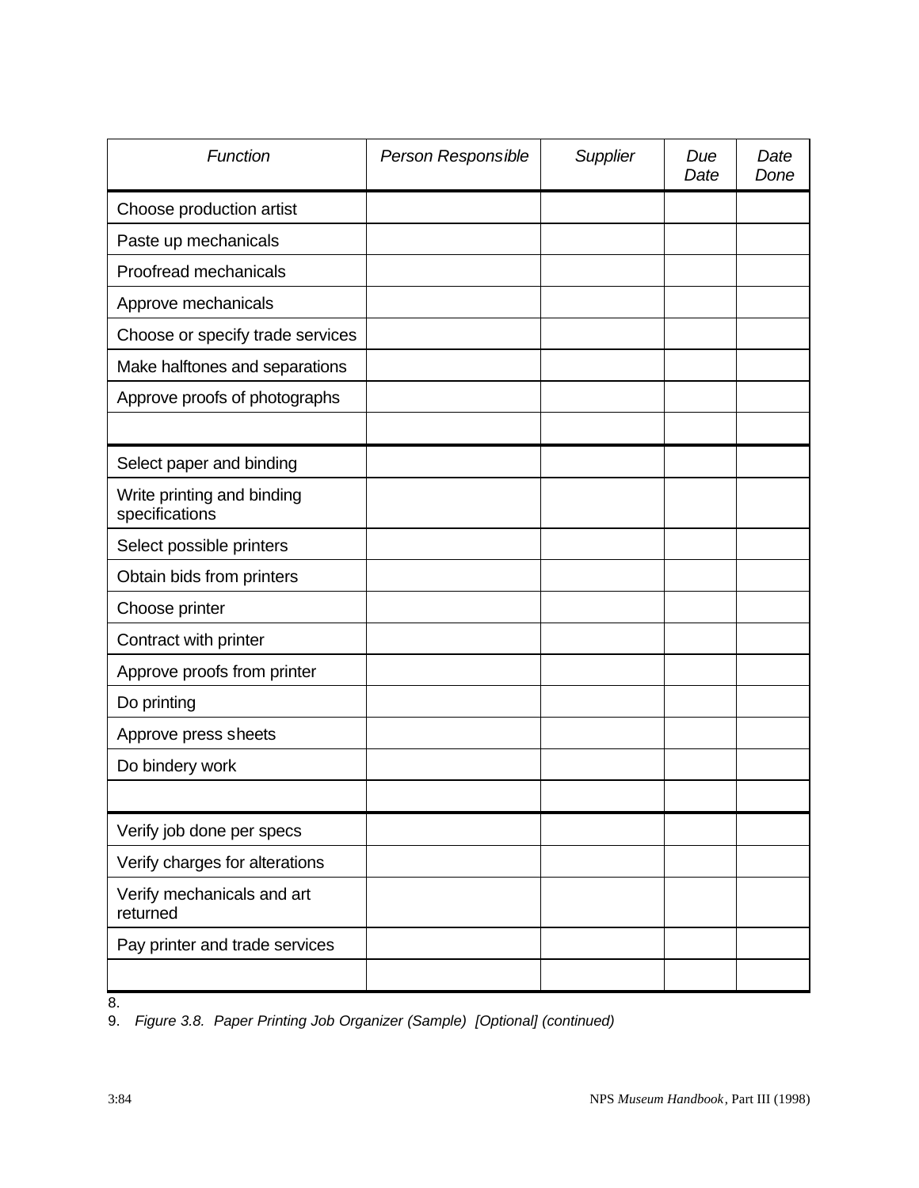| *Function* | *Person Responsible* | *Supplier* | *Due Date* | *Date Done* |
|---|---|---|---|---|
| Choose production artist | | | | |
| Paste up mechanicals | | | | |
| Proofread mechanicals | | | | |
| Approve mechanicals | | | | |
| Choose or specify trade services | | | | |
| Make halftones and separations | | | | |
| Approve proofs of photographs | | | | |
| | | | | |
| Select paper and binding | | | | |
| Write printing and binding specifications | | | | |
| Select possible printers | | | | |
| Obtain bids from printers | | | | |
| Choose printer | | | | |
| Contract with printer | | | | |
| Approve proofs from printer | | | | |
| Do printing | | | | |
| Approve press sheets | | | | |
| Do bindery work | | | | |
| | | | | |
| Verify job done per specs | | | | |
| Verify charges for alterations | | | | |
| Verify mechanicals and art returned | | | | |
| Pay printer and trade services | | | | |
| | | | | |

8.

9. *Figure 3.8. Paper Printing Job Organizer (Sample) [Optional] (continued)*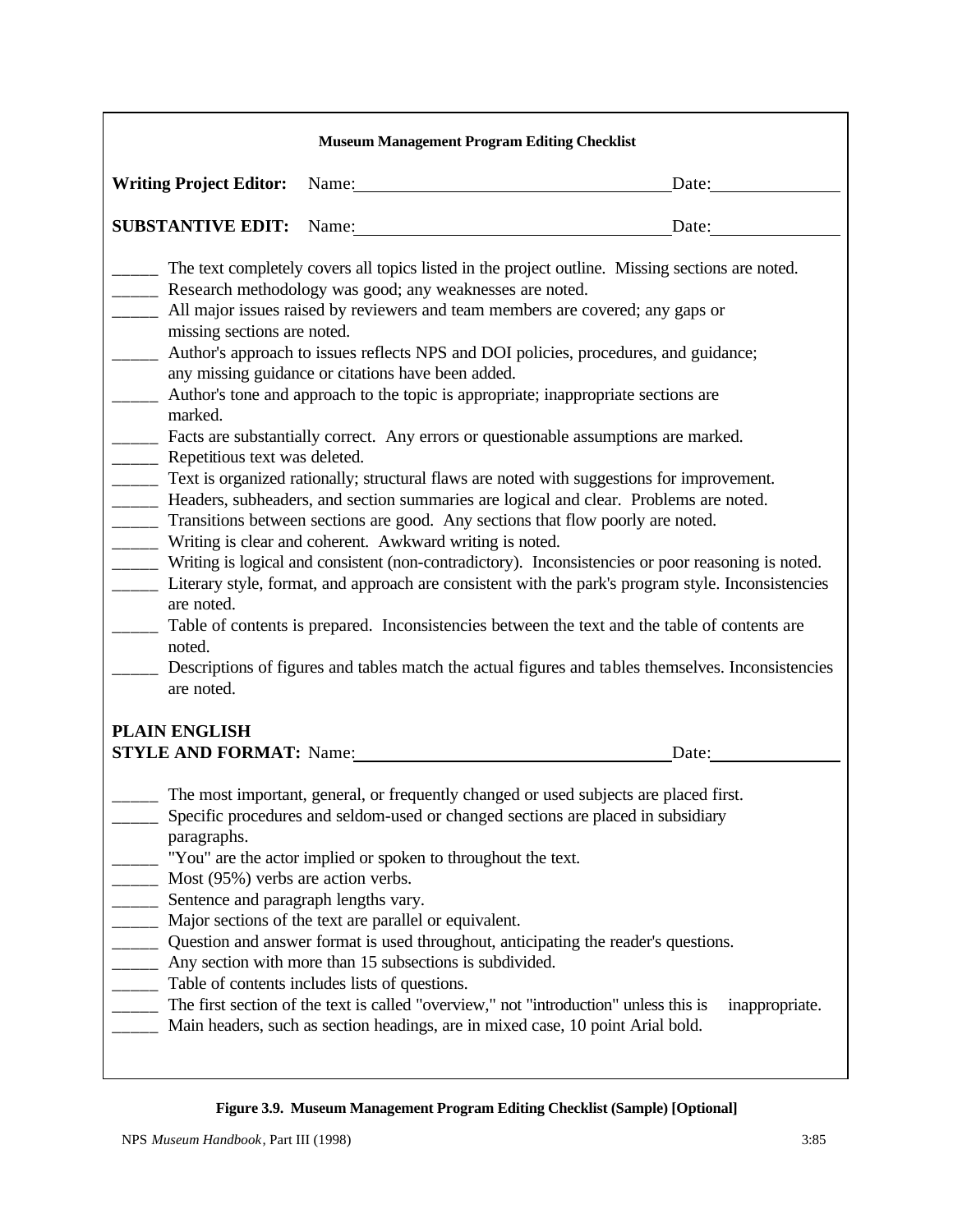**Museum Management Program Editing Checklist**

**Writing Project Editor:** Name:\_\_\_\_\_\_\_\_\_\_\_\_\_\_\_\_\_\_\_\_\_\_\_\_\_\_\_\_\_\_\_\_\_\_\_\_ Date:\_\_\_\_\_\_\_\_\_\_\_\_\_\_\_

**SUBSTANTIVE EDIT:** Name:\_\_\_\_\_\_\_\_\_\_\_\_\_\_\_\_\_\_\_\_\_\_\_\_\_\_\_\_\_\_\_\_\_\_\_\_ Date:\_\_\_\_\_\_\_\_\_\_\_\_\_\_\_

_____ The text completely covers all topics listed in the project outline. Missing sections are noted.
_____ Research methodology was good; any weaknesses are noted.
_____ All major issues raised by reviewers and team members are covered; any gaps or missing sections are noted.
_____ Author's approach to issues reflects NPS and DOI policies, procedures, and guidance; any missing guidance or citations have been added.
_____ Author's tone and approach to the topic is appropriate; inappropriate sections are marked.
_____ Facts are substantially correct. Any errors or questionable assumptions are marked.
_____ Repetitious text was deleted.
_____ Text is organized rationally; structural flaws are noted with suggestions for improvement.
_____ Headers, subheaders, and section summaries are logical and clear. Problems are noted.
_____ Transitions between sections are good. Any sections that flow poorly are noted.
_____ Writing is clear and coherent. Awkward writing is noted.
_____ Writing is logical and consistent (non-contradictory). Inconsistencies or poor reasoning is noted.
_____ Literary style, format, and approach are consistent with the park's program style. Inconsistencies are noted.
_____ Table of contents is prepared. Inconsistencies between the text and the table of contents are noted.
_____ Descriptions of figures and tables match the actual figures and tables themselves. Inconsistencies are noted.

**PLAIN ENGLISH**
**STYLE AND FORMAT:** Name:\_\_\_\_\_\_\_\_\_\_\_\_\_\_\_\_\_\_\_\_\_\_\_\_\_\_\_\_\_\_\_\_\_\_\_\_ Date:\_\_\_\_\_\_\_\_\_\_\_\_\_\_\_

_____ The most important, general, or frequently changed or used subjects are placed first.
_____ Specific procedures and seldom-used or changed sections are placed in subsidiary paragraphs.
_____ "You" are the actor implied or spoken to throughout the text.
_____ Most (95%) verbs are action verbs.
_____ Sentence and paragraph lengths vary.
_____ Major sections of the text are parallel or equivalent.
_____ Question and answer format is used throughout, anticipating the reader's questions.
_____ Any section with more than 15 subsections is subdivided.
_____ Table of contents includes lists of questions.
_____ The first section of the text is called "overview," not "introduction" unless this is inappropriate.
_____ Main headers, such as section headings, are in mixed case, 10 point Arial bold.

**Figure 3.9. Museum Management Program Editing Checklist (Sample) [Optional]**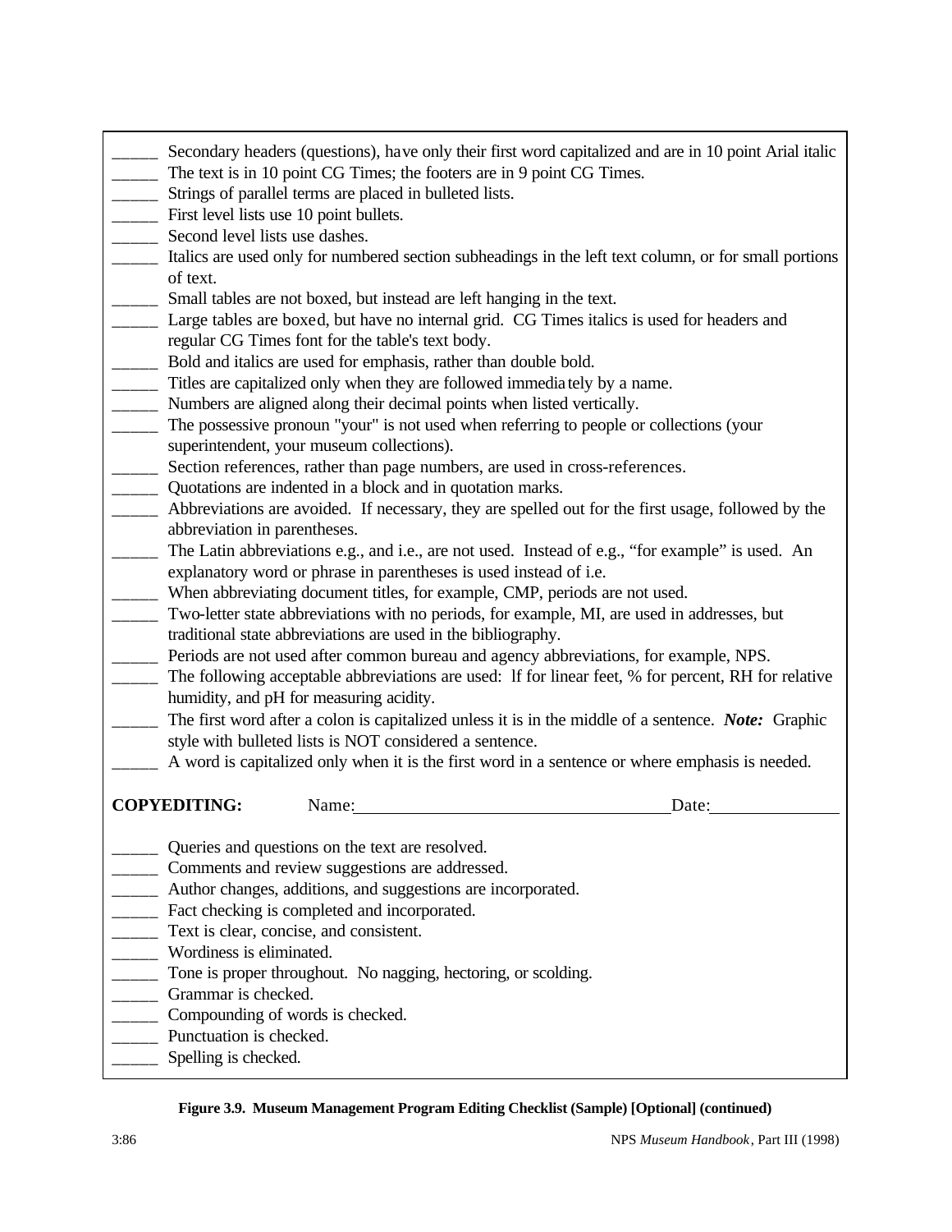_____ Secondary headers (questions), have only their first word capitalized and are in 10 point Arial italic
_____ The text is in 10 point CG Times; the footers are in 9 point CG Times.
_____ Strings of parallel terms are placed in bulleted lists.
_____ First level lists use 10 point bullets.
_____ Second level lists use dashes.
_____ Italics are used only for numbered section subheadings in the left text column, or for small portions of text.
_____ Small tables are not boxed, but instead are left hanging in the text.
_____ Large tables are boxed, but have no internal grid. CG Times italics is used for headers and regular CG Times font for the table's text body.
_____ Bold and italics are used for emphasis, rather than double bold.
_____ Titles are capitalized only when they are followed immediately by a name.
_____ Numbers are aligned along their decimal points when listed vertically.
_____ The possessive pronoun "your" is not used when referring to people or collections (your superintendent, your museum collections).
_____ Section references, rather than page numbers, are used in cross-references.
_____ Quotations are indented in a block and in quotation marks.
_____ Abbreviations are avoided. If necessary, they are spelled out for the first usage, followed by the abbreviation in parentheses.
_____ The Latin abbreviations e.g., and i.e., are not used. Instead of e.g., "for example" is used. An explanatory word or phrase in parentheses is used instead of i.e.
_____ When abbreviating document titles, for example, CMP, periods are not used.
_____ Two-letter state abbreviations with no periods, for example, MI, are used in addresses, but traditional state abbreviations are used in the bibliography.
_____ Periods are not used after common bureau and agency abbreviations, for example, NPS.
_____ The following acceptable abbreviations are used: lf for linear feet, % for percent, RH for relative humidity, and pH for measuring acidity.
_____ The first word after a colon is capitalized unless it is in the middle of a sentence. ***Note:*** Graphic style with bulleted lists is NOT considered a sentence.
_____ A word is capitalized only when it is the first word in a sentence or where emphasis is needed.

**COPYEDITING:** Name:___________________________________ Date:______________

_____ Queries and questions on the text are resolved.
_____ Comments and review suggestions are addressed.
_____ Author changes, additions, and suggestions are incorporated.
_____ Fact checking is completed and incorporated.
_____ Text is clear, concise, and consistent.
_____ Wordiness is eliminated.
_____ Tone is proper throughout. No nagging, hectoring, or scolding.
_____ Grammar is checked.
_____ Compounding of words is checked.
_____ Punctuation is checked.
_____ Spelling is checked.

**Figure 3.9. Museum Management Program Editing Checklist (Sample) [Optional] (continued)**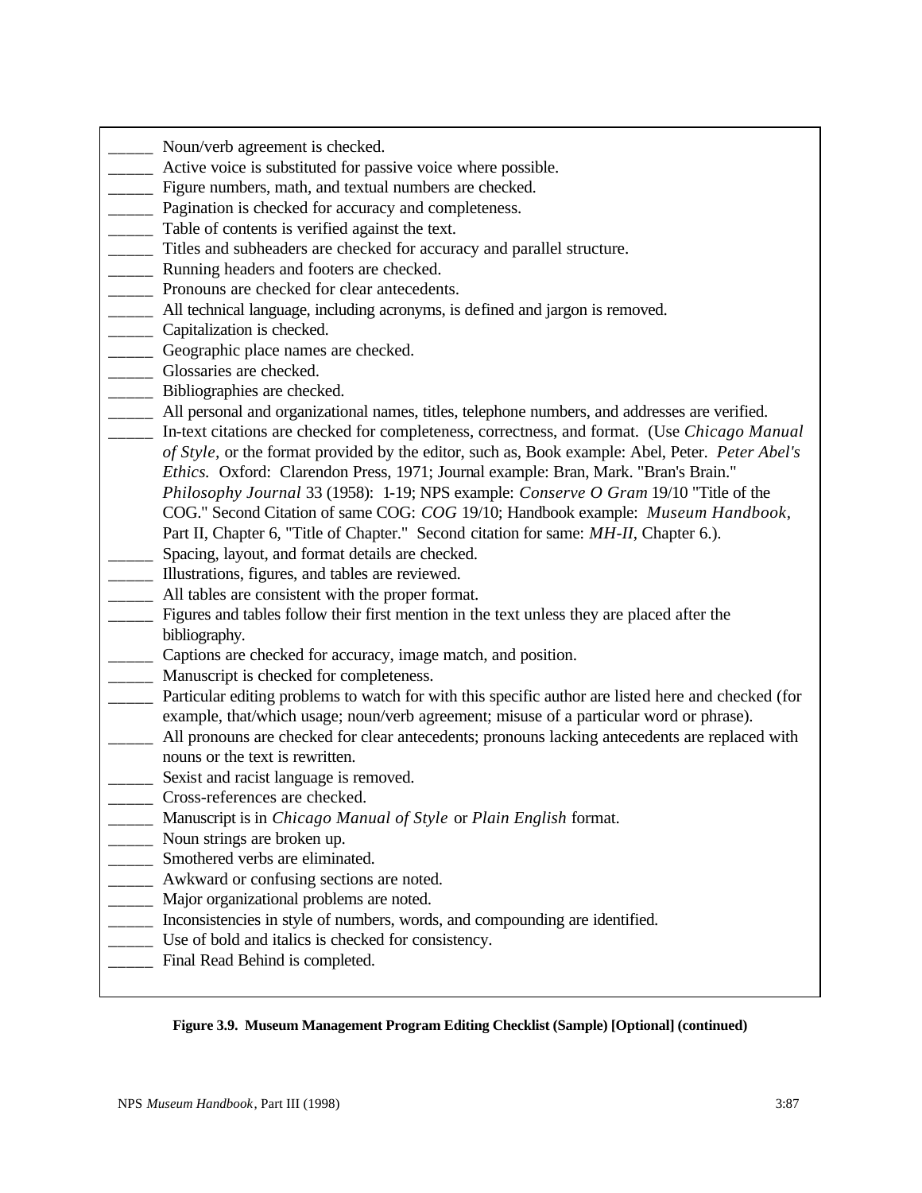_____ Noun/verb agreement is checked.
_____ Active voice is substituted for passive voice where possible.
_____ Figure numbers, math, and textual numbers are checked.
_____ Pagination is checked for accuracy and completeness.
_____ Table of contents is verified against the text.
_____ Titles and subheaders are checked for accuracy and parallel structure.
_____ Running headers and footers are checked.
_____ Pronouns are checked for clear antecedents.
_____ All technical language, including acronyms, is defined and jargon is removed.
_____ Capitalization is checked.
_____ Geographic place names are checked.
_____ Glossaries are checked.
_____ Bibliographies are checked.
_____ All personal and organizational names, titles, telephone numbers, and addresses are verified.
_____ In-text citations are checked for completeness, correctness, and format. (Use *Chicago Manual of Style*, or the format provided by the editor, such as, Book example: Abel, Peter. *Peter Abel's Ethics.* Oxford: Clarendon Press, 1971; Journal example: Bran, Mark. "Bran's Brain." *Philosophy Journal* 33 (1958): 1-19; NPS example: *Conserve O Gram* 19/10 "Title of the COG." Second Citation of same COG: *COG* 19/10; Handbook example: *Museum Handbook,* Part II, Chapter 6, "Title of Chapter." Second citation for same: *MH-II*, Chapter 6.).
_____ Spacing, layout, and format details are checked.
_____ Illustrations, figures, and tables are reviewed.
_____ All tables are consistent with the proper format.
_____ Figures and tables follow their first mention in the text unless they are placed after the bibliography.
_____ Captions are checked for accuracy, image match, and position.
_____ Manuscript is checked for completeness.
_____ Particular editing problems to watch for with this specific author are listed here and checked (for example, that/which usage; noun/verb agreement; misuse of a particular word or phrase).
_____ All pronouns are checked for clear antecedents; pronouns lacking antecedents are replaced with nouns or the text is rewritten.
_____ Sexist and racist language is removed.
_____ Cross-references are checked.
_____ Manuscript is in *Chicago Manual of Style* or *Plain English* format.
_____ Noun strings are broken up.
_____ Smothered verbs are eliminated.
_____ Awkward or confusing sections are noted.
_____ Major organizational problems are noted.
_____ Inconsistencies in style of numbers, words, and compounding are identified.
_____ Use of bold and italics is checked for consistency.
_____ Final Read Behind is completed.

**Figure 3.9. Museum Management Program Editing Checklist (Sample) [Optional] (continued)**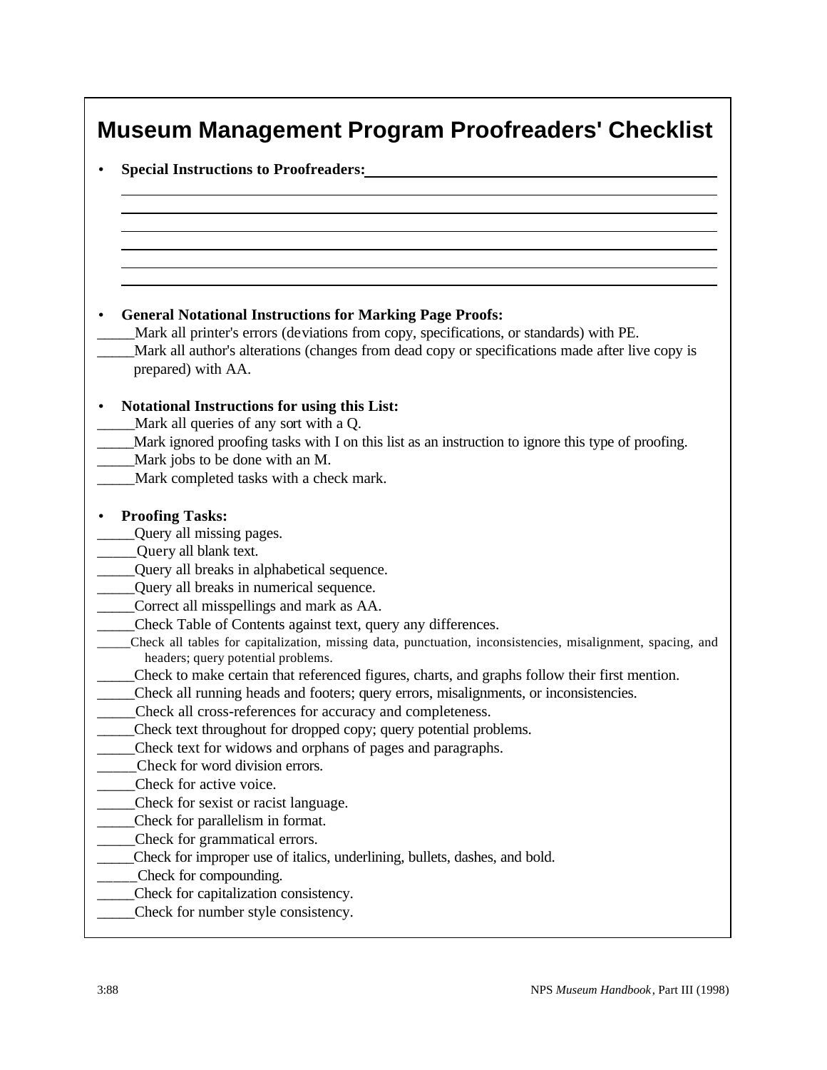# Museum Management Program Proofreaders' Checklist

- **Special Instructions to Proofreaders:**

- **General Notational Instructions for Marking Page Proofs:**

_____Mark all printer's errors (deviations from copy, specifications, or standards) with PE.
_____Mark all author's alterations (changes from dead copy or specifications made after live copy is prepared) with AA.

- **Notational Instructions for using this List:**

_____Mark all queries of any sort with a Q.
_____Mark ignored proofing tasks with I on this list as an instruction to ignore this type of proofing.
_____Mark jobs to be done with an M.
_____Mark completed tasks with a check mark.

- **Proofing Tasks:**

_____Query all missing pages.
_____Query all blank text.
_____Query all breaks in alphabetical sequence.
_____Query all breaks in numerical sequence.
_____Correct all misspellings and mark as AA.
_____Check Table of Contents against text, query any differences.
_____Check all tables for capitalization, missing data, punctuation, inconsistencies, misalignment, spacing, and headers; query potential problems.
_____Check to make certain that referenced figures, charts, and graphs follow their first mention.
_____Check all running heads and footers; query errors, misalignments, or inconsistencies.
_____Check all cross-references for accuracy and completeness.
_____Check text throughout for dropped copy; query potential problems.
_____Check text for widows and orphans of pages and paragraphs.
_____Check for word division errors.
_____Check for active voice.
_____Check for sexist or racist language.
_____Check for parallelism in format.
_____Check for grammatical errors.
_____Check for improper use of italics, underlining, bullets, dashes, and bold.
_____Check for compounding.
_____Check for capitalization consistency.
_____Check for number style consistency.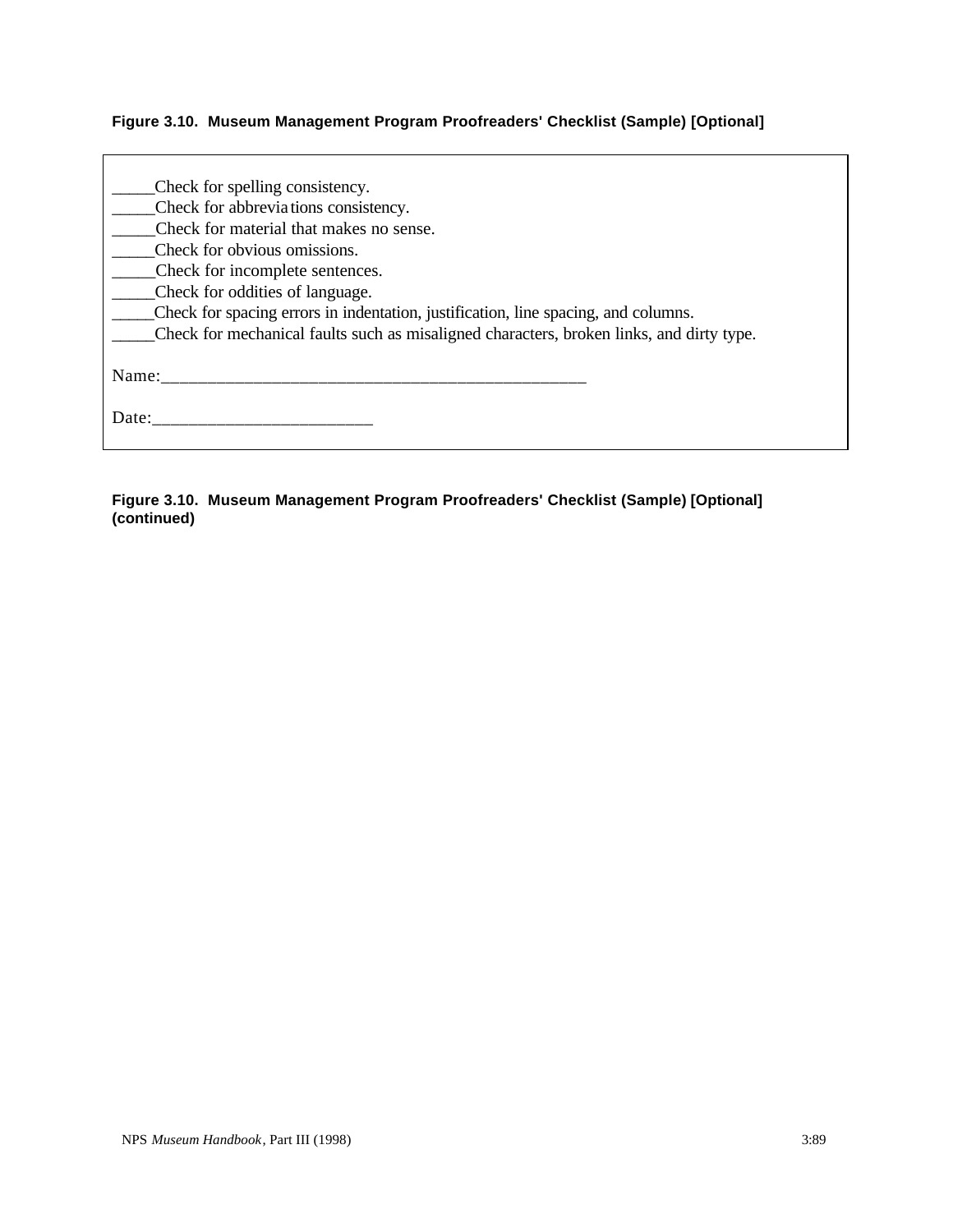**Figure 3.10. Museum Management Program Proofreaders' Checklist (Sample) [Optional]**

_____Check for spelling consistency.
_____Check for abbreviations consistency.
_____Check for material that makes no sense.
_____Check for obvious omissions.
_____Check for incomplete sentences.
_____Check for oddities of language.
_____Check for spacing errors in indentation, justification, line spacing, and columns.
_____Check for mechanical faults such as misaligned characters, broken links, and dirty type.

Name:_______________________________________________

Date:________________________

**Figure 3.10. Museum Management Program Proofreaders' Checklist (Sample) [Optional] (continued)**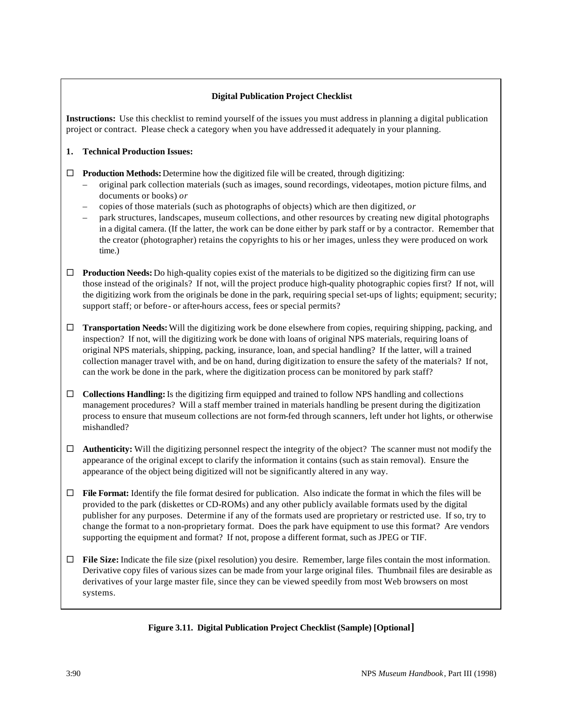**Digital Publication Project Checklist**

**Instructions:** Use this checklist to remind yourself of the issues you must address in planning a digital publication project or contract. Please check a category when you have addressed it adequately in your planning.

**1. Technical Production Issues:**

☐ **Production Methods:** Determine how the digitized file will be created, through digitizing:

- original park collection materials (such as images, sound recordings, videotapes, motion picture films, and documents or books) *or*
- copies of those materials (such as photographs of objects) which are then digitized, *or*
- park structures, landscapes, museum collections, and other resources by creating new digital photographs in a digital camera. (If the latter, the work can be done either by park staff or by a contractor. Remember that the creator (photographer) retains the copyrights to his or her images, unless they were produced on work time.)

☐ **Production Needs:** Do high-quality copies exist of the materials to be digitized so the digitizing firm can use those instead of the originals? If not, will the project produce high-quality photographic copies first? If not, will the digitizing work from the originals be done in the park, requiring special set-ups of lights; equipment; security; support staff; or before- or after-hours access, fees or special permits?

☐ **Transportation Needs:** Will the digitizing work be done elsewhere from copies, requiring shipping, packing, and inspection? If not, will the digitizing work be done with loans of original NPS materials, requiring loans of original NPS materials, shipping, packing, insurance, loan, and special handling? If the latter, will a trained collection manager travel with, and be on hand, during digitization to ensure the safety of the materials? If not, can the work be done in the park, where the digitization process can be monitored by park staff?

☐ **Collections Handling:** Is the digitizing firm equipped and trained to follow NPS handling and collections management procedures? Will a staff member trained in materials handling be present during the digitization process to ensure that museum collections are not form-fed through scanners, left under hot lights, or otherwise mishandled?

☐ **Authenticity:** Will the digitizing personnel respect the integrity of the object? The scanner must not modify the appearance of the original except to clarify the information it contains (such as stain removal). Ensure the appearance of the object being digitized will not be significantly altered in any way.

☐ **File Format:** Identify the file format desired for publication. Also indicate the format in which the files will be provided to the park (diskettes or CD-ROMs) and any other publicly available formats used by the digital publisher for any purposes. Determine if any of the formats used are proprietary or restricted use. If so, try to change the format to a non-proprietary format. Does the park have equipment to use this format? Are vendors supporting the equipment and format? If not, propose a different format, such as JPEG or TIF.

☐ **File Size:** Indicate the file size (pixel resolution) you desire. Remember, large files contain the most information. Derivative copy files of various sizes can be made from your large original files. Thumbnail files are desirable as derivatives of your large master file, since they can be viewed speedily from most Web browsers on most systems.

**Figure 3.11. Digital Publication Project Checklist (Sample) [Optional]**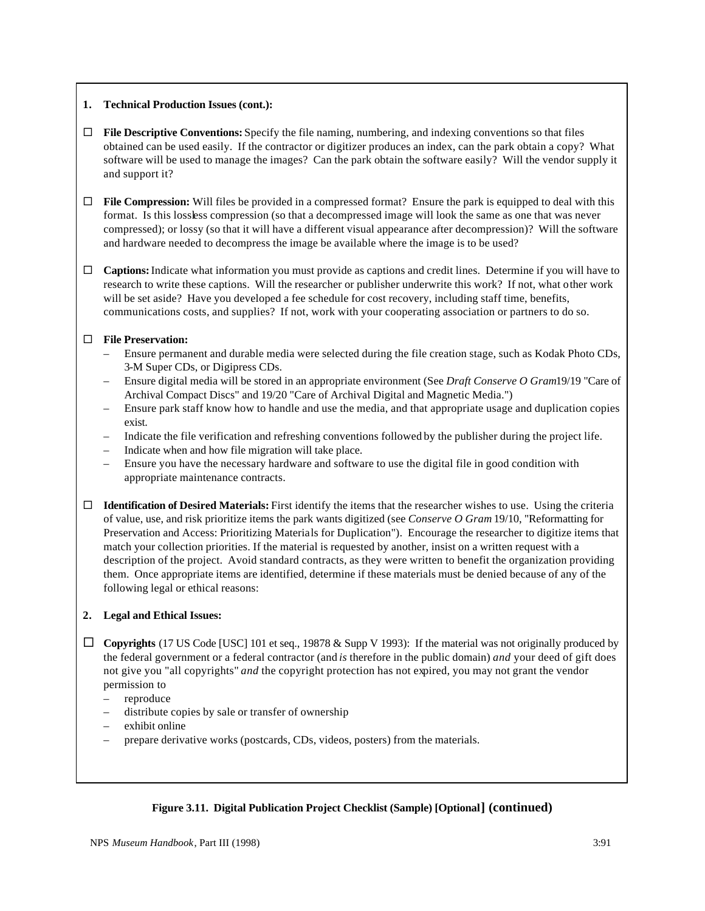**1. Technical Production Issues (cont.):**

- ☐ **File Descriptive Conventions:** Specify the file naming, numbering, and indexing conventions so that files obtained can be used easily. If the contractor or digitizer produces an index, can the park obtain a copy? What software will be used to manage the images? Can the park obtain the software easily? Will the vendor supply it and support it?

- ☐ **File Compression:** Will files be provided in a compressed format? Ensure the park is equipped to deal with this format. Is this lossless compression (so that a decompressed image will look the same as one that was never compressed); or lossy (so that it will have a different visual appearance after decompression)? Will the software and hardware needed to decompress the image be available where the image is to be used?

- ☐ **Captions:** Indicate what information you must provide as captions and credit lines. Determine if you will have to research to write these captions. Will the researcher or publisher underwrite this work? If not, what other work will be set aside? Have you developed a fee schedule for cost recovery, including staff time, benefits, communications costs, and supplies? If not, work with your cooperating association or partners to do so.

- ☐ **File Preservation:**
  - Ensure permanent and durable media were selected during the file creation stage, such as Kodak Photo CDs, 3-M Super CDs, or Digipress CDs.
  - Ensure digital media will be stored in an appropriate environment (See *Draft Conserve O Gram* 19/19 "Care of Archival Compact Discs" and 19/20 "Care of Archival Digital and Magnetic Media.")
  - Ensure park staff know how to handle and use the media, and that appropriate usage and duplication copies exist.
  - Indicate the file verification and refreshing conventions followed by the publisher during the project life.
  - Indicate when and how file migration will take place.
  - Ensure you have the necessary hardware and software to use the digital file in good condition with appropriate maintenance contracts.

- ☐ **Identification of Desired Materials:** First identify the items that the researcher wishes to use. Using the criteria of value, use, and risk prioritize items the park wants digitized (see *Conserve O Gram* 19/10, "Reformatting for Preservation and Access: Prioritizing Materials for Duplication"). Encourage the researcher to digitize items that match your collection priorities. If the material is requested by another, insist on a written request with a description of the project. Avoid standard contracts, as they were written to benefit the organization providing them. Once appropriate items are identified, determine if these materials must be denied because of any of the following legal or ethical reasons:

**2. Legal and Ethical Issues:**

- ☐ **Copyrights** (17 US Code [USC] 101 et seq., 19878 & Supp V 1993): If the material was not originally produced by the federal government or a federal contractor (and *is* therefore in the public domain) *and* your deed of gift does not give you "all copyrights" *and* the copyright protection has not expired, you may not grant the vendor permission to
  - reproduce
  - distribute copies by sale or transfer of ownership
  - exhibit online
  - prepare derivative works (postcards, CDs, videos, posters) from the materials.

**Figure 3.11. Digital Publication Project Checklist (Sample) [Optional] (continued)**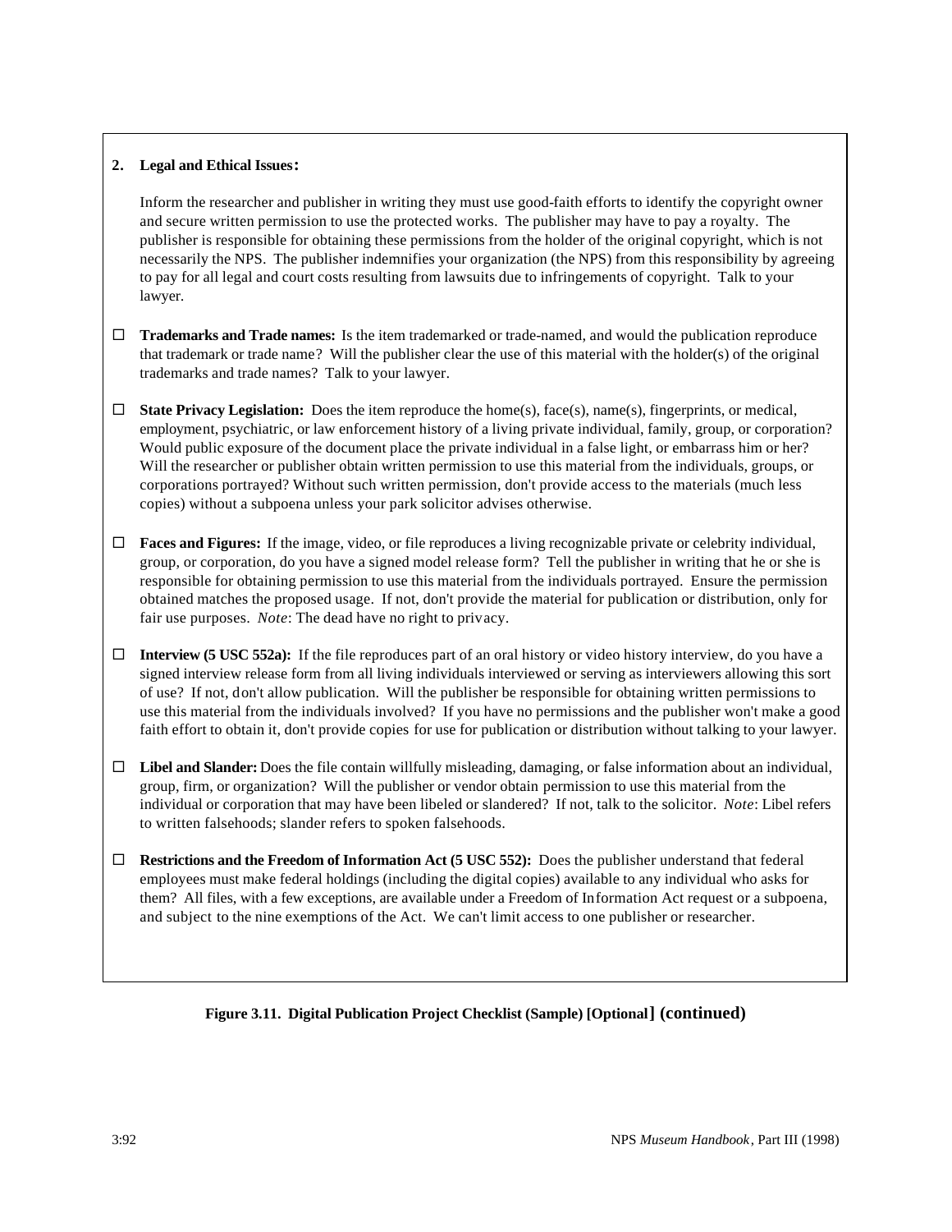**2. Legal and Ethical Issues:**

Inform the researcher and publisher in writing they must use good-faith efforts to identify the copyright owner and secure written permission to use the protected works. The publisher may have to pay a royalty. The publisher is responsible for obtaining these permissions from the holder of the original copyright, which is not necessarily the NPS. The publisher indemnifies your organization (the NPS) from this responsibility by agreeing to pay for all legal and court costs resulting from lawsuits due to infringements of copyright. Talk to your lawyer.

- ☐ **Trademarks and Trade names:** Is the item trademarked or trade-named, and would the publication reproduce that trademark or trade name? Will the publisher clear the use of this material with the holder(s) of the original trademarks and trade names? Talk to your lawyer.

- ☐ **State Privacy Legislation:** Does the item reproduce the home(s), face(s), name(s), fingerprints, or medical, employment, psychiatric, or law enforcement history of a living private individual, family, group, or corporation? Would public exposure of the document place the private individual in a false light, or embarrass him or her? Will the researcher or publisher obtain written permission to use this material from the individuals, groups, or corporations portrayed? Without such written permission, don't provide access to the materials (much less copies) without a subpoena unless your park solicitor advises otherwise.

- ☐ **Faces and Figures:** If the image, video, or file reproduces a living recognizable private or celebrity individual, group, or corporation, do you have a signed model release form? Tell the publisher in writing that he or she is responsible for obtaining permission to use this material from the individuals portrayed. Ensure the permission obtained matches the proposed usage. If not, don't provide the material for publication or distribution, only for fair use purposes. *Note*: The dead have no right to privacy.

- ☐ **Interview (5 USC 552a):** If the file reproduces part of an oral history or video history interview, do you have a signed interview release form from all living individuals interviewed or serving as interviewers allowing this sort of use? If not, don't allow publication. Will the publisher be responsible for obtaining written permissions to use this material from the individuals involved? If you have no permissions and the publisher won't make a good faith effort to obtain it, don't provide copies for use for publication or distribution without talking to your lawyer.

- ☐ **Libel and Slander:** Does the file contain willfully misleading, damaging, or false information about an individual, group, firm, or organization? Will the publisher or vendor obtain permission to use this material from the individual or corporation that may have been libeled or slandered? If not, talk to the solicitor. *Note*: Libel refers to written falsehoods; slander refers to spoken falsehoods.

- ☐ **Restrictions and the Freedom of Information Act (5 USC 552):** Does the publisher understand that federal employees must make federal holdings (including the digital copies) available to any individual who asks for them? All files, with a few exceptions, are available under a Freedom of Information Act request or a subpoena, and subject to the nine exemptions of the Act. We can't limit access to one publisher or researcher.

**Figure 3.11. Digital Publication Project Checklist (Sample) [Optional] (continued)**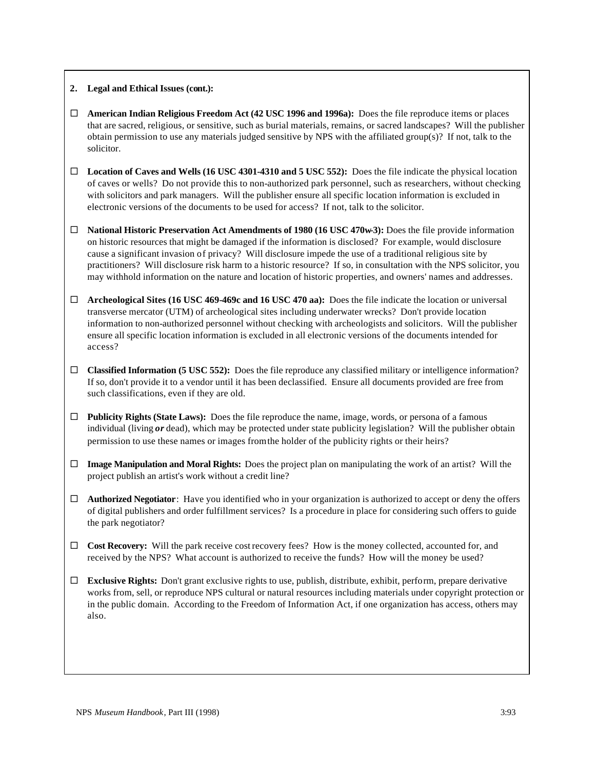**2. Legal and Ethical Issues (cont.):**

- ☐ **American Indian Religious Freedom Act (42 USC 1996 and 1996a):** Does the file reproduce items or places that are sacred, religious, or sensitive, such as burial materials, remains, or sacred landscapes? Will the publisher obtain permission to use any materials judged sensitive by NPS with the affiliated group(s)? If not, talk to the solicitor.

- ☐ **Location of Caves and Wells (16 USC 4301-4310 and 5 USC 552):** Does the file indicate the physical location of caves or wells? Do not provide this to non-authorized park personnel, such as researchers, without checking with solicitors and park managers. Will the publisher ensure all specific location information is excluded in electronic versions of the documents to be used for access? If not, talk to the solicitor.

- ☐ **National Historic Preservation Act Amendments of 1980 (16 USC 470w-3):** Does the file provide information on historic resources that might be damaged if the information is disclosed? For example, would disclosure cause a significant invasion of privacy? Will disclosure impede the use of a traditional religious site by practitioners? Will disclosure risk harm to a historic resource? If so, in consultation with the NPS solicitor, you may withhold information on the nature and location of historic properties, and owners' names and addresses.

- ☐ **Archeological Sites (16 USC 469-469c and 16 USC 470 aa):** Does the file indicate the location or universal transverse mercator (UTM) of archeological sites including underwater wrecks? Don't provide location information to non-authorized personnel without checking with archeologists and solicitors. Will the publisher ensure all specific location information is excluded in all electronic versions of the documents intended for access?

- ☐ **Classified Information (5 USC 552):** Does the file reproduce any classified military or intelligence information? If so, don't provide it to a vendor until it has been declassified. Ensure all documents provided are free from such classifications, even if they are old.

- ☐ **Publicity Rights (State Laws):** Does the file reproduce the name, image, words, or persona of a famous individual (living ***or*** dead), which may be protected under state publicity legislation? Will the publisher obtain permission to use these names or images from the holder of the publicity rights or their heirs?

- ☐ **Image Manipulation and Moral Rights:** Does the project plan on manipulating the work of an artist? Will the project publish an artist's work without a credit line?

- ☐ **Authorized Negotiator**: Have you identified who in your organization is authorized to accept or deny the offers of digital publishers and order fulfillment services? Is a procedure in place for considering such offers to guide the park negotiator?

- ☐ **Cost Recovery:** Will the park receive cost recovery fees? How is the money collected, accounted for, and received by the NPS? What account is authorized to receive the funds? How will the money be used?

- ☐ **Exclusive Rights:** Don't grant exclusive rights to use, publish, distribute, exhibit, perform, prepare derivative works from, sell, or reproduce NPS cultural or natural resources including materials under copyright protection or in the public domain. According to the Freedom of Information Act, if one organization has access, others may also.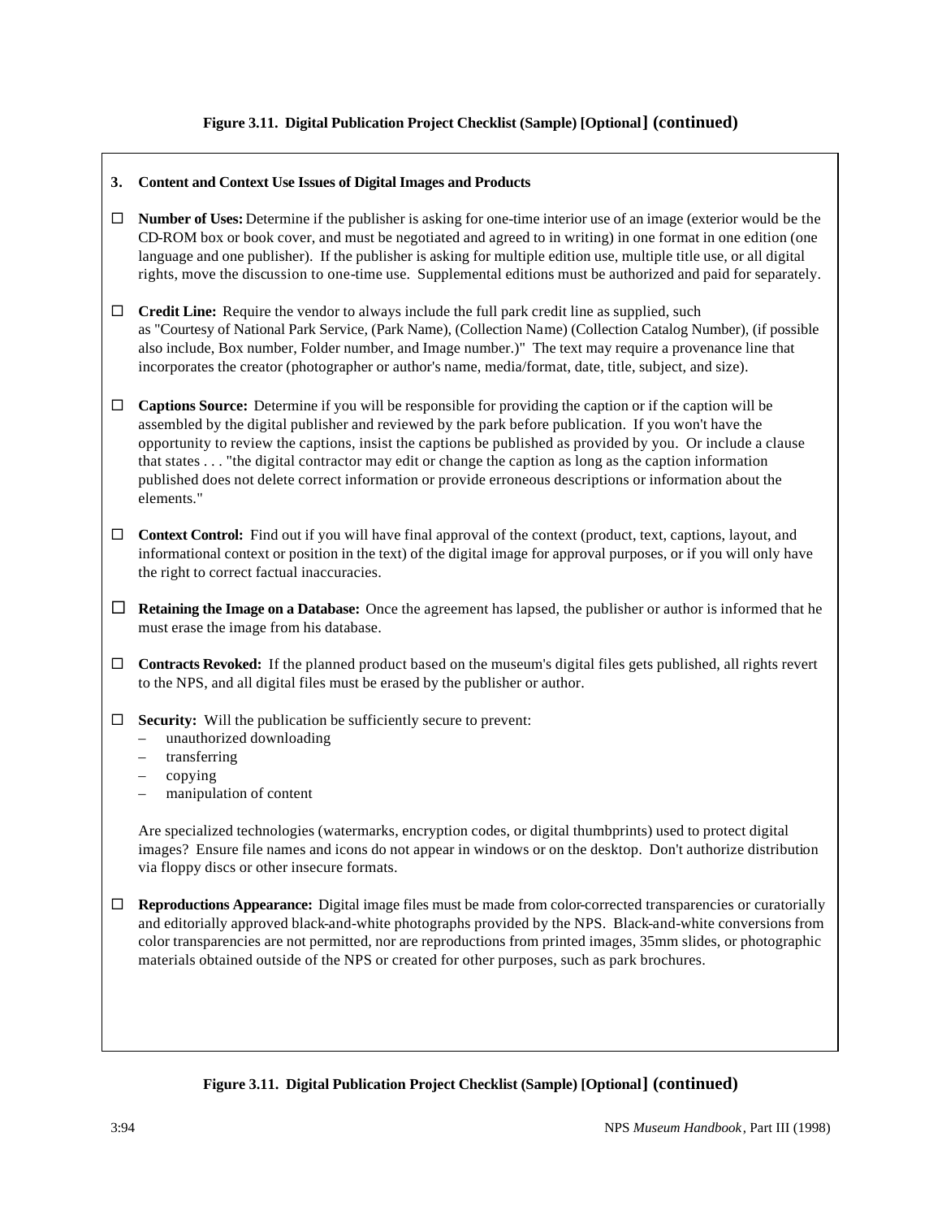**Figure 3.11. Digital Publication Project Checklist (Sample) [Optional] (continued)**

**3. Content and Context Use Issues of Digital Images and Products**

☐ **Number of Uses:** Determine if the publisher is asking for one-time interior use of an image (exterior would be the CD-ROM box or book cover, and must be negotiated and agreed to in writing) in one format in one edition (one language and one publisher). If the publisher is asking for multiple edition use, multiple title use, or all digital rights, move the discussion to one-time use. Supplemental editions must be authorized and paid for separately.

☐ **Credit Line:** Require the vendor to always include the full park credit line as supplied, such as "Courtesy of National Park Service, (Park Name), (Collection Name) (Collection Catalog Number), (if possible also include, Box number, Folder number, and Image number.)" The text may require a provenance line that incorporates the creator (photographer or author's name, media/format, date, title, subject, and size).

☐ **Captions Source:** Determine if you will be responsible for providing the caption or if the caption will be assembled by the digital publisher and reviewed by the park before publication. If you won't have the opportunity to review the captions, insist the captions be published as provided by you. Or include a clause that states . . . "the digital contractor may edit or change the caption as long as the caption information published does not delete correct information or provide erroneous descriptions or information about the elements."

☐ **Context Control:** Find out if you will have final approval of the context (product, text, captions, layout, and informational context or position in the text) of the digital image for approval purposes, or if you will only have the right to correct factual inaccuracies.

☐ **Retaining the Image on a Database:** Once the agreement has lapsed, the publisher or author is informed that he must erase the image from his database.

☐ **Contracts Revoked:** If the planned product based on the museum's digital files gets published, all rights revert to the NPS, and all digital files must be erased by the publisher or author.

☐ **Security:** Will the publication be sufficiently secure to prevent:
- unauthorized downloading
- transferring
- copying
- manipulation of content

Are specialized technologies (watermarks, encryption codes, or digital thumbprints) used to protect digital images? Ensure file names and icons do not appear in windows or on the desktop. Don't authorize distribution via floppy discs or other insecure formats.

☐ **Reproductions Appearance:** Digital image files must be made from color-corrected transparencies or curatorially and editorially approved black-and-white photographs provided by the NPS. Black-and-white conversions from color transparencies are not permitted, nor are reproductions from printed images, 35mm slides, or photographic materials obtained outside of the NPS or created for other purposes, such as park brochures.

**Figure 3.11. Digital Publication Project Checklist (Sample) [Optional] (continued)**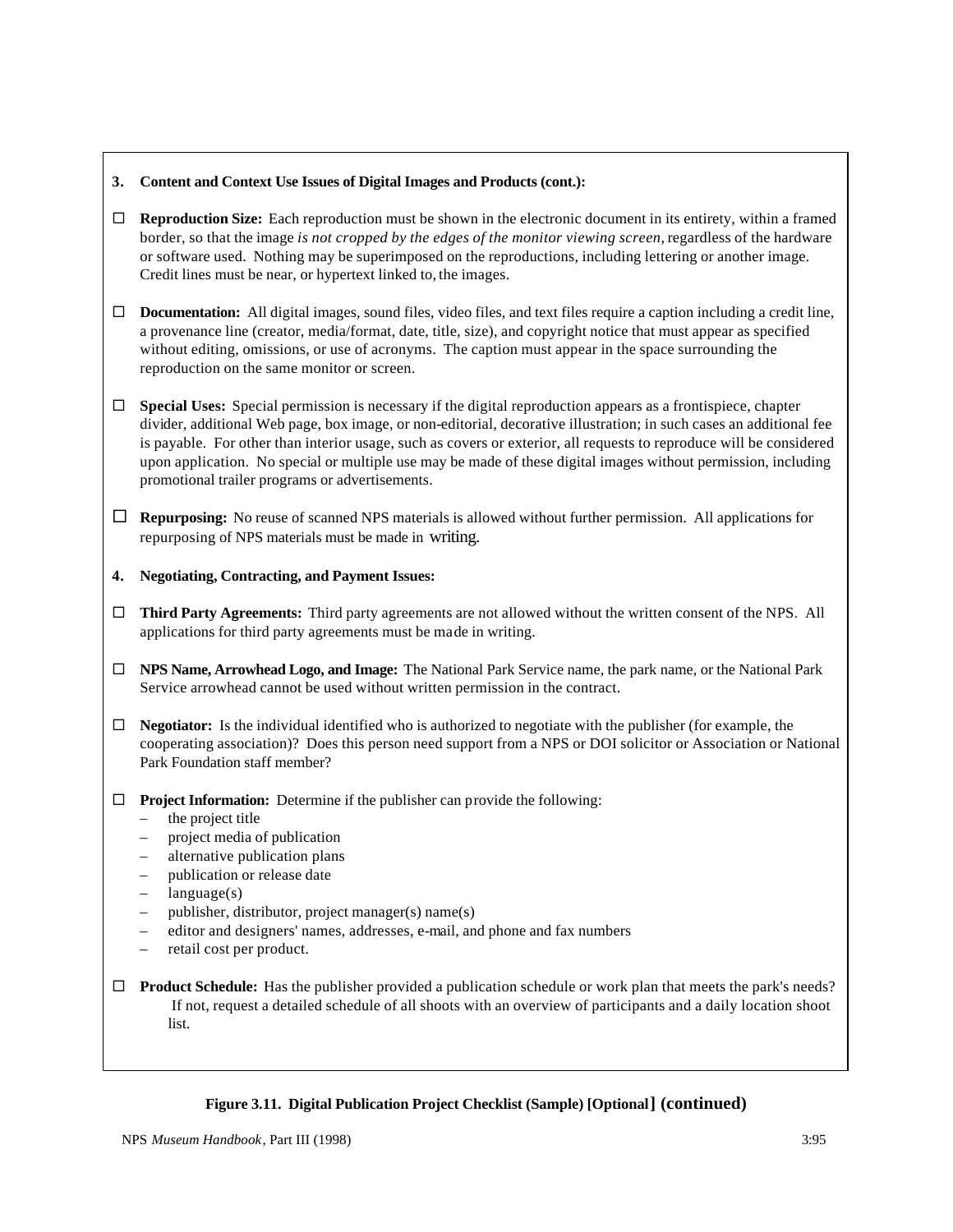**3. Content and Context Use Issues of Digital Images and Products (cont.):**

☐ **Reproduction Size:** Each reproduction must be shown in the electronic document in its entirety, within a framed border, so that the image *is not cropped by the edges of the monitor viewing screen*, regardless of the hardware or software used. Nothing may be superimposed on the reproductions, including lettering or another image. Credit lines must be near, or hypertext linked to, the images.

☐ **Documentation:** All digital images, sound files, video files, and text files require a caption including a credit line, a provenance line (creator, media/format, date, title, size), and copyright notice that must appear as specified without editing, omissions, or use of acronyms. The caption must appear in the space surrounding the reproduction on the same monitor or screen.

☐ **Special Uses:** Special permission is necessary if the digital reproduction appears as a frontispiece, chapter divider, additional Web page, box image, or non-editorial, decorative illustration; in such cases an additional fee is payable. For other than interior usage, such as covers or exterior, all requests to reproduce will be considered upon application. No special or multiple use may be made of these digital images without permission, including promotional trailer programs or advertisements.

☐ **Repurposing:** No reuse of scanned NPS materials is allowed without further permission. All applications for repurposing of NPS materials must be made in writing.

**4. Negotiating, Contracting, and Payment Issues:**

☐ **Third Party Agreements:** Third party agreements are not allowed without the written consent of the NPS. All applications for third party agreements must be made in writing.

☐ **NPS Name, Arrowhead Logo, and Image:** The National Park Service name, the park name, or the National Park Service arrowhead cannot be used without written permission in the contract.

☐ **Negotiator:** Is the individual identified who is authorized to negotiate with the publisher (for example, the cooperating association)? Does this person need support from a NPS or DOI solicitor or Association or National Park Foundation staff member?

☐ **Project Information:** Determine if the publisher can provide the following:

- the project title
- project media of publication
- alternative publication plans
- publication or release date
- language(s)
- publisher, distributor, project manager(s) name(s)
- editor and designers' names, addresses, e-mail, and phone and fax numbers
- retail cost per product.

☐ **Product Schedule:** Has the publisher provided a publication schedule or work plan that meets the park's needs? If not, request a detailed schedule of all shoots with an overview of participants and a daily location shoot list.

**Figure 3.11. Digital Publication Project Checklist (Sample) [Optional] (continued)**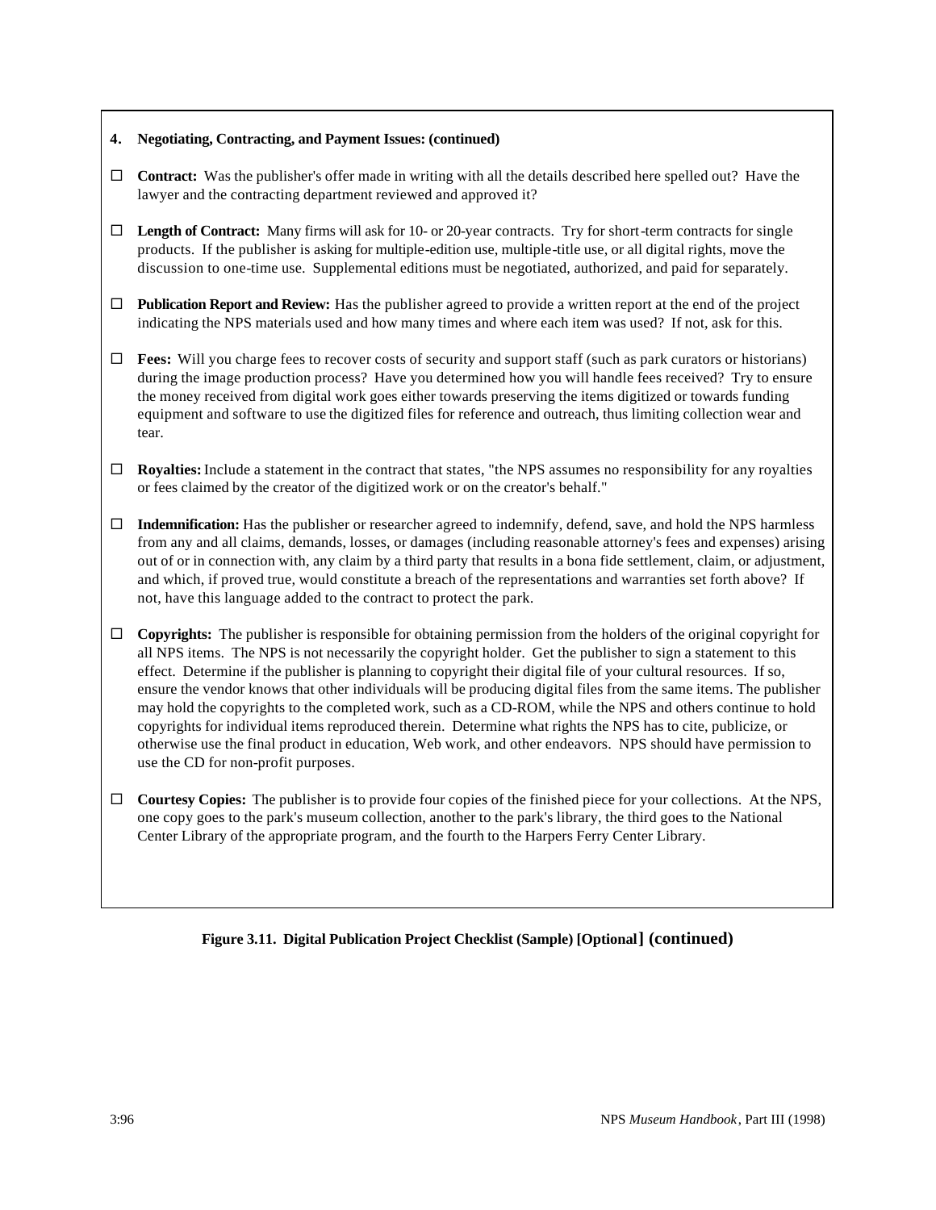**4. Negotiating, Contracting, and Payment Issues: (continued)**

- ☐ **Contract:** Was the publisher's offer made in writing with all the details described here spelled out? Have the lawyer and the contracting department reviewed and approved it?

- ☐ **Length of Contract:** Many firms will ask for 10- or 20-year contracts. Try for short-term contracts for single products. If the publisher is asking for multiple-edition use, multiple-title use, or all digital rights, move the discussion to one-time use. Supplemental editions must be negotiated, authorized, and paid for separately.

- ☐ **Publication Report and Review:** Has the publisher agreed to provide a written report at the end of the project indicating the NPS materials used and how many times and where each item was used? If not, ask for this.

- ☐ **Fees:** Will you charge fees to recover costs of security and support staff (such as park curators or historians) during the image production process? Have you determined how you will handle fees received? Try to ensure the money received from digital work goes either towards preserving the items digitized or towards funding equipment and software to use the digitized files for reference and outreach, thus limiting collection wear and tear.

- ☐ **Royalties:** Include a statement in the contract that states, "the NPS assumes no responsibility for any royalties or fees claimed by the creator of the digitized work or on the creator's behalf."

- ☐ **Indemnification:** Has the publisher or researcher agreed to indemnify, defend, save, and hold the NPS harmless from any and all claims, demands, losses, or damages (including reasonable attorney's fees and expenses) arising out of or in connection with, any claim by a third party that results in a bona fide settlement, claim, or adjustment, and which, if proved true, would constitute a breach of the representations and warranties set forth above? If not, have this language added to the contract to protect the park.

- ☐ **Copyrights:** The publisher is responsible for obtaining permission from the holders of the original copyright for all NPS items. The NPS is not necessarily the copyright holder. Get the publisher to sign a statement to this effect. Determine if the publisher is planning to copyright their digital file of your cultural resources. If so, ensure the vendor knows that other individuals will be producing digital files from the same items. The publisher may hold the copyrights to the completed work, such as a CD-ROM, while the NPS and others continue to hold copyrights for individual items reproduced therein. Determine what rights the NPS has to cite, publicize, or otherwise use the final product in education, Web work, and other endeavors. NPS should have permission to use the CD for non-profit purposes.

- ☐ **Courtesy Copies:** The publisher is to provide four copies of the finished piece for your collections. At the NPS, one copy goes to the park's museum collection, another to the park's library, the third goes to the National Center Library of the appropriate program, and the fourth to the Harpers Ferry Center Library.

**Figure 3.11. Digital Publication Project Checklist (Sample) [Optional] (continued)**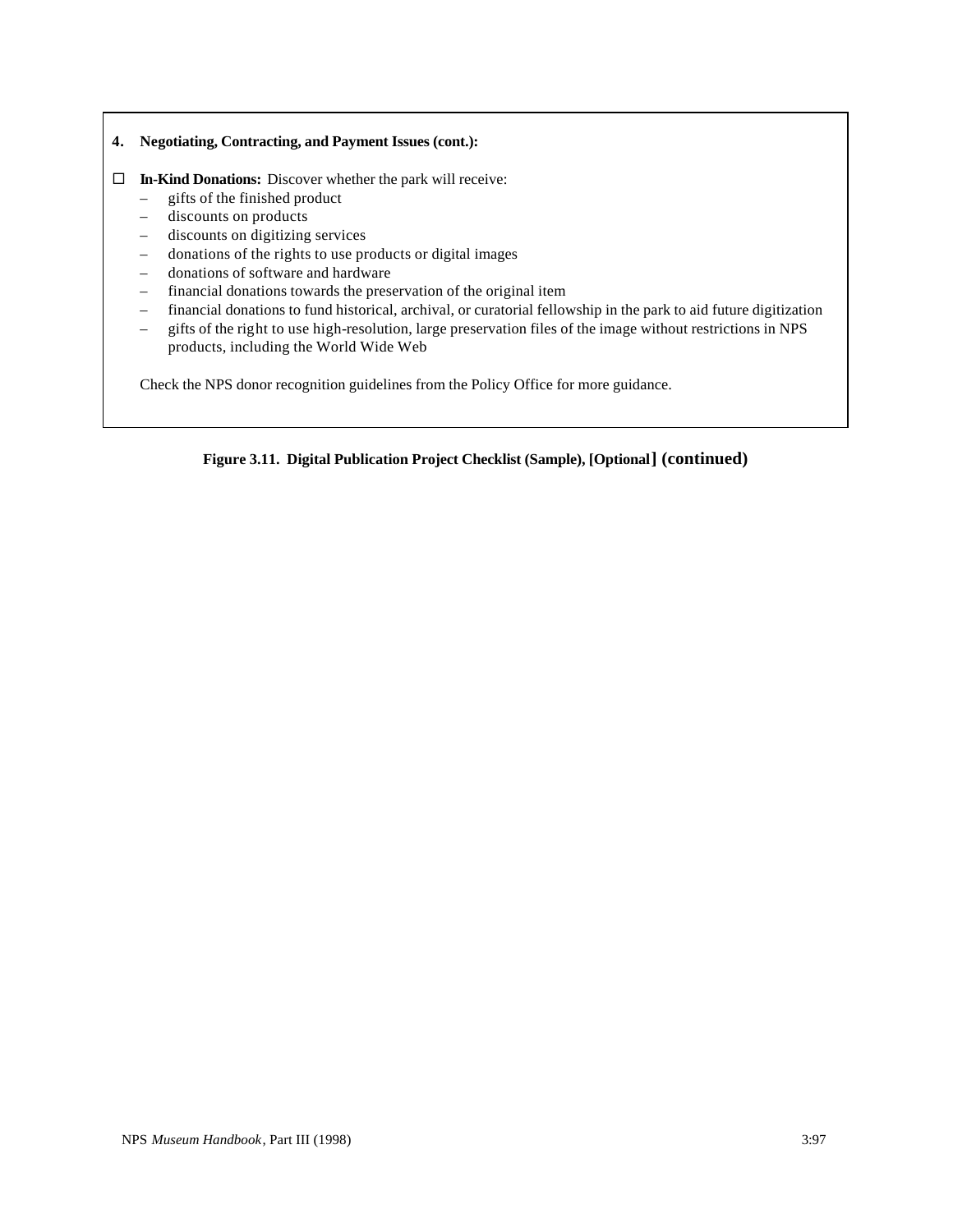**4. Negotiating, Contracting, and Payment Issues (cont.):**

☐ **In-Kind Donations:** Discover whether the park will receive:

- gifts of the finished product
- discounts on products
- discounts on digitizing services
- donations of the rights to use products or digital images
- donations of software and hardware
- financial donations towards the preservation of the original item
- financial donations to fund historical, archival, or curatorial fellowship in the park to aid future digitization
- gifts of the right to use high-resolution, large preservation files of the image without restrictions in NPS products, including the World Wide Web

Check the NPS donor recognition guidelines from the Policy Office for more guidance.

**Figure 3.11. Digital Publication Project Checklist (Sample), [Optional] (continued)**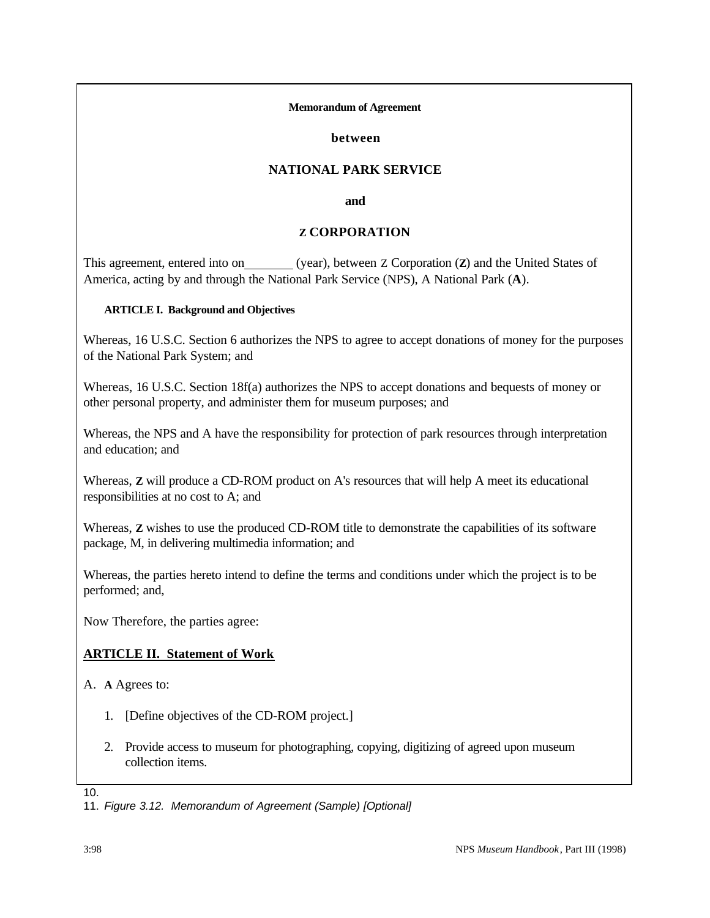**Memorandum of Agreement**

**between**

**NATIONAL PARK SERVICE**

**and**

**Z CORPORATION**

This agreement, entered into on________ (year), between Z Corporation (**Z**) and the United States of America, acting by and through the National Park Service (NPS), A National Park (**A**).

**ARTICLE I. Background and Objectives**

Whereas, 16 U.S.C. Section 6 authorizes the NPS to agree to accept donations of money for the purposes of the National Park System; and

Whereas, 16 U.S.C. Section 18f(a) authorizes the NPS to accept donations and bequests of money or other personal property, and administer them for museum purposes; and

Whereas, the NPS and A have the responsibility for protection of park resources through interpretation and education; and

Whereas, **Z** will produce a CD-ROM product on A's resources that will help A meet its educational responsibilities at no cost to A; and

Whereas, **Z** wishes to use the produced CD-ROM title to demonstrate the capabilities of its software package, M, in delivering multimedia information; and

Whereas, the parties hereto intend to define the terms and conditions under which the project is to be performed; and,

Now Therefore, the parties agree:

**ARTICLE II. Statement of Work**

A. **A** Agrees to:

1. [Define objectives of the CD-ROM project.]

2. Provide access to museum for photographing, copying, digitizing of agreed upon museum collection items.

10.

11. *Figure 3.12. Memorandum of Agreement (Sample) [Optional]*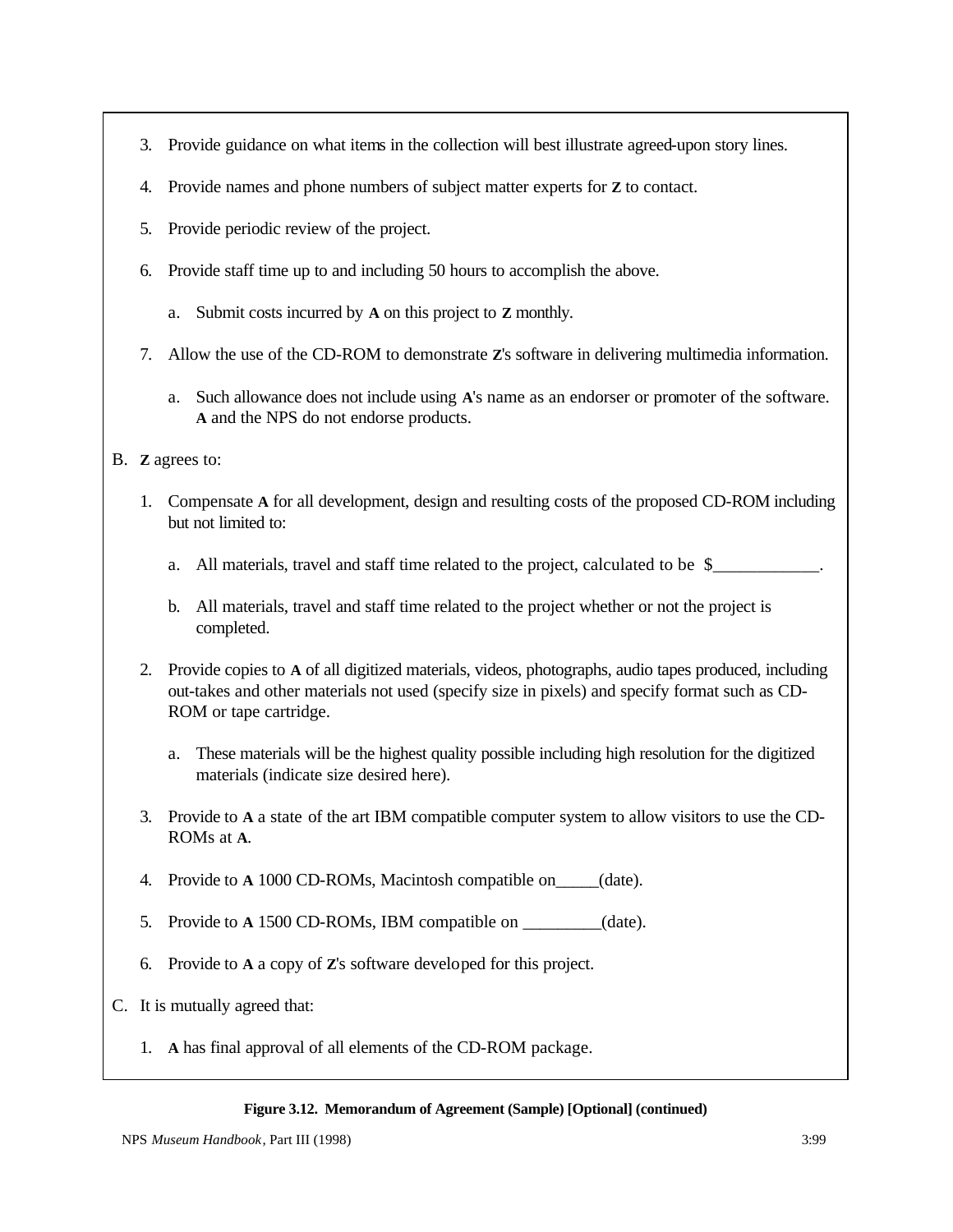3. Provide guidance on what items in the collection will best illustrate agreed-upon story lines.

4. Provide names and phone numbers of subject matter experts for **Z** to contact.

5. Provide periodic review of the project.

6. Provide staff time up to and including 50 hours to accomplish the above.

   a. Submit costs incurred by **A** on this project to **Z** monthly.

7. Allow the use of the CD-ROM to demonstrate **Z**'s software in delivering multimedia information.

   a. Such allowance does not include using **A**'s name as an endorser or promoter of the software. **A** and the NPS do not endorse products.

B. **Z** agrees to:

1. Compensate **A** for all development, design and resulting costs of the proposed CD-ROM including but not limited to:

   a. All materials, travel and staff time related to the project, calculated to be $____________.

   b. All materials, travel and staff time related to the project whether or not the project is completed.

2. Provide copies to **A** of all digitized materials, videos, photographs, audio tapes produced, including out-takes and other materials not used (specify size in pixels) and specify format such as CD-ROM or tape cartridge.

   a. These materials will be the highest quality possible including high resolution for the digitized materials (indicate size desired here).

3. Provide to **A** a state of the art IBM compatible computer system to allow visitors to use the CD-ROMs at **A**.

4. Provide to **A** 1000 CD-ROMs, Macintosh compatible on_____(date).

5. Provide to **A** 1500 CD-ROMs, IBM compatible on _________(date).

6. Provide to **A** a copy of **Z**'s software developed for this project.

C. It is mutually agreed that:

1. **A** has final approval of all elements of the CD-ROM package.

**Figure 3.12. Memorandum of Agreement (Sample) [Optional] (continued)**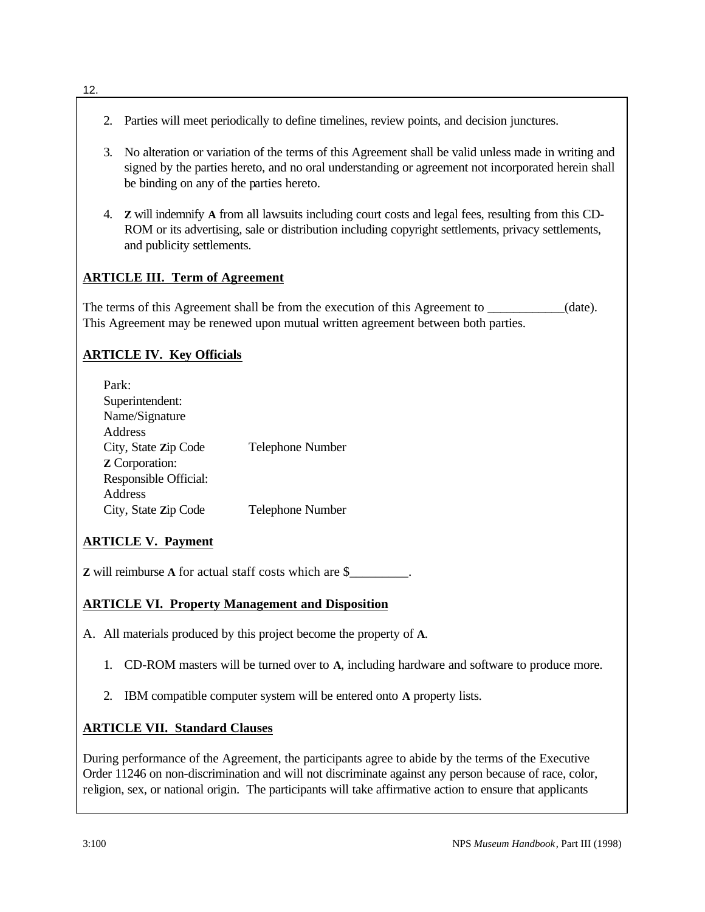12.

2. Parties will meet periodically to define timelines, review points, and decision junctures.

3. No alteration or variation of the terms of this Agreement shall be valid unless made in writing and signed by the parties hereto, and no oral understanding or agreement not incorporated herein shall be binding on any of the parties hereto.

4. **Z** will indemnify **A** from all lawsuits including court costs and legal fees, resulting from this CD-ROM or its advertising, sale or distribution including copyright settlements, privacy settlements, and publicity settlements.

**ARTICLE III. Term of Agreement**

The terms of this Agreement shall be from the execution of this Agreement to ___________(date). This Agreement may be renewed upon mutual written agreement between both parties.

**ARTICLE IV. Key Officials**

Park:
Superintendent:
Name/Signature
Address
City, State **Z**ip Code          Telephone Number
**Z** Corporation:
Responsible Official:
Address
City, State **Z**ip Code          Telephone Number

**ARTICLE V. Payment**

**Z** will reimburse **A** for actual staff costs which are $_________.

**ARTICLE VI. Property Management and Disposition**

A. All materials produced by this project become the property of **A**.

1. CD-ROM masters will be turned over to **A**, including hardware and software to produce more.

2. IBM compatible computer system will be entered onto **A** property lists.

**ARTICLE VII. Standard Clauses**

During performance of the Agreement, the participants agree to abide by the terms of the Executive Order 11246 on non-discrimination and will not discriminate against any person because of race, color, religion, sex, or national origin. The participants will take affirmative action to ensure that applicants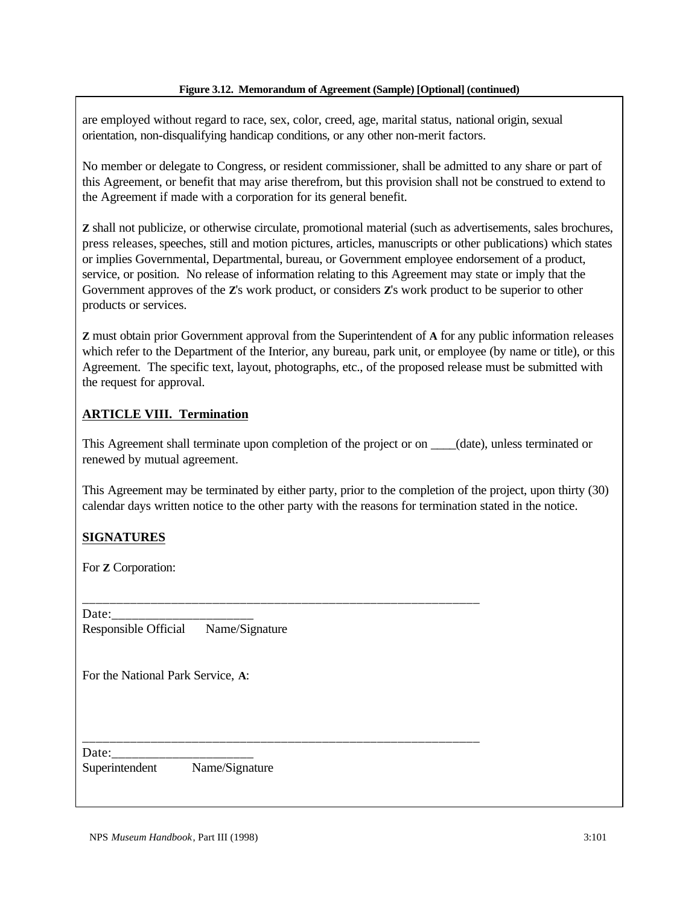**Figure 3.12. Memorandum of Agreement (Sample) [Optional] (continued)**

are employed without regard to race, sex, color, creed, age, marital status, national origin, sexual orientation, non-disqualifying handicap conditions, or any other non-merit factors.

No member or delegate to Congress, or resident commissioner, shall be admitted to any share or part of this Agreement, or benefit that may arise therefrom, but this provision shall not be construed to extend to the Agreement if made with a corporation for its general benefit.

**Z** shall not publicize, or otherwise circulate, promotional material (such as advertisements, sales brochures, press releases, speeches, still and motion pictures, articles, manuscripts or other publications) which states or implies Governmental, Departmental, bureau, or Government employee endorsement of a product, service, or position. No release of information relating to this Agreement may state or imply that the Government approves of the **Z**'s work product, or considers **Z**'s work product to be superior to other products or services.

**Z** must obtain prior Government approval from the Superintendent of **A** for any public information releases which refer to the Department of the Interior, any bureau, park unit, or employee (by name or title), or this Agreement. The specific text, layout, photographs, etc., of the proposed release must be submitted with the request for approval.

**ARTICLE VIII. Termination**

This Agreement shall terminate upon completion of the project or on ____(date), unless terminated or renewed by mutual agreement.

This Agreement may be terminated by either party, prior to the completion of the project, upon thirty (30) calendar days written notice to the other party with the reasons for termination stated in the notice.

**SIGNATURES**

For **Z** Corporation:

_______________________________________________________________
Date:______________________
Responsible Official Name/Signature

For the National Park Service, **A**:

_______________________________________________________________
Date:______________________
Superintendent Name/Signature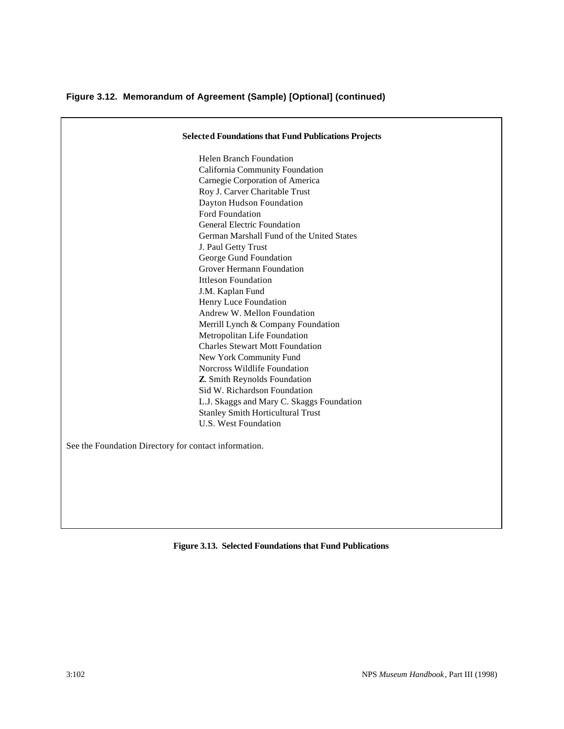**Figure 3.12. Memorandum of Agreement (Sample) [Optional] (continued)**

**Selected Foundations that Fund Publications Projects**

Helen Branch Foundation
California Community Foundation
Carnegie Corporation of America
Roy J. Carver Charitable Trust
Dayton Hudson Foundation
Ford Foundation
General Electric Foundation
German Marshall Fund of the United States
J. Paul Getty Trust
George Gund Foundation
Grover Hermann Foundation
Ittleson Foundation
J.M. Kaplan Fund
Henry Luce Foundation
Andrew W. Mellon Foundation
Merrill Lynch & Company Foundation
Metropolitan Life Foundation
Charles Stewart Mott Foundation
New York Community Fund
Norcross Wildlife Foundation
**Z**. Smith Reynolds Foundation
Sid W. Richardson Foundation
L.J. Skaggs and Mary C. Skaggs Foundation
Stanley Smith Horticultural Trust
U.S. West Foundation

See the Foundation Directory for contact information.

**Figure 3.13. Selected Foundations that Fund Publications**